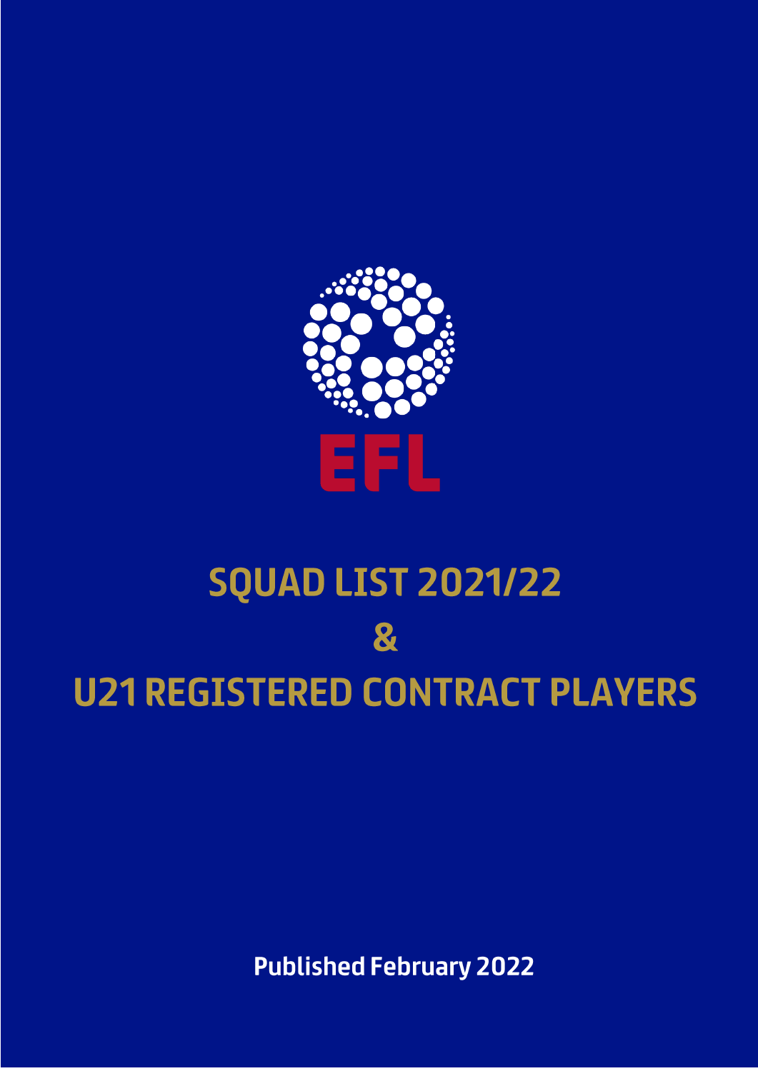EFL

# SQUAD LIST 2021/22

# &

# U21 REGISTERED CONTRACT PLAYERS

**Published February 2022**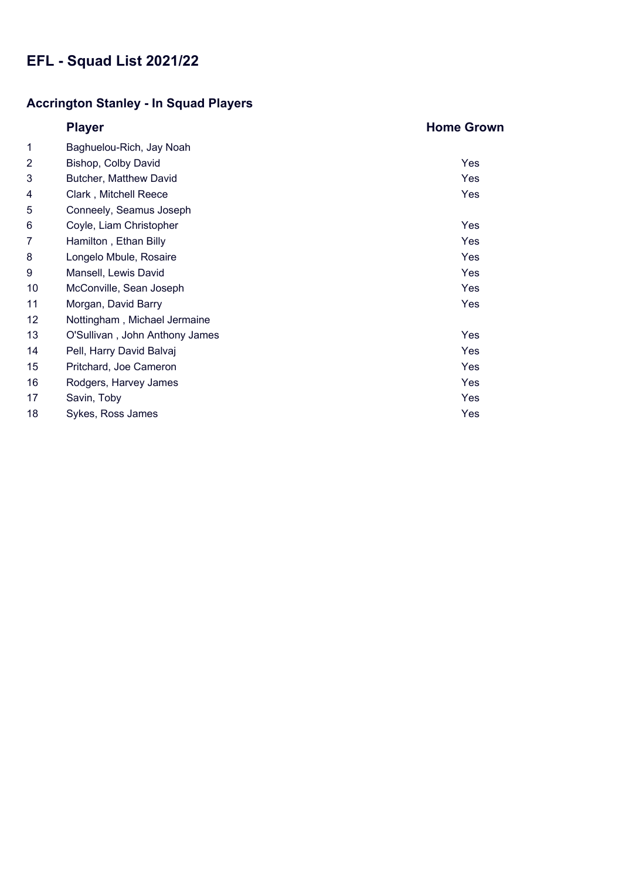# EFL - Squad List 2021/22

## Accrington Stanley - In Squad Players

| | Player | Home Grown |
|---|---|---|
| 1 | Baghuelou-Rich, Jay Noah | |
| 2 | Bishop, Colby David | Yes |
| 3 | Butcher, Matthew David | Yes |
| 4 | Clark , Mitchell Reece | Yes |
| 5 | Conneely, Seamus Joseph | |
| 6 | Coyle, Liam Christopher | Yes |
| 7 | Hamilton , Ethan Billy | Yes |
| 8 | Longelo Mbule, Rosaire | Yes |
| 9 | Mansell, Lewis David | Yes |
| 10 | McConville, Sean Joseph | Yes |
| 11 | Morgan, David Barry | Yes |
| 12 | Nottingham , Michael Jermaine | |
| 13 | O'Sullivan , John Anthony James | Yes |
| 14 | Pell, Harry David Balvaj | Yes |
| 15 | Pritchard, Joe Cameron | Yes |
| 16 | Rodgers, Harvey James | Yes |
| 17 | Savin, Toby | Yes |
| 18 | Sykes, Ross James | Yes |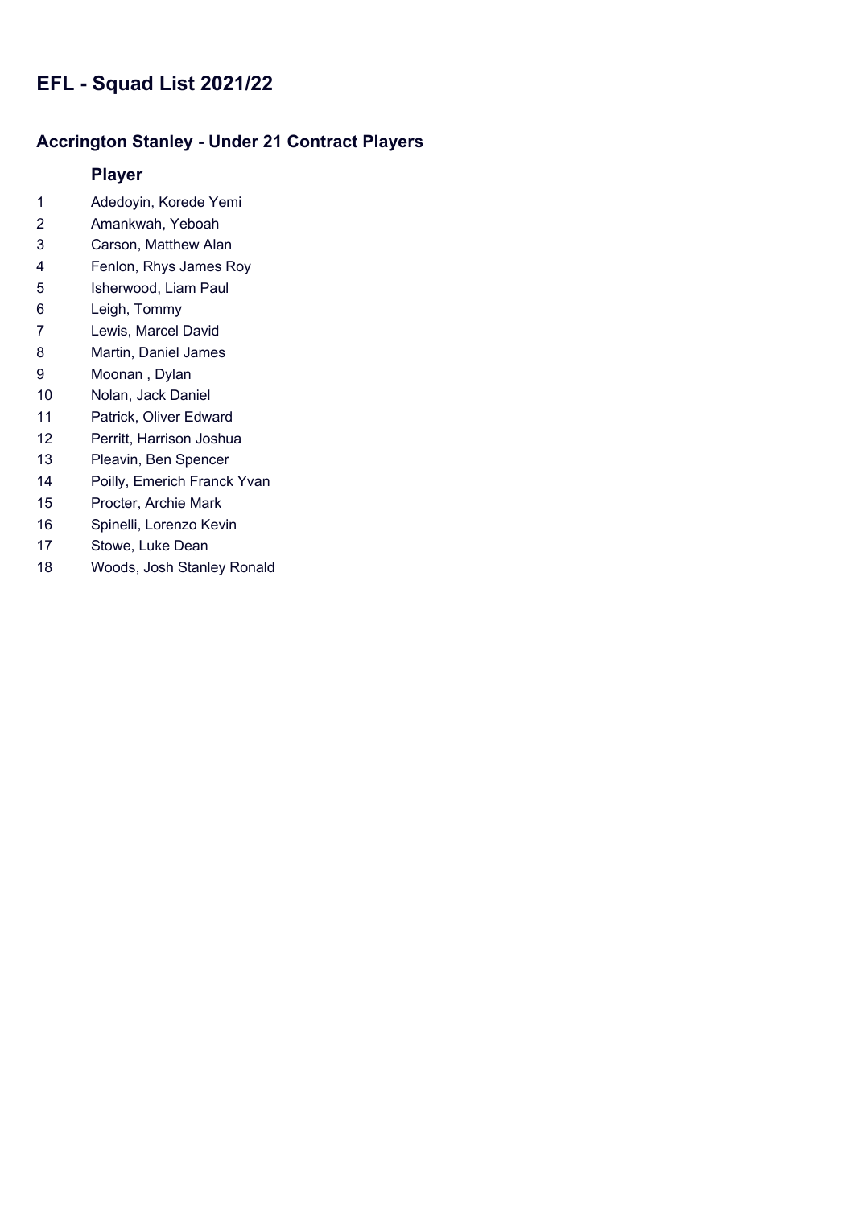# EFL - Squad List 2021/22

## Accrington Stanley - Under 21 Contract Players

| | Player |
|---|---|
| 1 | Adedoyin, Korede Yemi |
| 2 | Amankwah, Yeboah |
| 3 | Carson, Matthew Alan |
| 4 | Fenlon, Rhys James Roy |
| 5 | Isherwood, Liam Paul |
| 6 | Leigh, Tommy |
| 7 | Lewis, Marcel David |
| 8 | Martin, Daniel James |
| 9 | Moonan , Dylan |
| 10 | Nolan, Jack Daniel |
| 11 | Patrick, Oliver Edward |
| 12 | Perritt, Harrison Joshua |
| 13 | Pleavin, Ben Spencer |
| 14 | Poilly, Emerich Franck Yvan |
| 15 | Procter, Archie Mark |
| 16 | Spinelli, Lorenzo Kevin |
| 17 | Stowe, Luke Dean |
| 18 | Woods, Josh Stanley Ronald |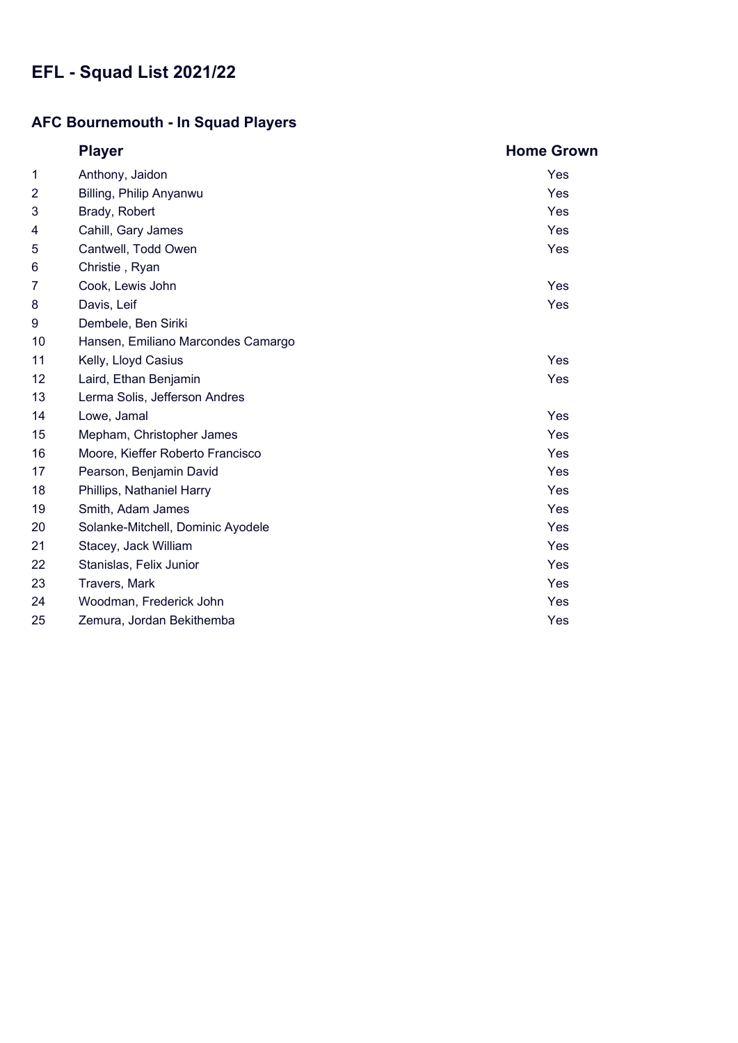# EFL - Squad List 2021/22

## AFC Bournemouth - In Squad Players

| | Player | Home Grown |
|---|---|---|
| 1 | Anthony, Jaidon | Yes |
| 2 | Billing, Philip Anyanwu | Yes |
| 3 | Brady, Robert | Yes |
| 4 | Cahill, Gary James | Yes |
| 5 | Cantwell, Todd Owen | Yes |
| 6 | Christie , Ryan | |
| 7 | Cook, Lewis John | Yes |
| 8 | Davis, Leif | Yes |
| 9 | Dembele, Ben Siriki | |
| 10 | Hansen, Emiliano Marcondes Camargo | |
| 11 | Kelly, Lloyd Casius | Yes |
| 12 | Laird, Ethan Benjamin | Yes |
| 13 | Lerma Solis, Jefferson Andres | |
| 14 | Lowe, Jamal | Yes |
| 15 | Mepham, Christopher James | Yes |
| 16 | Moore, Kieffer Roberto Francisco | Yes |
| 17 | Pearson, Benjamin David | Yes |
| 18 | Phillips, Nathaniel Harry | Yes |
| 19 | Smith, Adam James | Yes |
| 20 | Solanke-Mitchell, Dominic Ayodele | Yes |
| 21 | Stacey, Jack William | Yes |
| 22 | Stanislas, Felix Junior | Yes |
| 23 | Travers, Mark | Yes |
| 24 | Woodman, Frederick John | Yes |
| 25 | Zemura, Jordan Bekithemba | Yes |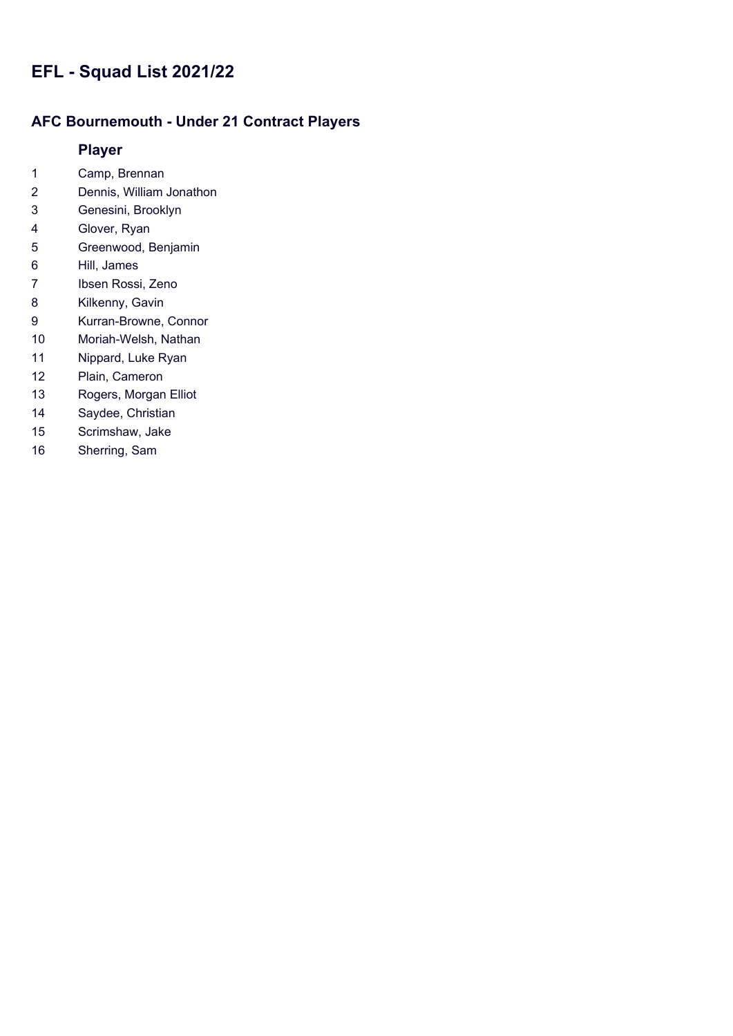# EFL - Squad List 2021/22

## AFC Bournemouth - Under 21 Contract Players

| | Player |
|---|---|
| 1 | Camp, Brennan |
| 2 | Dennis, William Jonathon |
| 3 | Genesini, Brooklyn |
| 4 | Glover, Ryan |
| 5 | Greenwood, Benjamin |
| 6 | Hill, James |
| 7 | Ibsen Rossi, Zeno |
| 8 | Kilkenny, Gavin |
| 9 | Kurran-Browne, Connor |
| 10 | Moriah-Welsh, Nathan |
| 11 | Nippard, Luke Ryan |
| 12 | Plain, Cameron |
| 13 | Rogers, Morgan Elliot |
| 14 | Saydee, Christian |
| 15 | Scrimshaw, Jake |
| 16 | Sherring, Sam |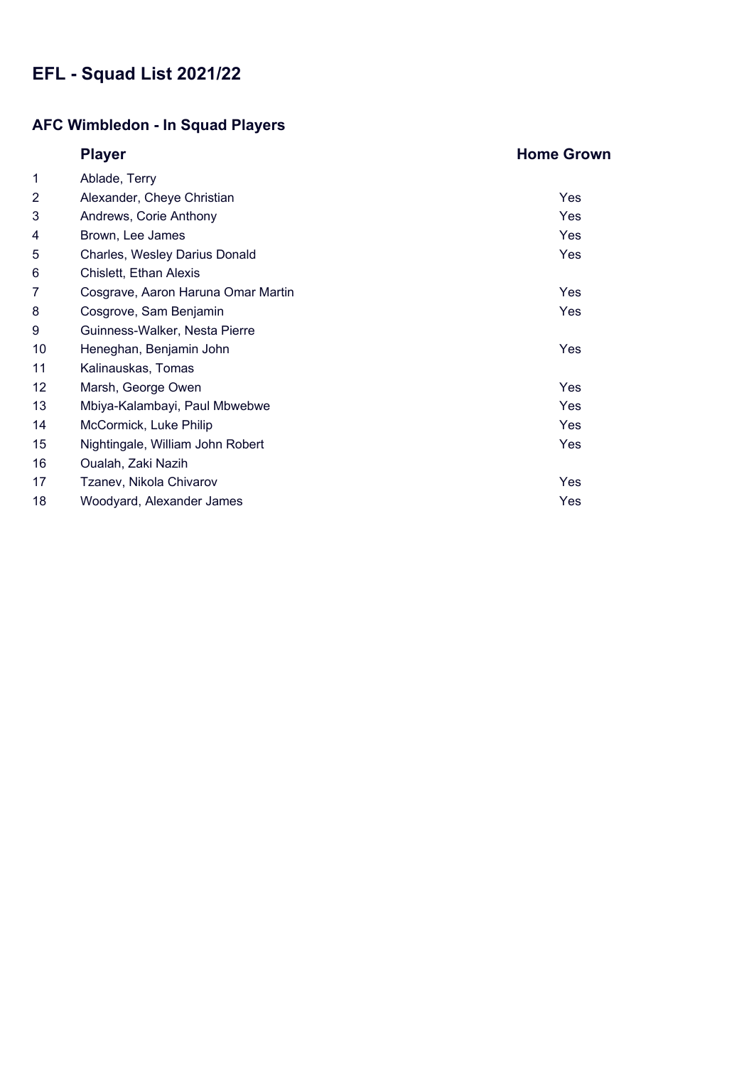# EFL - Squad List 2021/22

## AFC Wimbledon - In Squad Players

| | Player | Home Grown |
|---|---|---|
| 1 | Ablade, Terry | |
| 2 | Alexander, Cheye Christian | Yes |
| 3 | Andrews, Corie Anthony | Yes |
| 4 | Brown, Lee James | Yes |
| 5 | Charles, Wesley Darius Donald | Yes |
| 6 | Chislett, Ethan Alexis | |
| 7 | Cosgrave, Aaron Haruna Omar Martin | Yes |
| 8 | Cosgrove, Sam Benjamin | Yes |
| 9 | Guinness-Walker, Nesta Pierre | |
| 10 | Heneghan, Benjamin John | Yes |
| 11 | Kalinauskas, Tomas | |
| 12 | Marsh, George Owen | Yes |
| 13 | Mbiya-Kalambayi, Paul Mbwebwe | Yes |
| 14 | McCormick, Luke Philip | Yes |
| 15 | Nightingale, William John Robert | Yes |
| 16 | Oualah, Zaki Nazih | |
| 17 | Tzanev, Nikola Chivarov | Yes |
| 18 | Woodyard, Alexander James | Yes |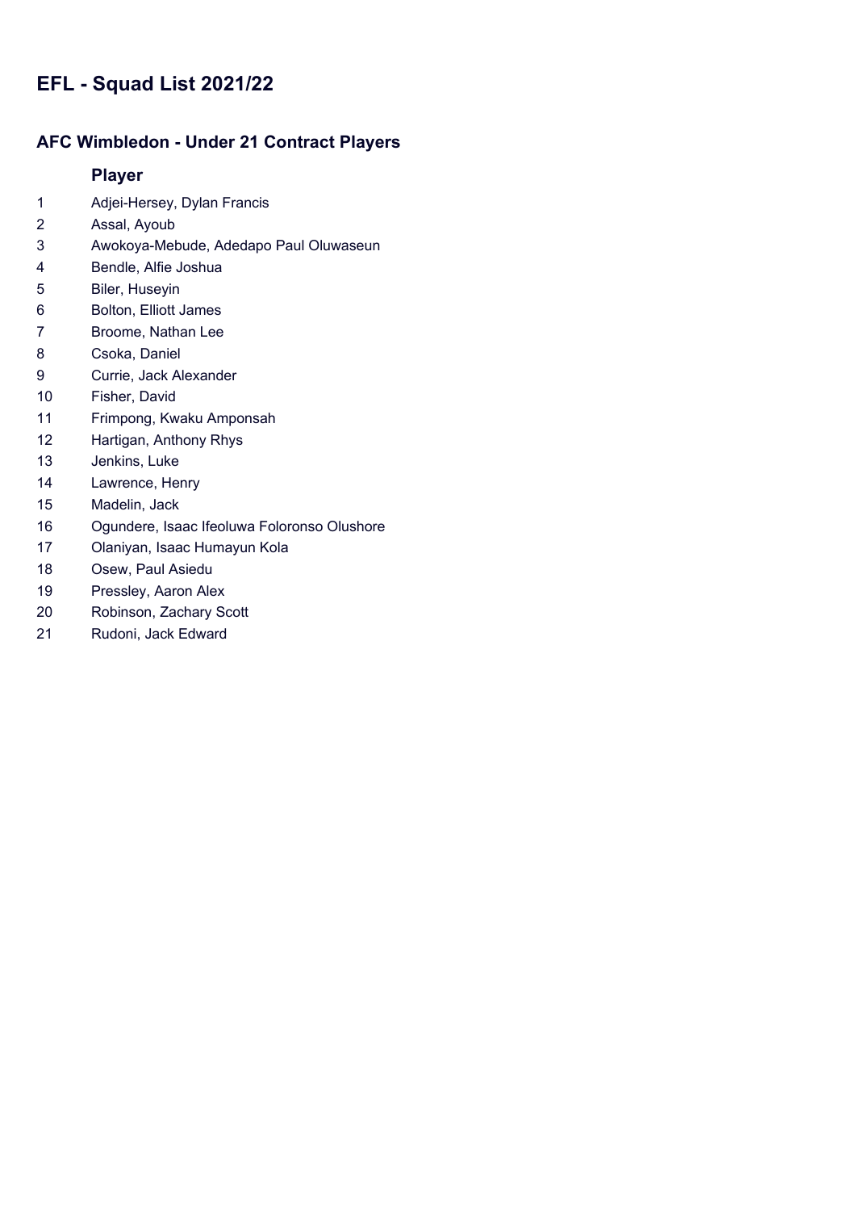# EFL - Squad List 2021/22

## AFC Wimbledon - Under 21 Contract Players

| | Player |
|---|---|
| 1 | Adjei-Hersey, Dylan Francis |
| 2 | Assal, Ayoub |
| 3 | Awokoya-Mebude, Adedapo Paul Oluwaseun |
| 4 | Bendle, Alfie Joshua |
| 5 | Biler, Huseyin |
| 6 | Bolton, Elliott James |
| 7 | Broome, Nathan Lee |
| 8 | Csoka, Daniel |
| 9 | Currie, Jack Alexander |
| 10 | Fisher, David |
| 11 | Frimpong, Kwaku Amponsah |
| 12 | Hartigan, Anthony Rhys |
| 13 | Jenkins, Luke |
| 14 | Lawrence, Henry |
| 15 | Madelin, Jack |
| 16 | Ogundere, Isaac Ifeoluwa Foloronso Olushore |
| 17 | Olaniyan, Isaac Humayun Kola |
| 18 | Osew, Paul Asiedu |
| 19 | Pressley, Aaron Alex |
| 20 | Robinson, Zachary Scott |
| 21 | Rudoni, Jack Edward |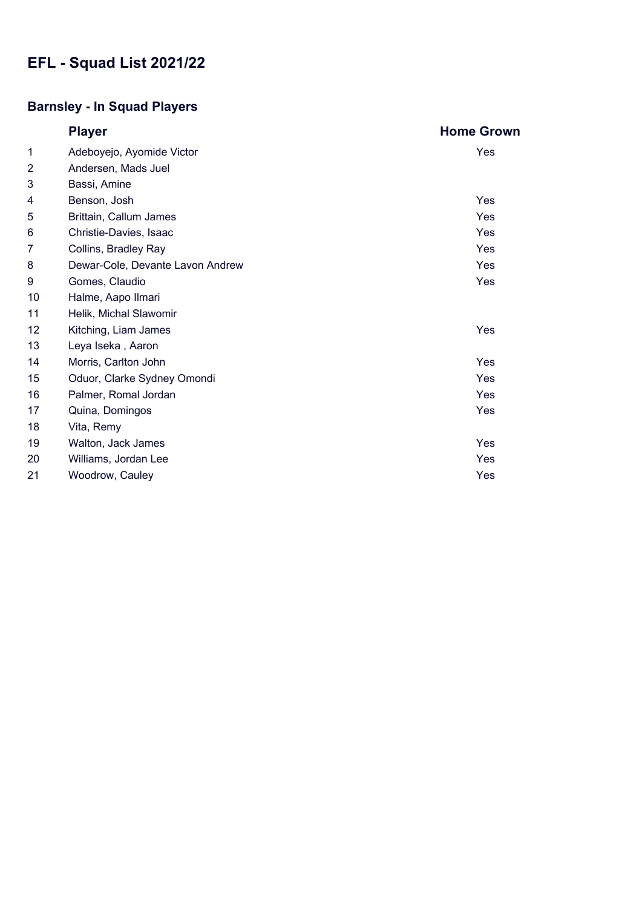# EFL - Squad List 2021/22

## Barnsley - In Squad Players

| | Player | Home Grown |
|---|---|---|
| 1 | Adeboyejo, Ayomide Victor | Yes |
| 2 | Andersen, Mads Juel | |
| 3 | Bassi, Amine | |
| 4 | Benson, Josh | Yes |
| 5 | Brittain, Callum James | Yes |
| 6 | Christie-Davies, Isaac | Yes |
| 7 | Collins, Bradley Ray | Yes |
| 8 | Dewar-Cole, Devante Lavon Andrew | Yes |
| 9 | Gomes, Claudio | Yes |
| 10 | Halme, Aapo Ilmari | |
| 11 | Helik, Michal Slawomir | |
| 12 | Kitching, Liam James | Yes |
| 13 | Leya Iseka , Aaron | |
| 14 | Morris, Carlton John | Yes |
| 15 | Oduor, Clarke Sydney Omondi | Yes |
| 16 | Palmer, Romal Jordan | Yes |
| 17 | Quina, Domingos | Yes |
| 18 | Vita, Remy | |
| 19 | Walton, Jack James | Yes |
| 20 | Williams, Jordan Lee | Yes |
| 21 | Woodrow, Cauley | Yes |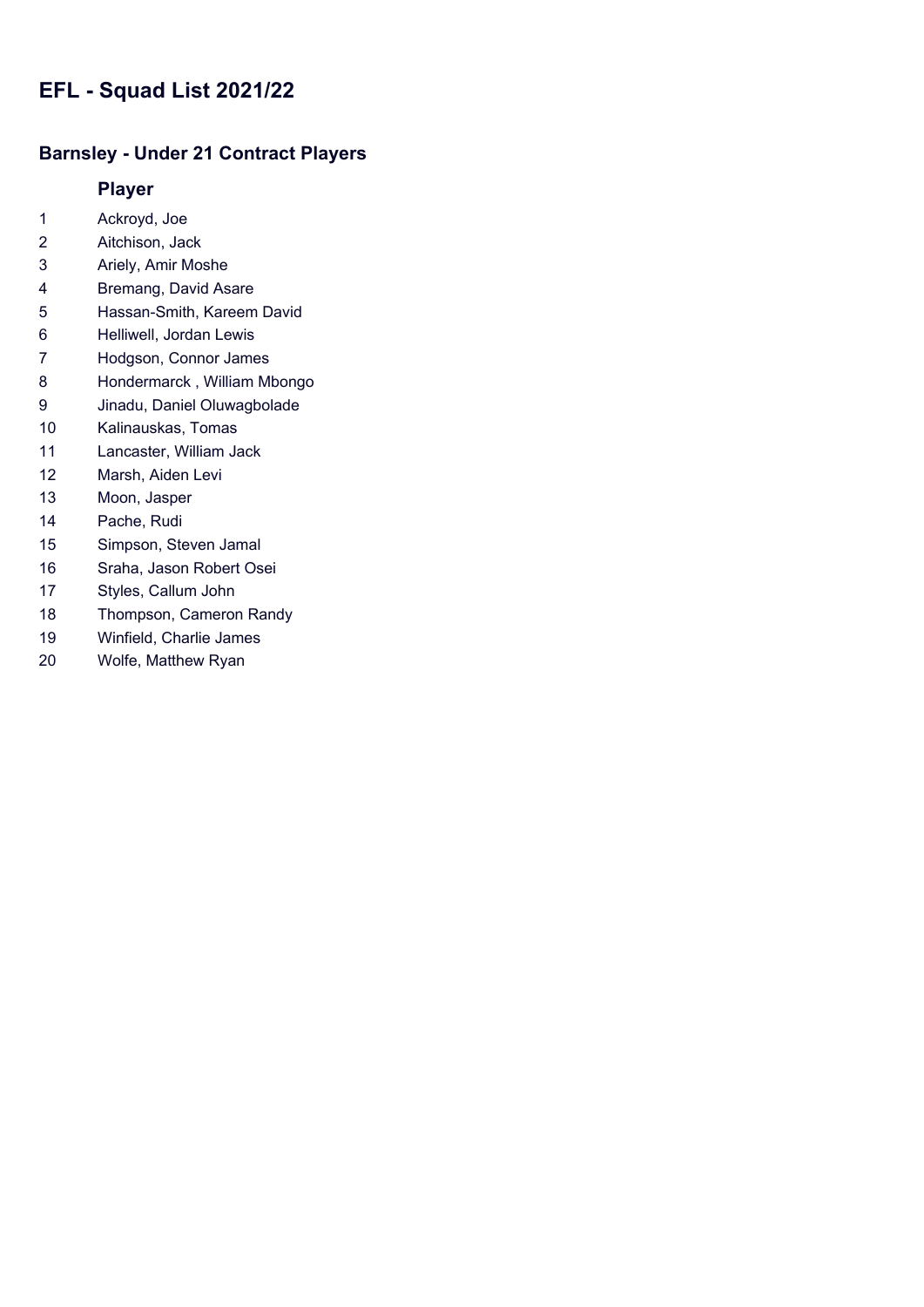# EFL - Squad List 2021/22

## Barnsley - Under 21 Contract Players

| | Player |
|---|---|
| 1 | Ackroyd, Joe |
| 2 | Aitchison, Jack |
| 3 | Ariely, Amir Moshe |
| 4 | Bremang, David Asare |
| 5 | Hassan-Smith, Kareem David |
| 6 | Helliwell, Jordan Lewis |
| 7 | Hodgson, Connor James |
| 8 | Hondermarck , William Mbongo |
| 9 | Jinadu, Daniel Oluwagbolade |
| 10 | Kalinauskas, Tomas |
| 11 | Lancaster, William Jack |
| 12 | Marsh, Aiden Levi |
| 13 | Moon, Jasper |
| 14 | Pache, Rudi |
| 15 | Simpson, Steven Jamal |
| 16 | Sraha, Jason Robert Osei |
| 17 | Styles, Callum John |
| 18 | Thompson, Cameron Randy |
| 19 | Winfield, Charlie James |
| 20 | Wolfe, Matthew Ryan |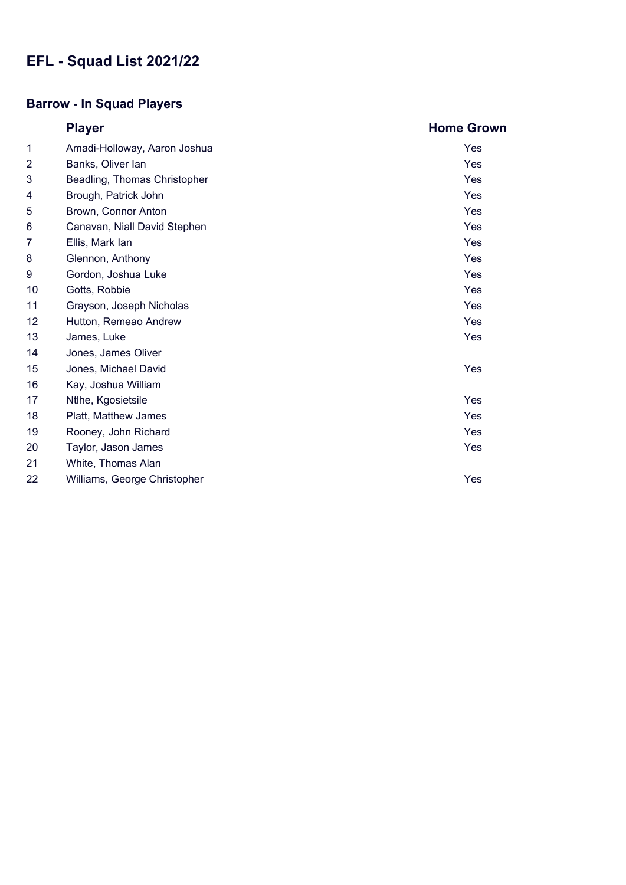# EFL - Squad List 2021/22

## Barrow - In Squad Players

| | Player | Home Grown |
|---|---|---|
| 1 | Amadi-Holloway, Aaron Joshua | Yes |
| 2 | Banks, Oliver Ian | Yes |
| 3 | Beadling, Thomas Christopher | Yes |
| 4 | Brough, Patrick John | Yes |
| 5 | Brown, Connor Anton | Yes |
| 6 | Canavan, Niall David Stephen | Yes |
| 7 | Ellis, Mark Ian | Yes |
| 8 | Glennon, Anthony | Yes |
| 9 | Gordon, Joshua Luke | Yes |
| 10 | Gotts, Robbie | Yes |
| 11 | Grayson, Joseph Nicholas | Yes |
| 12 | Hutton, Remeao Andrew | Yes |
| 13 | James, Luke | Yes |
| 14 | Jones, James Oliver | |
| 15 | Jones, Michael David | Yes |
| 16 | Kay, Joshua William | |
| 17 | Ntlhe, Kgosietsile | Yes |
| 18 | Platt, Matthew James | Yes |
| 19 | Rooney, John Richard | Yes |
| 20 | Taylor, Jason James | Yes |
| 21 | White, Thomas Alan | |
| 22 | Williams, George Christopher | Yes |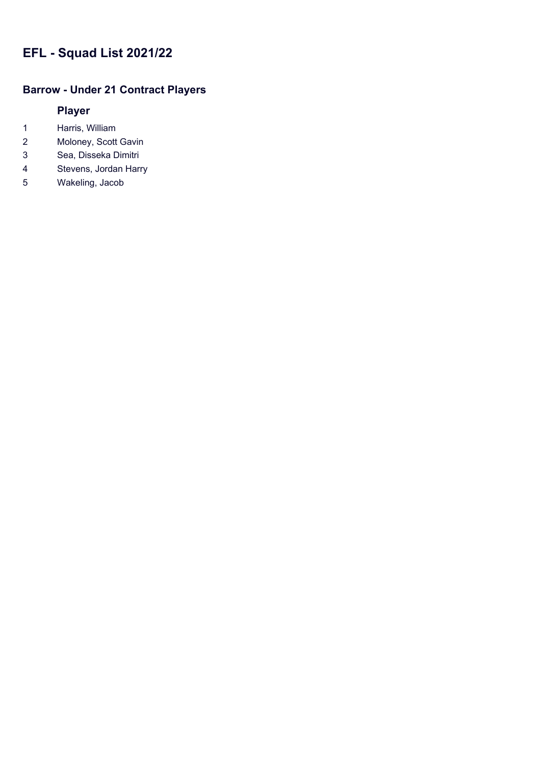# EFL - Squad List 2021/22

## Barrow - Under 21 Contract Players

| | Player |
|---|---|
| 1 | Harris, William |
| 2 | Moloney, Scott Gavin |
| 3 | Sea, Disseka Dimitri |
| 4 | Stevens, Jordan Harry |
| 5 | Wakeling, Jacob |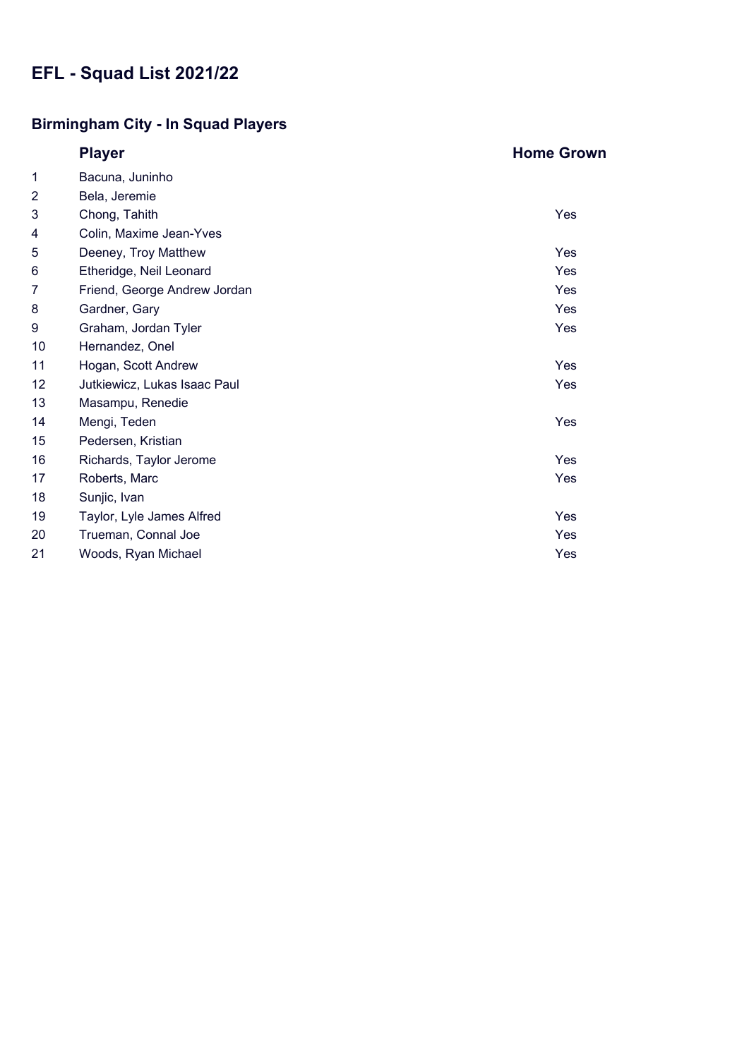# EFL - Squad List 2021/22

## Birmingham City - In Squad Players

| | Player | Home Grown |
|---|---|---|
| 1 | Bacuna, Juninho | |
| 2 | Bela, Jeremie | |
| 3 | Chong, Tahith | Yes |
| 4 | Colin, Maxime Jean-Yves | |
| 5 | Deeney, Troy Matthew | Yes |
| 6 | Etheridge, Neil Leonard | Yes |
| 7 | Friend, George Andrew Jordan | Yes |
| 8 | Gardner, Gary | Yes |
| 9 | Graham, Jordan Tyler | Yes |
| 10 | Hernandez, Onel | |
| 11 | Hogan, Scott Andrew | Yes |
| 12 | Jutkiewicz, Lukas Isaac Paul | Yes |
| 13 | Masampu, Renedie | |
| 14 | Mengi, Teden | Yes |
| 15 | Pedersen, Kristian | |
| 16 | Richards, Taylor Jerome | Yes |
| 17 | Roberts, Marc | Yes |
| 18 | Sunjic, Ivan | |
| 19 | Taylor, Lyle James Alfred | Yes |
| 20 | Trueman, Connal Joe | Yes |
| 21 | Woods, Ryan Michael | Yes |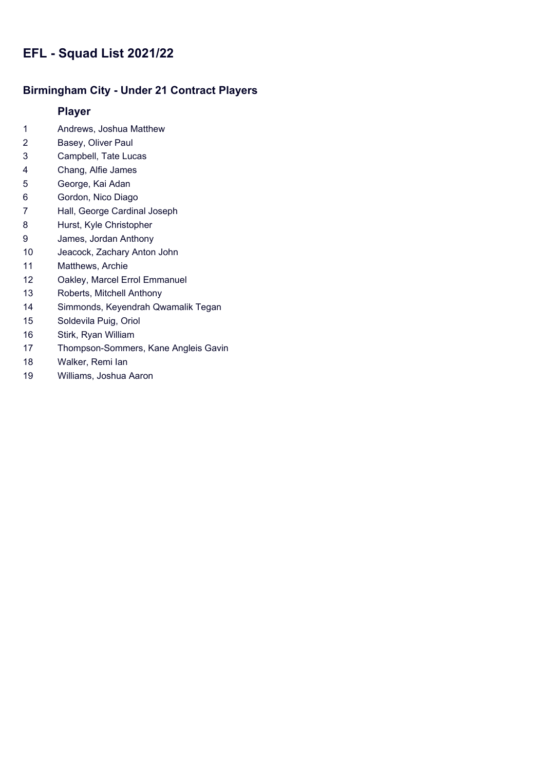# EFL - Squad List 2021/22

## Birmingham City - Under 21 Contract Players

| | Player |
|---|---|
| 1 | Andrews, Joshua Matthew |
| 2 | Basey, Oliver Paul |
| 3 | Campbell, Tate Lucas |
| 4 | Chang, Alfie James |
| 5 | George, Kai Adan |
| 6 | Gordon, Nico Diago |
| 7 | Hall, George Cardinal Joseph |
| 8 | Hurst, Kyle Christopher |
| 9 | James, Jordan Anthony |
| 10 | Jeacock, Zachary Anton John |
| 11 | Matthews, Archie |
| 12 | Oakley, Marcel Errol Emmanuel |
| 13 | Roberts, Mitchell Anthony |
| 14 | Simmonds, Keyendrah Qwamalik Tegan |
| 15 | Soldevila Puig, Oriol |
| 16 | Stirk, Ryan William |
| 17 | Thompson-Sommers, Kane Angleis Gavin |
| 18 | Walker, Remi Ian |
| 19 | Williams, Joshua Aaron |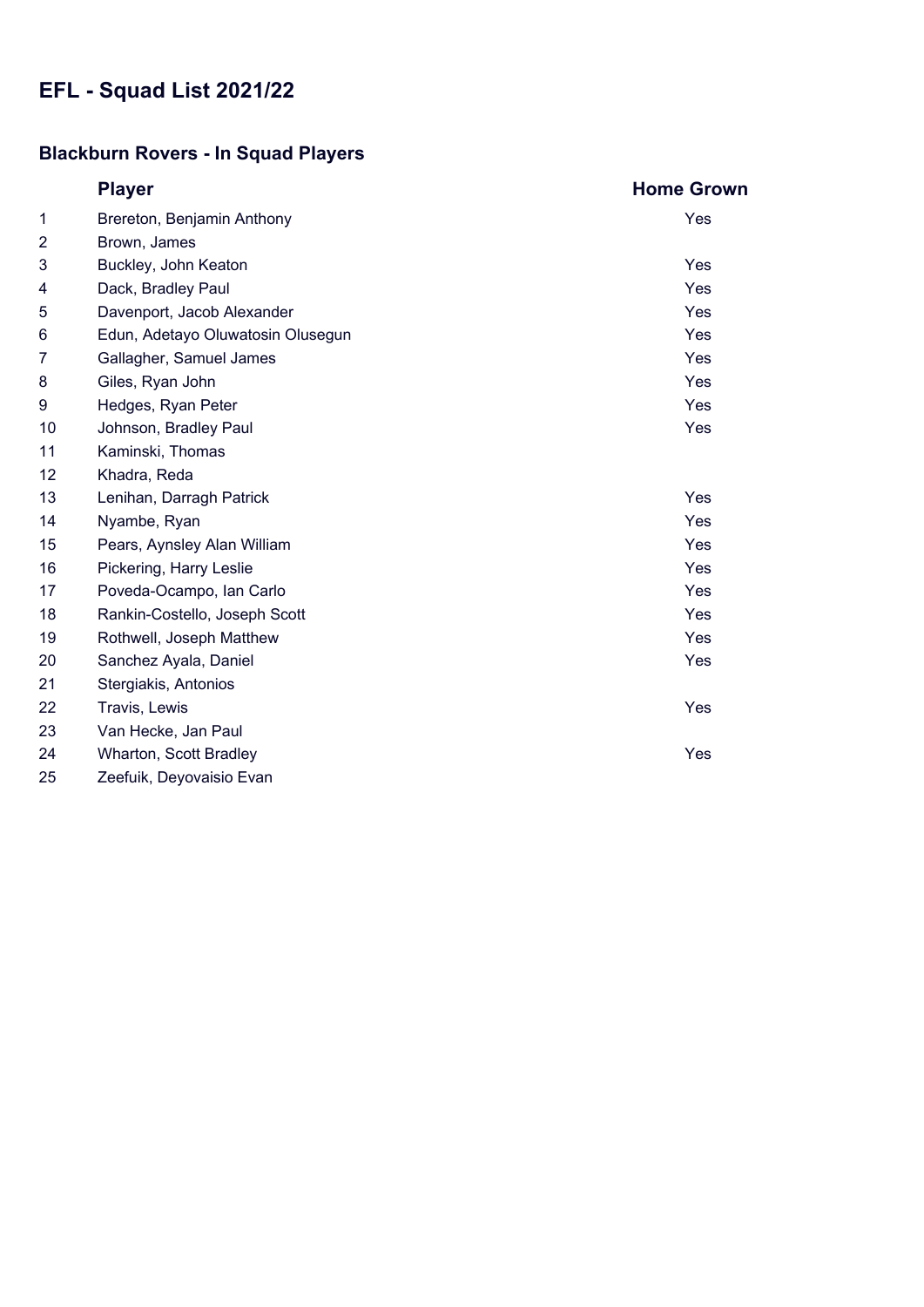# EFL - Squad List 2021/22

## Blackburn Rovers - In Squad Players

| | Player | Home Grown |
|---|---|---|
| 1 | Brereton, Benjamin Anthony | Yes |
| 2 | Brown, James | |
| 3 | Buckley, John Keaton | Yes |
| 4 | Dack, Bradley Paul | Yes |
| 5 | Davenport, Jacob Alexander | Yes |
| 6 | Edun, Adetayo Oluwatosin Olusegun | Yes |
| 7 | Gallagher, Samuel James | Yes |
| 8 | Giles, Ryan John | Yes |
| 9 | Hedges, Ryan Peter | Yes |
| 10 | Johnson, Bradley Paul | Yes |
| 11 | Kaminski, Thomas | |
| 12 | Khadra, Reda | |
| 13 | Lenihan, Darragh Patrick | Yes |
| 14 | Nyambe, Ryan | Yes |
| 15 | Pears, Aynsley Alan William | Yes |
| 16 | Pickering, Harry Leslie | Yes |
| 17 | Poveda-Ocampo, Ian Carlo | Yes |
| 18 | Rankin-Costello, Joseph Scott | Yes |
| 19 | Rothwell, Joseph Matthew | Yes |
| 20 | Sanchez Ayala, Daniel | Yes |
| 21 | Stergiakis, Antonios | |
| 22 | Travis, Lewis | Yes |
| 23 | Van Hecke, Jan Paul | |
| 24 | Wharton, Scott Bradley | Yes |
| 25 | Zeefuik, Deyovaisio Evan | |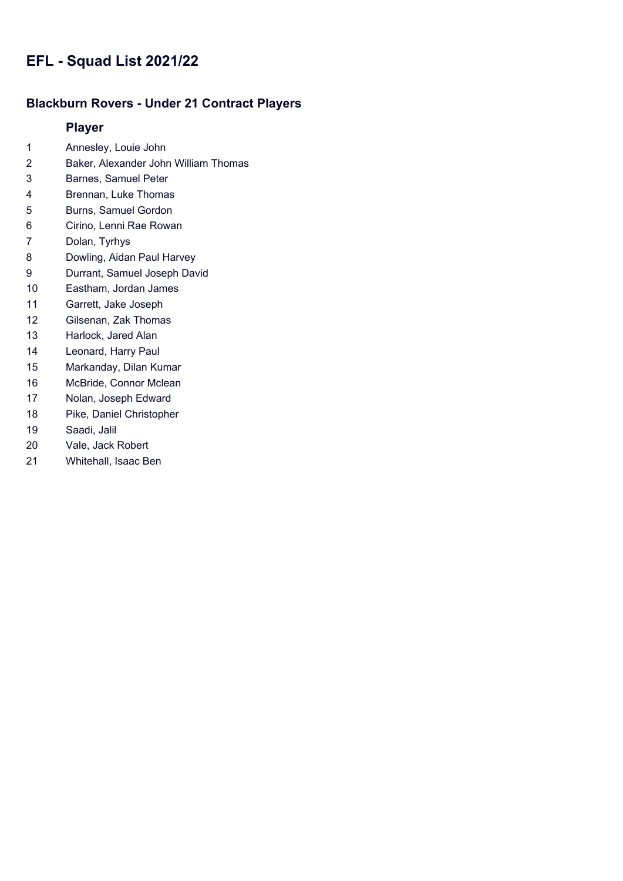# EFL - Squad List 2021/22

## Blackburn Rovers - Under 21 Contract Players

| | Player |
|---|---|
| 1 | Annesley, Louie John |
| 2 | Baker, Alexander John William Thomas |
| 3 | Barnes, Samuel Peter |
| 4 | Brennan, Luke Thomas |
| 5 | Burns, Samuel Gordon |
| 6 | Cirino, Lenni Rae Rowan |
| 7 | Dolan, Tyrhys |
| 8 | Dowling, Aidan Paul Harvey |
| 9 | Durrant, Samuel Joseph David |
| 10 | Eastham, Jordan James |
| 11 | Garrett, Jake Joseph |
| 12 | Gilsenan, Zak Thomas |
| 13 | Harlock, Jared Alan |
| 14 | Leonard, Harry Paul |
| 15 | Markanday, Dilan Kumar |
| 16 | McBride, Connor Mclean |
| 17 | Nolan, Joseph Edward |
| 18 | Pike, Daniel Christopher |
| 19 | Saadi, Jalil |
| 20 | Vale, Jack Robert |
| 21 | Whitehall, Isaac Ben |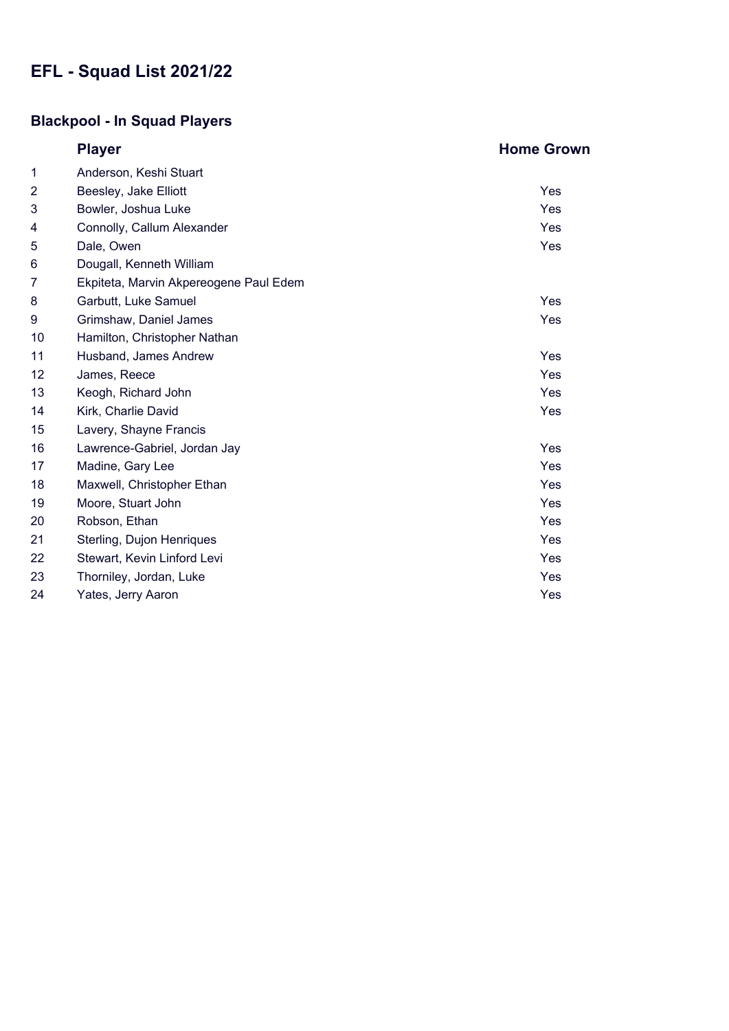# EFL - Squad List 2021/22

## Blackpool - In Squad Players

| | Player | Home Grown |
|---|---|---|
| 1 | Anderson, Keshi Stuart | |
| 2 | Beesley, Jake Elliott | Yes |
| 3 | Bowler, Joshua Luke | Yes |
| 4 | Connolly, Callum Alexander | Yes |
| 5 | Dale, Owen | Yes |
| 6 | Dougall, Kenneth William | |
| 7 | Ekpiteta, Marvin Akpereogene Paul Edem | |
| 8 | Garbutt, Luke Samuel | Yes |
| 9 | Grimshaw, Daniel James | Yes |
| 10 | Hamilton, Christopher Nathan | |
| 11 | Husband, James Andrew | Yes |
| 12 | James, Reece | Yes |
| 13 | Keogh, Richard John | Yes |
| 14 | Kirk, Charlie David | Yes |
| 15 | Lavery, Shayne Francis | |
| 16 | Lawrence-Gabriel, Jordan Jay | Yes |
| 17 | Madine, Gary Lee | Yes |
| 18 | Maxwell, Christopher Ethan | Yes |
| 19 | Moore, Stuart John | Yes |
| 20 | Robson, Ethan | Yes |
| 21 | Sterling, Dujon Henriques | Yes |
| 22 | Stewart, Kevin Linford Levi | Yes |
| 23 | Thorniley, Jordan, Luke | Yes |
| 24 | Yates, Jerry Aaron | Yes |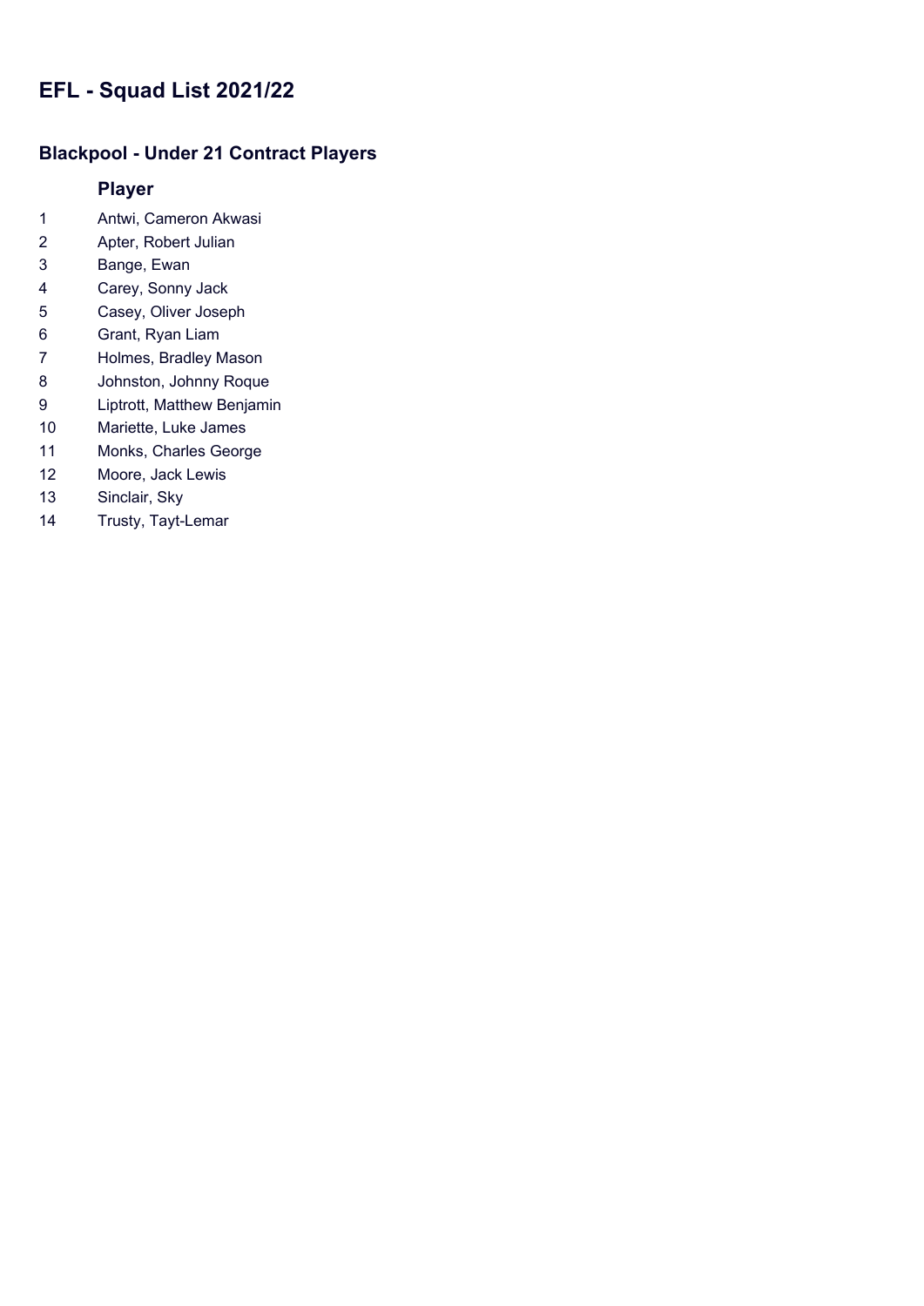# EFL - Squad List 2021/22

## Blackpool - Under 21 Contract Players

| | Player |
|---|---|
| 1 | Antwi, Cameron Akwasi |
| 2 | Apter, Robert Julian |
| 3 | Bange, Ewan |
| 4 | Carey, Sonny Jack |
| 5 | Casey, Oliver Joseph |
| 6 | Grant, Ryan Liam |
| 7 | Holmes, Bradley Mason |
| 8 | Johnston, Johnny Roque |
| 9 | Liptrott, Matthew Benjamin |
| 10 | Mariette, Luke James |
| 11 | Monks, Charles George |
| 12 | Moore, Jack Lewis |
| 13 | Sinclair, Sky |
| 14 | Trusty, Tayt-Lemar |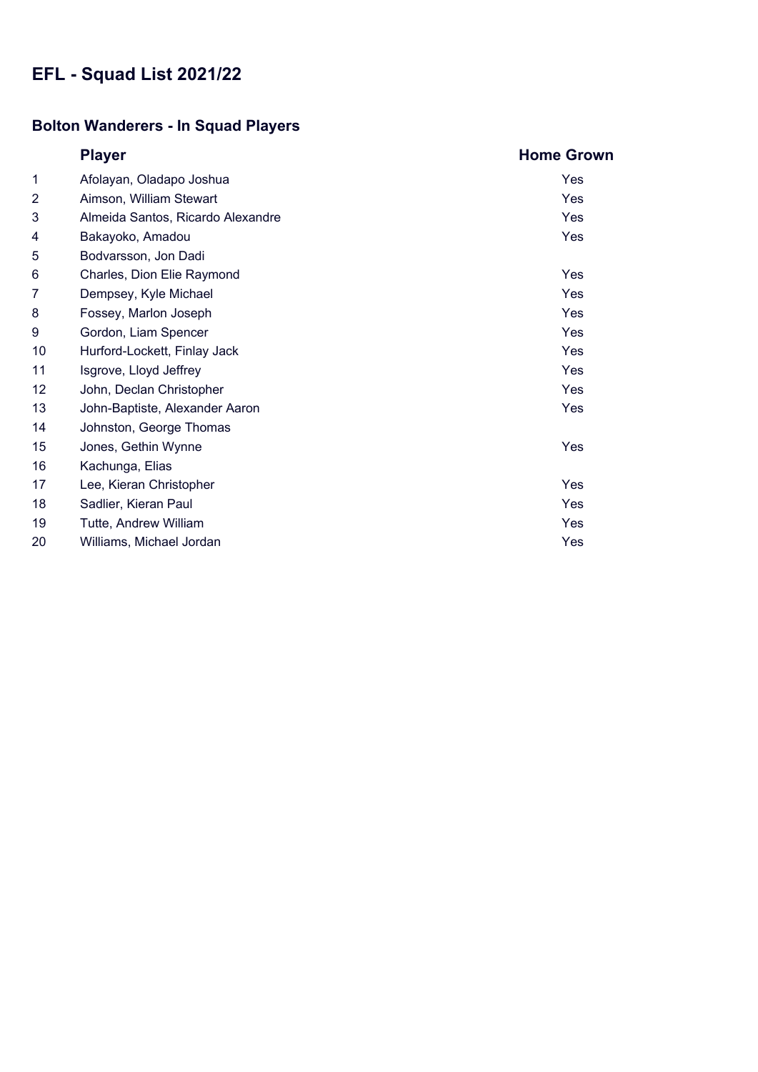# EFL - Squad List 2021/22

## Bolton Wanderers - In Squad Players

| | Player | Home Grown |
|---|---|---|
| 1 | Afolayan, Oladapo Joshua | Yes |
| 2 | Aimson, William Stewart | Yes |
| 3 | Almeida Santos, Ricardo Alexandre | Yes |
| 4 | Bakayoko, Amadou | Yes |
| 5 | Bodvarsson, Jon Dadi | |
| 6 | Charles, Dion Elie Raymond | Yes |
| 7 | Dempsey, Kyle Michael | Yes |
| 8 | Fossey, Marlon Joseph | Yes |
| 9 | Gordon, Liam Spencer | Yes |
| 10 | Hurford-Lockett, Finlay Jack | Yes |
| 11 | Isgrove, Lloyd Jeffrey | Yes |
| 12 | John, Declan Christopher | Yes |
| 13 | John-Baptiste, Alexander Aaron | Yes |
| 14 | Johnston, George Thomas | |
| 15 | Jones, Gethin Wynne | Yes |
| 16 | Kachunga, Elias | |
| 17 | Lee, Kieran Christopher | Yes |
| 18 | Sadlier, Kieran Paul | Yes |
| 19 | Tutte, Andrew William | Yes |
| 20 | Williams, Michael Jordan | Yes |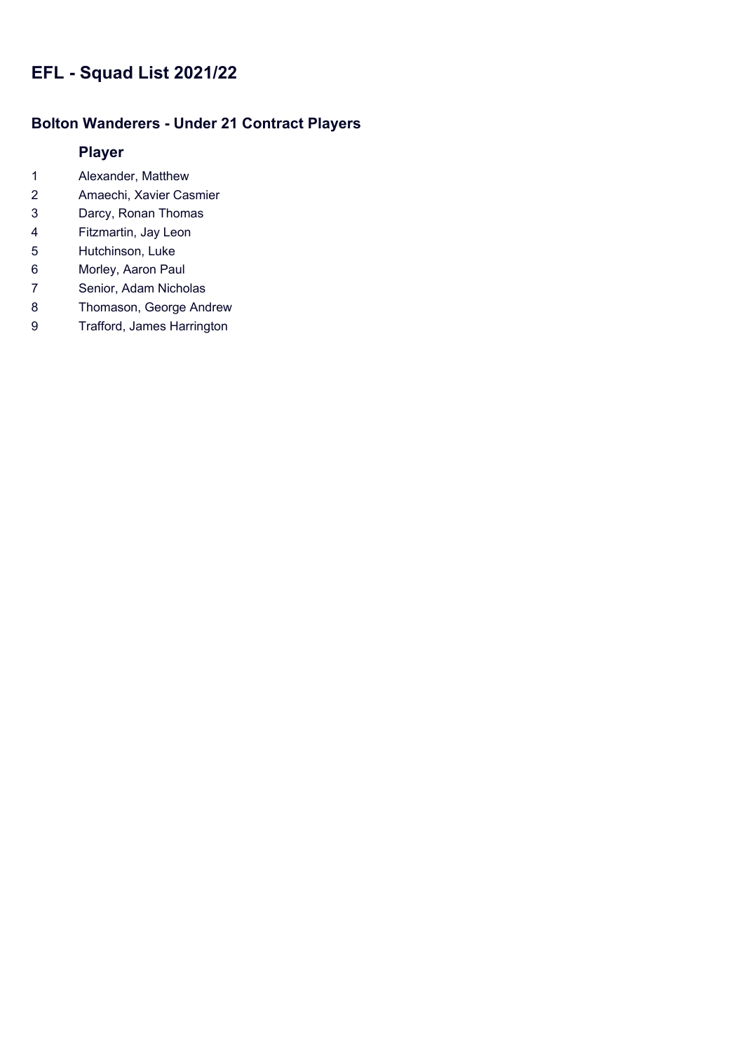# EFL - Squad List 2021/22

## Bolton Wanderers - Under 21 Contract Players

| | Player |
|---|---|
| 1 | Alexander, Matthew |
| 2 | Amaechi, Xavier Casmier |
| 3 | Darcy, Ronan Thomas |
| 4 | Fitzmartin, Jay Leon |
| 5 | Hutchinson, Luke |
| 6 | Morley, Aaron Paul |
| 7 | Senior, Adam Nicholas |
| 8 | Thomason, George Andrew |
| 9 | Trafford, James Harrington |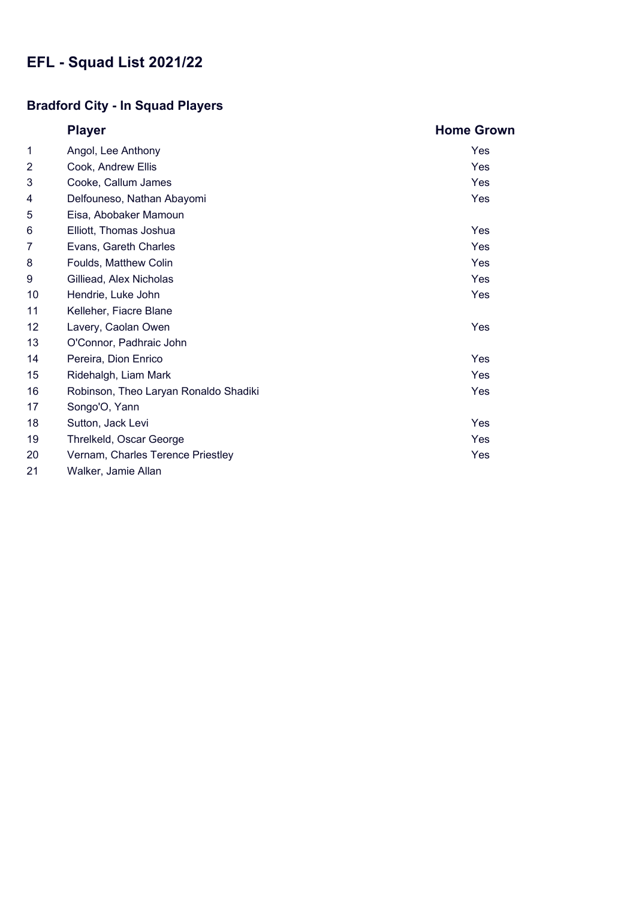# EFL - Squad List 2021/22

## Bradford City - In Squad Players

| | Player | Home Grown |
|---|---|---|
| 1 | Angol, Lee Anthony | Yes |
| 2 | Cook, Andrew Ellis | Yes |
| 3 | Cooke, Callum James | Yes |
| 4 | Delfouneso, Nathan Abayomi | Yes |
| 5 | Eisa, Abobaker Mamoun | |
| 6 | Elliott, Thomas Joshua | Yes |
| 7 | Evans, Gareth Charles | Yes |
| 8 | Foulds, Matthew Colin | Yes |
| 9 | Gilliead, Alex Nicholas | Yes |
| 10 | Hendrie, Luke John | Yes |
| 11 | Kelleher, Fiacre Blane | |
| 12 | Lavery, Caolan Owen | Yes |
| 13 | O'Connor, Padhraic John | |
| 14 | Pereira, Dion Enrico | Yes |
| 15 | Ridehalgh, Liam Mark | Yes |
| 16 | Robinson, Theo Laryan Ronaldo Shadiki | Yes |
| 17 | Songo'O, Yann | |
| 18 | Sutton, Jack Levi | Yes |
| 19 | Threlkeld, Oscar George | Yes |
| 20 | Vernam, Charles Terence Priestley | Yes |
| 21 | Walker, Jamie Allan | |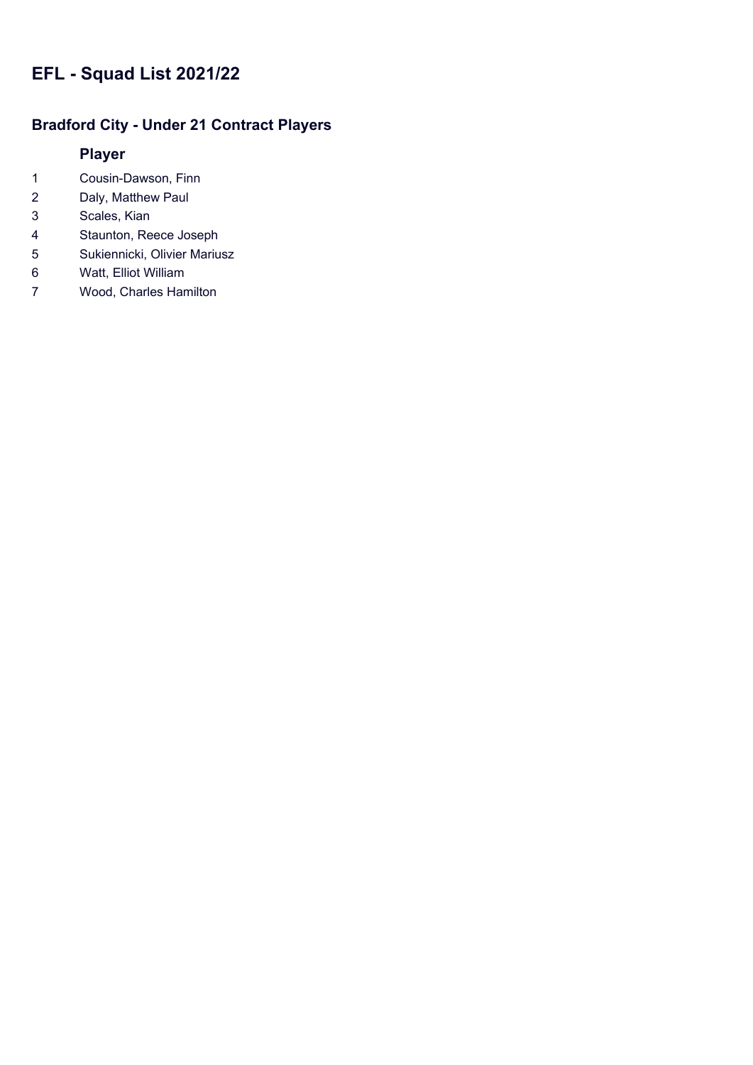# EFL - Squad List 2021/22

## Bradford City - Under 21 Contract Players

| | Player |
|---|---|
| 1 | Cousin-Dawson, Finn |
| 2 | Daly, Matthew Paul |
| 3 | Scales, Kian |
| 4 | Staunton, Reece Joseph |
| 5 | Sukiennicki, Olivier Mariusz |
| 6 | Watt, Elliot William |
| 7 | Wood, Charles Hamilton |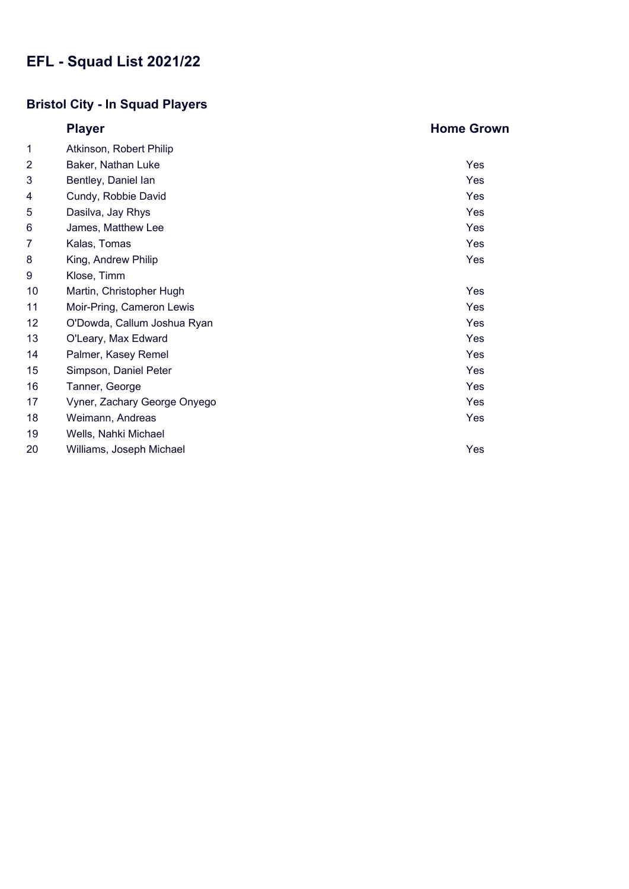# EFL - Squad List 2021/22

## Bristol City - In Squad Players

| | Player | Home Grown |
|---|---|---|
| 1 | Atkinson, Robert Philip | |
| 2 | Baker, Nathan Luke | Yes |
| 3 | Bentley, Daniel Ian | Yes |
| 4 | Cundy, Robbie David | Yes |
| 5 | Dasilva, Jay Rhys | Yes |
| 6 | James, Matthew Lee | Yes |
| 7 | Kalas, Tomas | Yes |
| 8 | King, Andrew Philip | Yes |
| 9 | Klose, Timm | |
| 10 | Martin, Christopher Hugh | Yes |
| 11 | Moir-Pring, Cameron Lewis | Yes |
| 12 | O'Dowda, Callum Joshua Ryan | Yes |
| 13 | O'Leary, Max Edward | Yes |
| 14 | Palmer, Kasey Remel | Yes |
| 15 | Simpson, Daniel Peter | Yes |
| 16 | Tanner, George | Yes |
| 17 | Vyner, Zachary George Onyego | Yes |
| 18 | Weimann, Andreas | Yes |
| 19 | Wells, Nahki Michael | |
| 20 | Williams, Joseph Michael | Yes |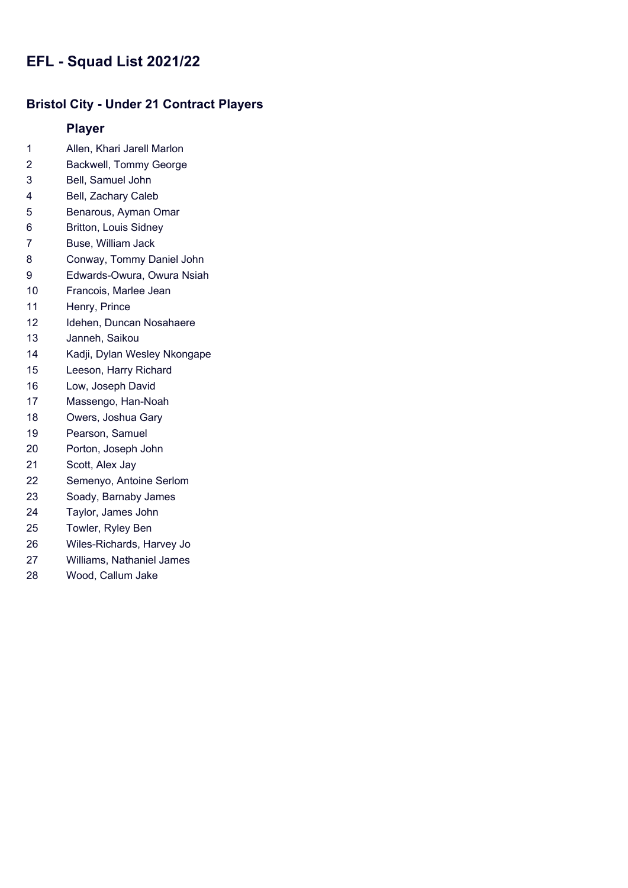# EFL - Squad List 2021/22

## Bristol City - Under 21 Contract Players

| | Player |
|---|---|
| 1 | Allen, Khari Jarell Marlon |
| 2 | Backwell, Tommy George |
| 3 | Bell, Samuel John |
| 4 | Bell, Zachary Caleb |
| 5 | Benarous, Ayman Omar |
| 6 | Britton, Louis Sidney |
| 7 | Buse, William Jack |
| 8 | Conway, Tommy Daniel John |
| 9 | Edwards-Owura, Owura Nsiah |
| 10 | Francois, Marlee Jean |
| 11 | Henry, Prince |
| 12 | Idehen, Duncan Nosahaere |
| 13 | Janneh, Saikou |
| 14 | Kadji, Dylan Wesley Nkongape |
| 15 | Leeson, Harry Richard |
| 16 | Low, Joseph David |
| 17 | Massengo, Han-Noah |
| 18 | Owers, Joshua Gary |
| 19 | Pearson, Samuel |
| 20 | Porton, Joseph John |
| 21 | Scott, Alex Jay |
| 22 | Semenyo, Antoine Serlom |
| 23 | Soady, Barnaby James |
| 24 | Taylor, James John |
| 25 | Towler, Ryley Ben |
| 26 | Wiles-Richards, Harvey Jo |
| 27 | Williams, Nathaniel James |
| 28 | Wood, Callum Jake |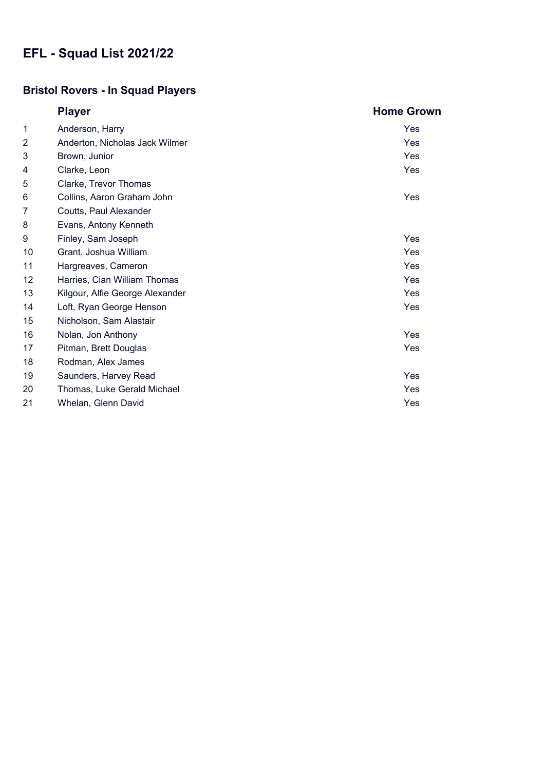# EFL - Squad List 2021/22

## Bristol Rovers - In Squad Players

| | Player | Home Grown |
|---|---|---|
| 1 | Anderson, Harry | Yes |
| 2 | Anderton, Nicholas Jack Wilmer | Yes |
| 3 | Brown, Junior | Yes |
| 4 | Clarke, Leon | Yes |
| 5 | Clarke, Trevor Thomas | |
| 6 | Collins, Aaron Graham John | Yes |
| 7 | Coutts, Paul Alexander | |
| 8 | Evans, Antony Kenneth | |
| 9 | Finley, Sam Joseph | Yes |
| 10 | Grant, Joshua William | Yes |
| 11 | Hargreaves, Cameron | Yes |
| 12 | Harries, Cian William Thomas | Yes |
| 13 | Kilgour, Alfie George Alexander | Yes |
| 14 | Loft, Ryan George Henson | Yes |
| 15 | Nicholson, Sam Alastair | |
| 16 | Nolan, Jon Anthony | Yes |
| 17 | Pitman, Brett Douglas | Yes |
| 18 | Rodman, Alex James | |
| 19 | Saunders, Harvey Read | Yes |
| 20 | Thomas, Luke Gerald Michael | Yes |
| 21 | Whelan, Glenn David | Yes |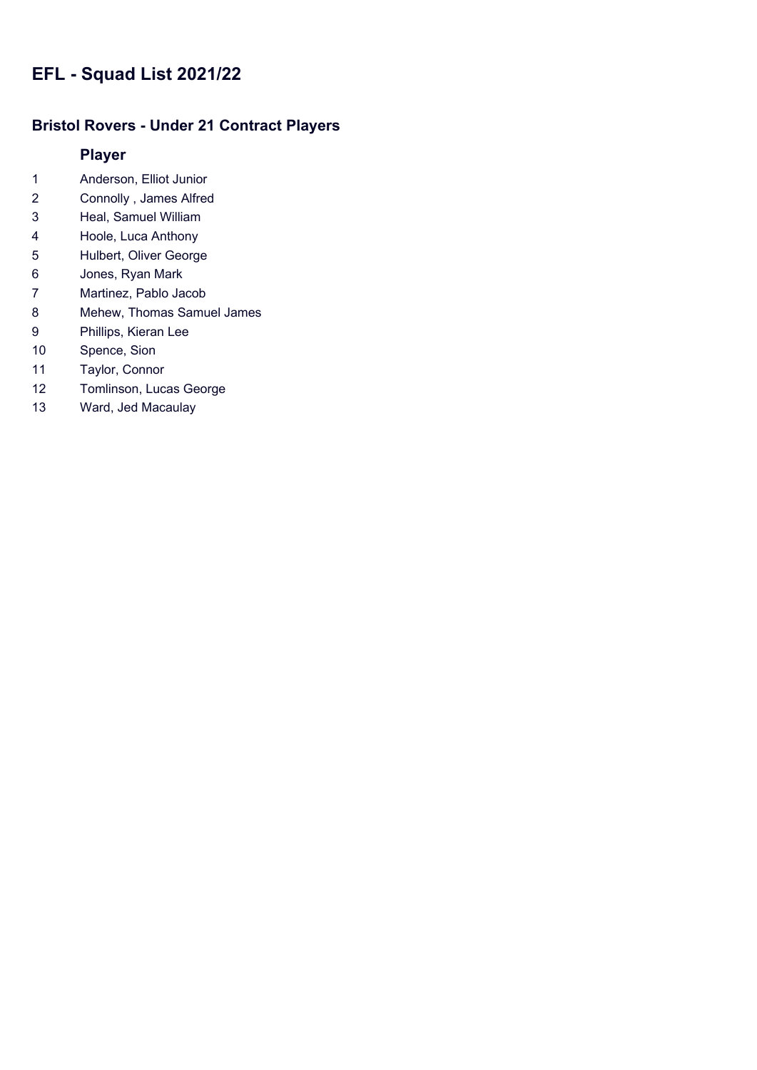# EFL - Squad List 2021/22

## Bristol Rovers - Under 21 Contract Players

| | Player |
|---|---|
| 1 | Anderson, Elliot Junior |
| 2 | Connolly , James Alfred |
| 3 | Heal, Samuel William |
| 4 | Hoole, Luca Anthony |
| 5 | Hulbert, Oliver George |
| 6 | Jones, Ryan Mark |
| 7 | Martinez, Pablo Jacob |
| 8 | Mehew, Thomas Samuel James |
| 9 | Phillips, Kieran Lee |
| 10 | Spence, Sion |
| 11 | Taylor, Connor |
| 12 | Tomlinson, Lucas George |
| 13 | Ward, Jed Macaulay |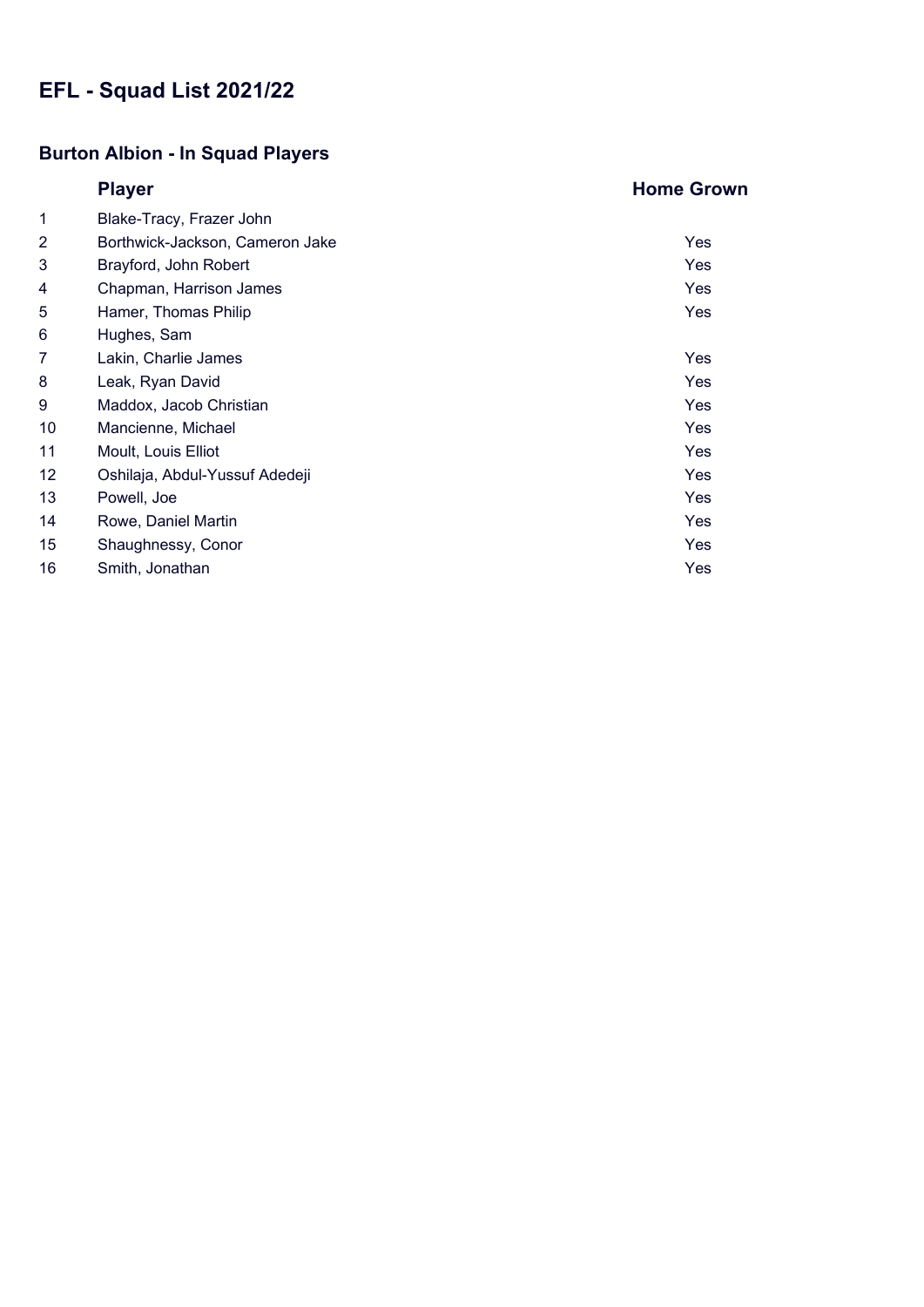# EFL - Squad List 2021/22

## Burton Albion - In Squad Players

| | Player | Home Grown |
|---|---|---|
| 1 | Blake-Tracy, Frazer John | |
| 2 | Borthwick-Jackson, Cameron Jake | Yes |
| 3 | Brayford, John Robert | Yes |
| 4 | Chapman, Harrison James | Yes |
| 5 | Hamer, Thomas Philip | Yes |
| 6 | Hughes, Sam | |
| 7 | Lakin, Charlie James | Yes |
| 8 | Leak, Ryan David | Yes |
| 9 | Maddox, Jacob Christian | Yes |
| 10 | Mancienne, Michael | Yes |
| 11 | Moult, Louis Elliot | Yes |
| 12 | Oshilaja, Abdul-Yussuf Adedeji | Yes |
| 13 | Powell, Joe | Yes |
| 14 | Rowe, Daniel Martin | Yes |
| 15 | Shaughnessy, Conor | Yes |
| 16 | Smith, Jonathan | Yes |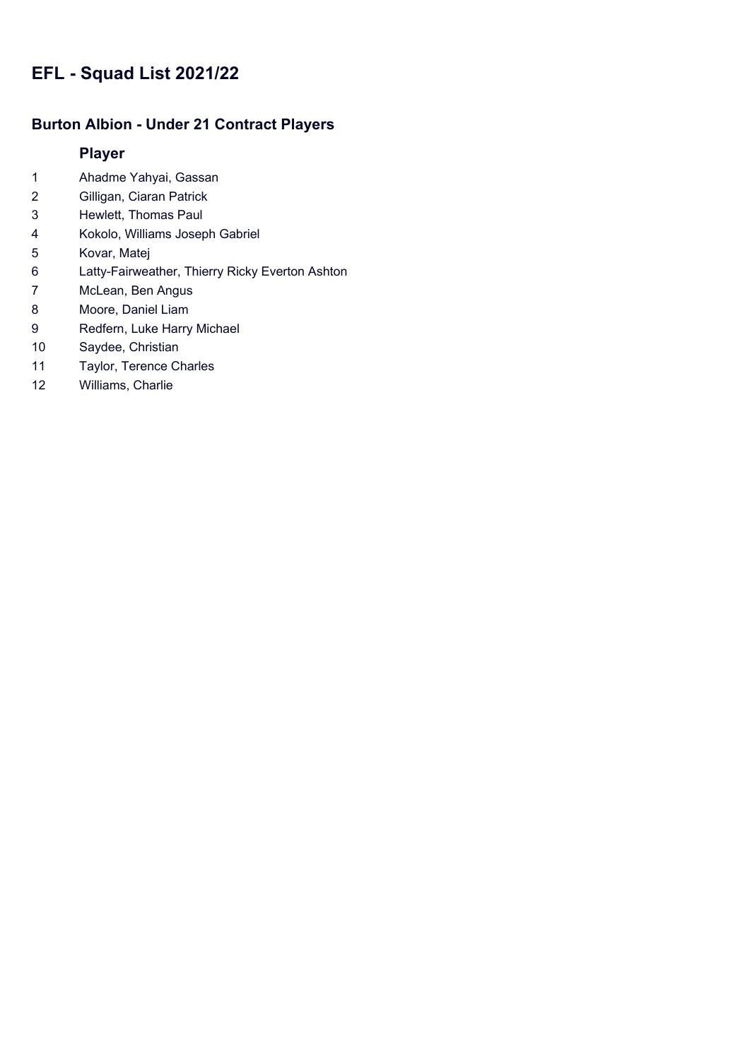# EFL - Squad List 2021/22

## Burton Albion - Under 21 Contract Players

| | Player |
|---|---|
| 1 | Ahadme Yahyai, Gassan |
| 2 | Gilligan, Ciaran Patrick |
| 3 | Hewlett, Thomas Paul |
| 4 | Kokolo, Williams Joseph Gabriel |
| 5 | Kovar, Matej |
| 6 | Latty-Fairweather, Thierry Ricky Everton Ashton |
| 7 | McLean, Ben Angus |
| 8 | Moore, Daniel Liam |
| 9 | Redfern, Luke Harry Michael |
| 10 | Saydee, Christian |
| 11 | Taylor, Terence Charles |
| 12 | Williams, Charlie |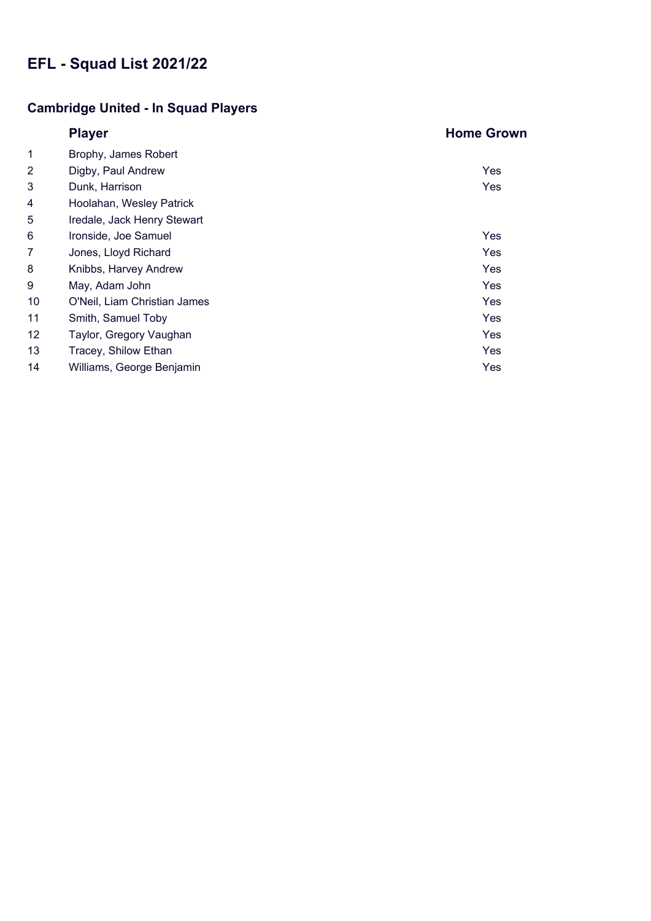# EFL - Squad List 2021/22

## Cambridge United - In Squad Players

| | Player | Home Grown |
|---|---|---|
| 1 | Brophy, James Robert | |
| 2 | Digby, Paul Andrew | Yes |
| 3 | Dunk, Harrison | Yes |
| 4 | Hoolahan, Wesley Patrick | |
| 5 | Iredale, Jack Henry Stewart | |
| 6 | Ironside, Joe Samuel | Yes |
| 7 | Jones, Lloyd Richard | Yes |
| 8 | Knibbs, Harvey Andrew | Yes |
| 9 | May, Adam John | Yes |
| 10 | O'Neil, Liam Christian James | Yes |
| 11 | Smith, Samuel Toby | Yes |
| 12 | Taylor, Gregory Vaughan | Yes |
| 13 | Tracey, Shilow Ethan | Yes |
| 14 | Williams, George Benjamin | Yes |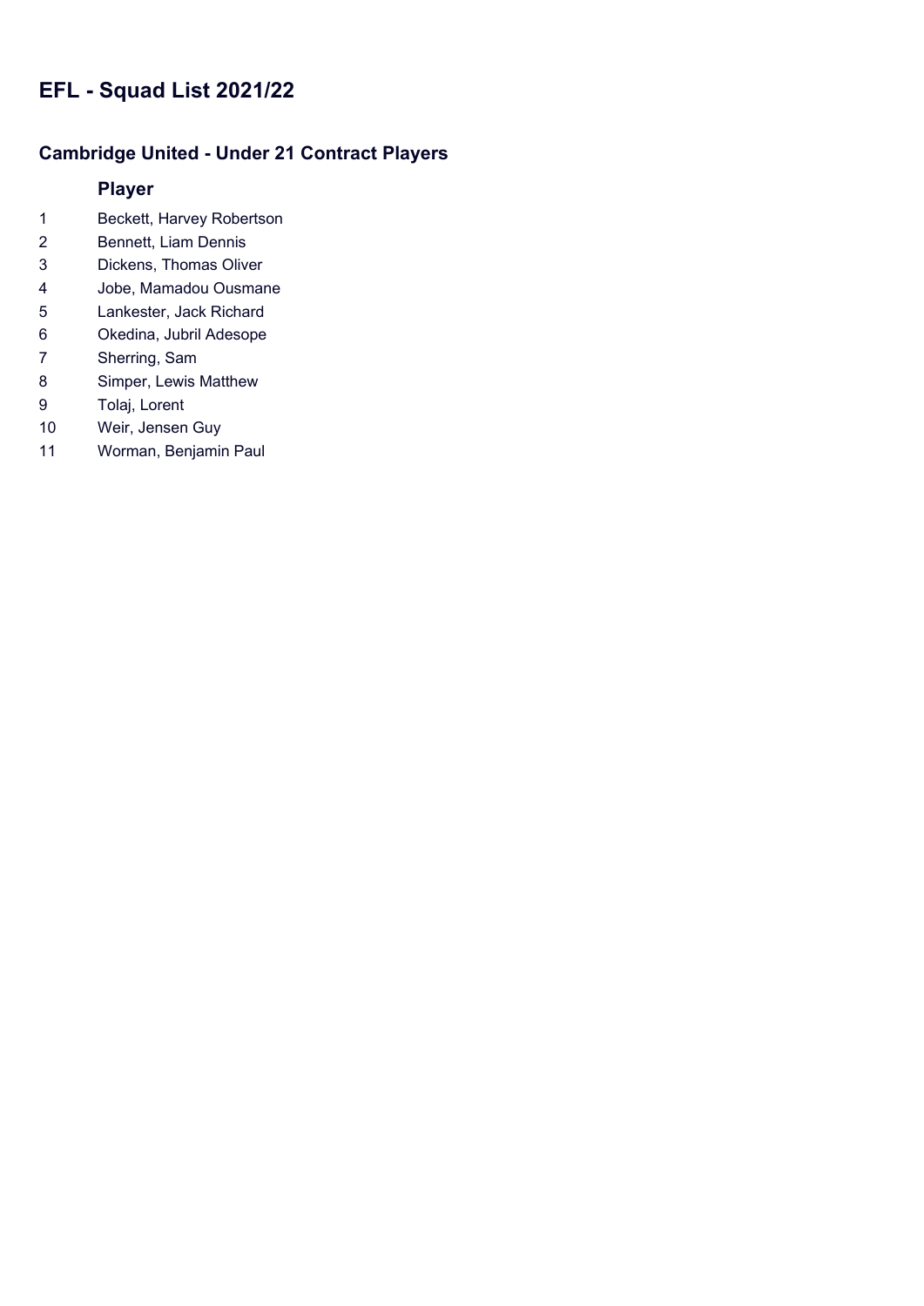# EFL - Squad List 2021/22

## Cambridge United - Under 21 Contract Players

| | Player |
|---|---|
| 1 | Beckett, Harvey Robertson |
| 2 | Bennett, Liam Dennis |
| 3 | Dickens, Thomas Oliver |
| 4 | Jobe, Mamadou Ousmane |
| 5 | Lankester, Jack Richard |
| 6 | Okedina, Jubril Adesope |
| 7 | Sherring, Sam |
| 8 | Simper, Lewis Matthew |
| 9 | Tolaj, Lorent |
| 10 | Weir, Jensen Guy |
| 11 | Worman, Benjamin Paul |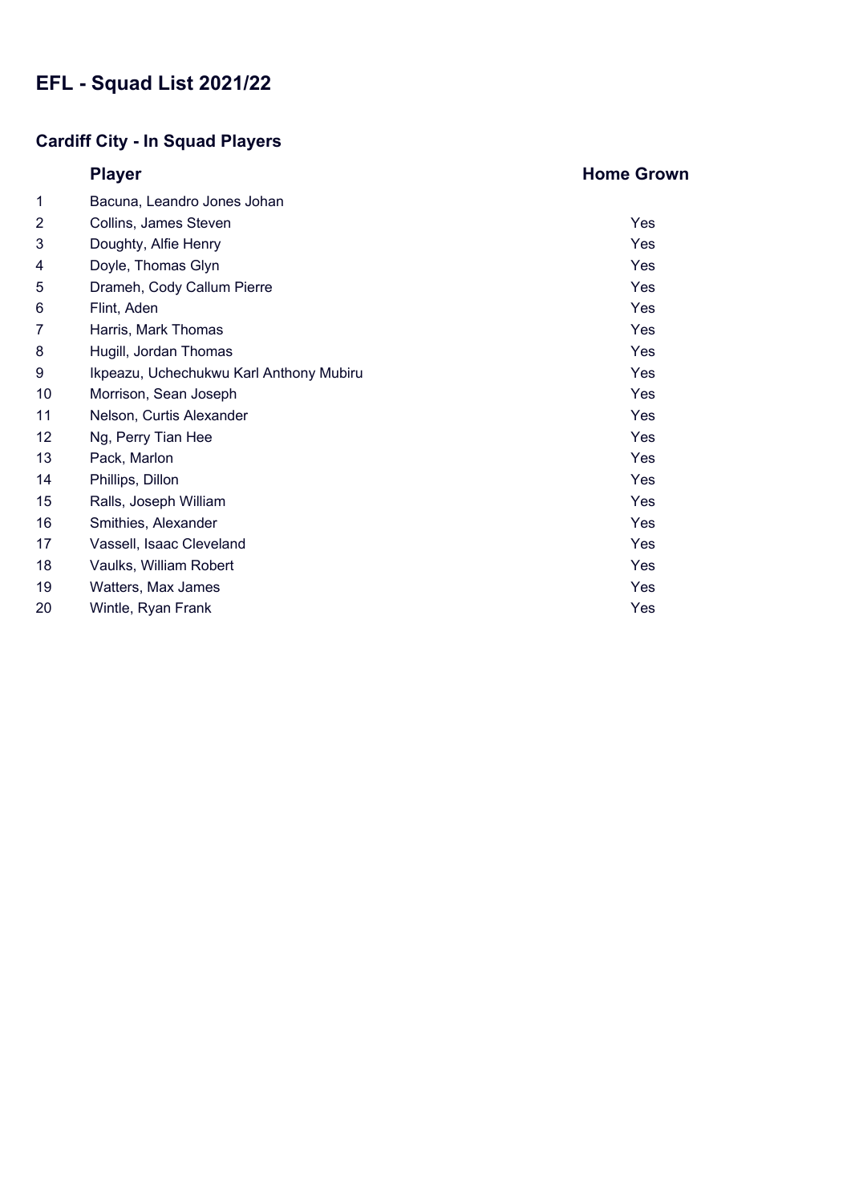# EFL - Squad List 2021/22

## Cardiff City - In Squad Players

| | Player | Home Grown |
|---|---|---|
| 1 | Bacuna, Leandro Jones Johan | |
| 2 | Collins, James Steven | Yes |
| 3 | Doughty, Alfie Henry | Yes |
| 4 | Doyle, Thomas Glyn | Yes |
| 5 | Drameh, Cody Callum Pierre | Yes |
| 6 | Flint, Aden | Yes |
| 7 | Harris, Mark Thomas | Yes |
| 8 | Hugill, Jordan Thomas | Yes |
| 9 | Ikpeazu, Uchechukwu Karl Anthony Mubiru | Yes |
| 10 | Morrison, Sean Joseph | Yes |
| 11 | Nelson, Curtis Alexander | Yes |
| 12 | Ng, Perry Tian Hee | Yes |
| 13 | Pack, Marlon | Yes |
| 14 | Phillips, Dillon | Yes |
| 15 | Ralls, Joseph William | Yes |
| 16 | Smithies, Alexander | Yes |
| 17 | Vassell, Isaac Cleveland | Yes |
| 18 | Vaulks, William Robert | Yes |
| 19 | Watters, Max James | Yes |
| 20 | Wintle, Ryan Frank | Yes |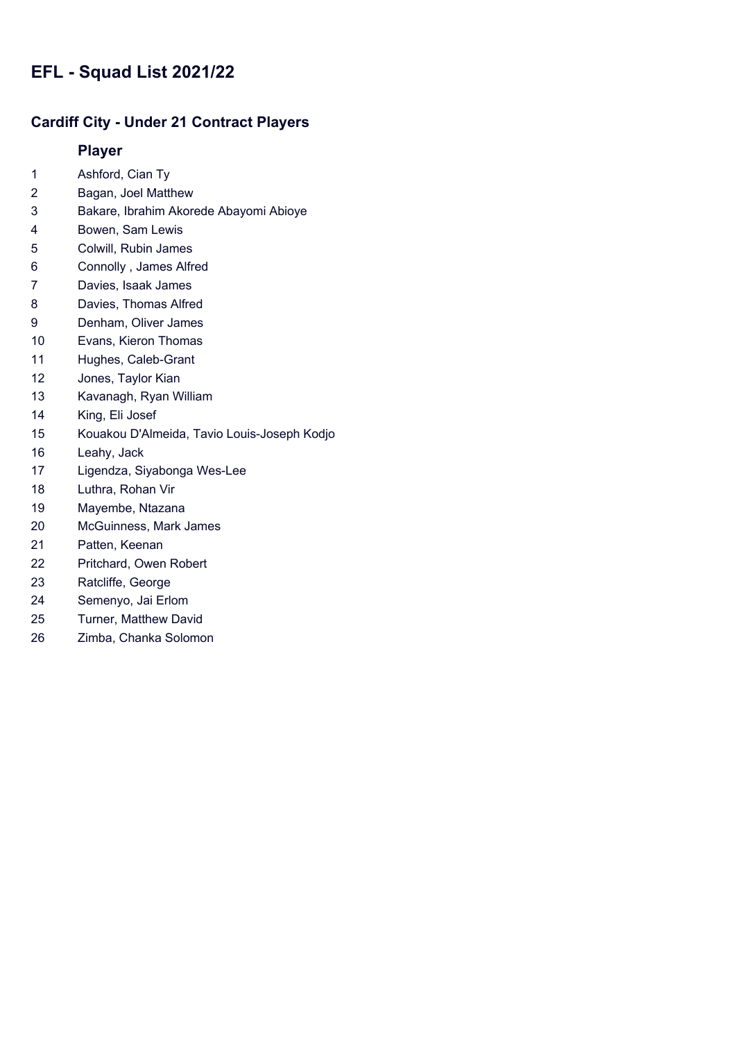# EFL - Squad List 2021/22

## Cardiff City - Under 21 Contract Players

| | Player |
|---|---|
| 1 | Ashford, Cian Ty |
| 2 | Bagan, Joel Matthew |
| 3 | Bakare, Ibrahim Akorede Abayomi Abioye |
| 4 | Bowen, Sam Lewis |
| 5 | Colwill, Rubin James |
| 6 | Connolly , James Alfred |
| 7 | Davies, Isaak James |
| 8 | Davies, Thomas Alfred |
| 9 | Denham, Oliver James |
| 10 | Evans, Kieron Thomas |
| 11 | Hughes, Caleb-Grant |
| 12 | Jones, Taylor Kian |
| 13 | Kavanagh, Ryan William |
| 14 | King, Eli Josef |
| 15 | Kouakou D'Almeida, Tavio Louis-Joseph Kodjo |
| 16 | Leahy, Jack |
| 17 | Ligendza, Siyabonga Wes-Lee |
| 18 | Luthra, Rohan Vir |
| 19 | Mayembe, Ntazana |
| 20 | McGuinness, Mark James |
| 21 | Patten, Keenan |
| 22 | Pritchard, Owen Robert |
| 23 | Ratcliffe, George |
| 24 | Semenyo, Jai Erlom |
| 25 | Turner, Matthew David |
| 26 | Zimba, Chanka Solomon |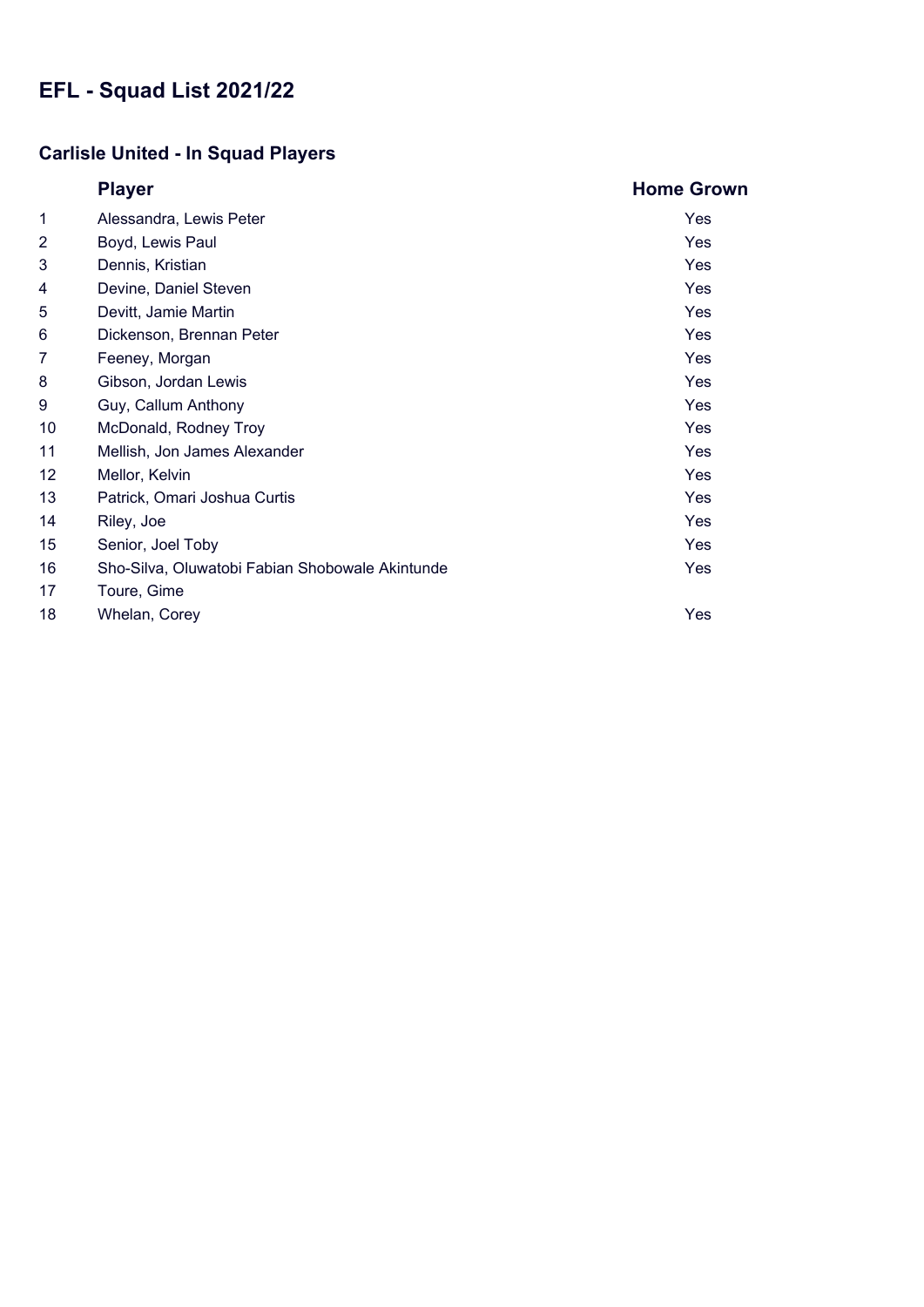# EFL - Squad List 2021/22

## Carlisle United - In Squad Players

| | Player | Home Grown |
|---|---|---|
| 1 | Alessandra, Lewis Peter | Yes |
| 2 | Boyd, Lewis Paul | Yes |
| 3 | Dennis, Kristian | Yes |
| 4 | Devine, Daniel Steven | Yes |
| 5 | Devitt, Jamie Martin | Yes |
| 6 | Dickenson, Brennan Peter | Yes |
| 7 | Feeney, Morgan | Yes |
| 8 | Gibson, Jordan Lewis | Yes |
| 9 | Guy, Callum Anthony | Yes |
| 10 | McDonald, Rodney Troy | Yes |
| 11 | Mellish, Jon James Alexander | Yes |
| 12 | Mellor, Kelvin | Yes |
| 13 | Patrick, Omari Joshua Curtis | Yes |
| 14 | Riley, Joe | Yes |
| 15 | Senior, Joel Toby | Yes |
| 16 | Sho-Silva, Oluwatobi Fabian Shobowale Akintunde | Yes |
| 17 | Toure, Gime | |
| 18 | Whelan, Corey | Yes |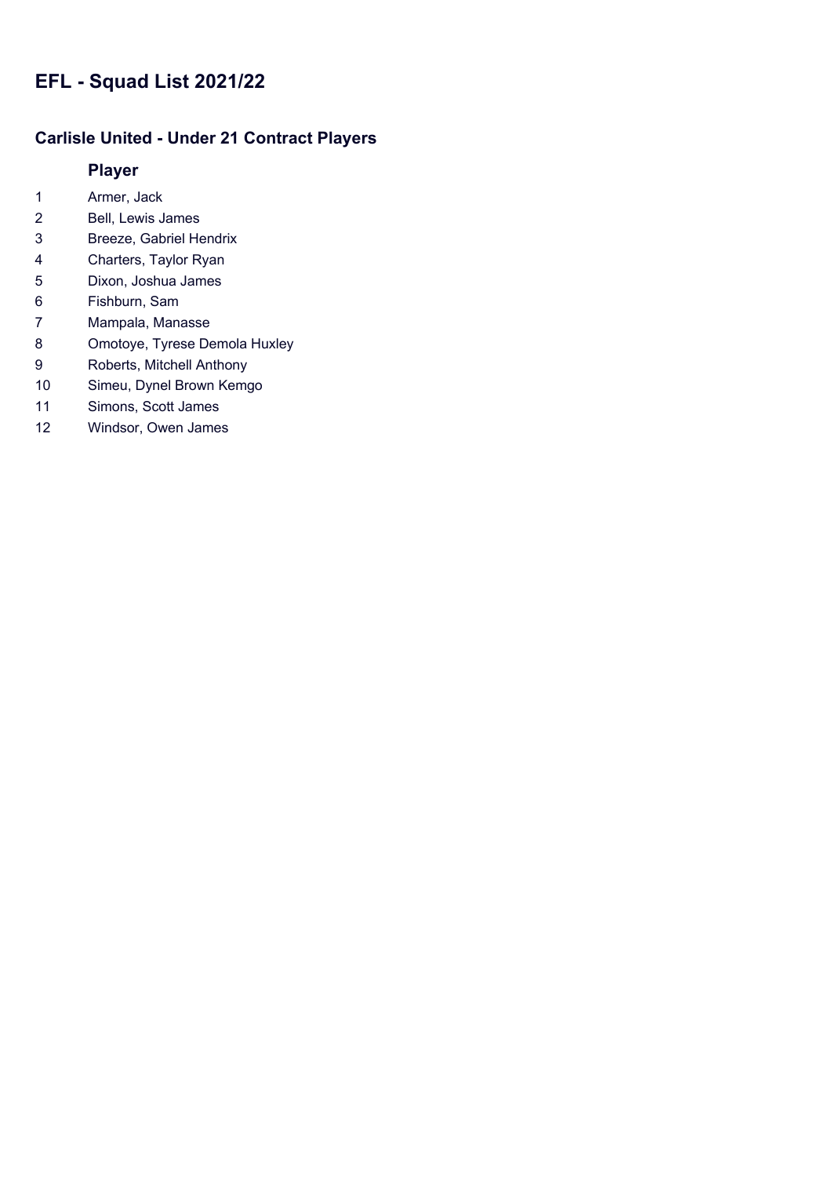# EFL - Squad List 2021/22

## Carlisle United - Under 21 Contract Players

| | Player |
|---|---|
| 1 | Armer, Jack |
| 2 | Bell, Lewis James |
| 3 | Breeze, Gabriel Hendrix |
| 4 | Charters, Taylor Ryan |
| 5 | Dixon, Joshua James |
| 6 | Fishburn, Sam |
| 7 | Mampala, Manasse |
| 8 | Omotoye, Tyrese Demola Huxley |
| 9 | Roberts, Mitchell Anthony |
| 10 | Simeu, Dynel Brown Kemgo |
| 11 | Simons, Scott James |
| 12 | Windsor, Owen James |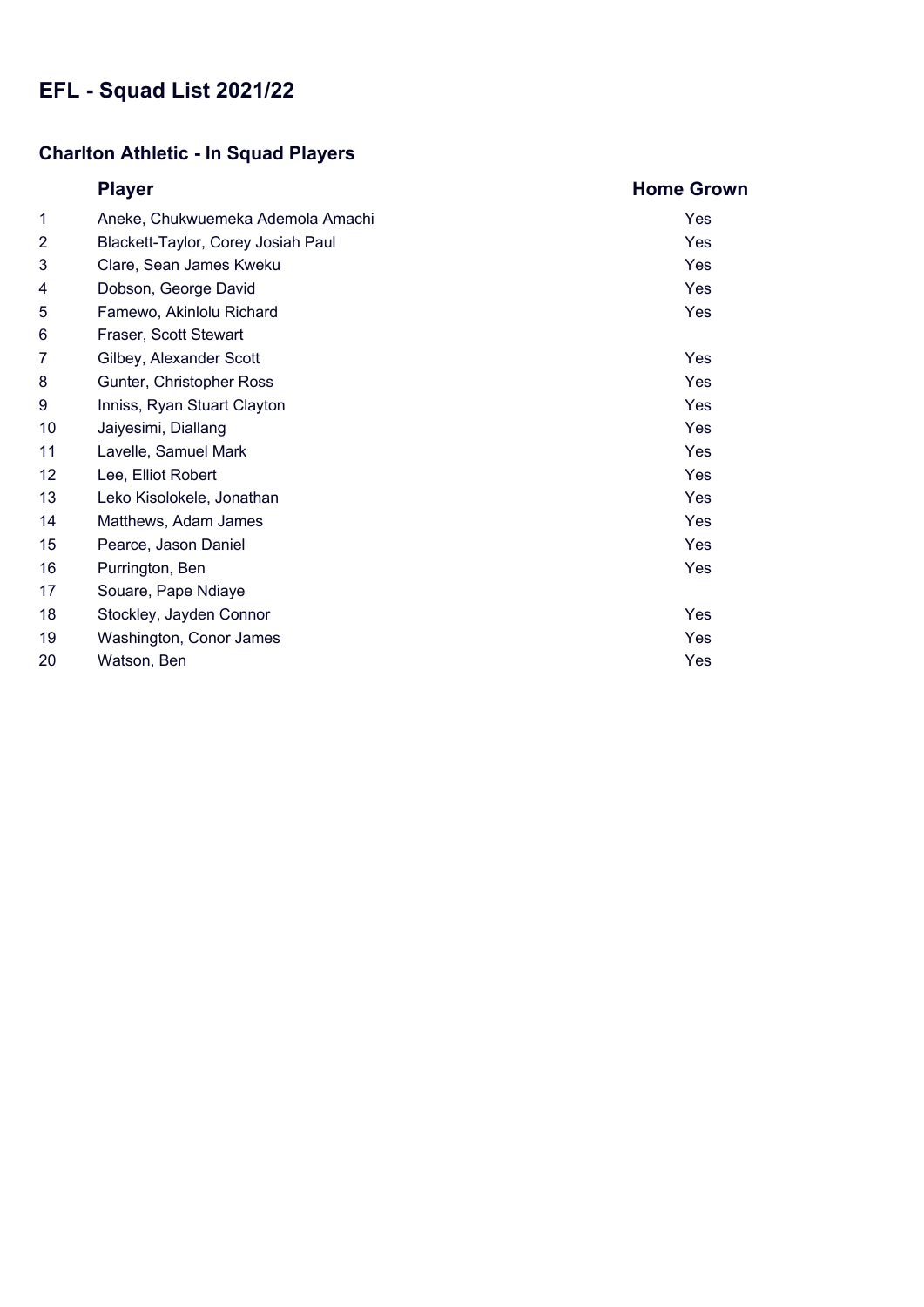# EFL - Squad List 2021/22

## Charlton Athletic - In Squad Players

| | Player | Home Grown |
|---|---|---|
| 1 | Aneke, Chukwuemeka Ademola Amachi | Yes |
| 2 | Blackett-Taylor, Corey Josiah Paul | Yes |
| 3 | Clare, Sean James Kweku | Yes |
| 4 | Dobson, George David | Yes |
| 5 | Famewo, Akinlolu Richard | Yes |
| 6 | Fraser, Scott Stewart | |
| 7 | Gilbey, Alexander Scott | Yes |
| 8 | Gunter, Christopher Ross | Yes |
| 9 | Inniss, Ryan Stuart Clayton | Yes |
| 10 | Jaiyesimi, Diallang | Yes |
| 11 | Lavelle, Samuel Mark | Yes |
| 12 | Lee, Elliot Robert | Yes |
| 13 | Leko Kisolokele, Jonathan | Yes |
| 14 | Matthews, Adam James | Yes |
| 15 | Pearce, Jason Daniel | Yes |
| 16 | Purrington, Ben | Yes |
| 17 | Souare, Pape Ndiaye | |
| 18 | Stockley, Jayden Connor | Yes |
| 19 | Washington, Conor James | Yes |
| 20 | Watson, Ben | Yes |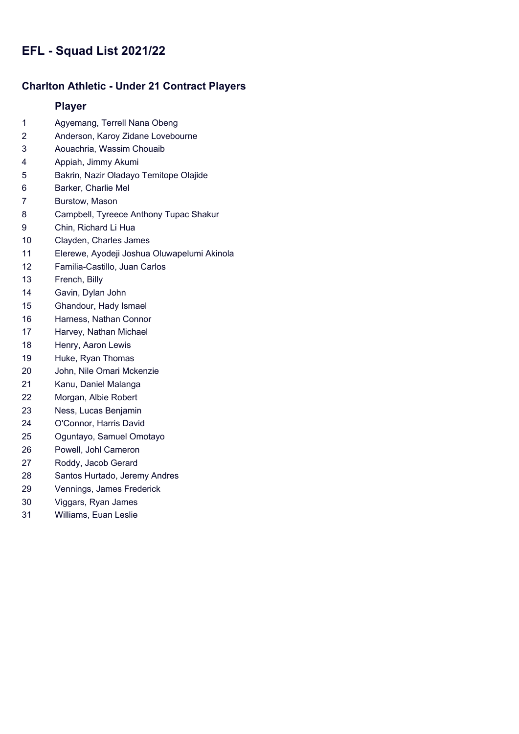# EFL - Squad List 2021/22

## Charlton Athletic - Under 21 Contract Players

| | Player |
|---|---|
| 1 | Agyemang, Terrell Nana Obeng |
| 2 | Anderson, Karoy Zidane Lovebourne |
| 3 | Aouachria, Wassim Chouaib |
| 4 | Appiah, Jimmy Akumi |
| 5 | Bakrin, Nazir Oladayo Temitope Olajide |
| 6 | Barker, Charlie Mel |
| 7 | Burstow, Mason |
| 8 | Campbell, Tyreece Anthony Tupac Shakur |
| 9 | Chin, Richard Li Hua |
| 10 | Clayden, Charles James |
| 11 | Elerewe, Ayodeji Joshua Oluwapelumi Akinola |
| 12 | Familia-Castillo, Juan Carlos |
| 13 | French, Billy |
| 14 | Gavin, Dylan John |
| 15 | Ghandour, Hady Ismael |
| 16 | Harness, Nathan Connor |
| 17 | Harvey, Nathan Michael |
| 18 | Henry, Aaron Lewis |
| 19 | Huke, Ryan Thomas |
| 20 | John, Nile Omari Mckenzie |
| 21 | Kanu, Daniel Malanga |
| 22 | Morgan, Albie Robert |
| 23 | Ness, Lucas Benjamin |
| 24 | O'Connor, Harris David |
| 25 | Oguntayo, Samuel Omotayo |
| 26 | Powell, Johl Cameron |
| 27 | Roddy, Jacob Gerard |
| 28 | Santos Hurtado, Jeremy Andres |
| 29 | Vennings, James Frederick |
| 30 | Viggars, Ryan James |
| 31 | Williams, Euan Leslie |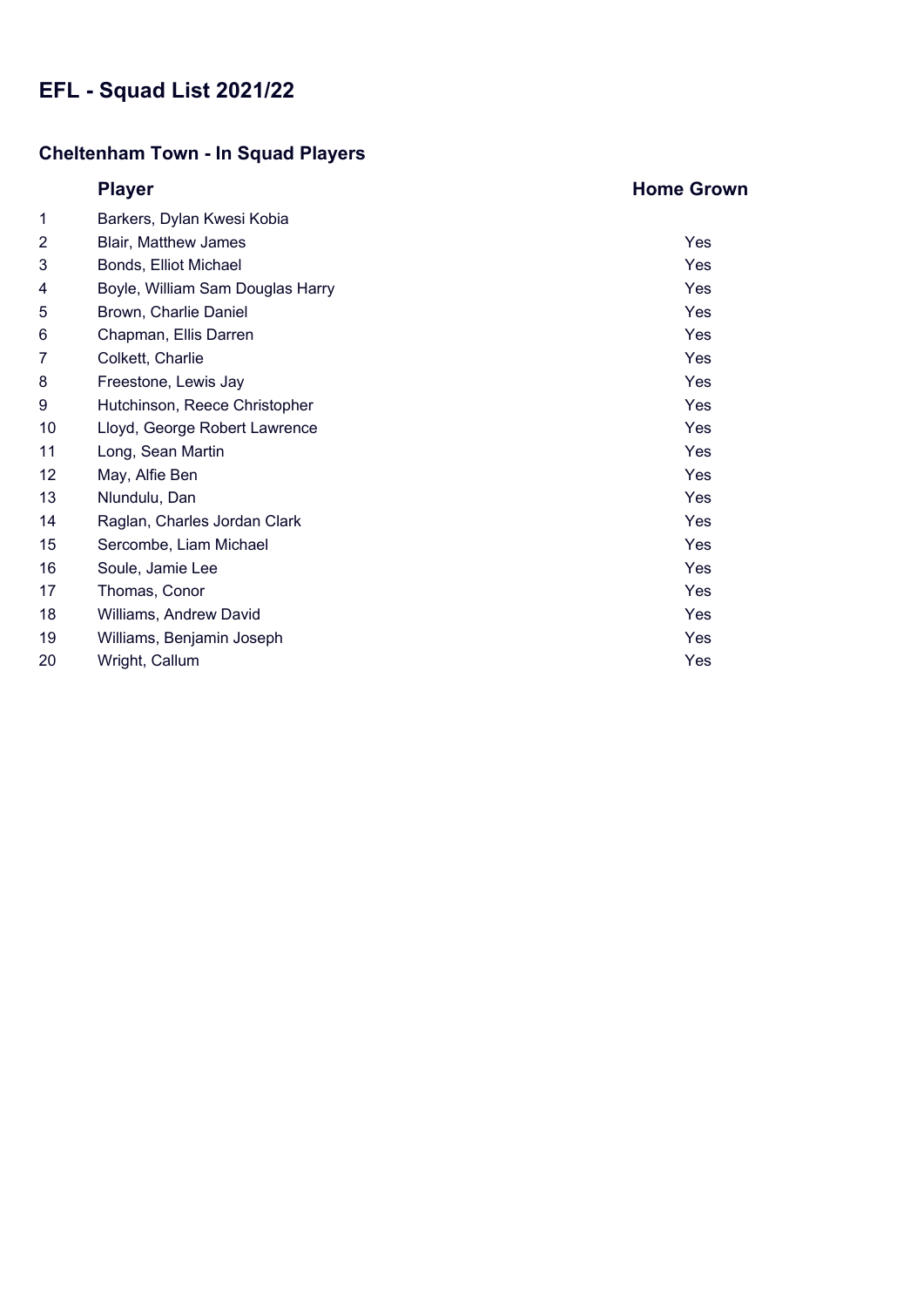# EFL - Squad List 2021/22

## Cheltenham Town - In Squad Players

| | Player | Home Grown |
|---|---|---|
| 1 | Barkers, Dylan Kwesi Kobia | |
| 2 | Blair, Matthew James | Yes |
| 3 | Bonds, Elliot Michael | Yes |
| 4 | Boyle, William Sam Douglas Harry | Yes |
| 5 | Brown, Charlie Daniel | Yes |
| 6 | Chapman, Ellis Darren | Yes |
| 7 | Colkett, Charlie | Yes |
| 8 | Freestone, Lewis Jay | Yes |
| 9 | Hutchinson, Reece Christopher | Yes |
| 10 | Lloyd, George Robert Lawrence | Yes |
| 11 | Long, Sean Martin | Yes |
| 12 | May, Alfie Ben | Yes |
| 13 | Nlundulu, Dan | Yes |
| 14 | Raglan, Charles Jordan Clark | Yes |
| 15 | Sercombe, Liam Michael | Yes |
| 16 | Soule, Jamie Lee | Yes |
| 17 | Thomas, Conor | Yes |
| 18 | Williams, Andrew David | Yes |
| 19 | Williams, Benjamin Joseph | Yes |
| 20 | Wright, Callum | Yes |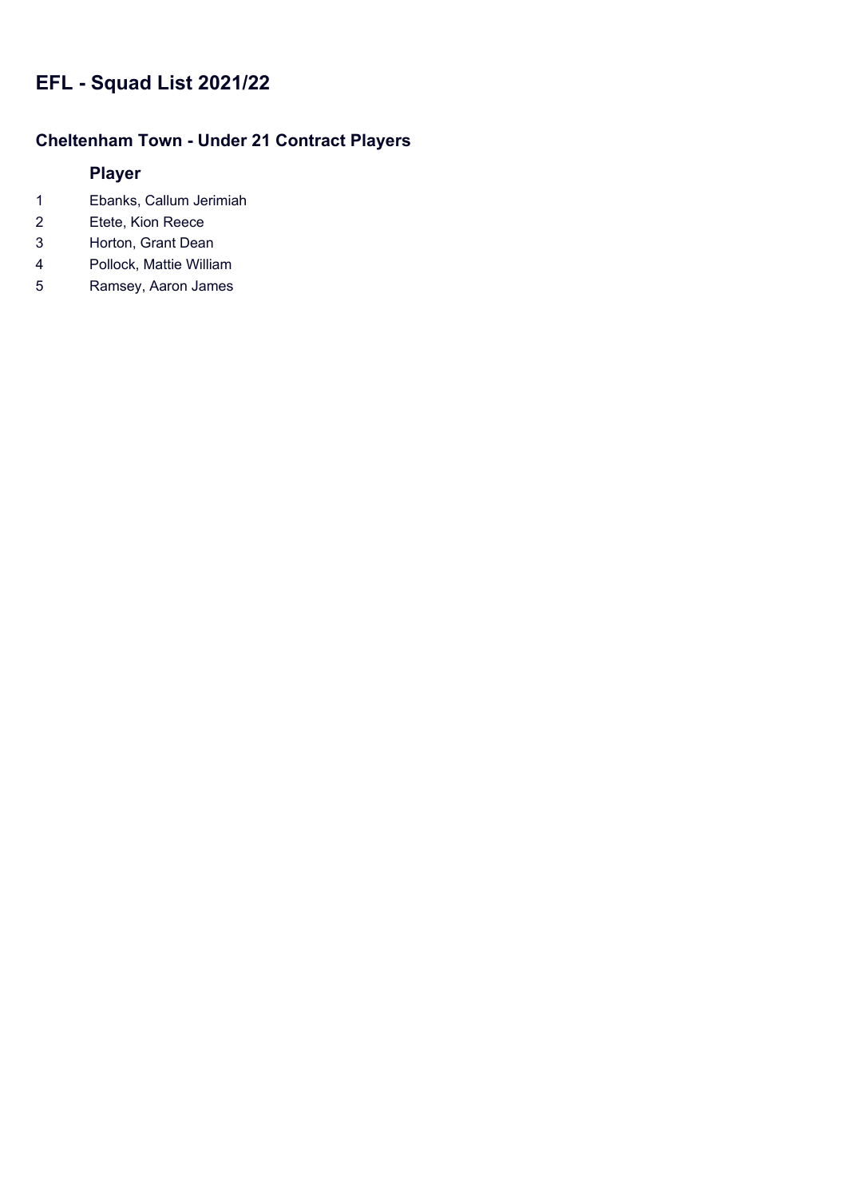# EFL - Squad List 2021/22

## Cheltenham Town - Under 21 Contract Players

| | Player |
|---|---|
| 1 | Ebanks, Callum Jerimiah |
| 2 | Etete, Kion Reece |
| 3 | Horton, Grant Dean |
| 4 | Pollock, Mattie William |
| 5 | Ramsey, Aaron James |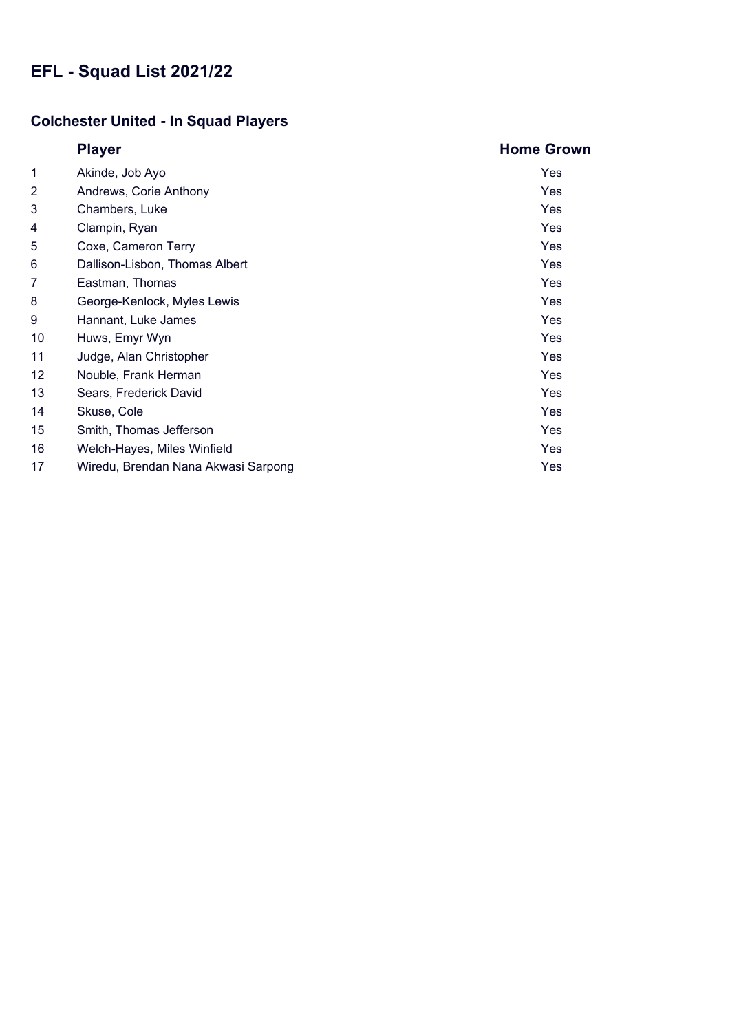# EFL - Squad List 2021/22

## Colchester United - In Squad Players

| | Player | Home Grown |
|---|---|---|
| 1 | Akinde, Job Ayo | Yes |
| 2 | Andrews, Corie Anthony | Yes |
| 3 | Chambers, Luke | Yes |
| 4 | Clampin, Ryan | Yes |
| 5 | Coxe, Cameron Terry | Yes |
| 6 | Dallison-Lisbon, Thomas Albert | Yes |
| 7 | Eastman, Thomas | Yes |
| 8 | George-Kenlock, Myles Lewis | Yes |
| 9 | Hannant, Luke James | Yes |
| 10 | Huws, Emyr Wyn | Yes |
| 11 | Judge, Alan Christopher | Yes |
| 12 | Nouble, Frank Herman | Yes |
| 13 | Sears, Frederick David | Yes |
| 14 | Skuse, Cole | Yes |
| 15 | Smith, Thomas Jefferson | Yes |
| 16 | Welch-Hayes, Miles Winfield | Yes |
| 17 | Wiredu, Brendan Nana Akwasi Sarpong | Yes |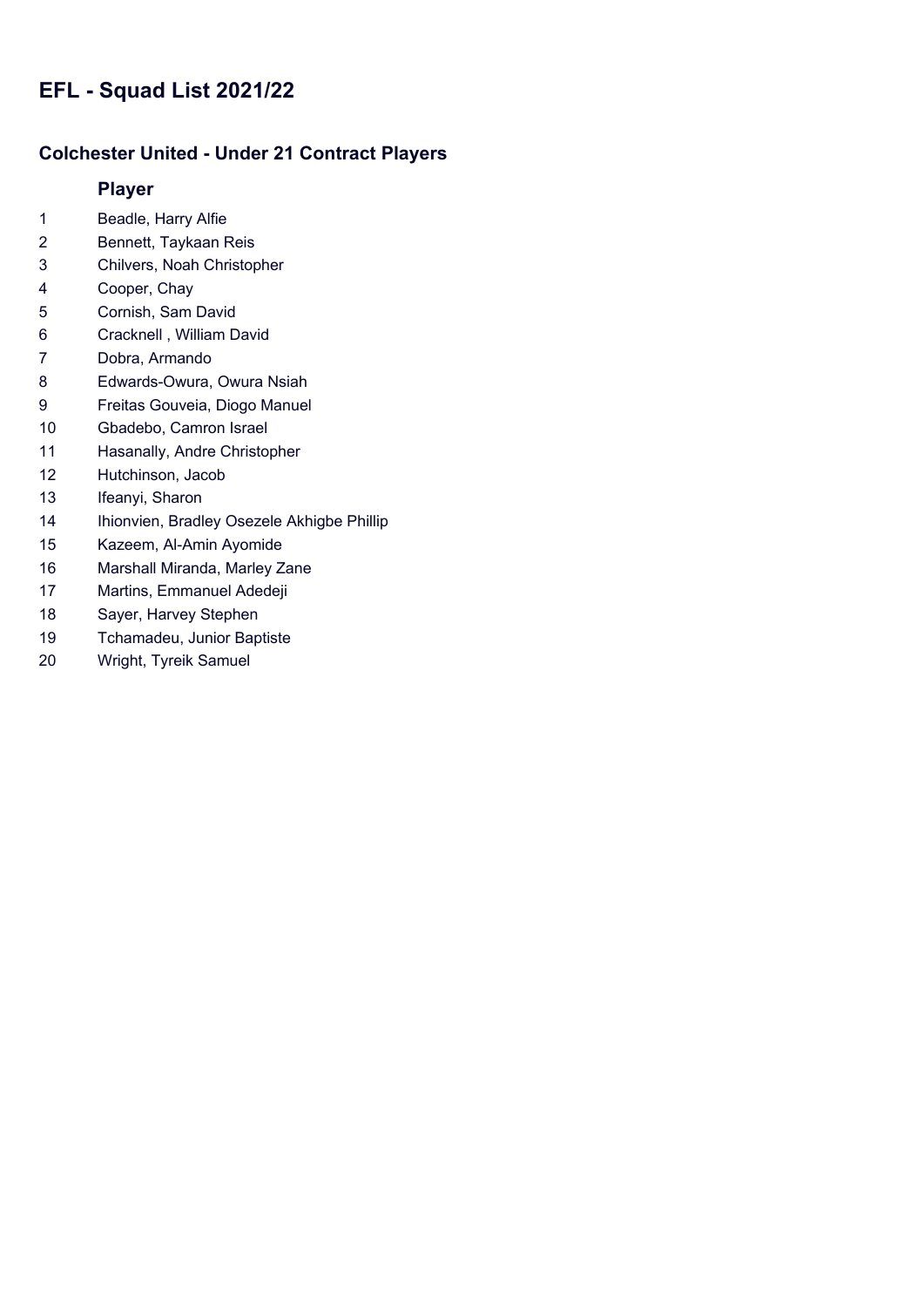# EFL - Squad List 2021/22

## Colchester United - Under 21 Contract Players

| | Player |
|---|---|
| 1 | Beadle, Harry Alfie |
| 2 | Bennett, Taykaan Reis |
| 3 | Chilvers, Noah Christopher |
| 4 | Cooper, Chay |
| 5 | Cornish, Sam David |
| 6 | Cracknell , William David |
| 7 | Dobra, Armando |
| 8 | Edwards-Owura, Owura Nsiah |
| 9 | Freitas Gouveia, Diogo Manuel |
| 10 | Gbadebo, Camron Israel |
| 11 | Hasanally, Andre Christopher |
| 12 | Hutchinson, Jacob |
| 13 | Ifeanyi, Sharon |
| 14 | Ihionvien, Bradley Osezele Akhigbe Phillip |
| 15 | Kazeem, Al-Amin Ayomide |
| 16 | Marshall Miranda, Marley Zane |
| 17 | Martins, Emmanuel Adedeji |
| 18 | Sayer, Harvey Stephen |
| 19 | Tchamadeu, Junior Baptiste |
| 20 | Wright, Tyreik Samuel |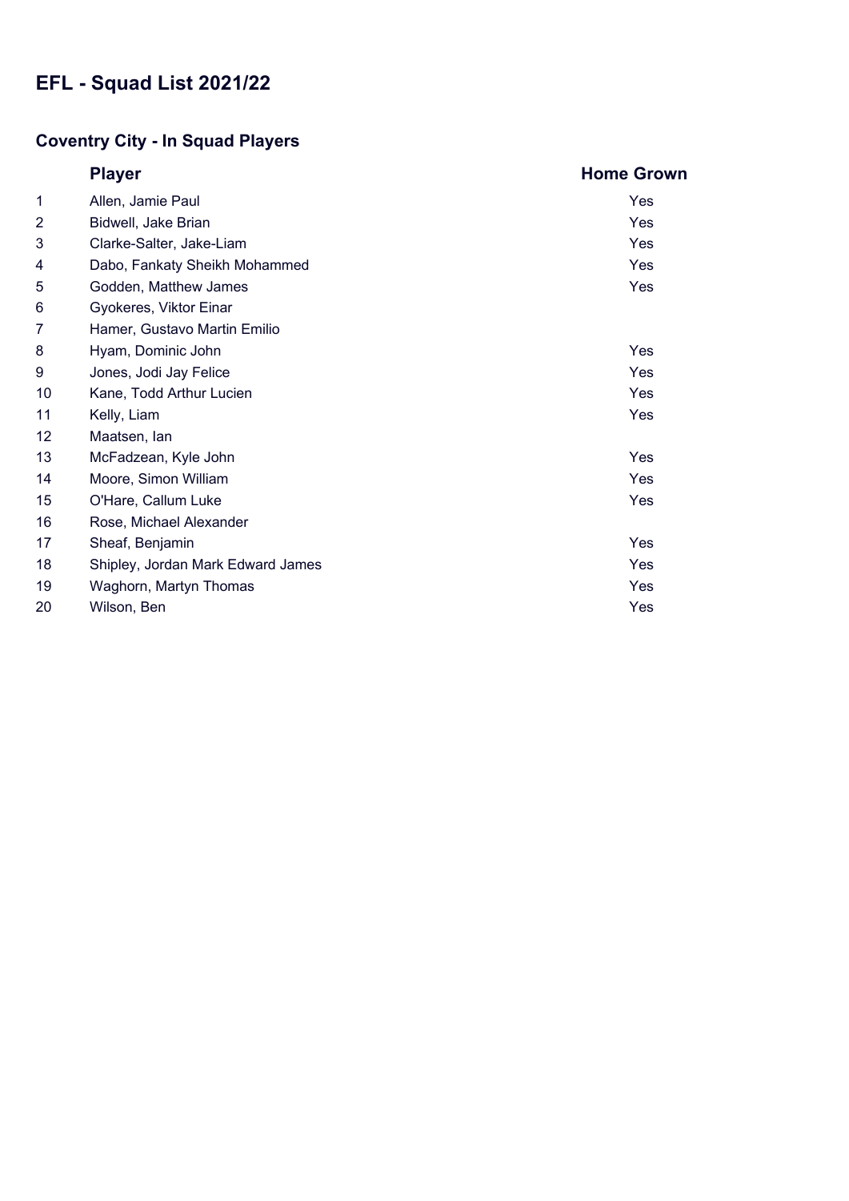# EFL - Squad List 2021/22

## Coventry City - In Squad Players

| | Player | Home Grown |
|---|---|---|
| 1 | Allen, Jamie Paul | Yes |
| 2 | Bidwell, Jake Brian | Yes |
| 3 | Clarke-Salter, Jake-Liam | Yes |
| 4 | Dabo, Fankaty Sheikh Mohammed | Yes |
| 5 | Godden, Matthew James | Yes |
| 6 | Gyokeres, Viktor Einar | |
| 7 | Hamer, Gustavo Martin Emilio | |
| 8 | Hyam, Dominic John | Yes |
| 9 | Jones, Jodi Jay Felice | Yes |
| 10 | Kane, Todd Arthur Lucien | Yes |
| 11 | Kelly, Liam | Yes |
| 12 | Maatsen, Ian | |
| 13 | McFadzean, Kyle John | Yes |
| 14 | Moore, Simon William | Yes |
| 15 | O'Hare, Callum Luke | Yes |
| 16 | Rose, Michael Alexander | |
| 17 | Sheaf, Benjamin | Yes |
| 18 | Shipley, Jordan Mark Edward James | Yes |
| 19 | Waghorn, Martyn Thomas | Yes |
| 20 | Wilson, Ben | Yes |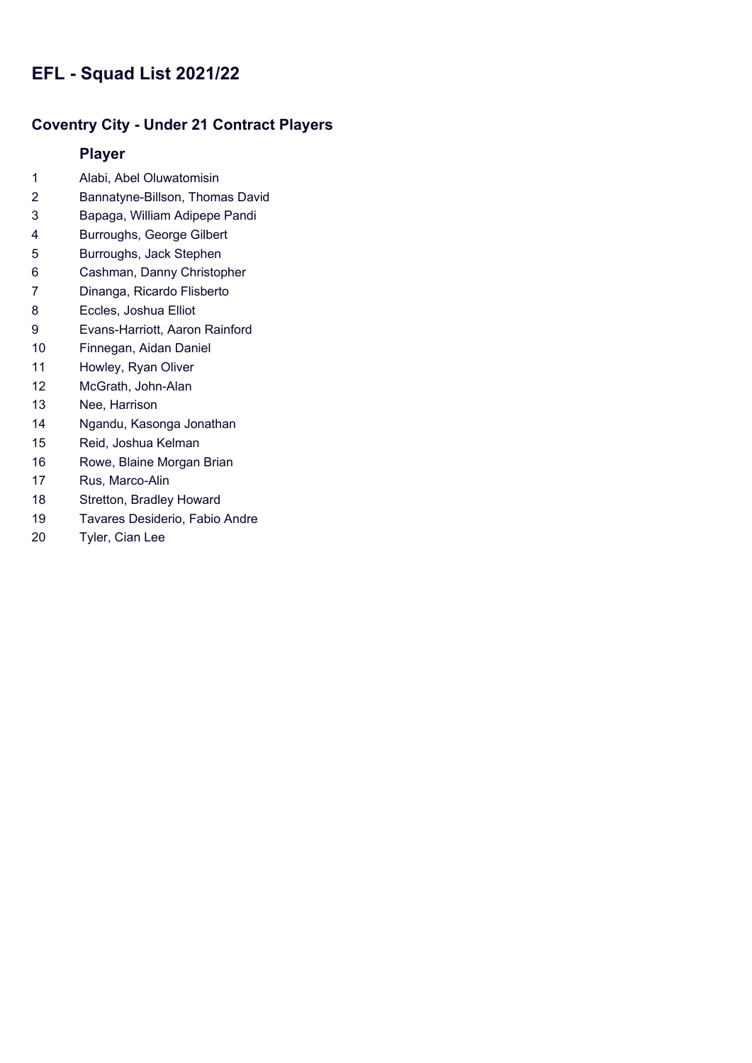# EFL - Squad List 2021/22

## Coventry City - Under 21 Contract Players

| | Player |
|---|---|
| 1 | Alabi, Abel Oluwatomisin |
| 2 | Bannatyne-Billson, Thomas David |
| 3 | Bapaga, William Adipepe Pandi |
| 4 | Burroughs, George Gilbert |
| 5 | Burroughs, Jack Stephen |
| 6 | Cashman, Danny Christopher |
| 7 | Dinanga, Ricardo Flisberto |
| 8 | Eccles, Joshua Elliot |
| 9 | Evans-Harriott, Aaron Rainford |
| 10 | Finnegan, Aidan Daniel |
| 11 | Howley, Ryan Oliver |
| 12 | McGrath, John-Alan |
| 13 | Nee, Harrison |
| 14 | Ngandu, Kasonga Jonathan |
| 15 | Reid, Joshua Kelman |
| 16 | Rowe, Blaine Morgan Brian |
| 17 | Rus, Marco-Alin |
| 18 | Stretton, Bradley Howard |
| 19 | Tavares Desiderio, Fabio Andre |
| 20 | Tyler, Cian Lee |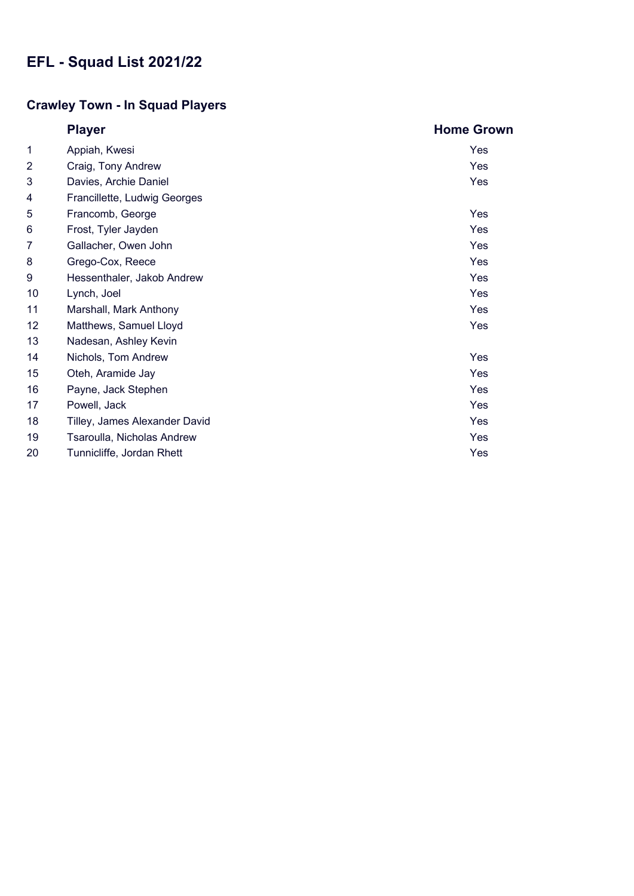# EFL - Squad List 2021/22

## Crawley Town - In Squad Players

| | Player | Home Grown |
|---|---|---|
| 1 | Appiah, Kwesi | Yes |
| 2 | Craig, Tony Andrew | Yes |
| 3 | Davies, Archie Daniel | Yes |
| 4 | Francillette, Ludwig Georges | |
| 5 | Francomb, George | Yes |
| 6 | Frost, Tyler Jayden | Yes |
| 7 | Gallacher, Owen John | Yes |
| 8 | Grego-Cox, Reece | Yes |
| 9 | Hessenthaler, Jakob Andrew | Yes |
| 10 | Lynch, Joel | Yes |
| 11 | Marshall, Mark Anthony | Yes |
| 12 | Matthews, Samuel Lloyd | Yes |
| 13 | Nadesan, Ashley Kevin | |
| 14 | Nichols, Tom Andrew | Yes |
| 15 | Oteh, Aramide Jay | Yes |
| 16 | Payne, Jack Stephen | Yes |
| 17 | Powell, Jack | Yes |
| 18 | Tilley, James Alexander David | Yes |
| 19 | Tsaroulla, Nicholas Andrew | Yes |
| 20 | Tunnicliffe, Jordan Rhett | Yes |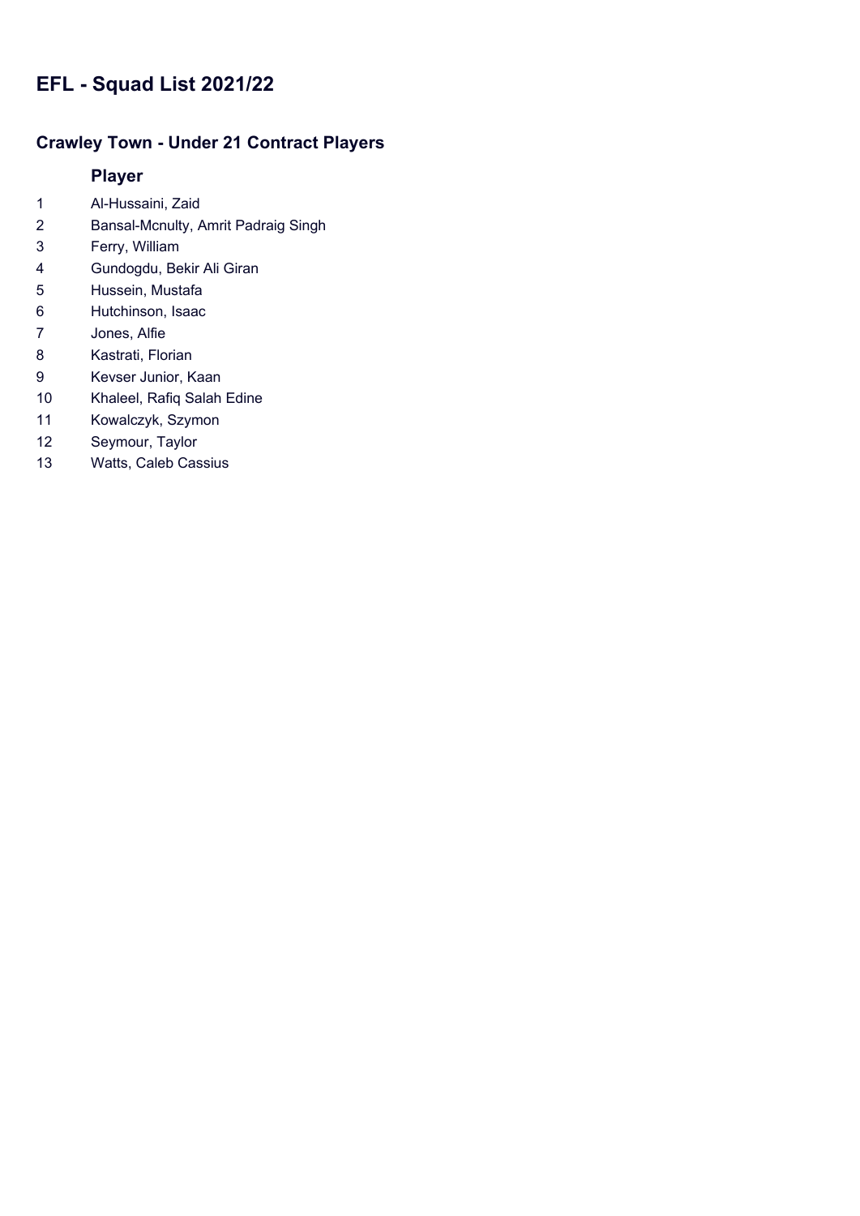# EFL - Squad List 2021/22

## Crawley Town - Under 21 Contract Players

| | Player |
|---|---|
| 1 | Al-Hussaini, Zaid |
| 2 | Bansal-Mcnulty, Amrit Padraig Singh |
| 3 | Ferry, William |
| 4 | Gundogdu, Bekir Ali Giran |
| 5 | Hussein, Mustafa |
| 6 | Hutchinson, Isaac |
| 7 | Jones, Alfie |
| 8 | Kastrati, Florian |
| 9 | Kevser Junior, Kaan |
| 10 | Khaleel, Rafiq Salah Edine |
| 11 | Kowalczyk, Szymon |
| 12 | Seymour, Taylor |
| 13 | Watts, Caleb Cassius |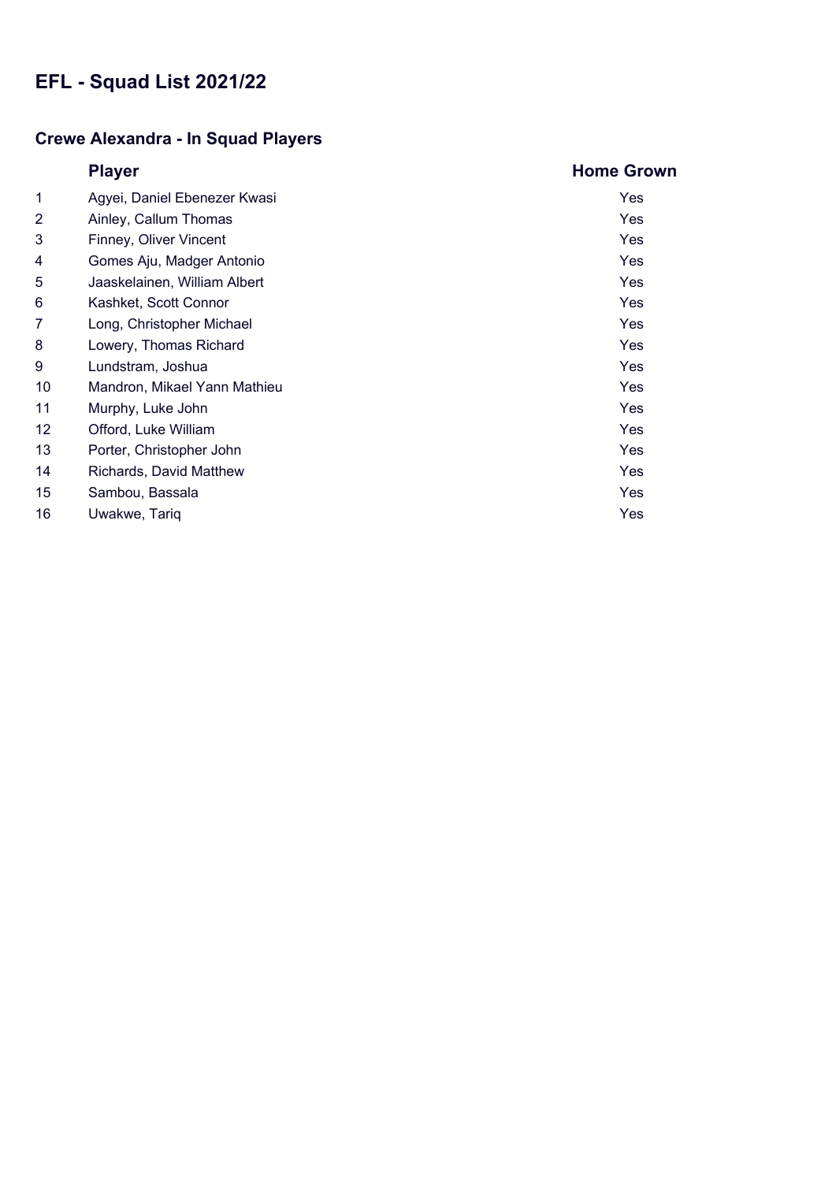# EFL - Squad List 2021/22

## Crewe Alexandra - In Squad Players

| | Player | Home Grown |
|---|---|---|
| 1 | Agyei, Daniel Ebenezer Kwasi | Yes |
| 2 | Ainley, Callum Thomas | Yes |
| 3 | Finney, Oliver Vincent | Yes |
| 4 | Gomes Aju, Madger Antonio | Yes |
| 5 | Jaaskelainen, William Albert | Yes |
| 6 | Kashket, Scott Connor | Yes |
| 7 | Long, Christopher Michael | Yes |
| 8 | Lowery, Thomas Richard | Yes |
| 9 | Lundstram, Joshua | Yes |
| 10 | Mandron, Mikael Yann Mathieu | Yes |
| 11 | Murphy, Luke John | Yes |
| 12 | Offord, Luke William | Yes |
| 13 | Porter, Christopher John | Yes |
| 14 | Richards, David Matthew | Yes |
| 15 | Sambou, Bassala | Yes |
| 16 | Uwakwe, Tariq | Yes |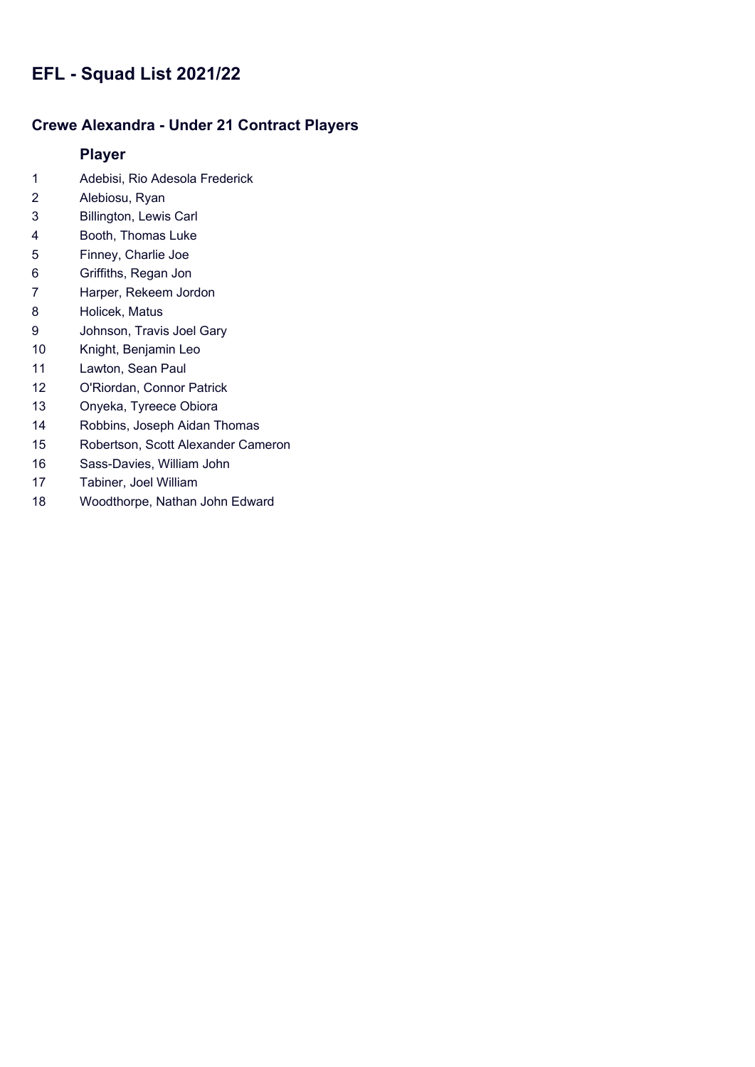# EFL - Squad List 2021/22

## Crewe Alexandra - Under 21 Contract Players

| | Player |
|---|---|
| 1 | Adebisi, Rio Adesola Frederick |
| 2 | Alebiosu, Ryan |
| 3 | Billington, Lewis Carl |
| 4 | Booth, Thomas Luke |
| 5 | Finney, Charlie Joe |
| 6 | Griffiths, Regan Jon |
| 7 | Harper, Rekeem Jordon |
| 8 | Holicek, Matus |
| 9 | Johnson, Travis Joel Gary |
| 10 | Knight, Benjamin Leo |
| 11 | Lawton, Sean Paul |
| 12 | O'Riordan, Connor Patrick |
| 13 | Onyeka, Tyreece Obiora |
| 14 | Robbins, Joseph Aidan Thomas |
| 15 | Robertson, Scott Alexander Cameron |
| 16 | Sass-Davies, William John |
| 17 | Tabiner, Joel William |
| 18 | Woodthorpe, Nathan John Edward |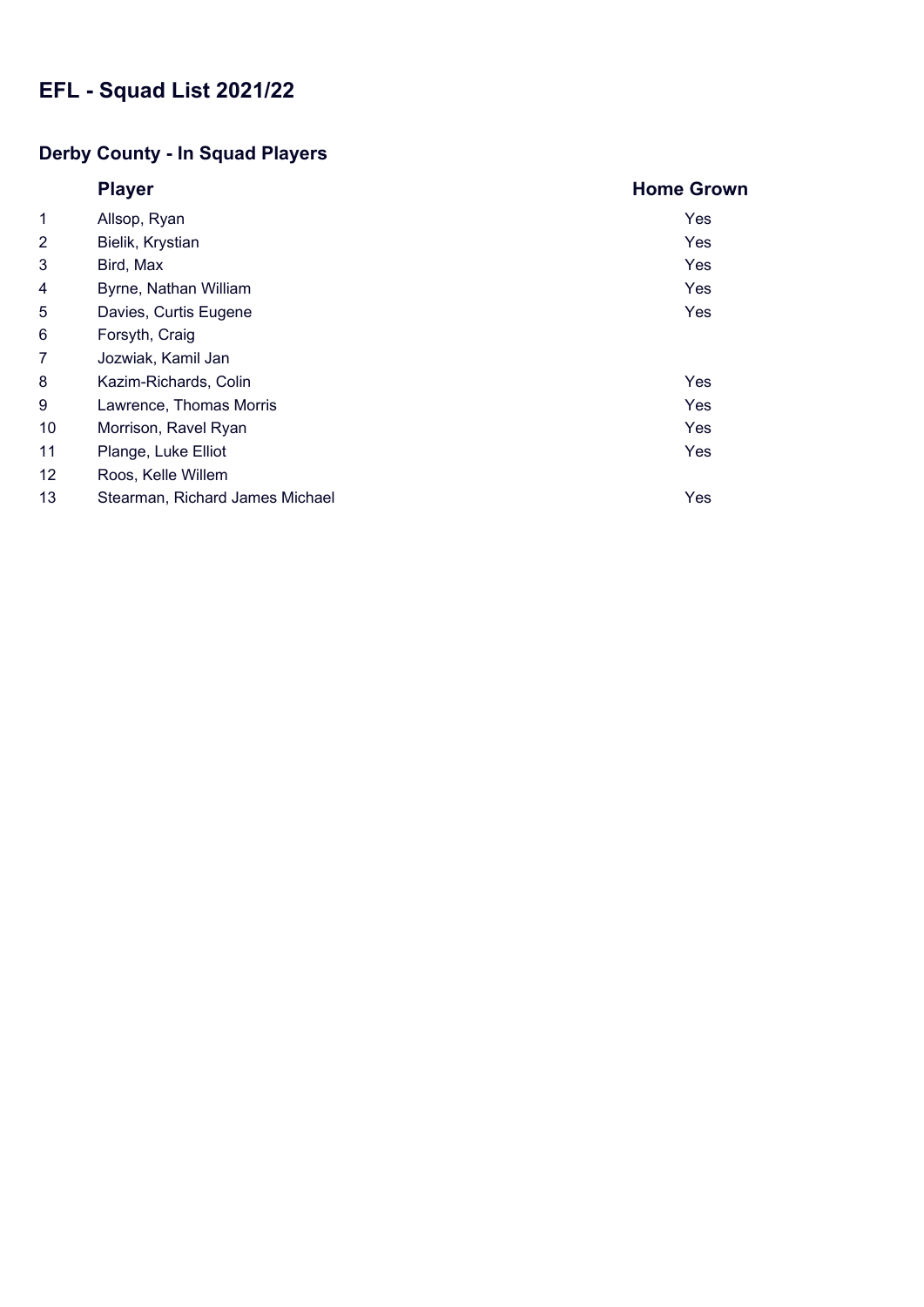# EFL - Squad List 2021/22

## Derby County - In Squad Players

| | Player | Home Grown |
|---|---|---|
| 1 | Allsop, Ryan | Yes |
| 2 | Bielik, Krystian | Yes |
| 3 | Bird, Max | Yes |
| 4 | Byrne, Nathan William | Yes |
| 5 | Davies, Curtis Eugene | Yes |
| 6 | Forsyth, Craig | |
| 7 | Jozwiak, Kamil Jan | |
| 8 | Kazim-Richards, Colin | Yes |
| 9 | Lawrence, Thomas Morris | Yes |
| 10 | Morrison, Ravel Ryan | Yes |
| 11 | Plange, Luke Elliot | Yes |
| 12 | Roos, Kelle Willem | |
| 13 | Stearman, Richard James Michael | Yes |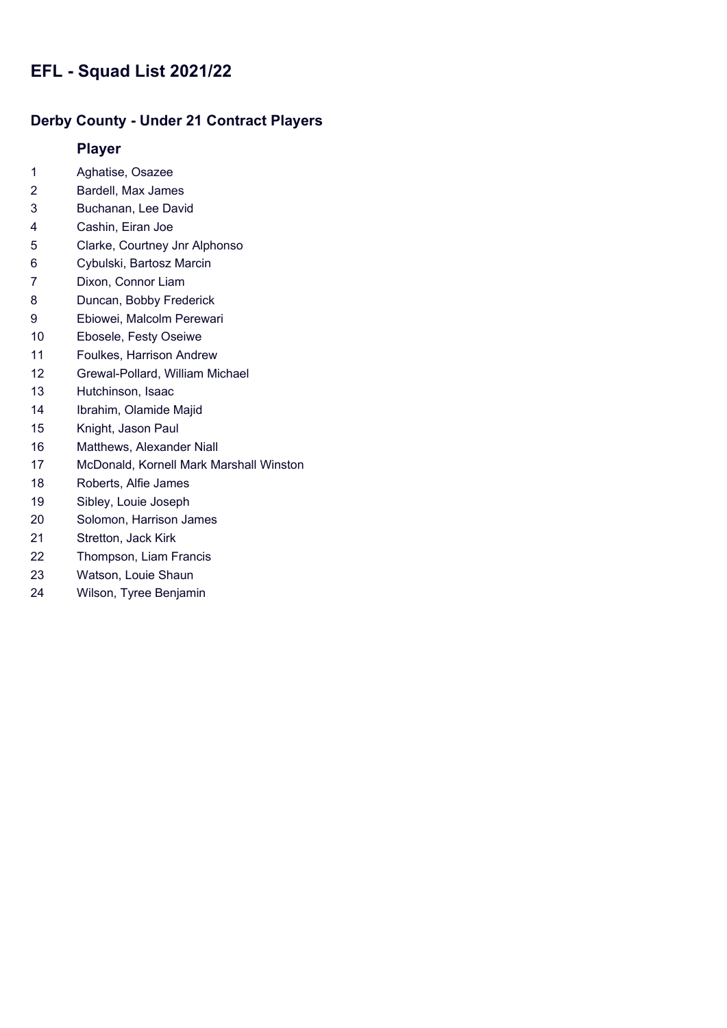# EFL - Squad List 2021/22

## Derby County - Under 21 Contract Players

| | Player |
|---|---|
| 1 | Aghatise, Osazee |
| 2 | Bardell, Max James |
| 3 | Buchanan, Lee David |
| 4 | Cashin, Eiran Joe |
| 5 | Clarke, Courtney Jnr Alphonso |
| 6 | Cybulski, Bartosz Marcin |
| 7 | Dixon, Connor Liam |
| 8 | Duncan, Bobby Frederick |
| 9 | Ebiowei, Malcolm Perewari |
| 10 | Ebosele, Festy Oseiwe |
| 11 | Foulkes, Harrison Andrew |
| 12 | Grewal-Pollard, William Michael |
| 13 | Hutchinson, Isaac |
| 14 | Ibrahim, Olamide Majid |
| 15 | Knight, Jason Paul |
| 16 | Matthews, Alexander Niall |
| 17 | McDonald, Kornell Mark Marshall Winston |
| 18 | Roberts, Alfie James |
| 19 | Sibley, Louie Joseph |
| 20 | Solomon, Harrison James |
| 21 | Stretton, Jack Kirk |
| 22 | Thompson, Liam Francis |
| 23 | Watson, Louie Shaun |
| 24 | Wilson, Tyree Benjamin |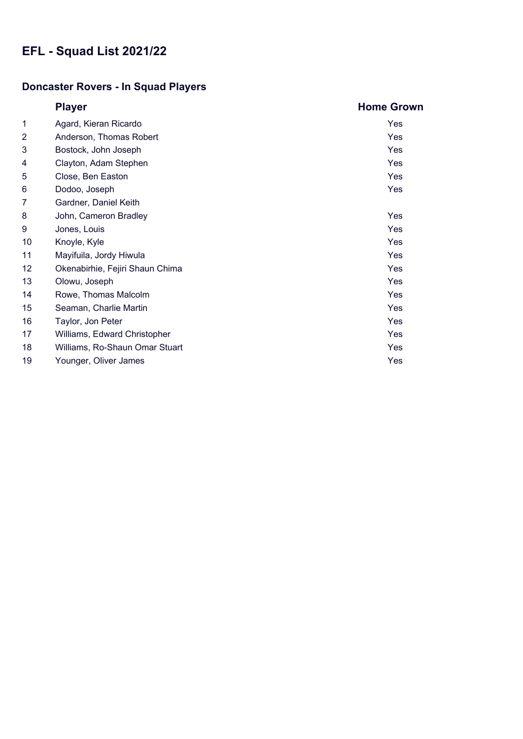# EFL - Squad List 2021/22

## Doncaster Rovers - In Squad Players

| | Player | Home Grown |
|---|---|---|
| 1 | Agard, Kieran Ricardo | Yes |
| 2 | Anderson, Thomas Robert | Yes |
| 3 | Bostock, John Joseph | Yes |
| 4 | Clayton, Adam Stephen | Yes |
| 5 | Close, Ben Easton | Yes |
| 6 | Dodoo, Joseph | Yes |
| 7 | Gardner, Daniel Keith | |
| 8 | John, Cameron Bradley | Yes |
| 9 | Jones, Louis | Yes |
| 10 | Knoyle, Kyle | Yes |
| 11 | Mayifuila, Jordy Hiwula | Yes |
| 12 | Okenabirhie, Fejiri Shaun Chima | Yes |
| 13 | Olowu, Joseph | Yes |
| 14 | Rowe, Thomas Malcolm | Yes |
| 15 | Seaman, Charlie Martin | Yes |
| 16 | Taylor, Jon Peter | Yes |
| 17 | Williams, Edward Christopher | Yes |
| 18 | Williams, Ro-Shaun Omar Stuart | Yes |
| 19 | Younger, Oliver James | Yes |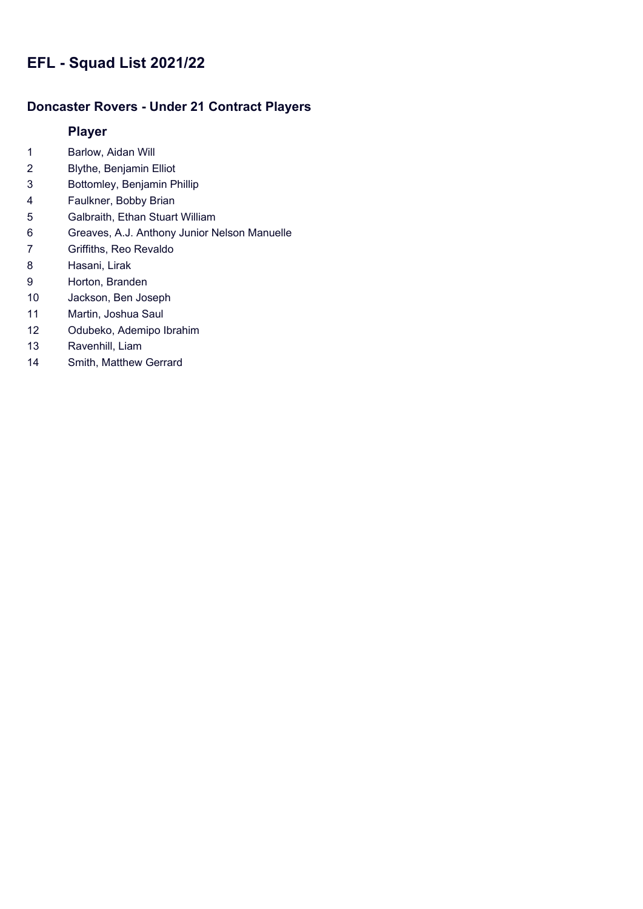# EFL - Squad List 2021/22

## Doncaster Rovers - Under 21 Contract Players

| | Player |
|---|---|
| 1 | Barlow, Aidan Will |
| 2 | Blythe, Benjamin Elliot |
| 3 | Bottomley, Benjamin Phillip |
| 4 | Faulkner, Bobby Brian |
| 5 | Galbraith, Ethan Stuart William |
| 6 | Greaves, A.J. Anthony Junior Nelson Manuelle |
| 7 | Griffiths, Reo Revaldo |
| 8 | Hasani, Lirak |
| 9 | Horton, Branden |
| 10 | Jackson, Ben Joseph |
| 11 | Martin, Joshua Saul |
| 12 | Odubeko, Ademipo Ibrahim |
| 13 | Ravenhill, Liam |
| 14 | Smith, Matthew Gerrard |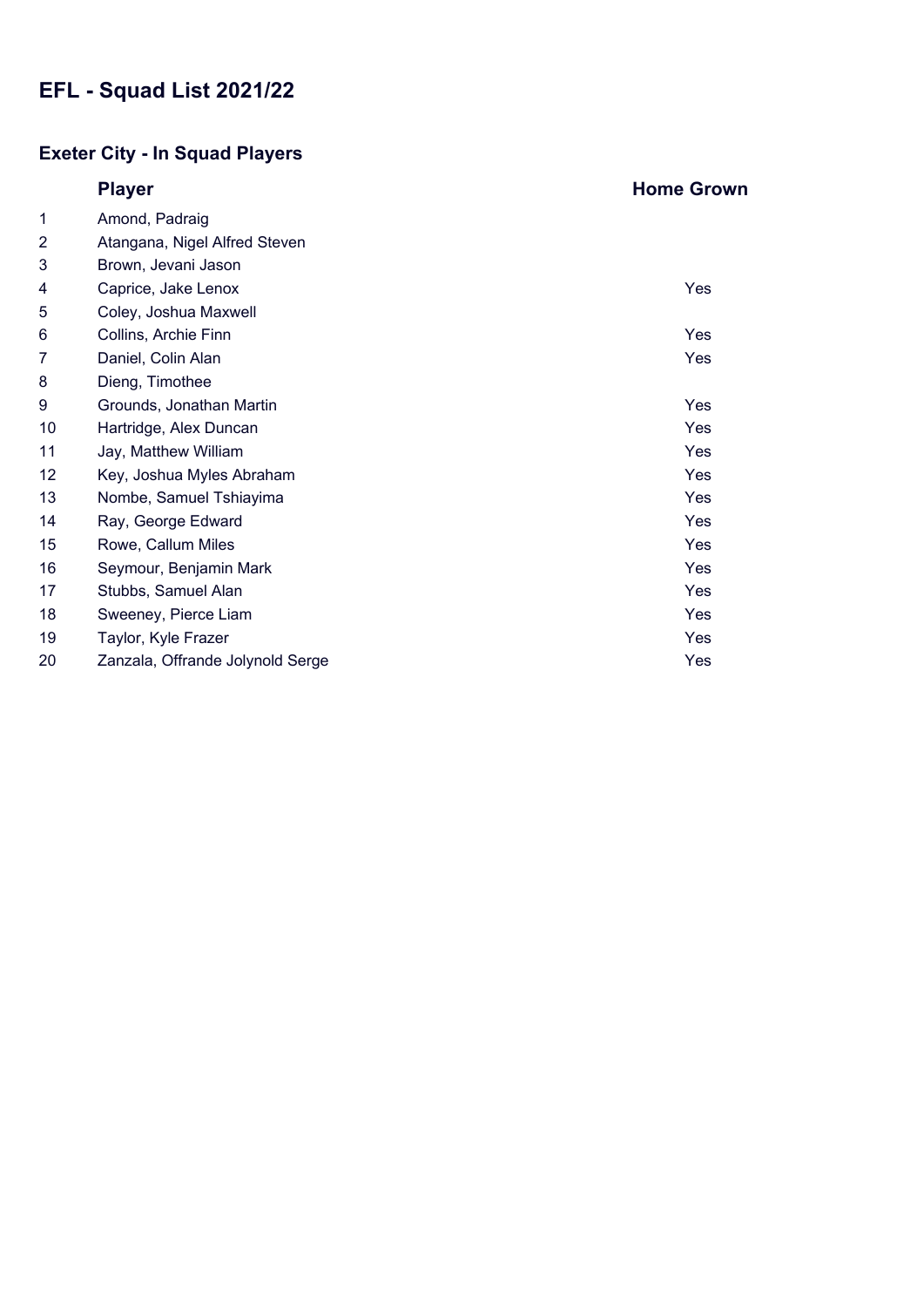# EFL - Squad List 2021/22

## Exeter City - In Squad Players

| | Player | Home Grown |
|---|---|---|
| 1 | Amond, Padraig | |
| 2 | Atangana, Nigel Alfred Steven | |
| 3 | Brown, Jevani Jason | |
| 4 | Caprice, Jake Lenox | Yes |
| 5 | Coley, Joshua Maxwell | |
| 6 | Collins, Archie Finn | Yes |
| 7 | Daniel, Colin Alan | Yes |
| 8 | Dieng, Timothee | |
| 9 | Grounds, Jonathan Martin | Yes |
| 10 | Hartridge, Alex Duncan | Yes |
| 11 | Jay, Matthew William | Yes |
| 12 | Key, Joshua Myles Abraham | Yes |
| 13 | Nombe, Samuel Tshiayima | Yes |
| 14 | Ray, George Edward | Yes |
| 15 | Rowe, Callum Miles | Yes |
| 16 | Seymour, Benjamin Mark | Yes |
| 17 | Stubbs, Samuel Alan | Yes |
| 18 | Sweeney, Pierce Liam | Yes |
| 19 | Taylor, Kyle Frazer | Yes |
| 20 | Zanzala, Offrande Jolynold Serge | Yes |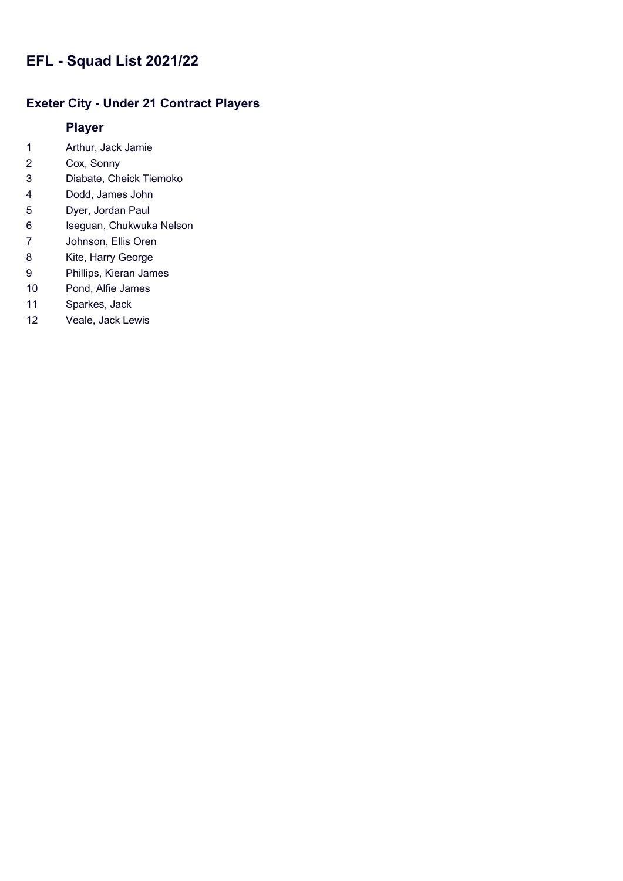# EFL - Squad List 2021/22

## Exeter City - Under 21 Contract Players

|  | Player |
|---|---|
| 1 | Arthur, Jack Jamie |
| 2 | Cox, Sonny |
| 3 | Diabate, Cheick Tiemoko |
| 4 | Dodd, James John |
| 5 | Dyer, Jordan Paul |
| 6 | Iseguan, Chukwuka Nelson |
| 7 | Johnson, Ellis Oren |
| 8 | Kite, Harry George |
| 9 | Phillips, Kieran James |
| 10 | Pond, Alfie James |
| 11 | Sparkes, Jack |
| 12 | Veale, Jack Lewis |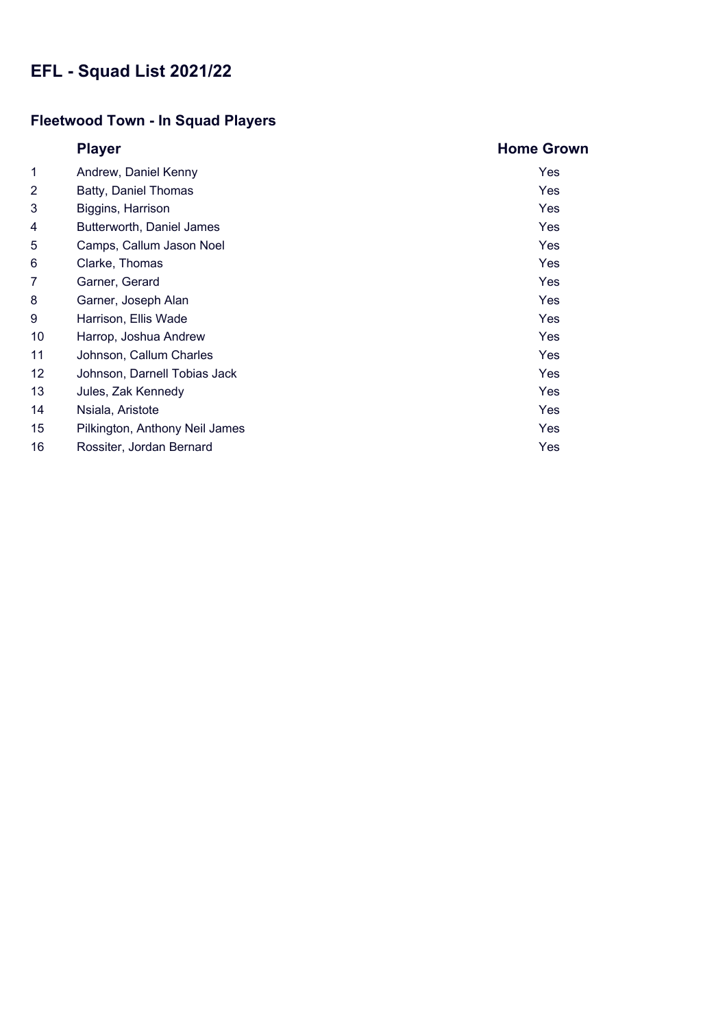# EFL - Squad List 2021/22

## Fleetwood Town - In Squad Players

| | Player | Home Grown |
|---|---|---|
| 1 | Andrew, Daniel Kenny | Yes |
| 2 | Batty, Daniel Thomas | Yes |
| 3 | Biggins, Harrison | Yes |
| 4 | Butterworth, Daniel James | Yes |
| 5 | Camps, Callum Jason Noel | Yes |
| 6 | Clarke, Thomas | Yes |
| 7 | Garner, Gerard | Yes |
| 8 | Garner, Joseph Alan | Yes |
| 9 | Harrison, Ellis Wade | Yes |
| 10 | Harrop, Joshua Andrew | Yes |
| 11 | Johnson, Callum Charles | Yes |
| 12 | Johnson, Darnell Tobias Jack | Yes |
| 13 | Jules, Zak Kennedy | Yes |
| 14 | Nsiala, Aristote | Yes |
| 15 | Pilkington, Anthony Neil James | Yes |
| 16 | Rossiter, Jordan Bernard | Yes |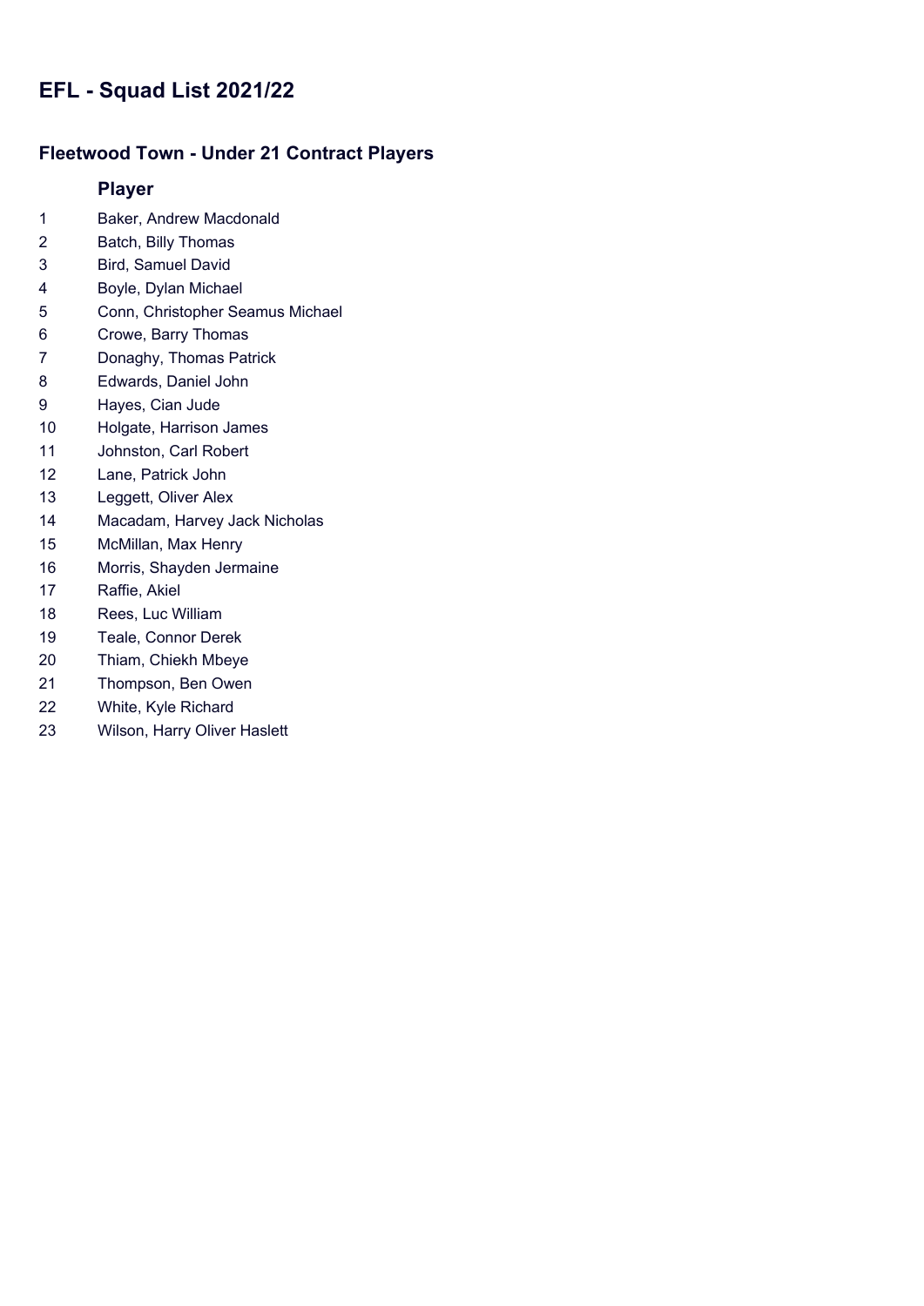# EFL - Squad List 2021/22

## Fleetwood Town - Under 21 Contract Players

| | Player |
|---|---|
| 1 | Baker, Andrew Macdonald |
| 2 | Batch, Billy Thomas |
| 3 | Bird, Samuel David |
| 4 | Boyle, Dylan Michael |
| 5 | Conn, Christopher Seamus Michael |
| 6 | Crowe, Barry Thomas |
| 7 | Donaghy, Thomas Patrick |
| 8 | Edwards, Daniel John |
| 9 | Hayes, Cian Jude |
| 10 | Holgate, Harrison James |
| 11 | Johnston, Carl Robert |
| 12 | Lane, Patrick John |
| 13 | Leggett, Oliver Alex |
| 14 | Macadam, Harvey Jack Nicholas |
| 15 | McMillan, Max Henry |
| 16 | Morris, Shayden Jermaine |
| 17 | Raffie, Akiel |
| 18 | Rees, Luc William |
| 19 | Teale, Connor Derek |
| 20 | Thiam, Chiekh Mbeye |
| 21 | Thompson, Ben Owen |
| 22 | White, Kyle Richard |
| 23 | Wilson, Harry Oliver Haslett |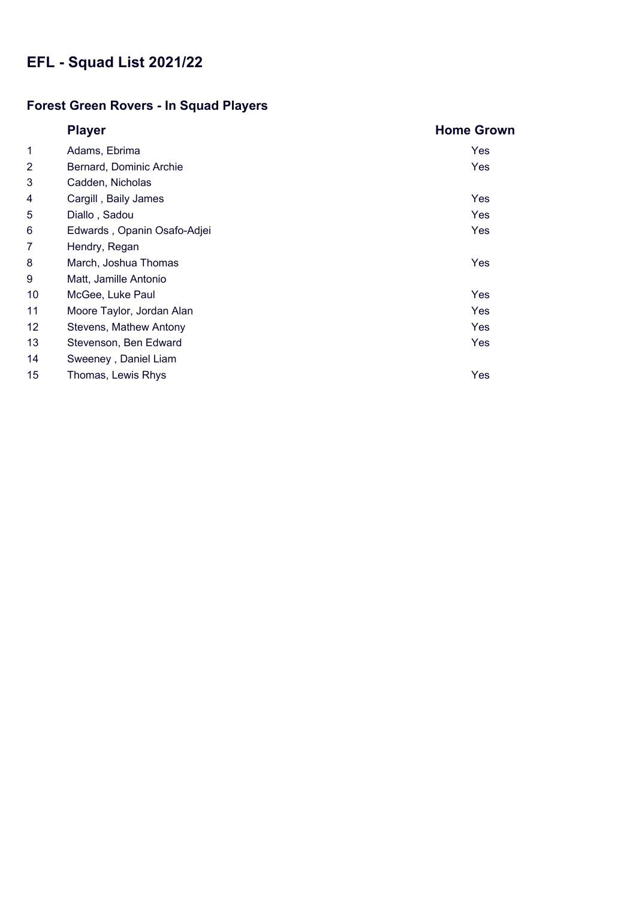# EFL - Squad List 2021/22

## Forest Green Rovers - In Squad Players

| | Player | Home Grown |
|---|---|---|
| 1 | Adams, Ebrima | Yes |
| 2 | Bernard, Dominic Archie | Yes |
| 3 | Cadden, Nicholas | |
| 4 | Cargill , Baily James | Yes |
| 5 | Diallo , Sadou | Yes |
| 6 | Edwards , Opanin Osafo-Adjei | Yes |
| 7 | Hendry, Regan | |
| 8 | March, Joshua Thomas | Yes |
| 9 | Matt, Jamille Antonio | |
| 10 | McGee, Luke Paul | Yes |
| 11 | Moore Taylor, Jordan Alan | Yes |
| 12 | Stevens, Mathew Antony | Yes |
| 13 | Stevenson, Ben Edward | Yes |
| 14 | Sweeney , Daniel Liam | |
| 15 | Thomas, Lewis Rhys | Yes |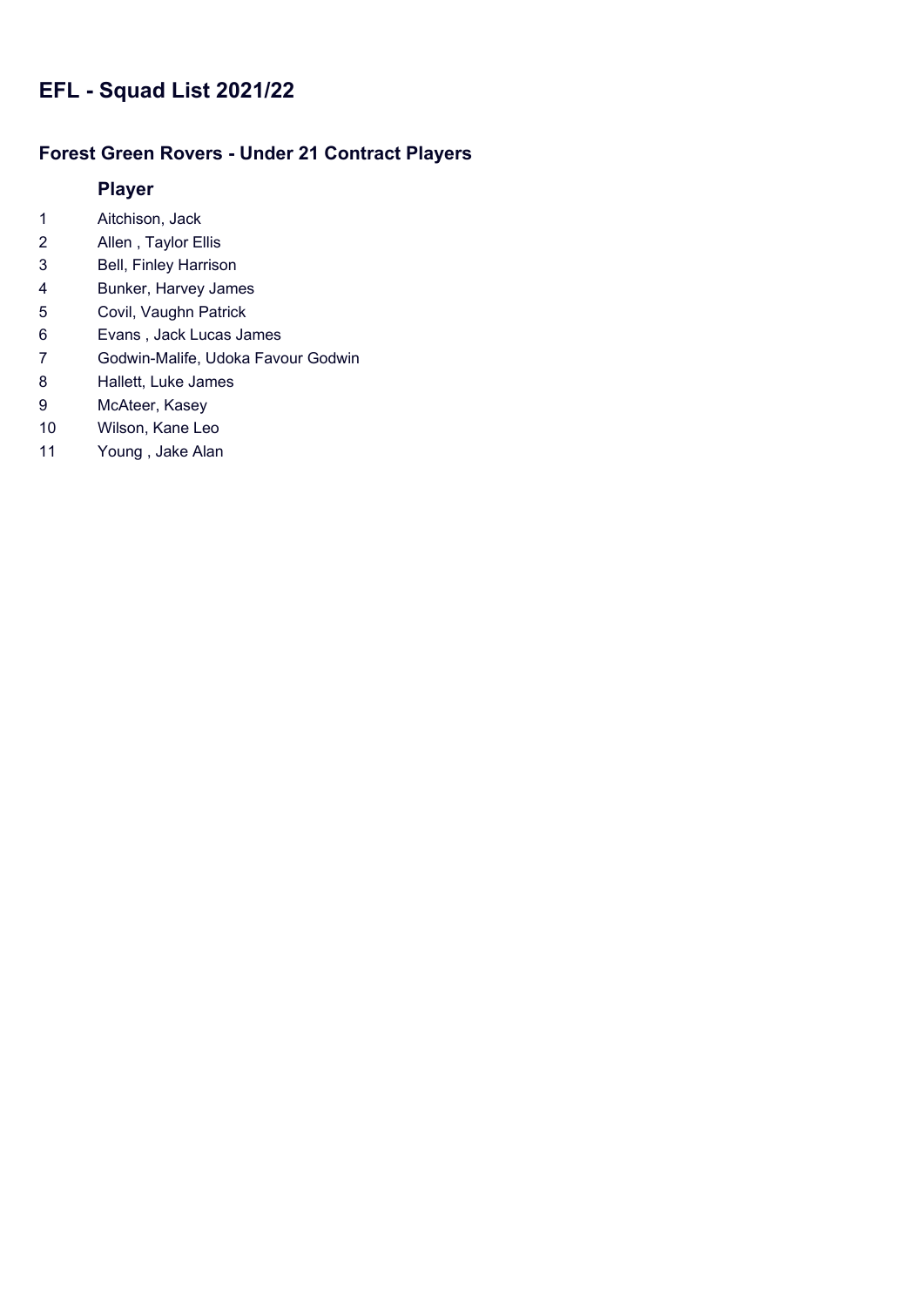# EFL - Squad List 2021/22

## Forest Green Rovers - Under 21 Contract Players

| | Player |
|---|---|
| 1 | Aitchison, Jack |
| 2 | Allen , Taylor Ellis |
| 3 | Bell, Finley Harrison |
| 4 | Bunker, Harvey James |
| 5 | Covil, Vaughn Patrick |
| 6 | Evans , Jack Lucas James |
| 7 | Godwin-Malife, Udoka Favour Godwin |
| 8 | Hallett, Luke James |
| 9 | McAteer, Kasey |
| 10 | Wilson, Kane Leo |
| 11 | Young , Jake Alan |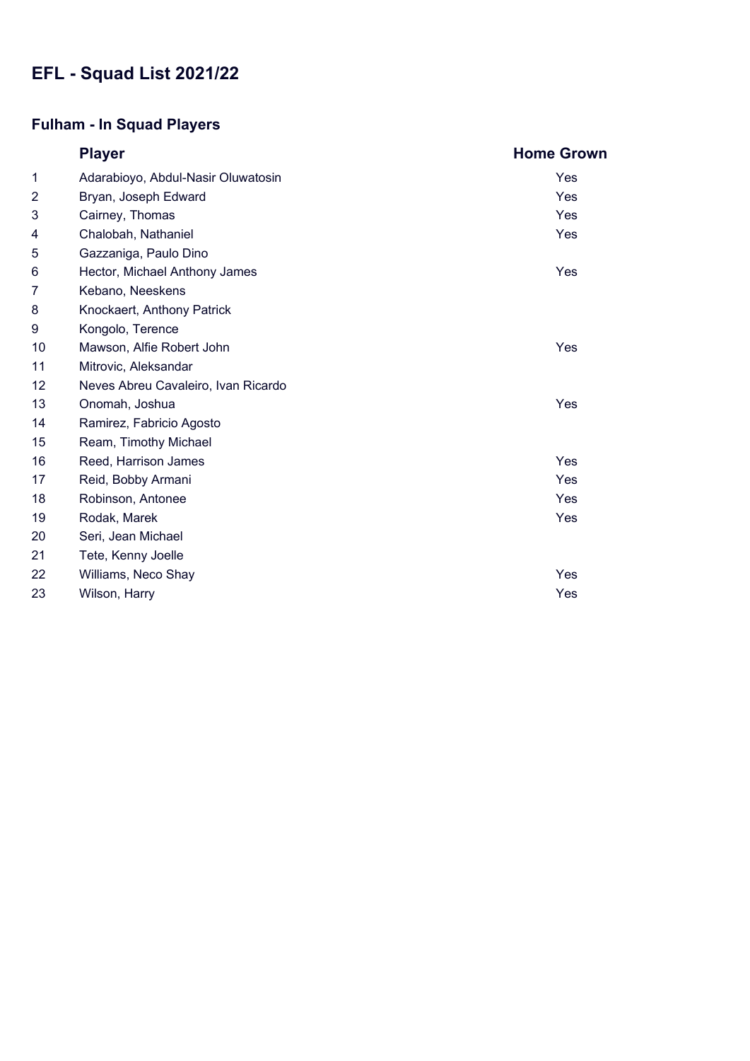# EFL - Squad List 2021/22

## Fulham - In Squad Players

| | Player | Home Grown |
|---|---|---|
| 1 | Adarabioyo, Abdul-Nasir Oluwatosin | Yes |
| 2 | Bryan, Joseph Edward | Yes |
| 3 | Cairney, Thomas | Yes |
| 4 | Chalobah, Nathaniel | Yes |
| 5 | Gazzaniga, Paulo Dino | |
| 6 | Hector, Michael Anthony James | Yes |
| 7 | Kebano, Neeskens | |
| 8 | Knockaert, Anthony Patrick | |
| 9 | Kongolo, Terence | |
| 10 | Mawson, Alfie Robert John | Yes |
| 11 | Mitrovic, Aleksandar | |
| 12 | Neves Abreu Cavaleiro, Ivan Ricardo | |
| 13 | Onomah, Joshua | Yes |
| 14 | Ramirez, Fabricio Agosto | |
| 15 | Ream, Timothy Michael | |
| 16 | Reed, Harrison James | Yes |
| 17 | Reid, Bobby Armani | Yes |
| 18 | Robinson, Antonee | Yes |
| 19 | Rodak, Marek | Yes |
| 20 | Seri, Jean Michael | |
| 21 | Tete, Kenny Joelle | |
| 22 | Williams, Neco Shay | Yes |
| 23 | Wilson, Harry | Yes |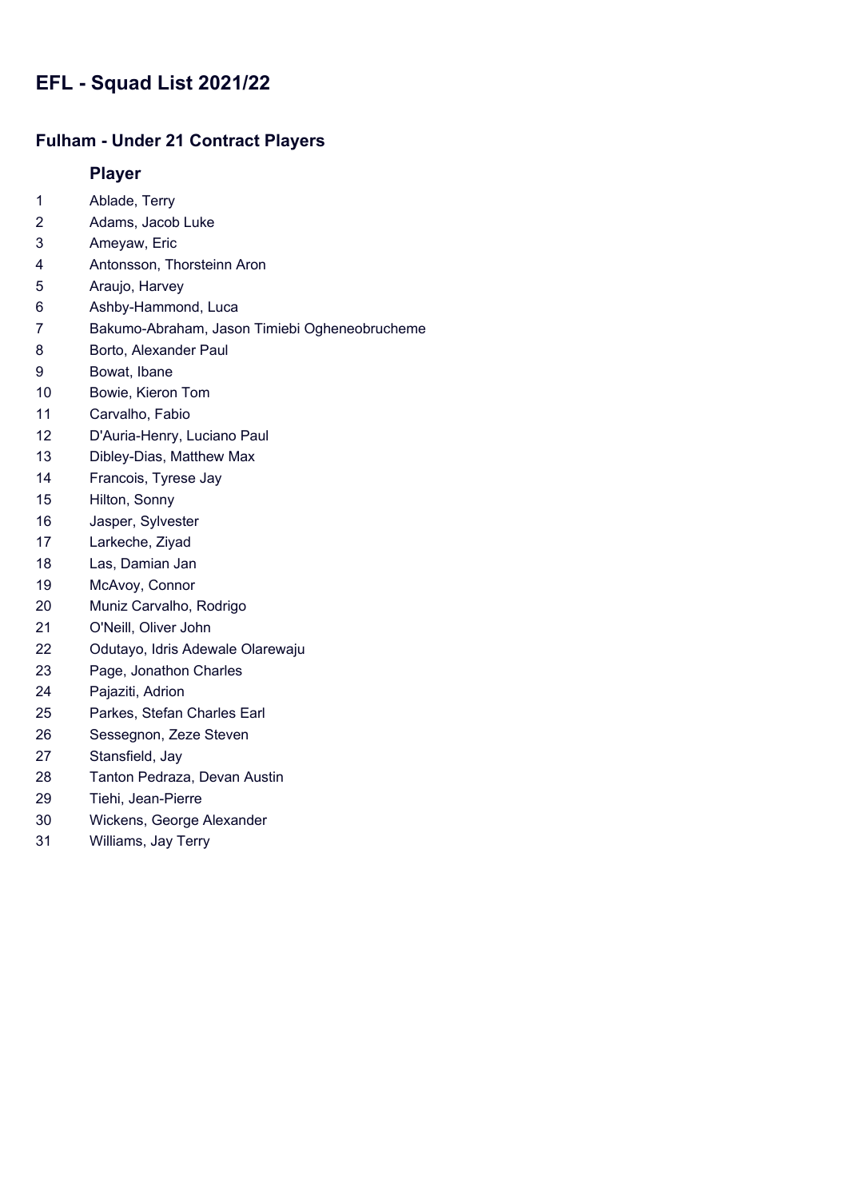# EFL - Squad List 2021/22

## Fulham - Under 21 Contract Players

| | Player |
|---|---|
| 1 | Ablade, Terry |
| 2 | Adams, Jacob Luke |
| 3 | Ameyaw, Eric |
| 4 | Antonsson, Thorsteinn Aron |
| 5 | Araujo, Harvey |
| 6 | Ashby-Hammond, Luca |
| 7 | Bakumo-Abraham, Jason Timiebi Ogheneobrucheme |
| 8 | Borto, Alexander Paul |
| 9 | Bowat, Ibane |
| 10 | Bowie, Kieron Tom |
| 11 | Carvalho, Fabio |
| 12 | D'Auria-Henry, Luciano Paul |
| 13 | Dibley-Dias, Matthew Max |
| 14 | Francois, Tyrese Jay |
| 15 | Hilton, Sonny |
| 16 | Jasper, Sylvester |
| 17 | Larkeche, Ziyad |
| 18 | Las, Damian Jan |
| 19 | McAvoy, Connor |
| 20 | Muniz Carvalho, Rodrigo |
| 21 | O'Neill, Oliver John |
| 22 | Odutayo, Idris Adewale Olarewaju |
| 23 | Page, Jonathon Charles |
| 24 | Pajaziti, Adrion |
| 25 | Parkes, Stefan Charles Earl |
| 26 | Sessegnon, Zeze Steven |
| 27 | Stansfield, Jay |
| 28 | Tanton Pedraza, Devan Austin |
| 29 | Tiehi, Jean-Pierre |
| 30 | Wickens, George Alexander |
| 31 | Williams, Jay Terry |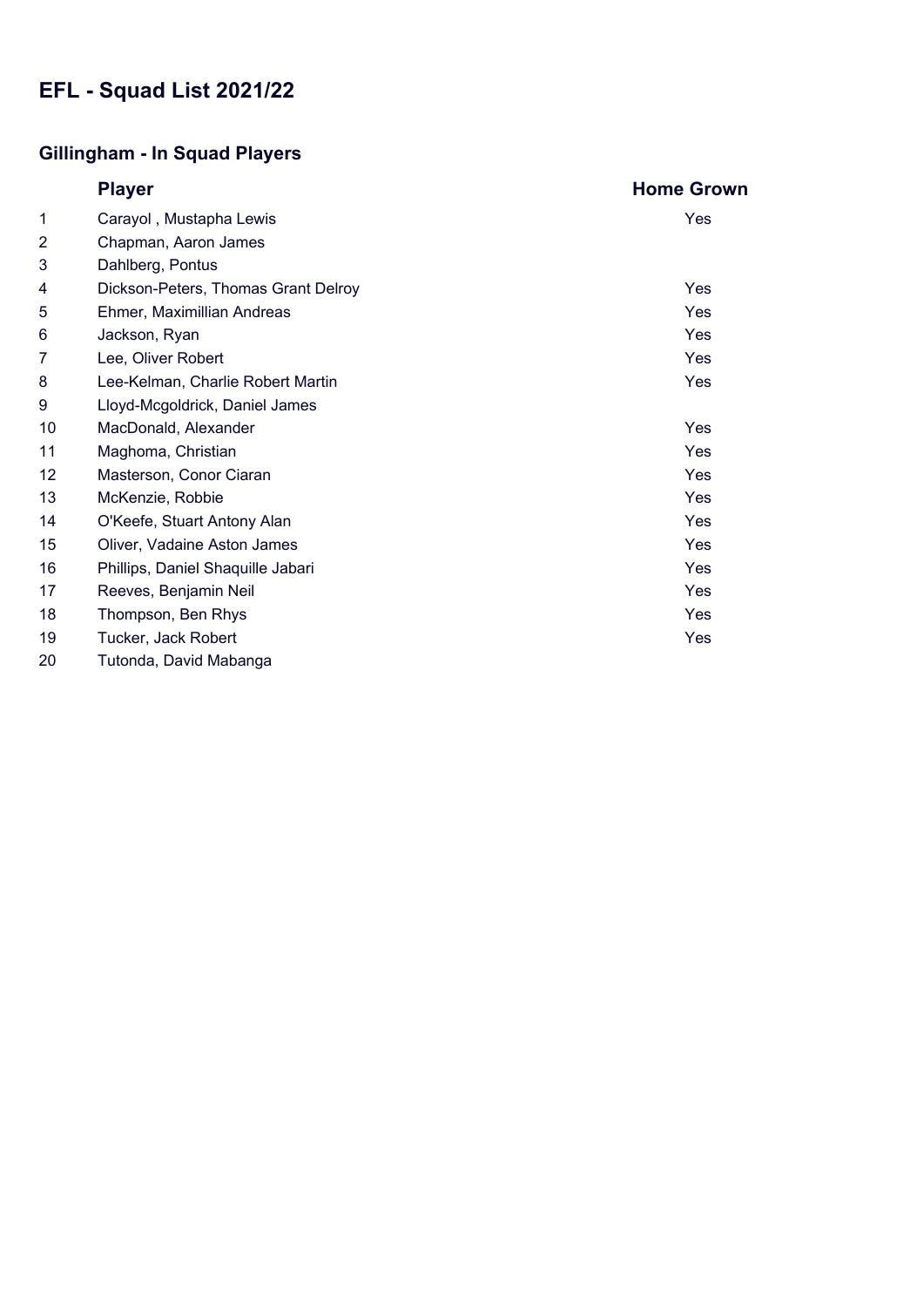# EFL - Squad List 2021/22

## Gillingham - In Squad Players

| | Player | Home Grown |
|---|---|---|
| 1 | Carayol , Mustapha Lewis | Yes |
| 2 | Chapman, Aaron James | |
| 3 | Dahlberg, Pontus | |
| 4 | Dickson-Peters, Thomas Grant Delroy | Yes |
| 5 | Ehmer, Maximillian Andreas | Yes |
| 6 | Jackson, Ryan | Yes |
| 7 | Lee, Oliver Robert | Yes |
| 8 | Lee-Kelman, Charlie Robert Martin | Yes |
| 9 | Lloyd-Mcgoldrick, Daniel James | |
| 10 | MacDonald, Alexander | Yes |
| 11 | Maghoma, Christian | Yes |
| 12 | Masterson, Conor Ciaran | Yes |
| 13 | McKenzie, Robbie | Yes |
| 14 | O'Keefe, Stuart Antony Alan | Yes |
| 15 | Oliver, Vadaine Aston James | Yes |
| 16 | Phillips, Daniel Shaquille Jabari | Yes |
| 17 | Reeves, Benjamin Neil | Yes |
| 18 | Thompson, Ben Rhys | Yes |
| 19 | Tucker, Jack Robert | Yes |
| 20 | Tutonda, David Mabanga | |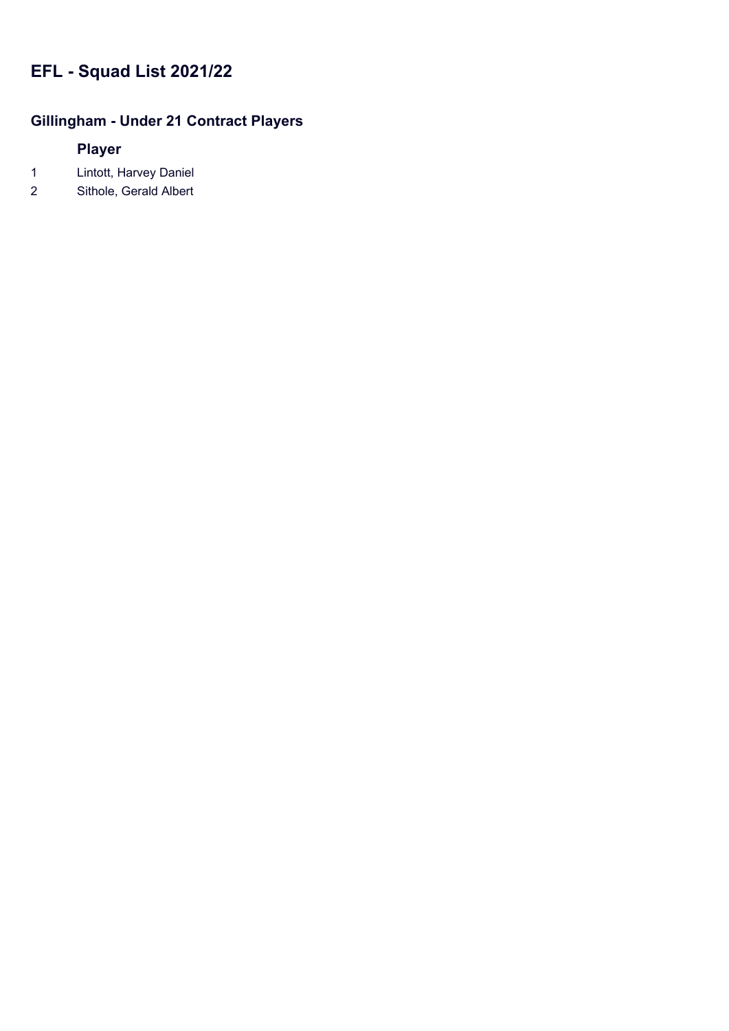# EFL - Squad List 2021/22

## Gillingham - Under 21 Contract Players

| | Player |
|---|---|
| 1 | Lintott, Harvey Daniel |
| 2 | Sithole, Gerald Albert |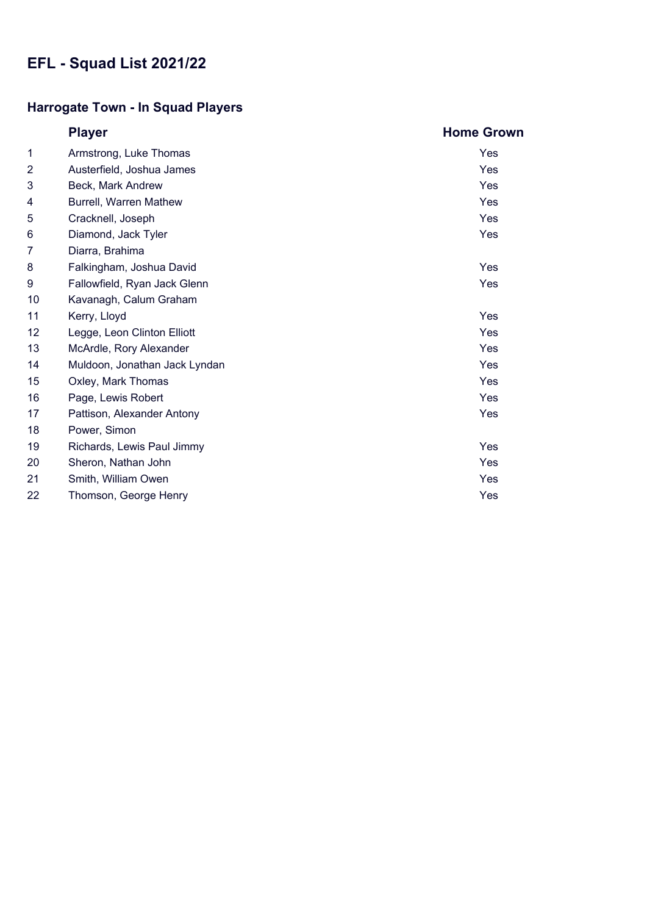# EFL - Squad List 2021/22

## Harrogate Town - In Squad Players

| | Player | Home Grown |
|---|---|---|
| 1 | Armstrong, Luke Thomas | Yes |
| 2 | Austerfield, Joshua James | Yes |
| 3 | Beck, Mark Andrew | Yes |
| 4 | Burrell, Warren Mathew | Yes |
| 5 | Cracknell, Joseph | Yes |
| 6 | Diamond, Jack Tyler | Yes |
| 7 | Diarra, Brahima | |
| 8 | Falkingham, Joshua David | Yes |
| 9 | Fallowfield, Ryan Jack Glenn | Yes |
| 10 | Kavanagh, Calum Graham | |
| 11 | Kerry, Lloyd | Yes |
| 12 | Legge, Leon Clinton Elliott | Yes |
| 13 | McArdle, Rory Alexander | Yes |
| 14 | Muldoon, Jonathan Jack Lyndan | Yes |
| 15 | Oxley, Mark Thomas | Yes |
| 16 | Page, Lewis Robert | Yes |
| 17 | Pattison, Alexander Antony | Yes |
| 18 | Power, Simon | |
| 19 | Richards, Lewis Paul Jimmy | Yes |
| 20 | Sheron, Nathan John | Yes |
| 21 | Smith, William Owen | Yes |
| 22 | Thomson, George Henry | Yes |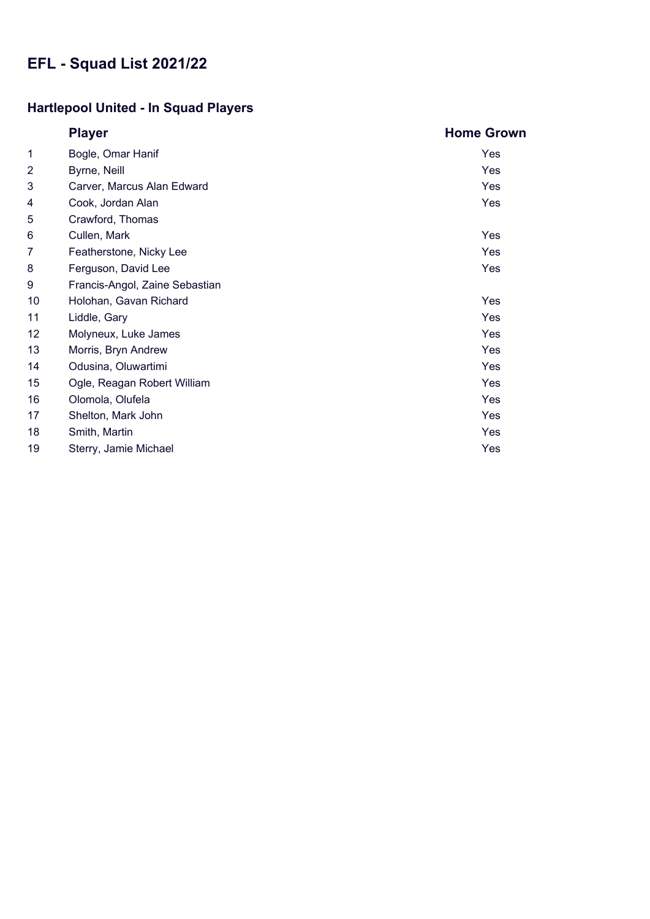# EFL - Squad List 2021/22

## Hartlepool United - In Squad Players

| | Player | Home Grown |
|---|---|---|
| 1 | Bogle, Omar Hanif | Yes |
| 2 | Byrne, Neill | Yes |
| 3 | Carver, Marcus Alan Edward | Yes |
| 4 | Cook, Jordan Alan | Yes |
| 5 | Crawford, Thomas | |
| 6 | Cullen, Mark | Yes |
| 7 | Featherstone, Nicky Lee | Yes |
| 8 | Ferguson, David Lee | Yes |
| 9 | Francis-Angol, Zaine Sebastian | |
| 10 | Holohan, Gavan Richard | Yes |
| 11 | Liddle, Gary | Yes |
| 12 | Molyneux, Luke James | Yes |
| 13 | Morris, Bryn Andrew | Yes |
| 14 | Odusina, Oluwartimi | Yes |
| 15 | Ogle, Reagan Robert William | Yes |
| 16 | Olomola, Olufela | Yes |
| 17 | Shelton, Mark John | Yes |
| 18 | Smith, Martin | Yes |
| 19 | Sterry, Jamie Michael | Yes |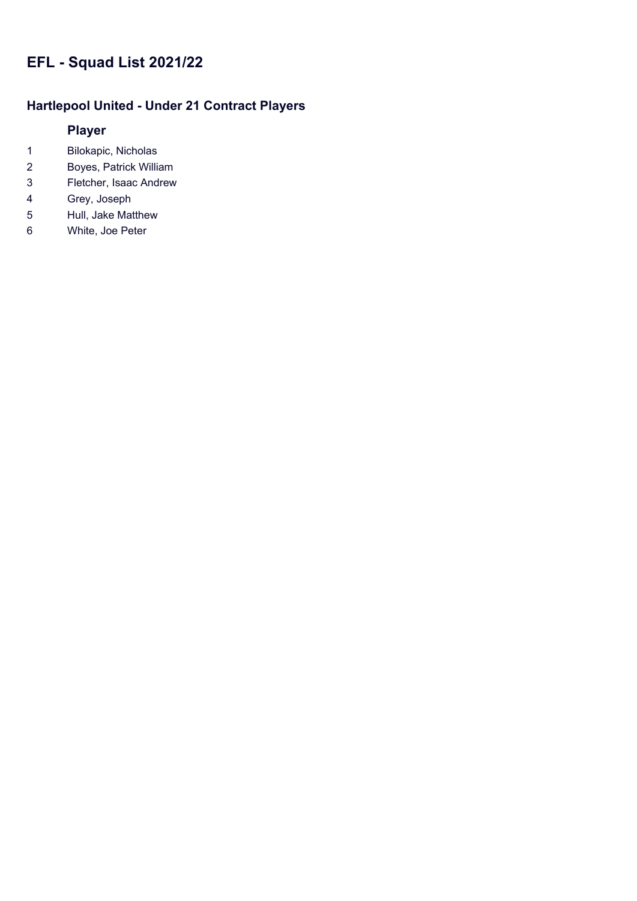# EFL - Squad List 2021/22

## Hartlepool United - Under 21 Contract Players

| | Player |
|---|---|
| 1 | Bilokapic, Nicholas |
| 2 | Boyes, Patrick William |
| 3 | Fletcher, Isaac Andrew |
| 4 | Grey, Joseph |
| 5 | Hull, Jake Matthew |
| 6 | White, Joe Peter |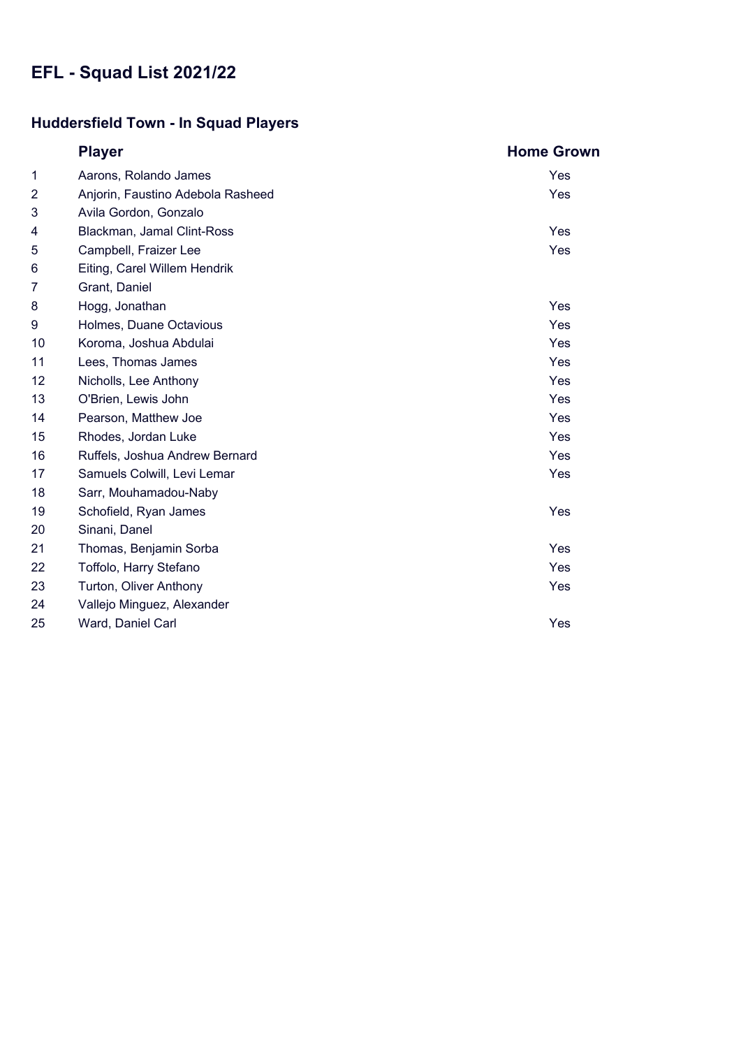# EFL - Squad List 2021/22

## Huddersfield Town - In Squad Players

| | Player | Home Grown |
|---|---|---|
| 1 | Aarons, Rolando James | Yes |
| 2 | Anjorin, Faustino Adebola Rasheed | Yes |
| 3 | Avila Gordon, Gonzalo | |
| 4 | Blackman, Jamal Clint-Ross | Yes |
| 5 | Campbell, Fraizer Lee | Yes |
| 6 | Eiting, Carel Willem Hendrik | |
| 7 | Grant, Daniel | |
| 8 | Hogg, Jonathan | Yes |
| 9 | Holmes, Duane Octavious | Yes |
| 10 | Koroma, Joshua Abdulai | Yes |
| 11 | Lees, Thomas James | Yes |
| 12 | Nicholls, Lee Anthony | Yes |
| 13 | O'Brien, Lewis John | Yes |
| 14 | Pearson, Matthew Joe | Yes |
| 15 | Rhodes, Jordan Luke | Yes |
| 16 | Ruffels, Joshua Andrew Bernard | Yes |
| 17 | Samuels Colwill, Levi Lemar | Yes |
| 18 | Sarr, Mouhamadou-Naby | |
| 19 | Schofield, Ryan James | Yes |
| 20 | Sinani, Danel | |
| 21 | Thomas, Benjamin Sorba | Yes |
| 22 | Toffolo, Harry Stefano | Yes |
| 23 | Turton, Oliver Anthony | Yes |
| 24 | Vallejo Minguez, Alexander | |
| 25 | Ward, Daniel Carl | Yes |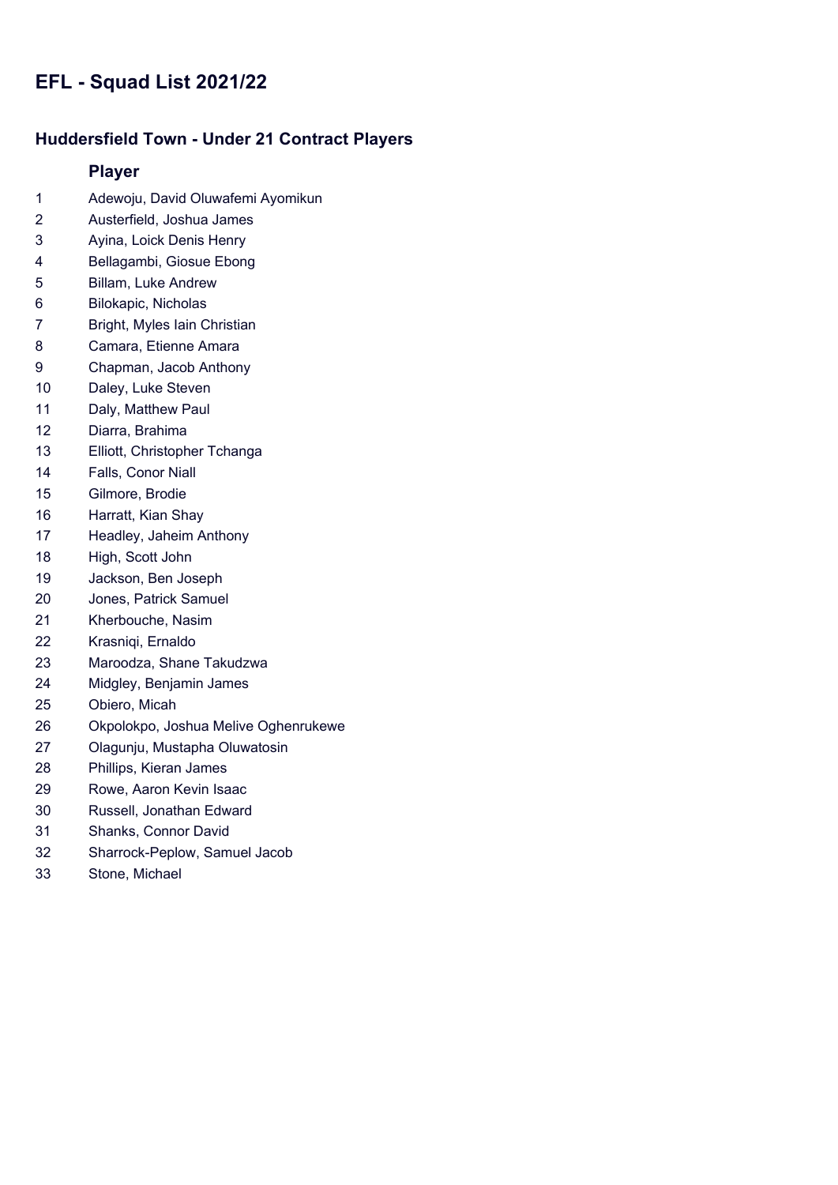# EFL - Squad List 2021/22

## Huddersfield Town - Under 21 Contract Players

| | Player |
|---|---|
| 1 | Adewoju, David Oluwafemi Ayomikun |
| 2 | Austerfield, Joshua James |
| 3 | Ayina, Loick Denis Henry |
| 4 | Bellagambi, Giosue Ebong |
| 5 | Billam, Luke Andrew |
| 6 | Bilokapic, Nicholas |
| 7 | Bright, Myles Iain Christian |
| 8 | Camara, Etienne Amara |
| 9 | Chapman, Jacob Anthony |
| 10 | Daley, Luke Steven |
| 11 | Daly, Matthew Paul |
| 12 | Diarra, Brahima |
| 13 | Elliott, Christopher Tchanga |
| 14 | Falls, Conor Niall |
| 15 | Gilmore, Brodie |
| 16 | Harratt, Kian Shay |
| 17 | Headley, Jaheim Anthony |
| 18 | High, Scott John |
| 19 | Jackson, Ben Joseph |
| 20 | Jones, Patrick Samuel |
| 21 | Kherbouche, Nasim |
| 22 | Krasniqi, Ernaldo |
| 23 | Maroodza, Shane Takudzwa |
| 24 | Midgley, Benjamin James |
| 25 | Obiero, Micah |
| 26 | Okpolokpo, Joshua Melive Oghenrukewe |
| 27 | Olagunju, Mustapha Oluwatosin |
| 28 | Phillips, Kieran James |
| 29 | Rowe, Aaron Kevin Isaac |
| 30 | Russell, Jonathan Edward |
| 31 | Shanks, Connor David |
| 32 | Sharrock-Peplow, Samuel Jacob |
| 33 | Stone, Michael |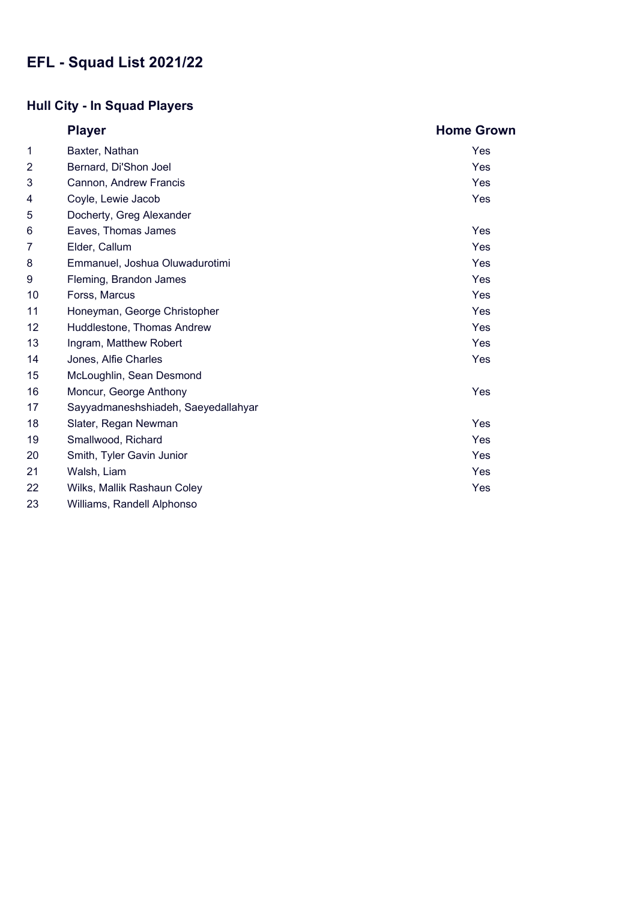# EFL - Squad List 2021/22

## Hull City - In Squad Players

| | Player | Home Grown |
|---|---|---|
| 1 | Baxter, Nathan | Yes |
| 2 | Bernard, Di'Shon Joel | Yes |
| 3 | Cannon, Andrew Francis | Yes |
| 4 | Coyle, Lewie Jacob | Yes |
| 5 | Docherty, Greg Alexander | |
| 6 | Eaves, Thomas James | Yes |
| 7 | Elder, Callum | Yes |
| 8 | Emmanuel, Joshua Oluwadurotimi | Yes |
| 9 | Fleming, Brandon James | Yes |
| 10 | Forss, Marcus | Yes |
| 11 | Honeyman, George Christopher | Yes |
| 12 | Huddlestone, Thomas Andrew | Yes |
| 13 | Ingram, Matthew Robert | Yes |
| 14 | Jones, Alfie Charles | Yes |
| 15 | McLoughlin, Sean Desmond | |
| 16 | Moncur, George Anthony | Yes |
| 17 | Sayyadmaneshshiadeh, Saeyedallahyar | |
| 18 | Slater, Regan Newman | Yes |
| 19 | Smallwood, Richard | Yes |
| 20 | Smith, Tyler Gavin Junior | Yes |
| 21 | Walsh, Liam | Yes |
| 22 | Wilks, Mallik Rashaun Coley | Yes |
| 23 | Williams, Randell Alphonso | |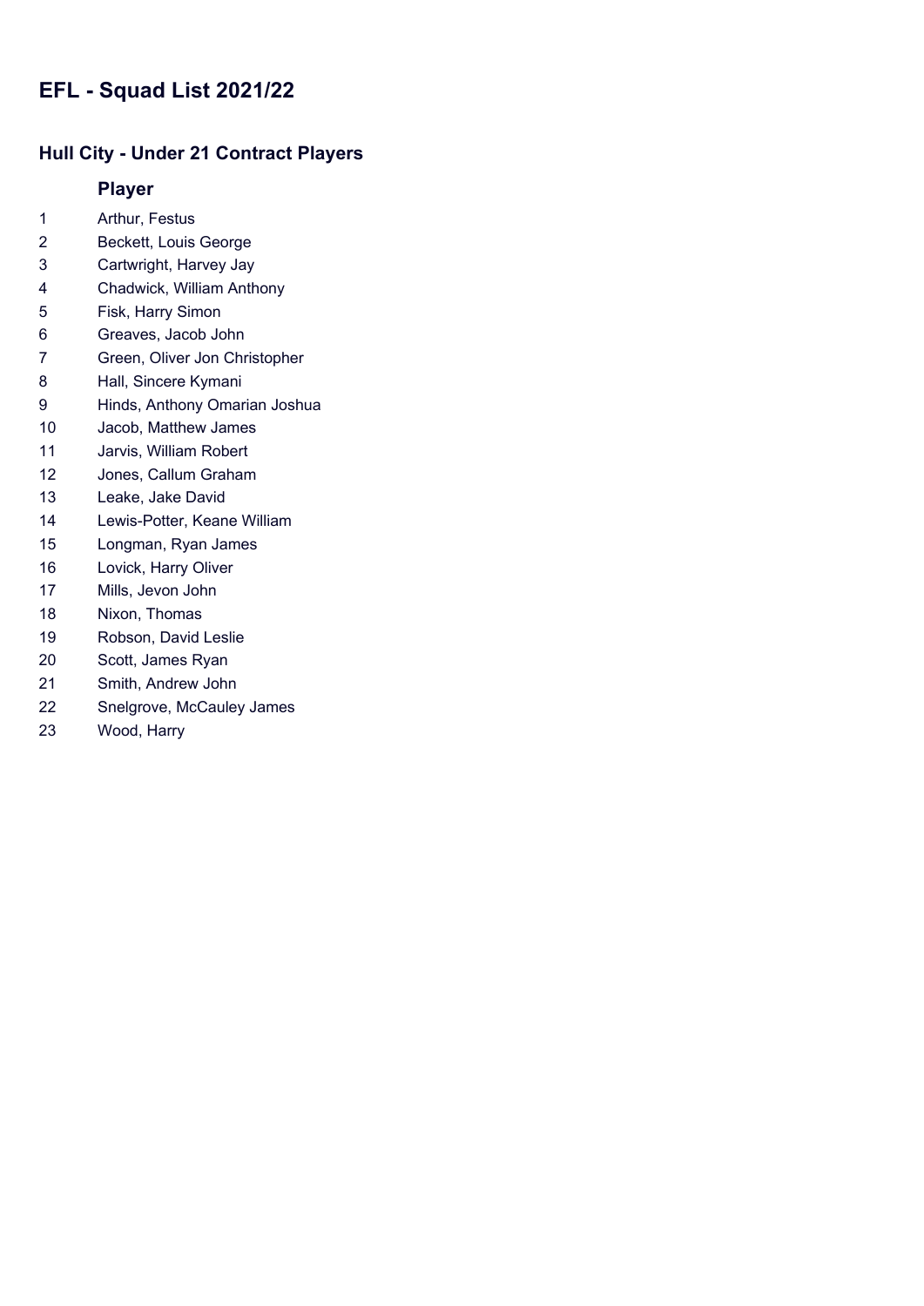# EFL - Squad List 2021/22

## Hull City - Under 21 Contract Players

| | Player |
|---|---|
| 1 | Arthur, Festus |
| 2 | Beckett, Louis George |
| 3 | Cartwright, Harvey Jay |
| 4 | Chadwick, William Anthony |
| 5 | Fisk, Harry Simon |
| 6 | Greaves, Jacob John |
| 7 | Green, Oliver Jon Christopher |
| 8 | Hall, Sincere Kymani |
| 9 | Hinds, Anthony Omarian Joshua |
| 10 | Jacob, Matthew James |
| 11 | Jarvis, William Robert |
| 12 | Jones, Callum Graham |
| 13 | Leake, Jake David |
| 14 | Lewis-Potter, Keane William |
| 15 | Longman, Ryan James |
| 16 | Lovick, Harry Oliver |
| 17 | Mills, Jevon John |
| 18 | Nixon, Thomas |
| 19 | Robson, David Leslie |
| 20 | Scott, James Ryan |
| 21 | Smith, Andrew John |
| 22 | Snelgrove, McCauley James |
| 23 | Wood, Harry |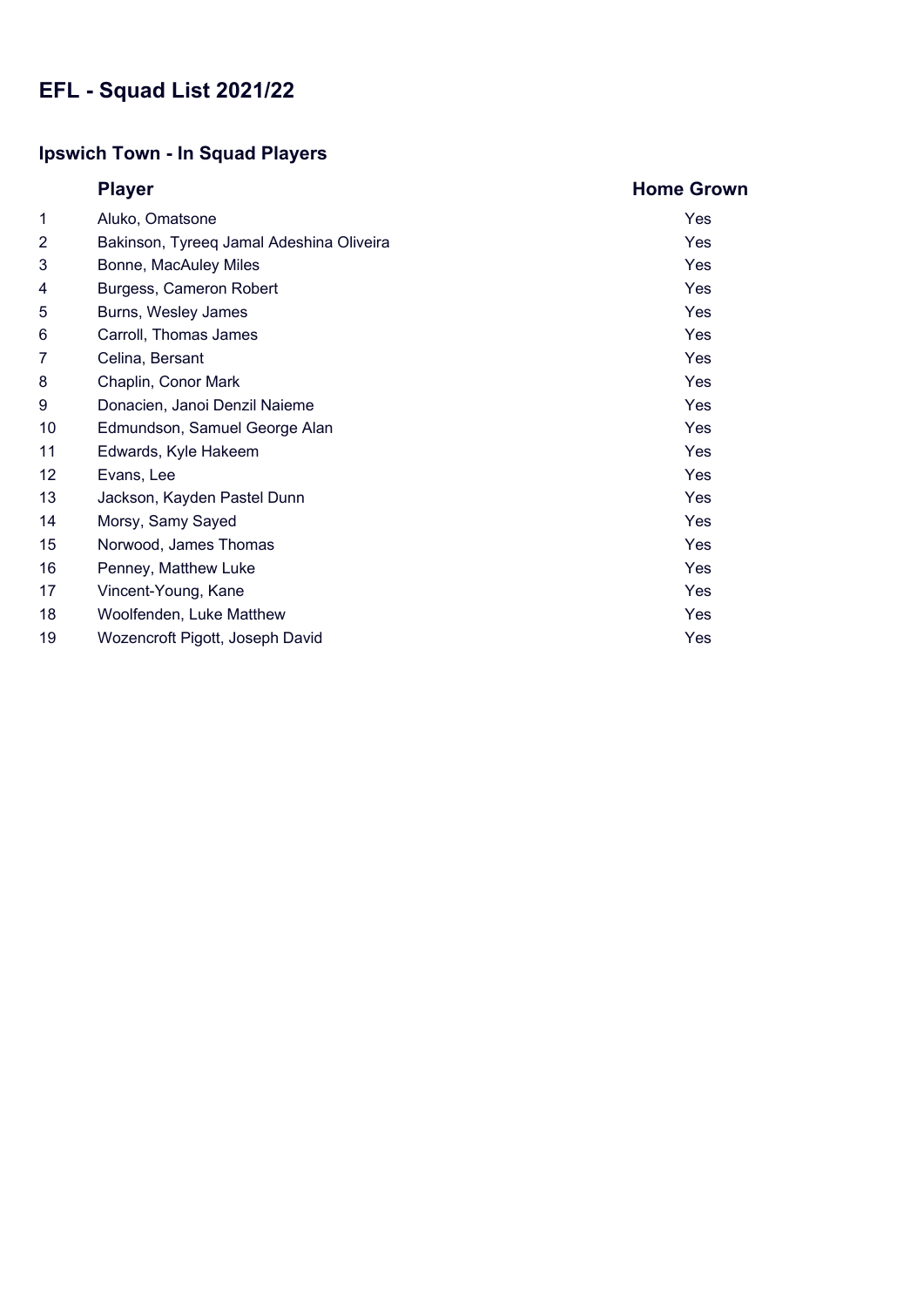# EFL - Squad List 2021/22

## Ipswich Town - In Squad Players

| | Player | Home Grown |
|---|---|---|
| 1 | Aluko, Omatsone | Yes |
| 2 | Bakinson, Tyreeq Jamal Adeshina Oliveira | Yes |
| 3 | Bonne, MacAuley Miles | Yes |
| 4 | Burgess, Cameron Robert | Yes |
| 5 | Burns, Wesley James | Yes |
| 6 | Carroll, Thomas James | Yes |
| 7 | Celina, Bersant | Yes |
| 8 | Chaplin, Conor Mark | Yes |
| 9 | Donacien, Janoi Denzil Naieme | Yes |
| 10 | Edmundson, Samuel George Alan | Yes |
| 11 | Edwards, Kyle Hakeem | Yes |
| 12 | Evans, Lee | Yes |
| 13 | Jackson, Kayden Pastel Dunn | Yes |
| 14 | Morsy, Samy Sayed | Yes |
| 15 | Norwood, James Thomas | Yes |
| 16 | Penney, Matthew Luke | Yes |
| 17 | Vincent-Young, Kane | Yes |
| 18 | Woolfenden, Luke Matthew | Yes |
| 19 | Wozencroft Pigott, Joseph David | Yes |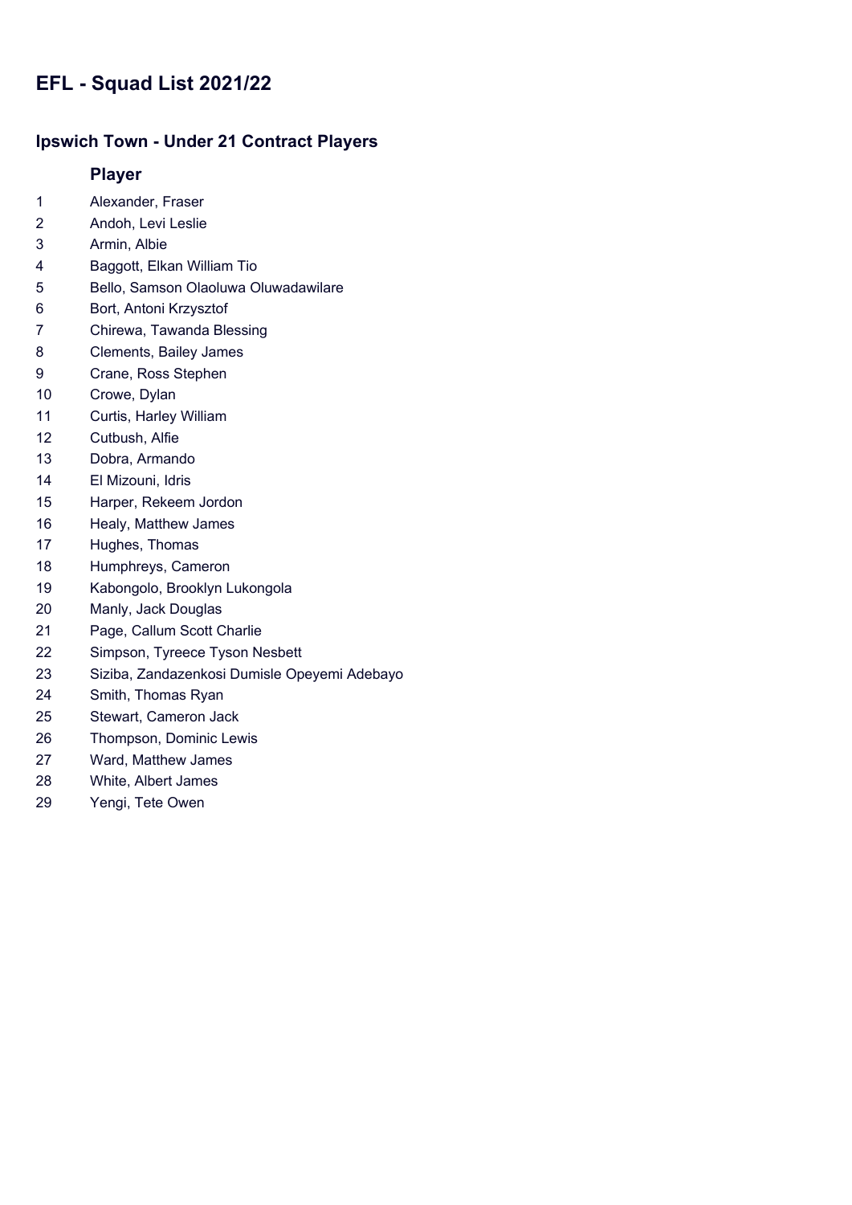# EFL - Squad List 2021/22

## Ipswich Town - Under 21 Contract Players

| | Player |
|---|---|
| 1 | Alexander, Fraser |
| 2 | Andoh, Levi Leslie |
| 3 | Armin, Albie |
| 4 | Baggott, Elkan William Tio |
| 5 | Bello, Samson Olaoluwa Oluwadawilare |
| 6 | Bort, Antoni Krzysztof |
| 7 | Chirewa, Tawanda Blessing |
| 8 | Clements, Bailey James |
| 9 | Crane, Ross Stephen |
| 10 | Crowe, Dylan |
| 11 | Curtis, Harley William |
| 12 | Cutbush, Alfie |
| 13 | Dobra, Armando |
| 14 | El Mizouni, Idris |
| 15 | Harper, Rekeem Jordon |
| 16 | Healy, Matthew James |
| 17 | Hughes, Thomas |
| 18 | Humphreys, Cameron |
| 19 | Kabongolo, Brooklyn Lukongola |
| 20 | Manly, Jack Douglas |
| 21 | Page, Callum Scott Charlie |
| 22 | Simpson, Tyreece Tyson Nesbett |
| 23 | Siziba, Zandazenkosi Dumisle Opeyemi Adebayo |
| 24 | Smith, Thomas Ryan |
| 25 | Stewart, Cameron Jack |
| 26 | Thompson, Dominic Lewis |
| 27 | Ward, Matthew James |
| 28 | White, Albert James |
| 29 | Yengi, Tete Owen |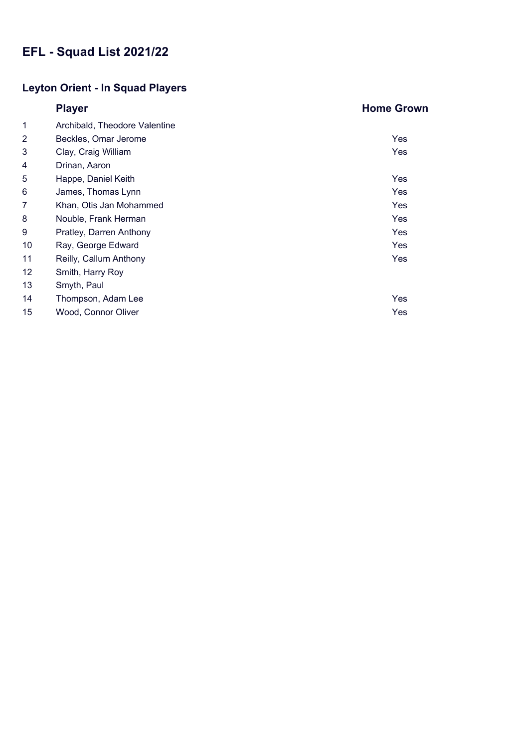# EFL - Squad List 2021/22

## Leyton Orient - In Squad Players

| | Player | Home Grown |
|---|---|---|
| 1 | Archibald, Theodore Valentine | |
| 2 | Beckles, Omar Jerome | Yes |
| 3 | Clay, Craig William | Yes |
| 4 | Drinan, Aaron | |
| 5 | Happe, Daniel Keith | Yes |
| 6 | James, Thomas Lynn | Yes |
| 7 | Khan, Otis Jan Mohammed | Yes |
| 8 | Nouble, Frank Herman | Yes |
| 9 | Pratley, Darren Anthony | Yes |
| 10 | Ray, George Edward | Yes |
| 11 | Reilly, Callum Anthony | Yes |
| 12 | Smith, Harry Roy | |
| 13 | Smyth, Paul | |
| 14 | Thompson, Adam Lee | Yes |
| 15 | Wood, Connor Oliver | Yes |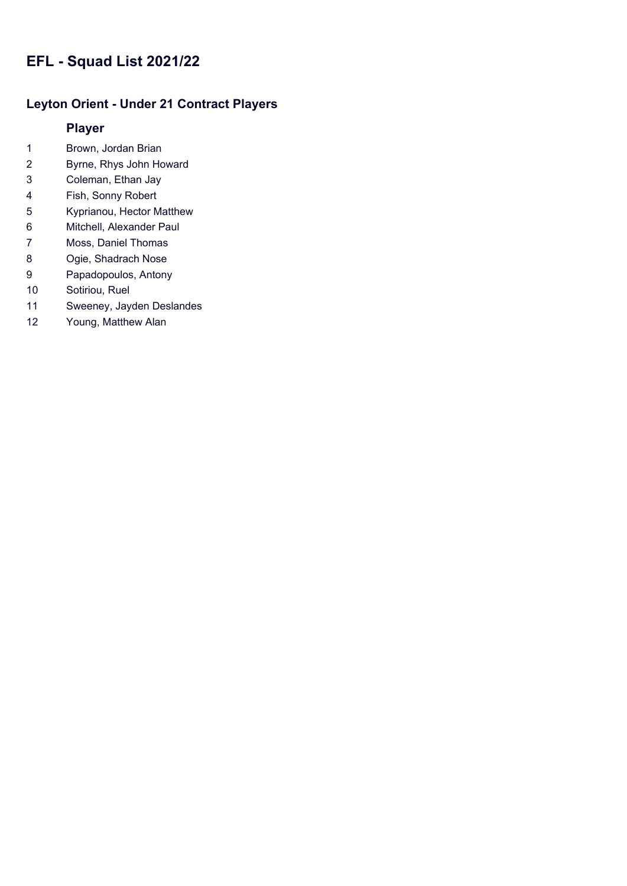# EFL - Squad List 2021/22

## Leyton Orient - Under 21 Contract Players

| | Player |
|---|---|
| 1 | Brown, Jordan Brian |
| 2 | Byrne, Rhys John Howard |
| 3 | Coleman, Ethan Jay |
| 4 | Fish, Sonny Robert |
| 5 | Kyprianou, Hector Matthew |
| 6 | Mitchell, Alexander Paul |
| 7 | Moss, Daniel Thomas |
| 8 | Ogie, Shadrach Nose |
| 9 | Papadopoulos, Antony |
| 10 | Sotiriou, Ruel |
| 11 | Sweeney, Jayden Deslandes |
| 12 | Young, Matthew Alan |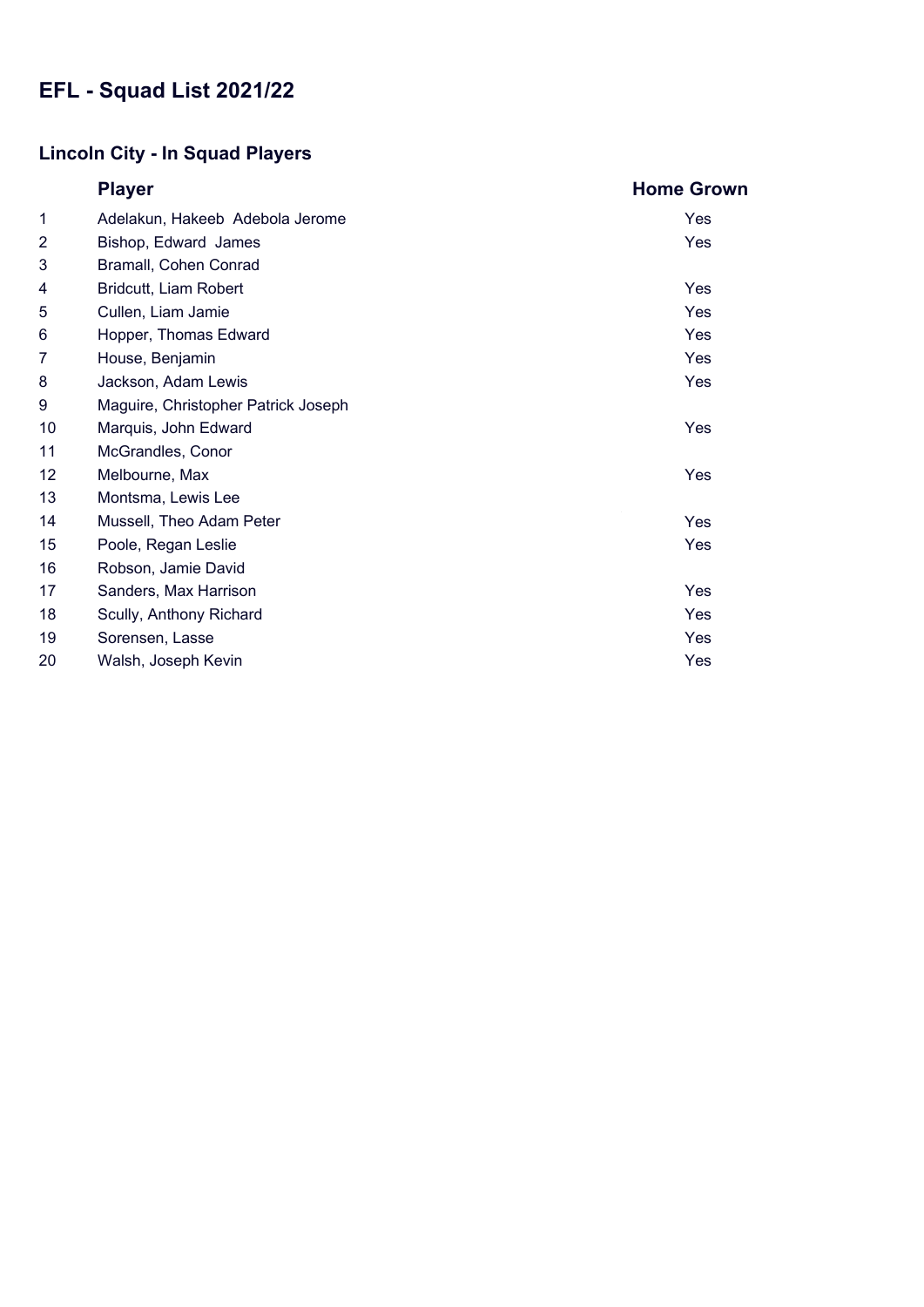# EFL - Squad List 2021/22

## Lincoln City - In Squad Players

| | Player | Home Grown |
|---|---|---|
| 1 | Adelakun, Hakeeb Adebola Jerome | Yes |
| 2 | Bishop, Edward James | Yes |
| 3 | Bramall, Cohen Conrad | |
| 4 | Bridcutt, Liam Robert | Yes |
| 5 | Cullen, Liam Jamie | Yes |
| 6 | Hopper, Thomas Edward | Yes |
| 7 | House, Benjamin | Yes |
| 8 | Jackson, Adam Lewis | Yes |
| 9 | Maguire, Christopher Patrick Joseph | |
| 10 | Marquis, John Edward | Yes |
| 11 | McGrandles, Conor | |
| 12 | Melbourne, Max | Yes |
| 13 | Montsma, Lewis Lee | |
| 14 | Mussell, Theo Adam Peter | Yes |
| 15 | Poole, Regan Leslie | Yes |
| 16 | Robson, Jamie David | |
| 17 | Sanders, Max Harrison | Yes |
| 18 | Scully, Anthony Richard | Yes |
| 19 | Sorensen, Lasse | Yes |
| 20 | Walsh, Joseph Kevin | Yes |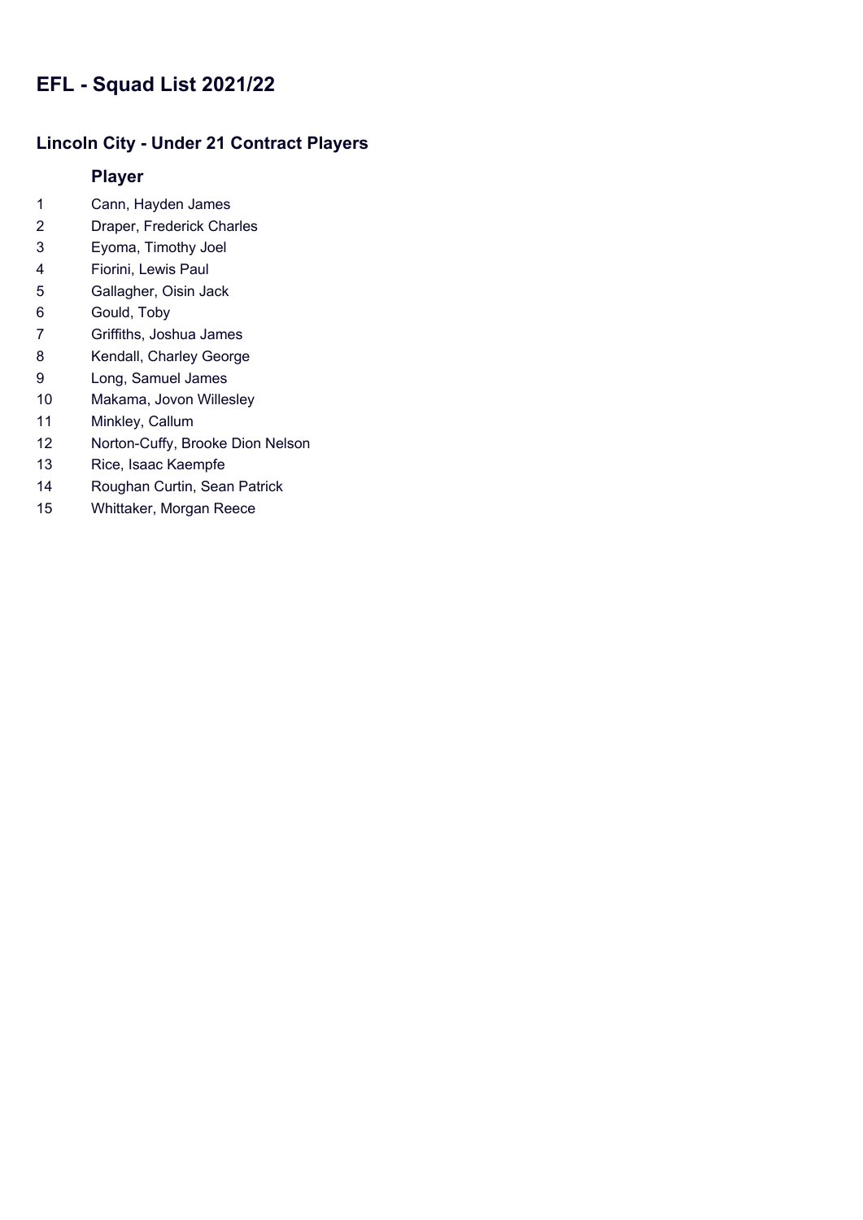# EFL - Squad List 2021/22

## Lincoln City - Under 21 Contract Players

| | Player |
|---|---|
| 1 | Cann, Hayden James |
| 2 | Draper, Frederick Charles |
| 3 | Eyoma, Timothy Joel |
| 4 | Fiorini, Lewis Paul |
| 5 | Gallagher, Oisin Jack |
| 6 | Gould, Toby |
| 7 | Griffiths, Joshua James |
| 8 | Kendall, Charley George |
| 9 | Long, Samuel James |
| 10 | Makama, Jovon Willesley |
| 11 | Minkley, Callum |
| 12 | Norton-Cuffy, Brooke Dion Nelson |
| 13 | Rice, Isaac Kaempfe |
| 14 | Roughan Curtin, Sean Patrick |
| 15 | Whittaker, Morgan Reece |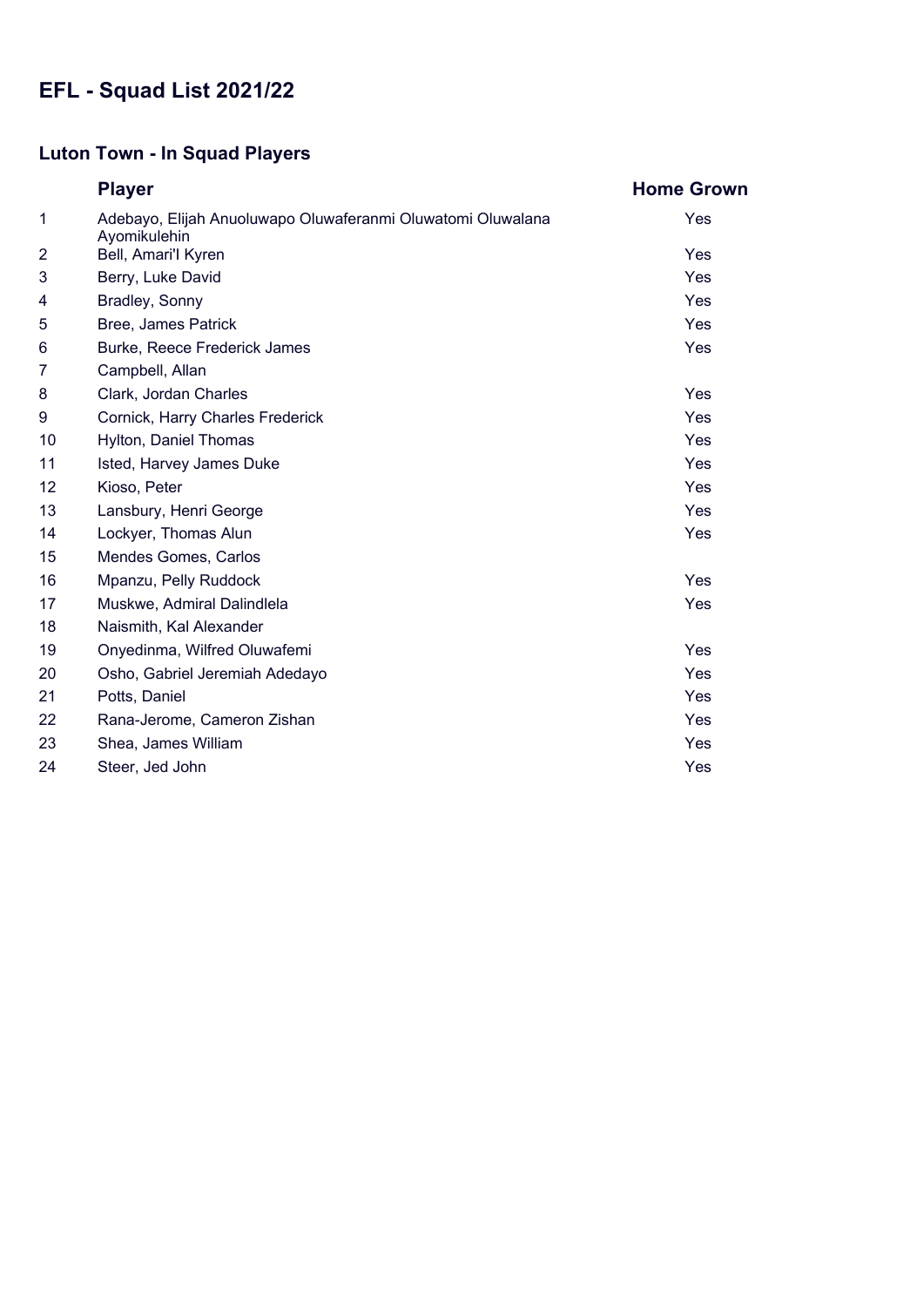# EFL - Squad List 2021/22

## Luton Town - In Squad Players

| | Player | Home Grown |
|---|---|---|
| 1 | Adebayo, Elijah Anuoluwapo Oluwaferanmi Oluwatomi Oluwalana Ayomikulehin | Yes |
| 2 | Bell, Amari'I Kyren | Yes |
| 3 | Berry, Luke David | Yes |
| 4 | Bradley, Sonny | Yes |
| 5 | Bree, James Patrick | Yes |
| 6 | Burke, Reece Frederick James | Yes |
| 7 | Campbell, Allan | |
| 8 | Clark, Jordan Charles | Yes |
| 9 | Cornick, Harry Charles Frederick | Yes |
| 10 | Hylton, Daniel Thomas | Yes |
| 11 | Isted, Harvey James Duke | Yes |
| 12 | Kioso, Peter | Yes |
| 13 | Lansbury, Henri George | Yes |
| 14 | Lockyer, Thomas Alun | Yes |
| 15 | Mendes Gomes, Carlos | |
| 16 | Mpanzu, Pelly Ruddock | Yes |
| 17 | Muskwe, Admiral Dalindlela | Yes |
| 18 | Naismith, Kal Alexander | |
| 19 | Onyedinma, Wilfred Oluwafemi | Yes |
| 20 | Osho, Gabriel Jeremiah Adedayo | Yes |
| 21 | Potts, Daniel | Yes |
| 22 | Rana-Jerome, Cameron Zishan | Yes |
| 23 | Shea, James William | Yes |
| 24 | Steer, Jed John | Yes |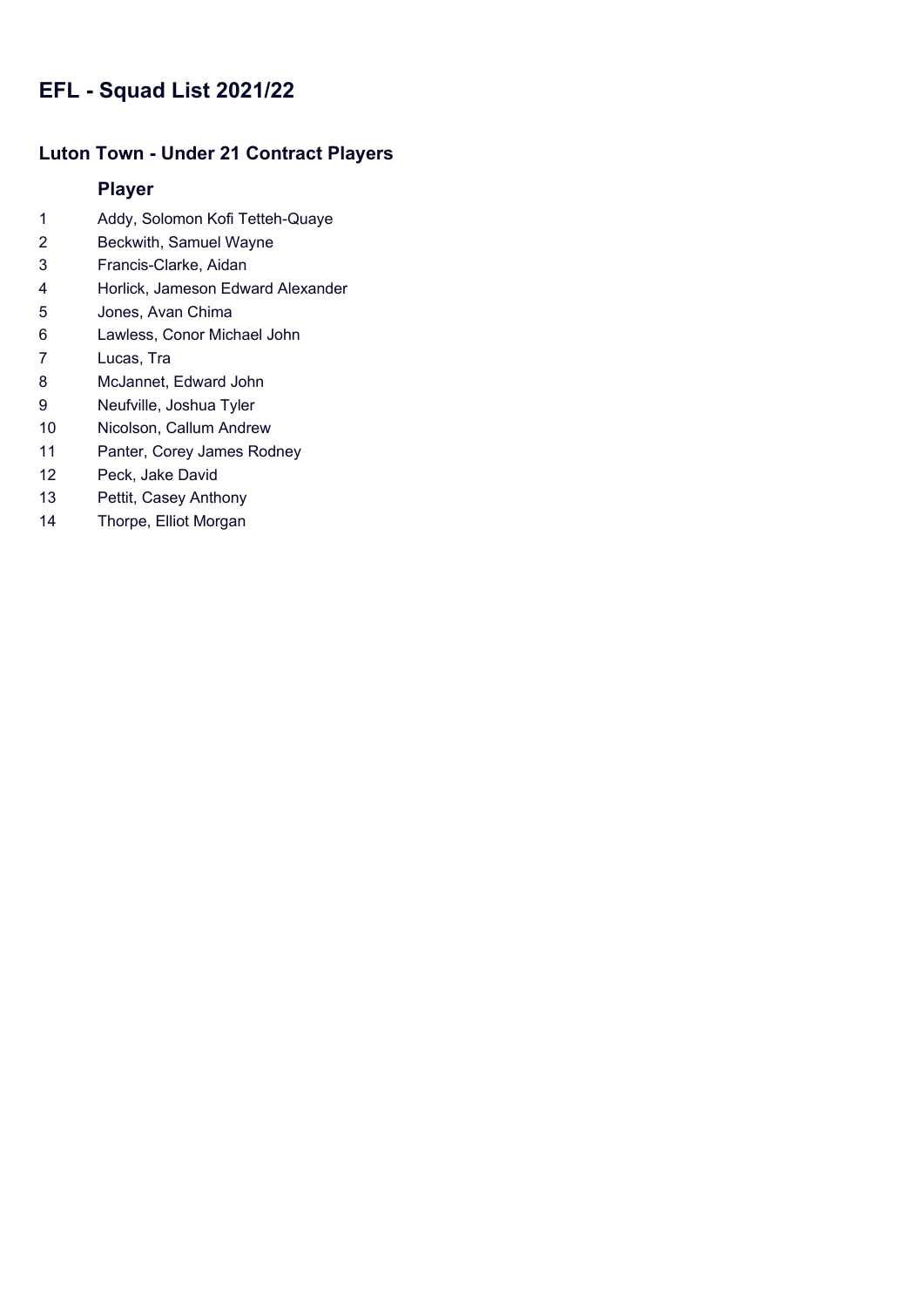# EFL - Squad List 2021/22

## Luton Town - Under 21 Contract Players

| | Player |
|---|---|
| 1 | Addy, Solomon Kofi Tetteh-Quaye |
| 2 | Beckwith, Samuel Wayne |
| 3 | Francis-Clarke, Aidan |
| 4 | Horlick, Jameson Edward Alexander |
| 5 | Jones, Avan Chima |
| 6 | Lawless, Conor Michael John |
| 7 | Lucas, Tra |
| 8 | McJannet, Edward John |
| 9 | Neufville, Joshua Tyler |
| 10 | Nicolson, Callum Andrew |
| 11 | Panter, Corey James Rodney |
| 12 | Peck, Jake David |
| 13 | Pettit, Casey Anthony |
| 14 | Thorpe, Elliot Morgan |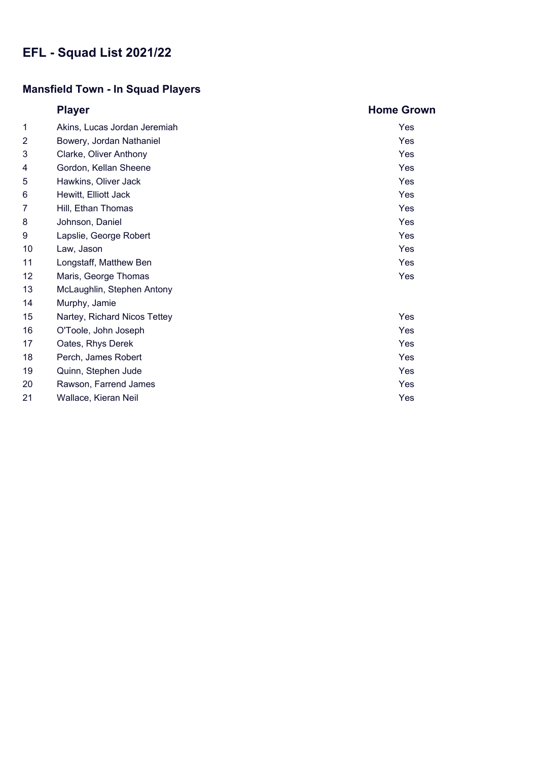# EFL - Squad List 2021/22

## Mansfield Town - In Squad Players

| | Player | Home Grown |
|---|---|---|
| 1 | Akins, Lucas Jordan Jeremiah | Yes |
| 2 | Bowery, Jordan Nathaniel | Yes |
| 3 | Clarke, Oliver Anthony | Yes |
| 4 | Gordon, Kellan Sheene | Yes |
| 5 | Hawkins, Oliver Jack | Yes |
| 6 | Hewitt, Elliott Jack | Yes |
| 7 | Hill, Ethan Thomas | Yes |
| 8 | Johnson, Daniel | Yes |
| 9 | Lapslie, George Robert | Yes |
| 10 | Law, Jason | Yes |
| 11 | Longstaff, Matthew Ben | Yes |
| 12 | Maris, George Thomas | Yes |
| 13 | McLaughlin, Stephen Antony | |
| 14 | Murphy, Jamie | |
| 15 | Nartey, Richard Nicos Tettey | Yes |
| 16 | O'Toole, John Joseph | Yes |
| 17 | Oates, Rhys Derek | Yes |
| 18 | Perch, James Robert | Yes |
| 19 | Quinn, Stephen Jude | Yes |
| 20 | Rawson, Farrend James | Yes |
| 21 | Wallace, Kieran Neil | Yes |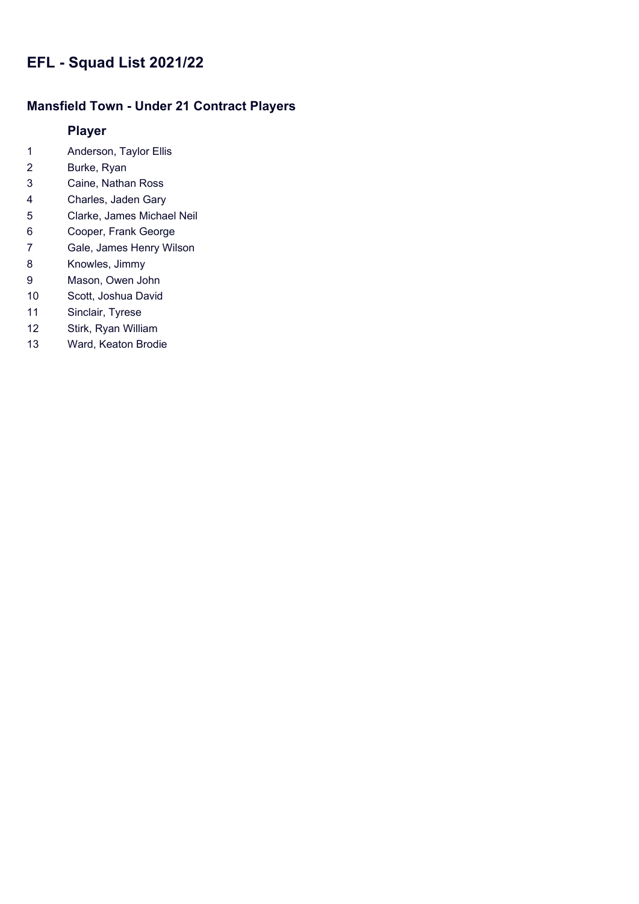# EFL - Squad List 2021/22

## Mansfield Town - Under 21 Contract Players

| | Player |
|---|---|
| 1 | Anderson, Taylor Ellis |
| 2 | Burke, Ryan |
| 3 | Caine, Nathan Ross |
| 4 | Charles, Jaden Gary |
| 5 | Clarke, James Michael Neil |
| 6 | Cooper, Frank George |
| 7 | Gale, James Henry Wilson |
| 8 | Knowles, Jimmy |
| 9 | Mason, Owen John |
| 10 | Scott, Joshua David |
| 11 | Sinclair, Tyrese |
| 12 | Stirk, Ryan William |
| 13 | Ward, Keaton Brodie |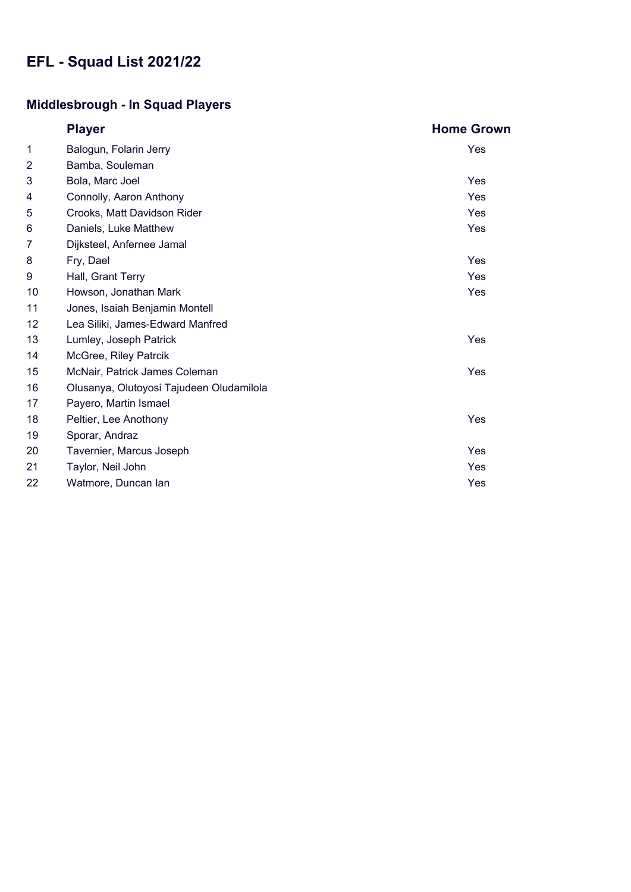# EFL - Squad List 2021/22

## Middlesbrough - In Squad Players

| | Player | Home Grown |
|---|---|---|
| 1 | Balogun, Folarin Jerry | Yes |
| 2 | Bamba, Souleman | |
| 3 | Bola, Marc Joel | Yes |
| 4 | Connolly, Aaron Anthony | Yes |
| 5 | Crooks, Matt Davidson Rider | Yes |
| 6 | Daniels, Luke Matthew | Yes |
| 7 | Dijksteel, Anfernee Jamal | |
| 8 | Fry, Dael | Yes |
| 9 | Hall, Grant Terry | Yes |
| 10 | Howson, Jonathan Mark | Yes |
| 11 | Jones, Isaiah Benjamin Montell | |
| 12 | Lea Siliki, James-Edward Manfred | |
| 13 | Lumley, Joseph Patrick | Yes |
| 14 | McGree, Riley Patrcik | |
| 15 | McNair, Patrick James Coleman | Yes |
| 16 | Olusanya, Olutoyosi Tajudeen Oludamilola | |
| 17 | Payero, Martin Ismael | |
| 18 | Peltier, Lee Anothony | Yes |
| 19 | Sporar, Andraz | |
| 20 | Tavernier, Marcus Joseph | Yes |
| 21 | Taylor, Neil John | Yes |
| 22 | Watmore, Duncan Ian | Yes |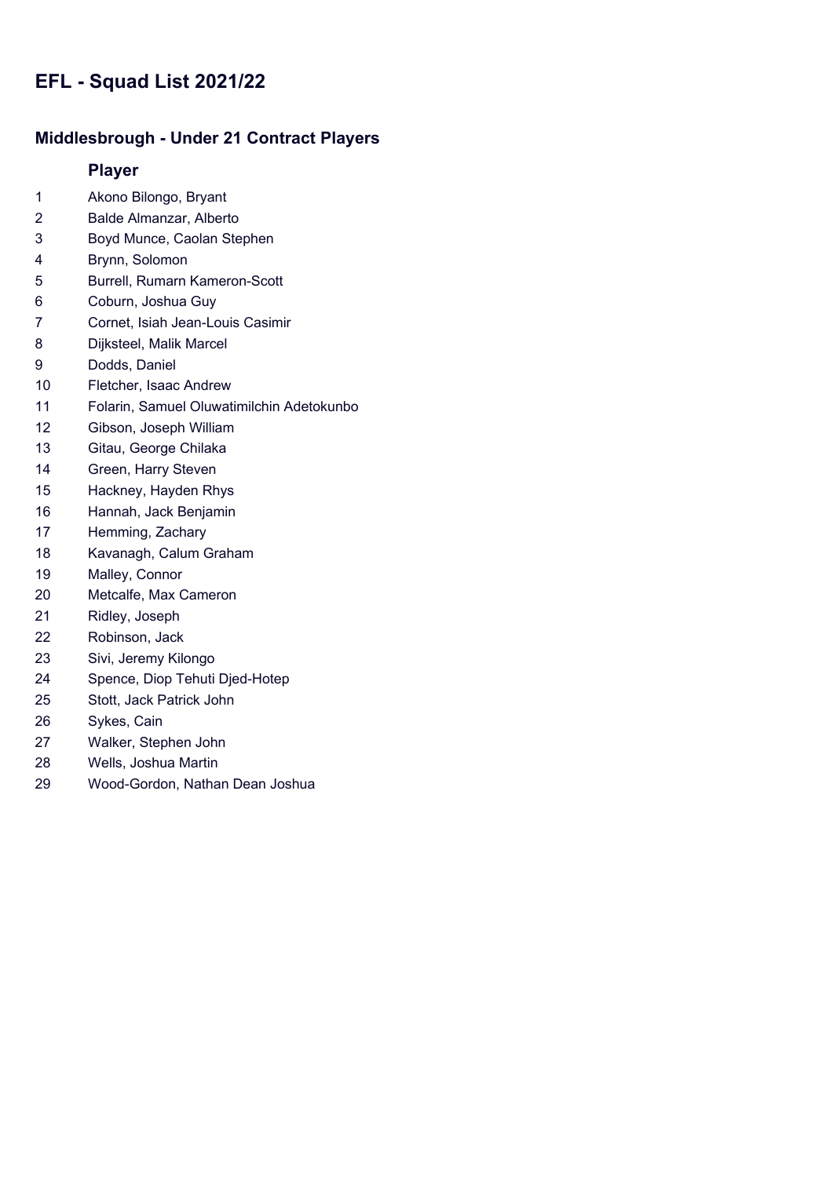# EFL - Squad List 2021/22

## Middlesbrough - Under 21 Contract Players

| | Player |
|---|---|
| 1 | Akono Bilongo, Bryant |
| 2 | Balde Almanzar, Alberto |
| 3 | Boyd Munce, Caolan Stephen |
| 4 | Brynn, Solomon |
| 5 | Burrell, Rumarn Kameron-Scott |
| 6 | Coburn, Joshua Guy |
| 7 | Cornet, Isiah Jean-Louis Casimir |
| 8 | Dijksteel, Malik Marcel |
| 9 | Dodds, Daniel |
| 10 | Fletcher, Isaac Andrew |
| 11 | Folarin, Samuel Oluwatimilchin Adetokunbo |
| 12 | Gibson, Joseph William |
| 13 | Gitau, George Chilaka |
| 14 | Green, Harry Steven |
| 15 | Hackney, Hayden Rhys |
| 16 | Hannah, Jack Benjamin |
| 17 | Hemming, Zachary |
| 18 | Kavanagh, Calum Graham |
| 19 | Malley, Connor |
| 20 | Metcalfe, Max Cameron |
| 21 | Ridley, Joseph |
| 22 | Robinson, Jack |
| 23 | Sivi, Jeremy Kilongo |
| 24 | Spence, Diop Tehuti Djed-Hotep |
| 25 | Stott, Jack Patrick John |
| 26 | Sykes, Cain |
| 27 | Walker, Stephen John |
| 28 | Wells, Joshua Martin |
| 29 | Wood-Gordon, Nathan Dean Joshua |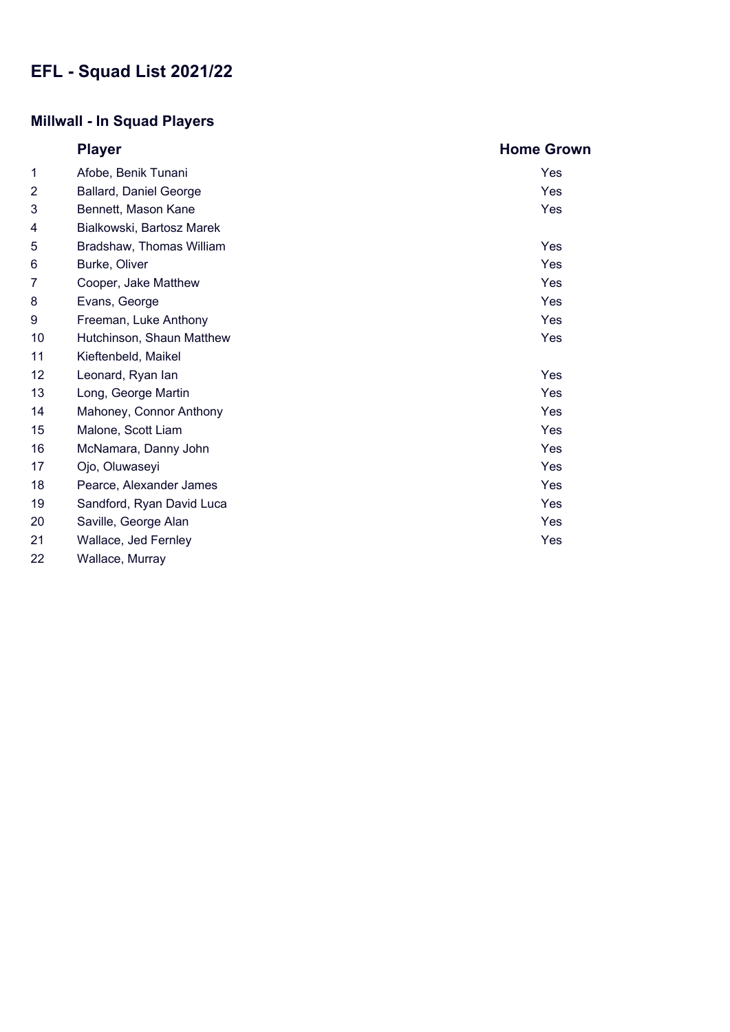# EFL - Squad List 2021/22

## Millwall - In Squad Players

| | Player | Home Grown |
|---|---|---|
| 1 | Afobe, Benik Tunani | Yes |
| 2 | Ballard, Daniel George | Yes |
| 3 | Bennett, Mason Kane | Yes |
| 4 | Bialkowski, Bartosz Marek | |
| 5 | Bradshaw, Thomas William | Yes |
| 6 | Burke, Oliver | Yes |
| 7 | Cooper, Jake Matthew | Yes |
| 8 | Evans, George | Yes |
| 9 | Freeman, Luke Anthony | Yes |
| 10 | Hutchinson, Shaun Matthew | Yes |
| 11 | Kieftenbeld, Maikel | |
| 12 | Leonard, Ryan Ian | Yes |
| 13 | Long, George Martin | Yes |
| 14 | Mahoney, Connor Anthony | Yes |
| 15 | Malone, Scott Liam | Yes |
| 16 | McNamara, Danny John | Yes |
| 17 | Ojo, Oluwaseyi | Yes |
| 18 | Pearce, Alexander James | Yes |
| 19 | Sandford, Ryan David Luca | Yes |
| 20 | Saville, George Alan | Yes |
| 21 | Wallace, Jed Fernley | Yes |
| 22 | Wallace, Murray | |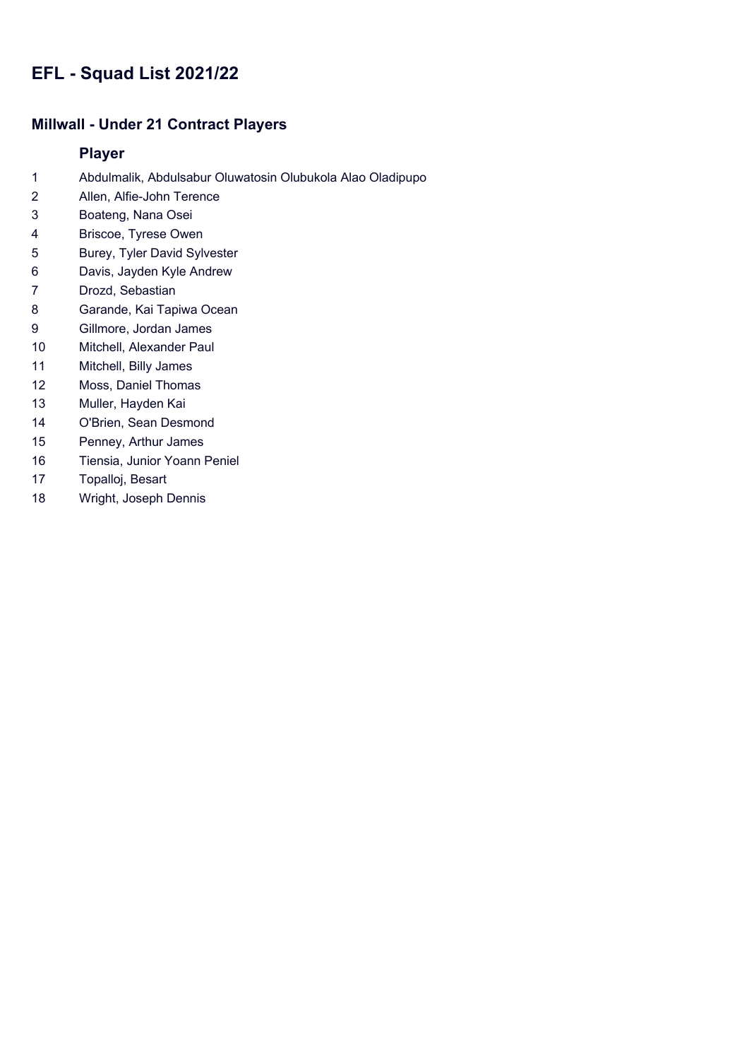# EFL - Squad List 2021/22

## Millwall - Under 21 Contract Players

| | Player |
|---|---|
| 1 | Abdulmalik, Abdulsabur Oluwatosin Olubukola Alao Oladipupo |
| 2 | Allen, Alfie-John Terence |
| 3 | Boateng, Nana Osei |
| 4 | Briscoe, Tyrese Owen |
| 5 | Burey, Tyler David Sylvester |
| 6 | Davis, Jayden Kyle Andrew |
| 7 | Drozd, Sebastian |
| 8 | Garande, Kai Tapiwa Ocean |
| 9 | Gillmore, Jordan James |
| 10 | Mitchell, Alexander Paul |
| 11 | Mitchell, Billy James |
| 12 | Moss, Daniel Thomas |
| 13 | Muller, Hayden Kai |
| 14 | O'Brien, Sean Desmond |
| 15 | Penney, Arthur James |
| 16 | Tiensia, Junior Yoann Peniel |
| 17 | Topalloj, Besart |
| 18 | Wright, Joseph Dennis |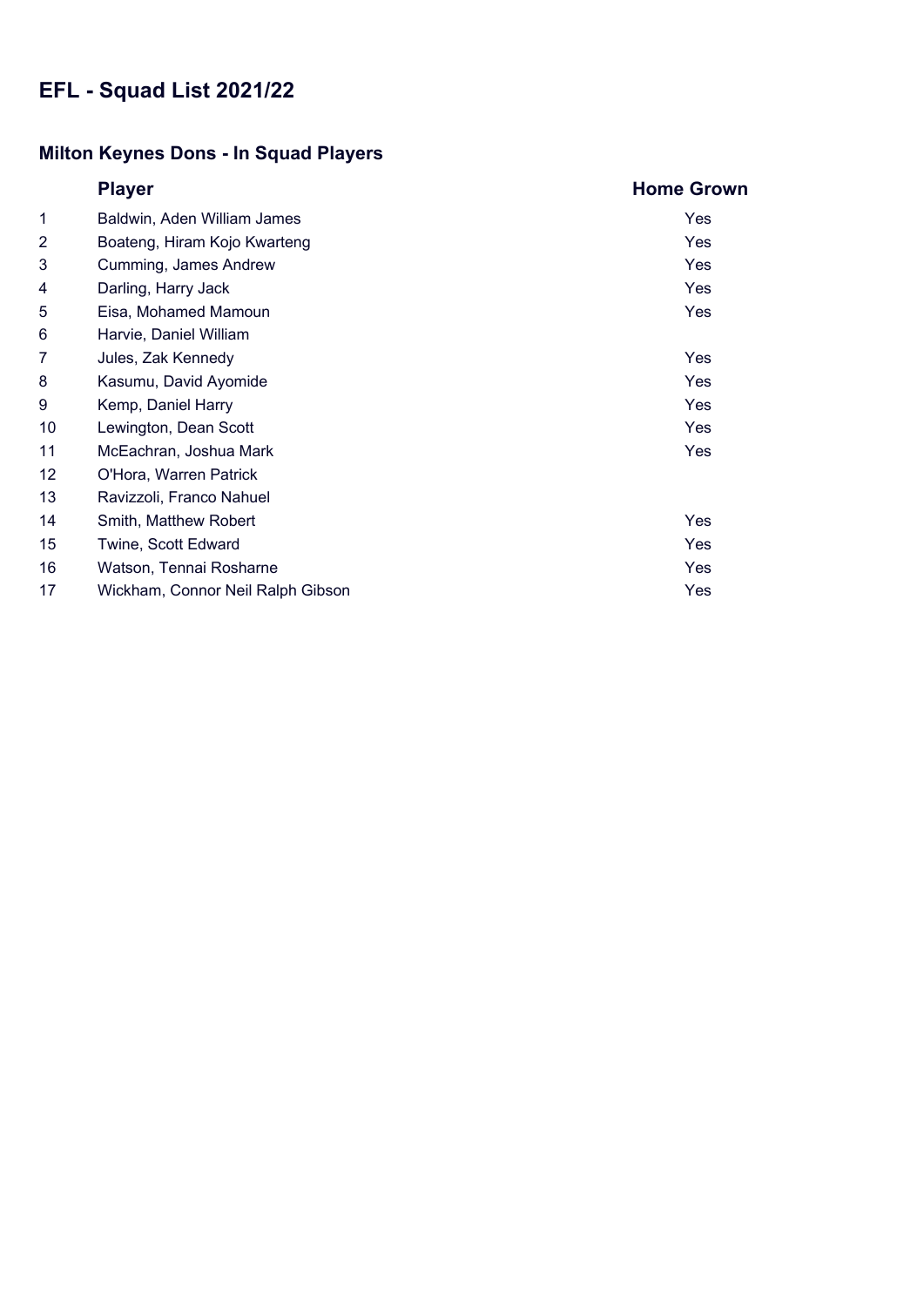# EFL - Squad List 2021/22

## Milton Keynes Dons - In Squad Players

| | Player | Home Grown |
|---|---|---|
| 1 | Baldwin, Aden William James | Yes |
| 2 | Boateng, Hiram Kojo Kwarteng | Yes |
| 3 | Cumming, James Andrew | Yes |
| 4 | Darling, Harry Jack | Yes |
| 5 | Eisa, Mohamed Mamoun | Yes |
| 6 | Harvie, Daniel William | |
| 7 | Jules, Zak Kennedy | Yes |
| 8 | Kasumu, David Ayomide | Yes |
| 9 | Kemp, Daniel Harry | Yes |
| 10 | Lewington, Dean Scott | Yes |
| 11 | McEachran, Joshua Mark | Yes |
| 12 | O'Hora, Warren Patrick | |
| 13 | Ravizzoli, Franco Nahuel | |
| 14 | Smith, Matthew Robert | Yes |
| 15 | Twine, Scott Edward | Yes |
| 16 | Watson, Tennai Rosharne | Yes |
| 17 | Wickham, Connor Neil Ralph Gibson | Yes |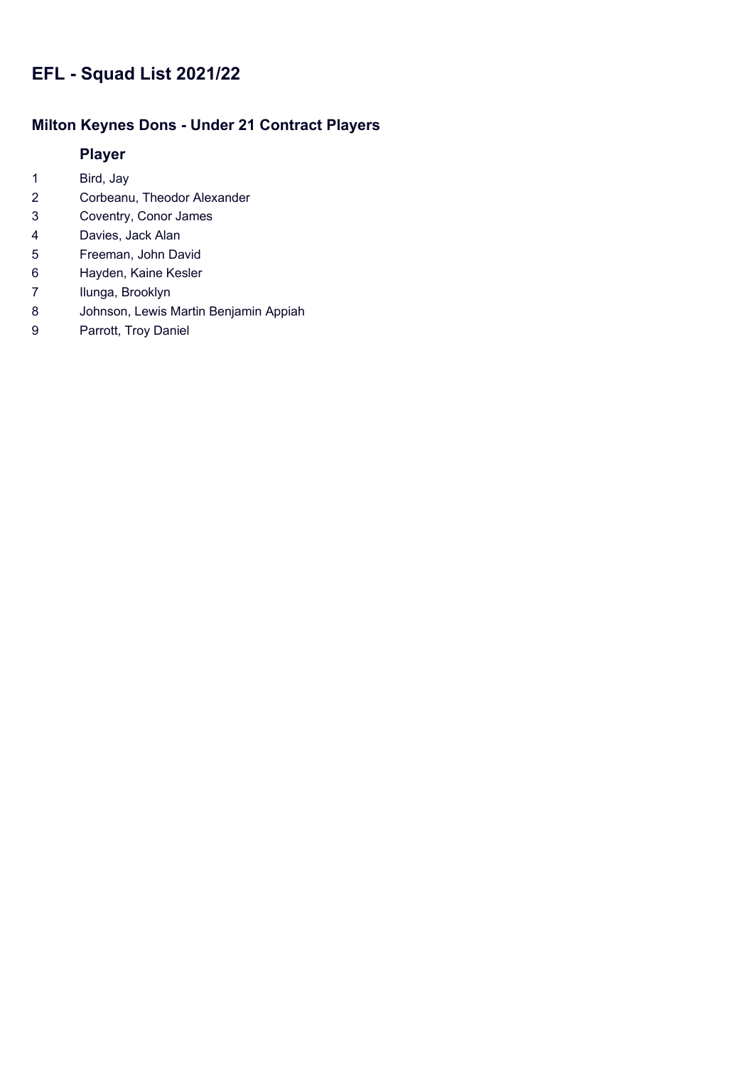# EFL - Squad List 2021/22

## Milton Keynes Dons - Under 21 Contract Players

| | Player |
|---|---|
| 1 | Bird, Jay |
| 2 | Corbeanu, Theodor Alexander |
| 3 | Coventry, Conor James |
| 4 | Davies, Jack Alan |
| 5 | Freeman, John David |
| 6 | Hayden, Kaine Kesler |
| 7 | Ilunga, Brooklyn |
| 8 | Johnson, Lewis Martin Benjamin Appiah |
| 9 | Parrott, Troy Daniel |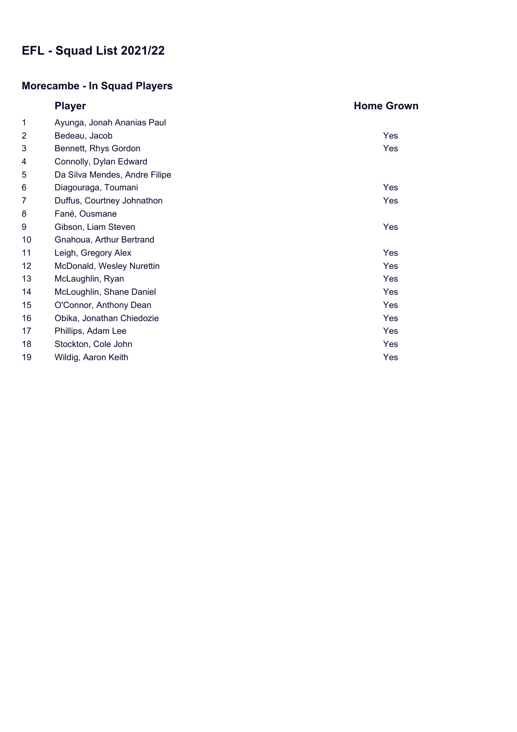# EFL - Squad List 2021/22

## Morecambe - In Squad Players

| | Player | Home Grown |
|---|---|---|
| 1 | Ayunga, Jonah Ananias Paul | |
| 2 | Bedeau, Jacob | Yes |
| 3 | Bennett, Rhys Gordon | Yes |
| 4 | Connolly, Dylan Edward | |
| 5 | Da Silva Mendes, Andre Filipe | |
| 6 | Diagouraga, Toumani | Yes |
| 7 | Duffus, Courtney Johnathon | Yes |
| 8 | Fané, Ousmane | |
| 9 | Gibson, Liam Steven | Yes |
| 10 | Gnahoua, Arthur Bertrand | |
| 11 | Leigh, Gregory Alex | Yes |
| 12 | McDonald, Wesley Nurettin | Yes |
| 13 | McLaughlin, Ryan | Yes |
| 14 | McLoughlin, Shane Daniel | Yes |
| 15 | O'Connor, Anthony Dean | Yes |
| 16 | Obika, Jonathan Chiedozie | Yes |
| 17 | Phillips, Adam Lee | Yes |
| 18 | Stockton, Cole John | Yes |
| 19 | Wildig, Aaron Keith | Yes |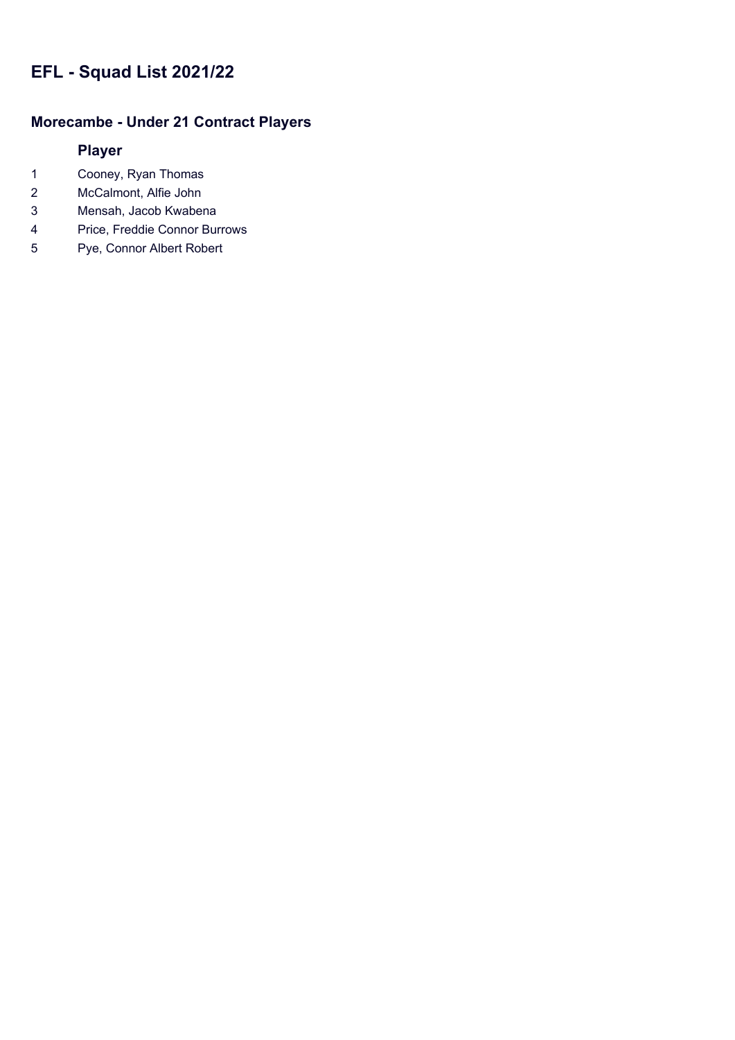# EFL - Squad List 2021/22

## Morecambe - Under 21 Contract Players

| | Player |
|---|---|
| 1 | Cooney, Ryan Thomas |
| 2 | McCalmont, Alfie John |
| 3 | Mensah, Jacob Kwabena |
| 4 | Price, Freddie Connor Burrows |
| 5 | Pye, Connor Albert Robert |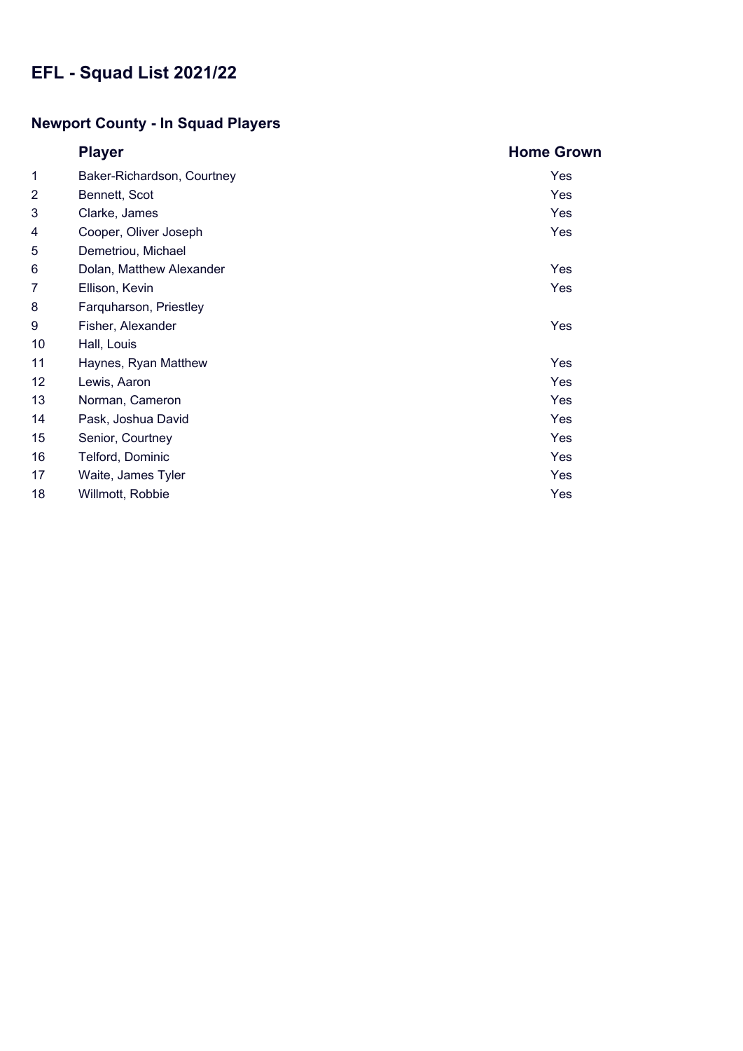# EFL - Squad List 2021/22

## Newport County - In Squad Players

| | Player | Home Grown |
|---|---|---|
| 1 | Baker-Richardson, Courtney | Yes |
| 2 | Bennett, Scot | Yes |
| 3 | Clarke, James | Yes |
| 4 | Cooper, Oliver Joseph | Yes |
| 5 | Demetriou, Michael | |
| 6 | Dolan, Matthew Alexander | Yes |
| 7 | Ellison, Kevin | Yes |
| 8 | Farquharson, Priestley | |
| 9 | Fisher, Alexander | Yes |
| 10 | Hall, Louis | |
| 11 | Haynes, Ryan Matthew | Yes |
| 12 | Lewis, Aaron | Yes |
| 13 | Norman, Cameron | Yes |
| 14 | Pask, Joshua David | Yes |
| 15 | Senior, Courtney | Yes |
| 16 | Telford, Dominic | Yes |
| 17 | Waite, James Tyler | Yes |
| 18 | Willmott, Robbie | Yes |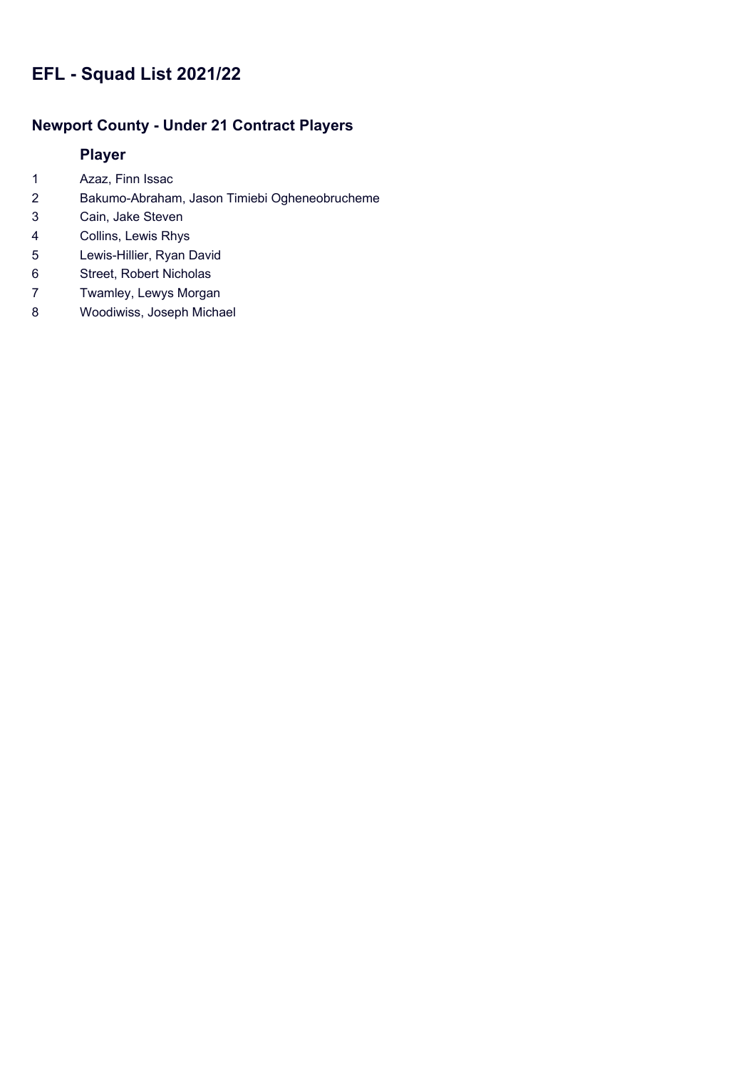# EFL - Squad List 2021/22

## Newport County - Under 21 Contract Players

| | Player |
|---|---|
| 1 | Azaz, Finn Issac |
| 2 | Bakumo-Abraham, Jason Timiebi Ogheneobrucheme |
| 3 | Cain, Jake Steven |
| 4 | Collins, Lewis Rhys |
| 5 | Lewis-Hillier, Ryan David |
| 6 | Street, Robert Nicholas |
| 7 | Twamley, Lewys Morgan |
| 8 | Woodiwiss, Joseph Michael |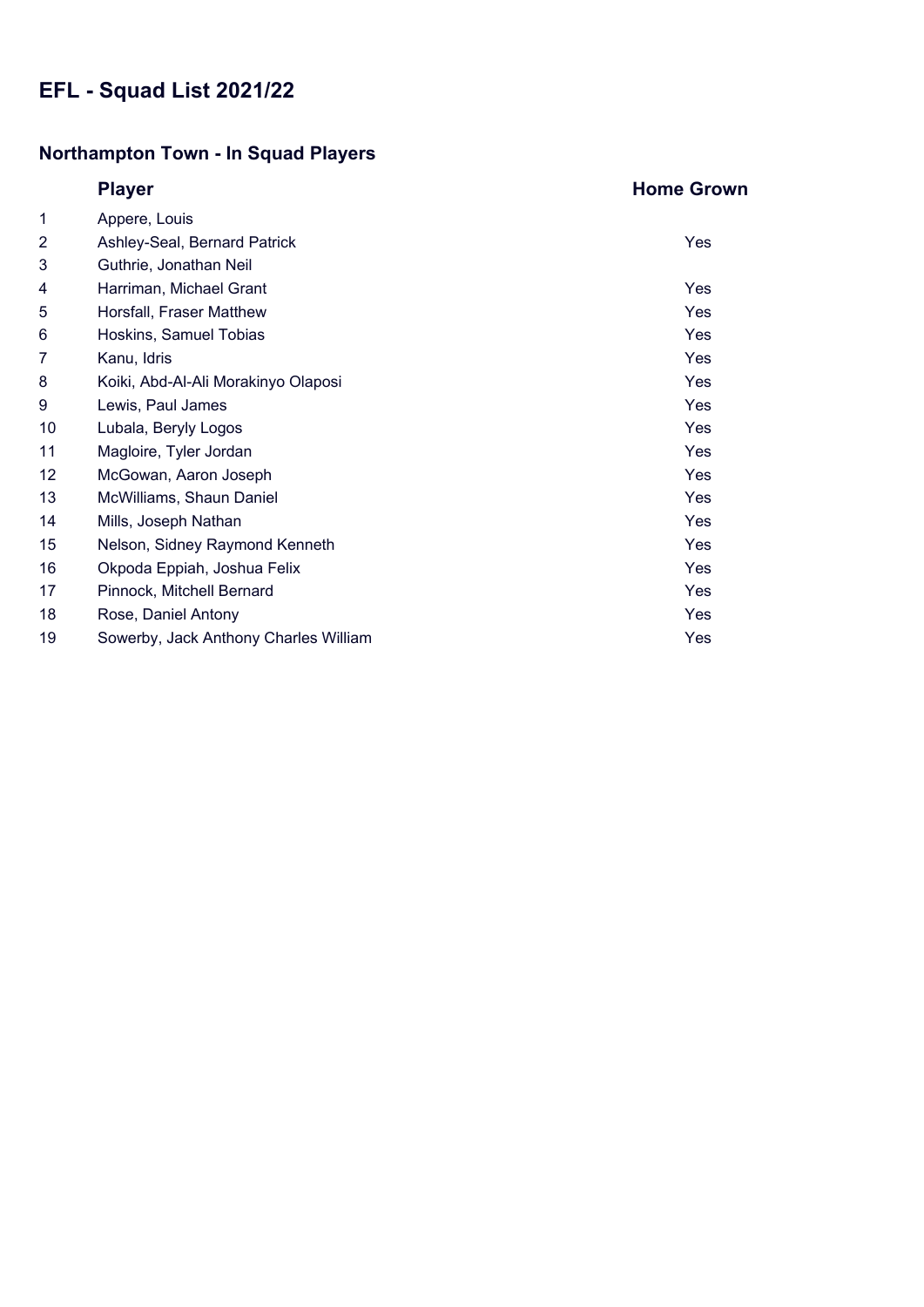# EFL - Squad List 2021/22

## Northampton Town - In Squad Players

| | Player | Home Grown |
|---|---|---|
| 1 | Appere, Louis | |
| 2 | Ashley-Seal, Bernard Patrick | Yes |
| 3 | Guthrie, Jonathan Neil | |
| 4 | Harriman, Michael Grant | Yes |
| 5 | Horsfall, Fraser Matthew | Yes |
| 6 | Hoskins, Samuel Tobias | Yes |
| 7 | Kanu, Idris | Yes |
| 8 | Koiki, Abd-Al-Ali Morakinyo Olaposi | Yes |
| 9 | Lewis, Paul James | Yes |
| 10 | Lubala, Beryly Logos | Yes |
| 11 | Magloire, Tyler Jordan | Yes |
| 12 | McGowan, Aaron Joseph | Yes |
| 13 | McWilliams, Shaun Daniel | Yes |
| 14 | Mills, Joseph Nathan | Yes |
| 15 | Nelson, Sidney Raymond Kenneth | Yes |
| 16 | Okpoda Eppiah, Joshua Felix | Yes |
| 17 | Pinnock, Mitchell Bernard | Yes |
| 18 | Rose, Daniel Antony | Yes |
| 19 | Sowerby, Jack Anthony Charles William | Yes |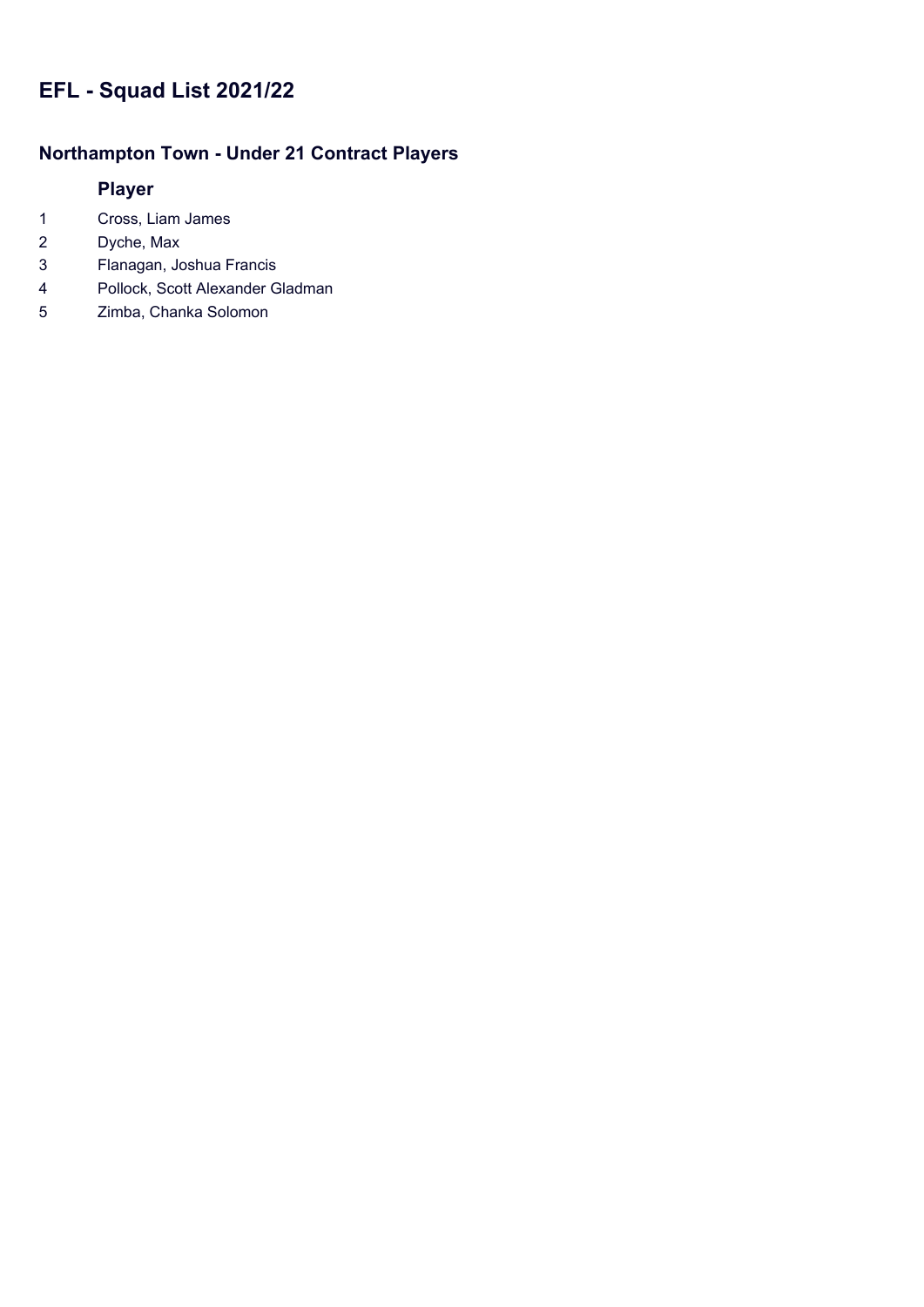# EFL - Squad List 2021/22

## Northampton Town - Under 21 Contract Players

| | Player |
|---|---|
| 1 | Cross, Liam James |
| 2 | Dyche, Max |
| 3 | Flanagan, Joshua Francis |
| 4 | Pollock, Scott Alexander Gladman |
| 5 | Zimba, Chanka Solomon |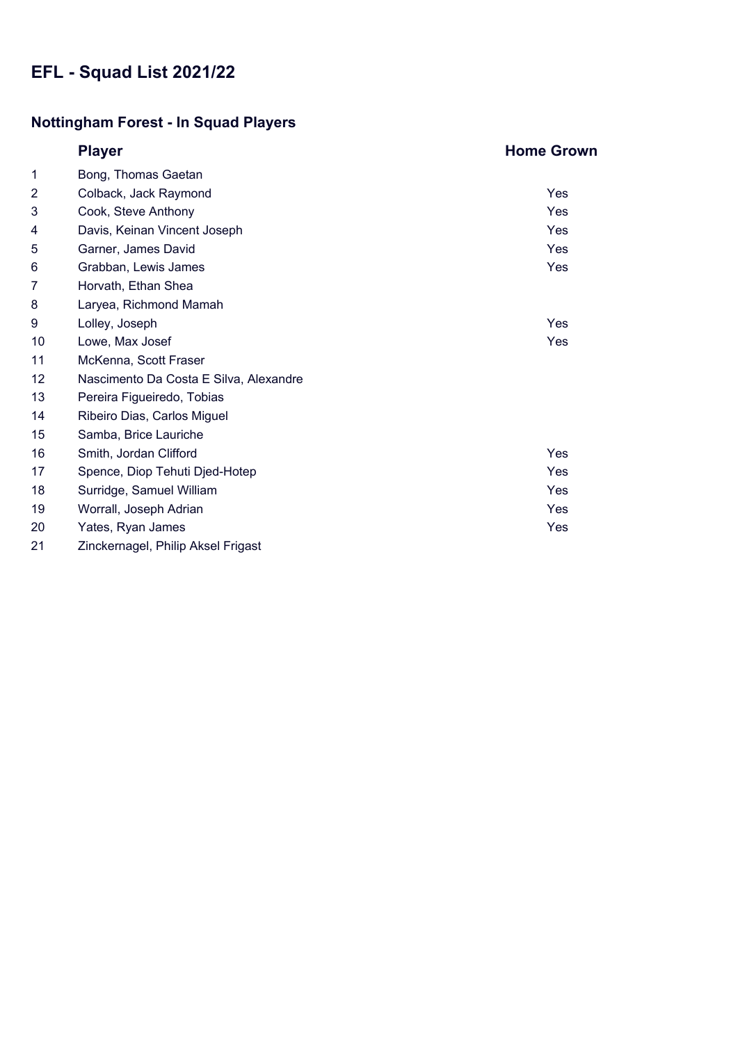# EFL - Squad List 2021/22

## Nottingham Forest - In Squad Players

| | Player | Home Grown |
|---|---|---|
| 1 | Bong, Thomas Gaetan | |
| 2 | Colback, Jack Raymond | Yes |
| 3 | Cook, Steve Anthony | Yes |
| 4 | Davis, Keinan Vincent Joseph | Yes |
| 5 | Garner, James David | Yes |
| 6 | Grabban, Lewis James | Yes |
| 7 | Horvath, Ethan Shea | |
| 8 | Laryea, Richmond Mamah | |
| 9 | Lolley, Joseph | Yes |
| 10 | Lowe, Max Josef | Yes |
| 11 | McKenna, Scott Fraser | |
| 12 | Nascimento Da Costa E Silva, Alexandre | |
| 13 | Pereira Figueiredo, Tobias | |
| 14 | Ribeiro Dias, Carlos Miguel | |
| 15 | Samba, Brice Lauriche | |
| 16 | Smith, Jordan Clifford | Yes |
| 17 | Spence, Diop Tehuti Djed-Hotep | Yes |
| 18 | Surridge, Samuel William | Yes |
| 19 | Worrall, Joseph Adrian | Yes |
| 20 | Yates, Ryan James | Yes |
| 21 | Zinckernagel, Philip Aksel Frigast | |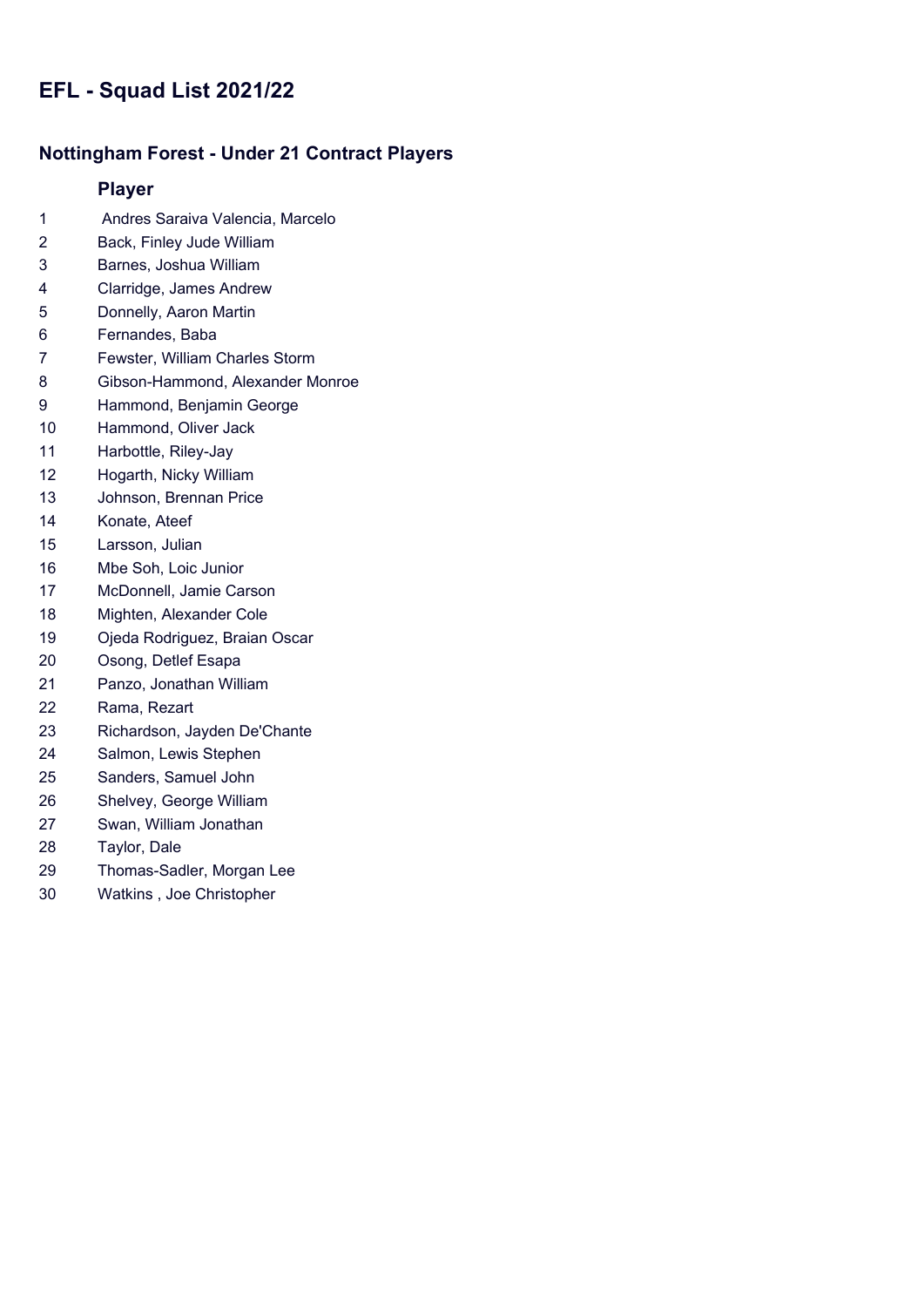# EFL - Squad List 2021/22

## Nottingham Forest - Under 21 Contract Players

| | Player |
|---|---|
| 1 | Andres Saraiva Valencia, Marcelo |
| 2 | Back, Finley Jude William |
| 3 | Barnes, Joshua William |
| 4 | Clarridge, James Andrew |
| 5 | Donnelly, Aaron Martin |
| 6 | Fernandes, Baba |
| 7 | Fewster, William Charles Storm |
| 8 | Gibson-Hammond, Alexander Monroe |
| 9 | Hammond, Benjamin George |
| 10 | Hammond, Oliver Jack |
| 11 | Harbottle, Riley-Jay |
| 12 | Hogarth, Nicky William |
| 13 | Johnson, Brennan Price |
| 14 | Konate, Ateef |
| 15 | Larsson, Julian |
| 16 | Mbe Soh, Loic Junior |
| 17 | McDonnell, Jamie Carson |
| 18 | Mighten, Alexander Cole |
| 19 | Ojeda Rodriguez, Braian Oscar |
| 20 | Osong, Detlef Esapa |
| 21 | Panzo, Jonathan William |
| 22 | Rama, Rezart |
| 23 | Richardson, Jayden De'Chante |
| 24 | Salmon, Lewis Stephen |
| 25 | Sanders, Samuel John |
| 26 | Shelvey, George William |
| 27 | Swan, William Jonathan |
| 28 | Taylor, Dale |
| 29 | Thomas-Sadler, Morgan Lee |
| 30 | Watkins , Joe Christopher |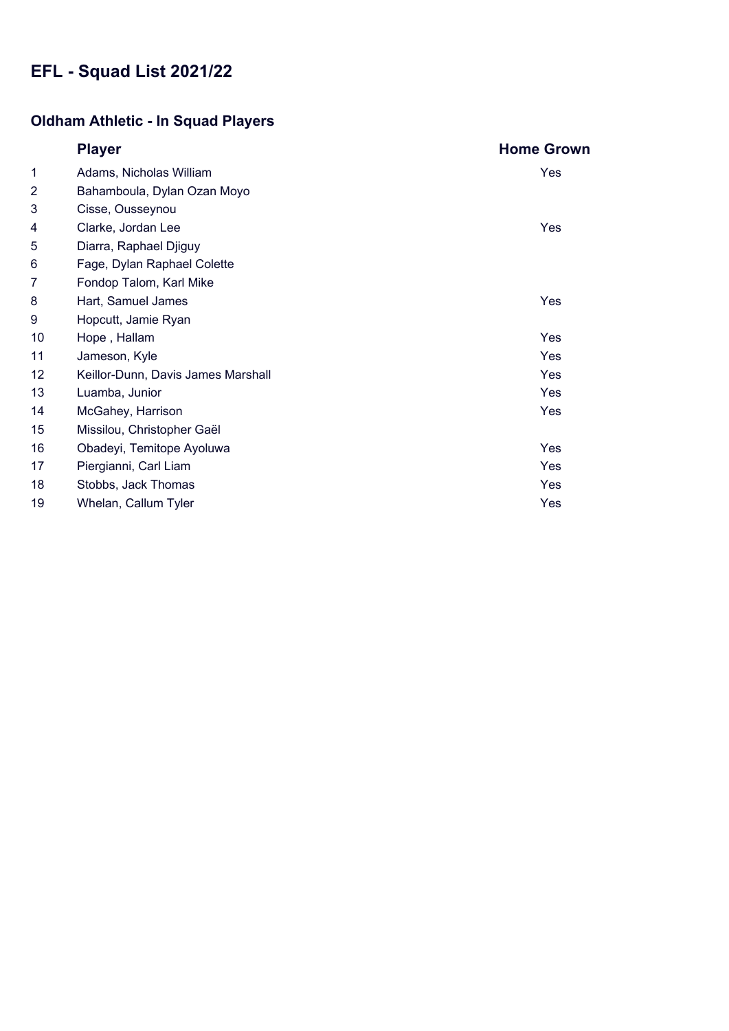# EFL - Squad List 2021/22

## Oldham Athletic - In Squad Players

| | Player | Home Grown |
|---|---|---|
| 1 | Adams, Nicholas William | Yes |
| 2 | Bahamboula, Dylan Ozan Moyo | |
| 3 | Cisse, Ousseynou | |
| 4 | Clarke, Jordan Lee | Yes |
| 5 | Diarra, Raphael Djiguy | |
| 6 | Fage, Dylan Raphael Colette | |
| 7 | Fondop Talom, Karl Mike | |
| 8 | Hart, Samuel James | Yes |
| 9 | Hopcutt, Jamie Ryan | |
| 10 | Hope , Hallam | Yes |
| 11 | Jameson, Kyle | Yes |
| 12 | Keillor-Dunn, Davis James Marshall | Yes |
| 13 | Luamba, Junior | Yes |
| 14 | McGahey, Harrison | Yes |
| 15 | Missilou, Christopher Gaël | |
| 16 | Obadeyi, Temitope Ayoluwa | Yes |
| 17 | Piergianni, Carl Liam | Yes |
| 18 | Stobbs, Jack Thomas | Yes |
| 19 | Whelan, Callum Tyler | Yes |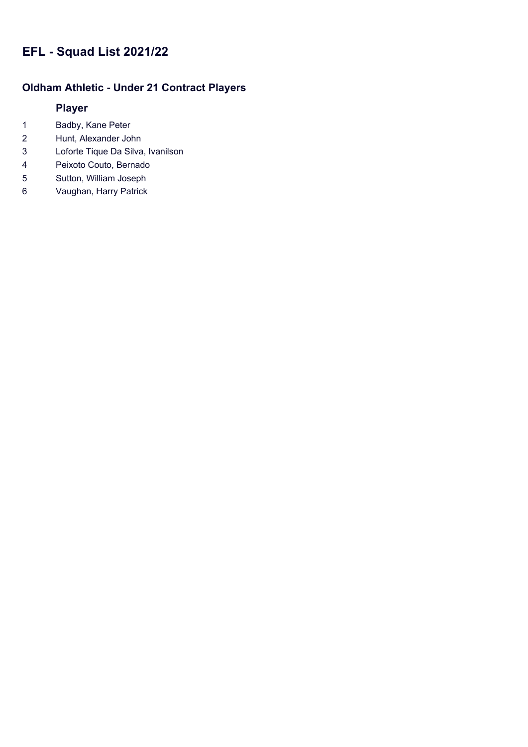# EFL - Squad List 2021/22

## Oldham Athletic - Under 21 Contract Players

| | Player |
|---|---|
| 1 | Badby, Kane Peter |
| 2 | Hunt, Alexander John |
| 3 | Loforte Tique Da Silva, Ivanilson |
| 4 | Peixoto Couto, Bernado |
| 5 | Sutton, William Joseph |
| 6 | Vaughan, Harry Patrick |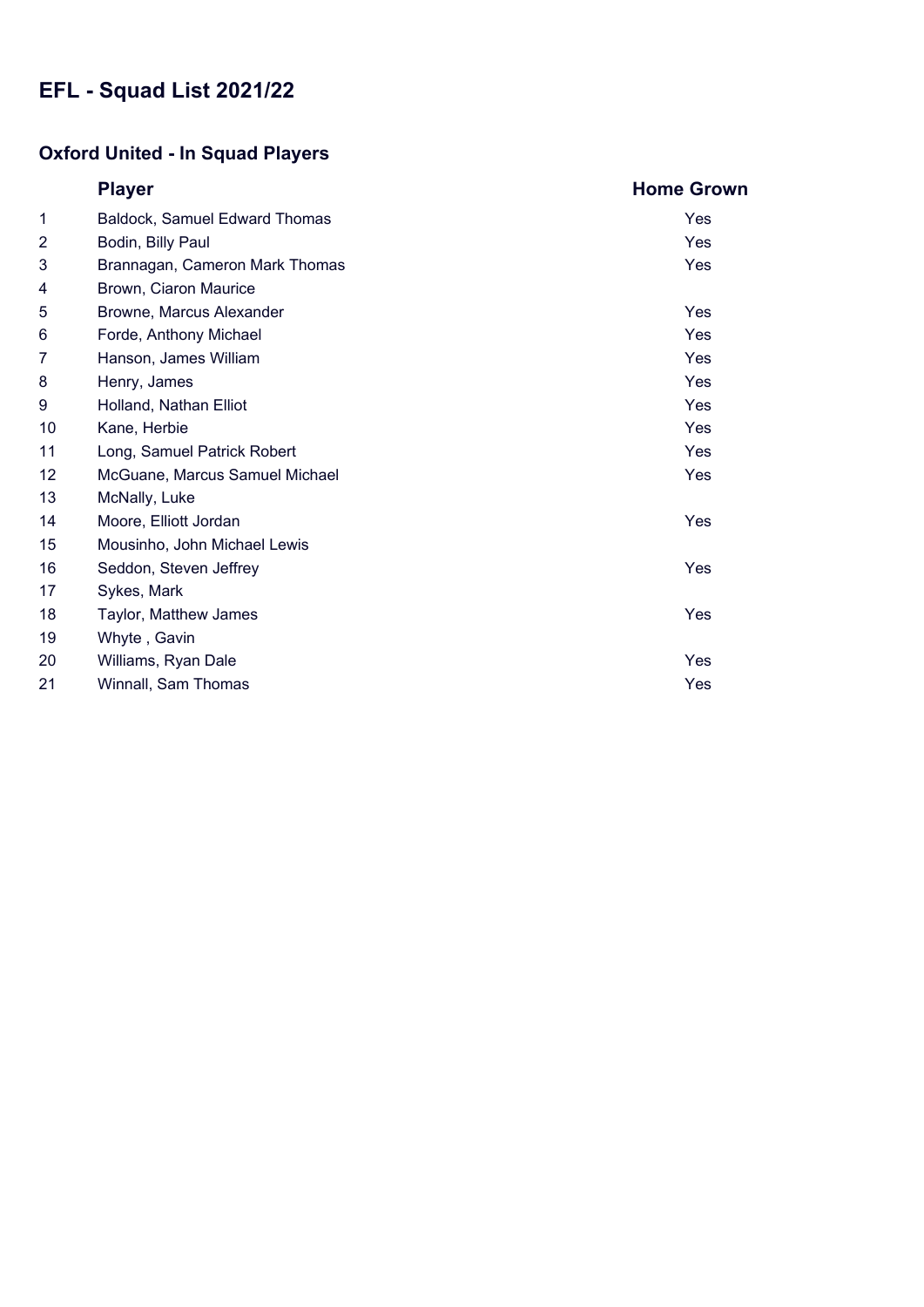# EFL - Squad List 2021/22

## Oxford United - In Squad Players

| | Player | Home Grown |
|---|---|---|
| 1 | Baldock, Samuel Edward Thomas | Yes |
| 2 | Bodin, Billy Paul | Yes |
| 3 | Brannagan, Cameron Mark Thomas | Yes |
| 4 | Brown, Ciaron Maurice | |
| 5 | Browne, Marcus Alexander | Yes |
| 6 | Forde, Anthony Michael | Yes |
| 7 | Hanson, James William | Yes |
| 8 | Henry, James | Yes |
| 9 | Holland, Nathan Elliot | Yes |
| 10 | Kane, Herbie | Yes |
| 11 | Long, Samuel Patrick Robert | Yes |
| 12 | McGuane, Marcus Samuel Michael | Yes |
| 13 | McNally, Luke | |
| 14 | Moore, Elliott Jordan | Yes |
| 15 | Mousinho, John Michael Lewis | |
| 16 | Seddon, Steven Jeffrey | Yes |
| 17 | Sykes, Mark | |
| 18 | Taylor, Matthew James | Yes |
| 19 | Whyte , Gavin | |
| 20 | Williams, Ryan Dale | Yes |
| 21 | Winnall, Sam Thomas | Yes |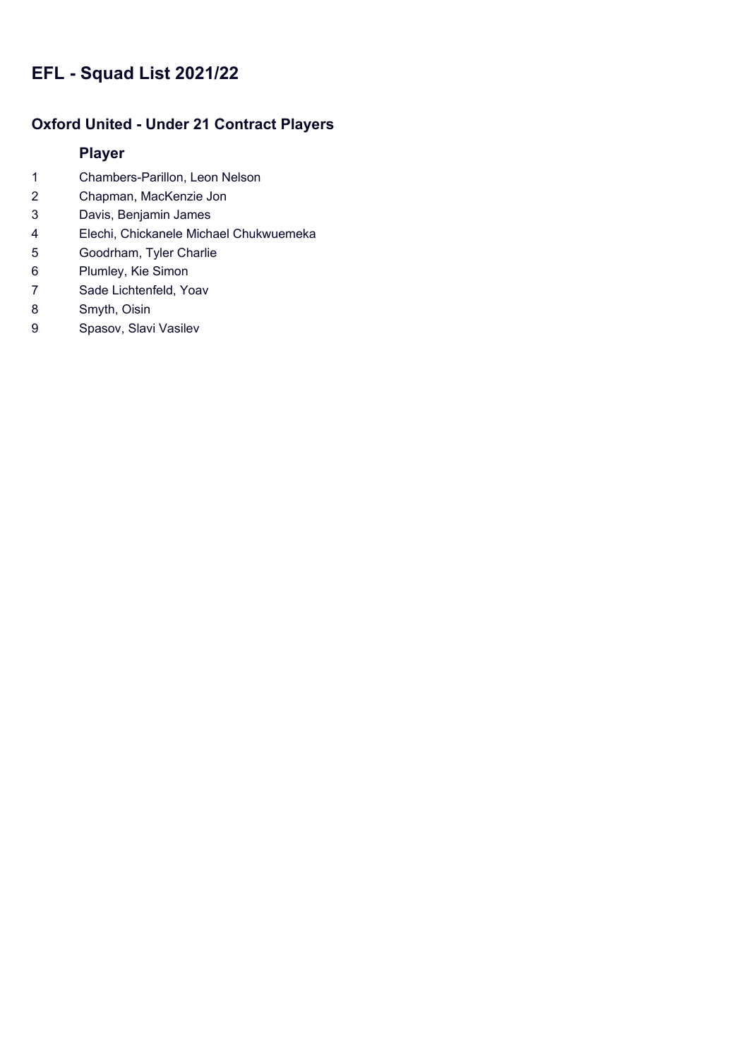# EFL - Squad List 2021/22

## Oxford United - Under 21 Contract Players

| | Player |
|---|---|
| 1 | Chambers-Parillon, Leon Nelson |
| 2 | Chapman, MacKenzie Jon |
| 3 | Davis, Benjamin James |
| 4 | Elechi, Chickanele Michael Chukwuemeka |
| 5 | Goodrham, Tyler Charlie |
| 6 | Plumley, Kie Simon |
| 7 | Sade Lichtenfeld, Yoav |
| 8 | Smyth, Oisin |
| 9 | Spasov, Slavi Vasilev |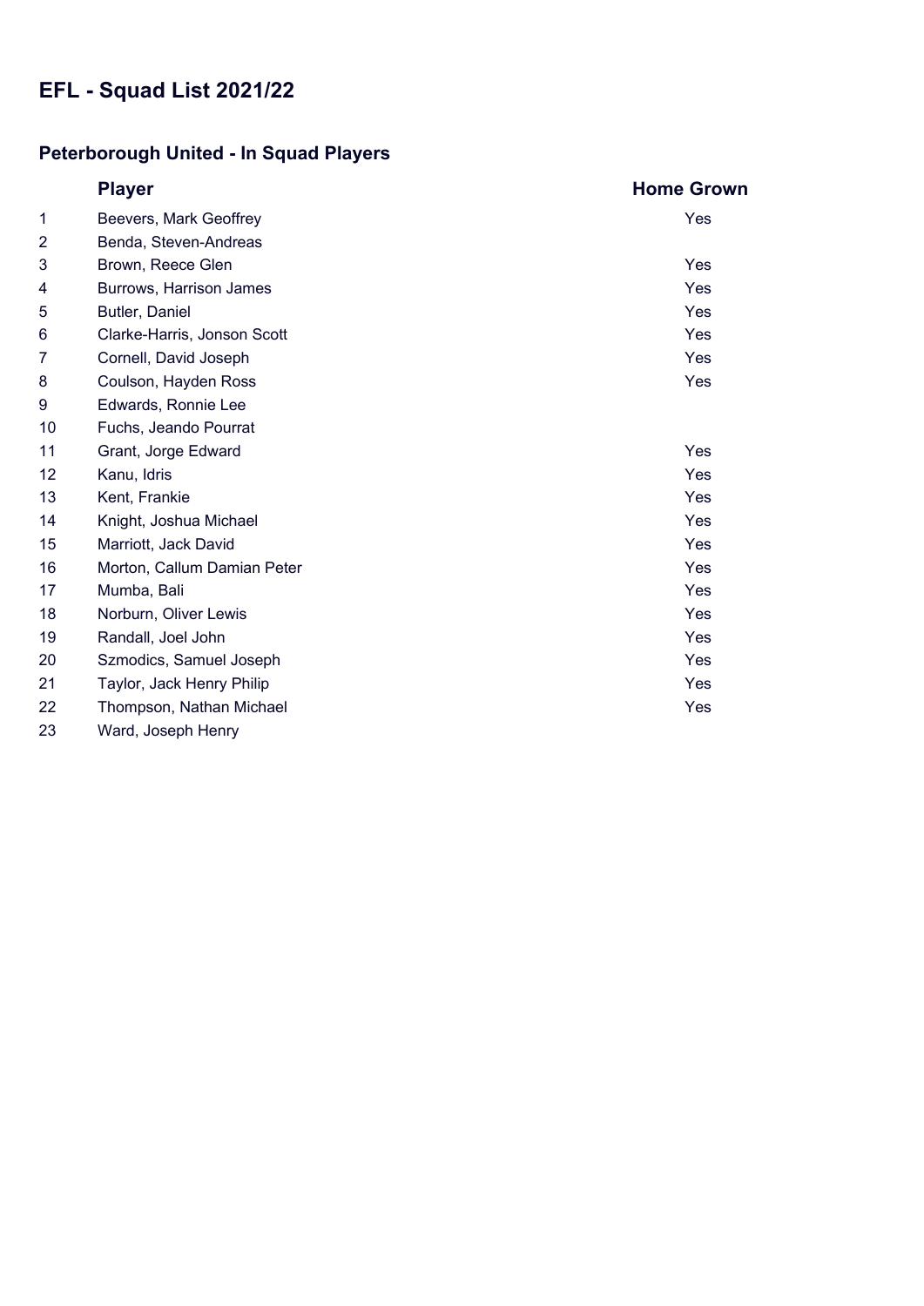# EFL - Squad List 2021/22

## Peterborough United - In Squad Players

| | Player | Home Grown |
|---|---|---|
| 1 | Beevers, Mark Geoffrey | Yes |
| 2 | Benda, Steven-Andreas | |
| 3 | Brown, Reece Glen | Yes |
| 4 | Burrows, Harrison James | Yes |
| 5 | Butler, Daniel | Yes |
| 6 | Clarke-Harris, Jonson Scott | Yes |
| 7 | Cornell, David Joseph | Yes |
| 8 | Coulson, Hayden Ross | Yes |
| 9 | Edwards, Ronnie Lee | |
| 10 | Fuchs, Jeando Pourrat | |
| 11 | Grant, Jorge Edward | Yes |
| 12 | Kanu, Idris | Yes |
| 13 | Kent, Frankie | Yes |
| 14 | Knight, Joshua Michael | Yes |
| 15 | Marriott, Jack David | Yes |
| 16 | Morton, Callum Damian Peter | Yes |
| 17 | Mumba, Bali | Yes |
| 18 | Norburn, Oliver Lewis | Yes |
| 19 | Randall, Joel John | Yes |
| 20 | Szmodics, Samuel Joseph | Yes |
| 21 | Taylor, Jack Henry Philip | Yes |
| 22 | Thompson, Nathan Michael | Yes |
| 23 | Ward, Joseph Henry | |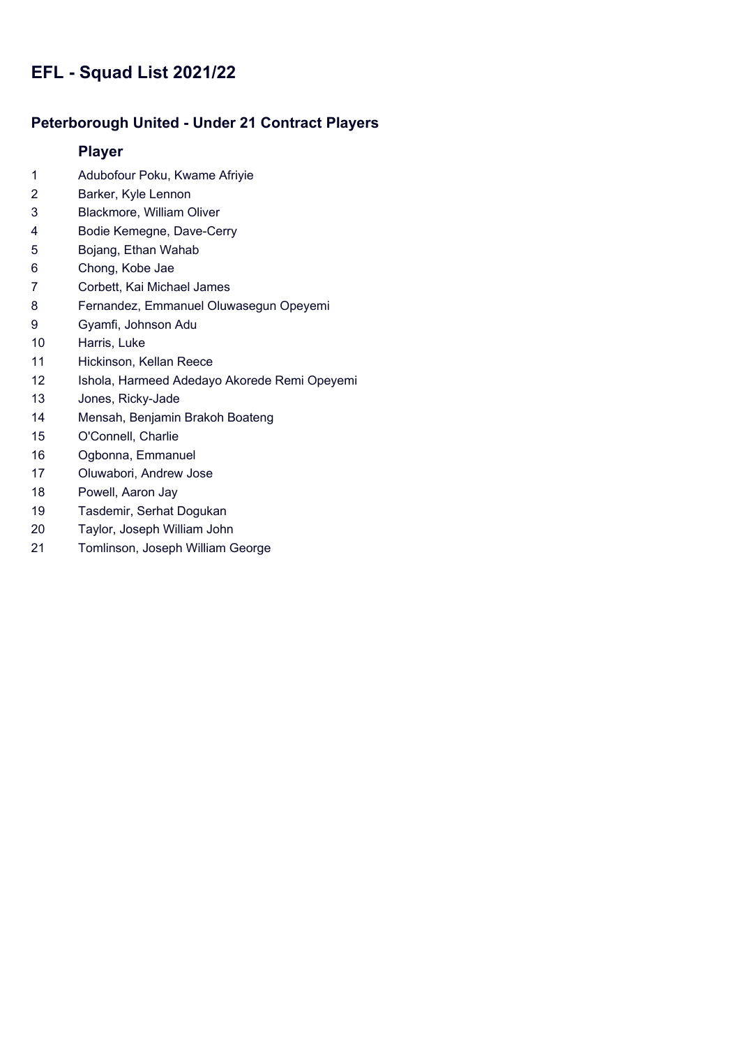# EFL - Squad List 2021/22

## Peterborough United - Under 21 Contract Players

| | Player |
|---|---|
| 1 | Adubofour Poku, Kwame Afriyie |
| 2 | Barker, Kyle Lennon |
| 3 | Blackmore, William Oliver |
| 4 | Bodie Kemegne, Dave-Cerry |
| 5 | Bojang, Ethan Wahab |
| 6 | Chong, Kobe Jae |
| 7 | Corbett, Kai Michael James |
| 8 | Fernandez, Emmanuel Oluwasegun Opeyemi |
| 9 | Gyamfi, Johnson Adu |
| 10 | Harris, Luke |
| 11 | Hickinson, Kellan Reece |
| 12 | Ishola, Harmeed Adedayo Akorede Remi Opeyemi |
| 13 | Jones, Ricky-Jade |
| 14 | Mensah, Benjamin Brakoh Boateng |
| 15 | O'Connell, Charlie |
| 16 | Ogbonna, Emmanuel |
| 17 | Oluwabori, Andrew Jose |
| 18 | Powell, Aaron Jay |
| 19 | Tasdemir, Serhat Dogukan |
| 20 | Taylor, Joseph William John |
| 21 | Tomlinson, Joseph William George |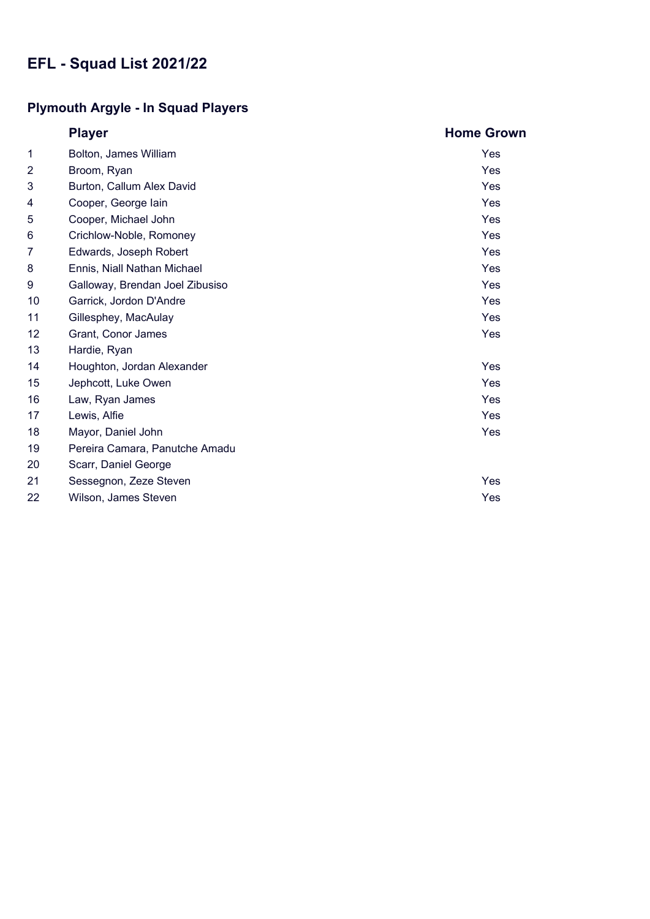# EFL - Squad List 2021/22

## Plymouth Argyle - In Squad Players

| | Player | Home Grown |
|---|---|---|
| 1 | Bolton, James William | Yes |
| 2 | Broom, Ryan | Yes |
| 3 | Burton, Callum Alex David | Yes |
| 4 | Cooper, George Iain | Yes |
| 5 | Cooper, Michael John | Yes |
| 6 | Crichlow-Noble, Romoney | Yes |
| 7 | Edwards, Joseph Robert | Yes |
| 8 | Ennis, Niall Nathan Michael | Yes |
| 9 | Galloway, Brendan Joel Zibusiso | Yes |
| 10 | Garrick, Jordon D'Andre | Yes |
| 11 | Gillesphey, MacAulay | Yes |
| 12 | Grant, Conor James | Yes |
| 13 | Hardie, Ryan | |
| 14 | Houghton, Jordan Alexander | Yes |
| 15 | Jephcott, Luke Owen | Yes |
| 16 | Law, Ryan James | Yes |
| 17 | Lewis, Alfie | Yes |
| 18 | Mayor, Daniel John | Yes |
| 19 | Pereira Camara, Panutche Amadu | |
| 20 | Scarr, Daniel George | |
| 21 | Sessegnon, Zeze Steven | Yes |
| 22 | Wilson, James Steven | Yes |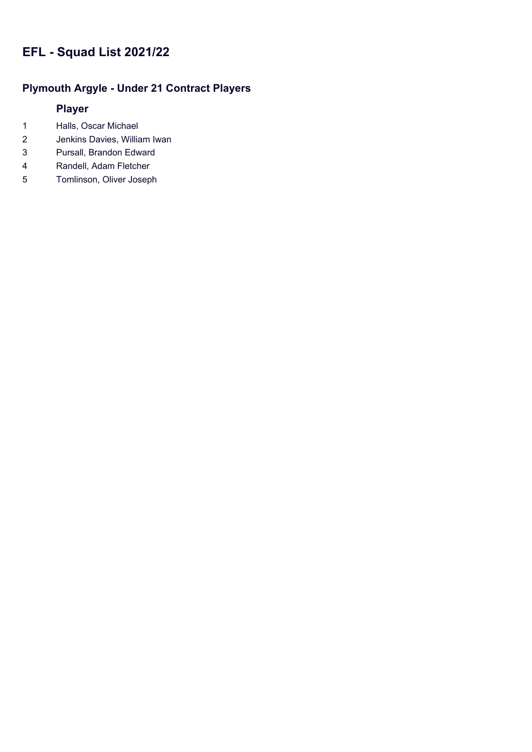# EFL - Squad List 2021/22

## Plymouth Argyle - Under 21 Contract Players

| | Player |
|---|---|
| 1 | Halls, Oscar Michael |
| 2 | Jenkins Davies, William Iwan |
| 3 | Pursall, Brandon Edward |
| 4 | Randell, Adam Fletcher |
| 5 | Tomlinson, Oliver Joseph |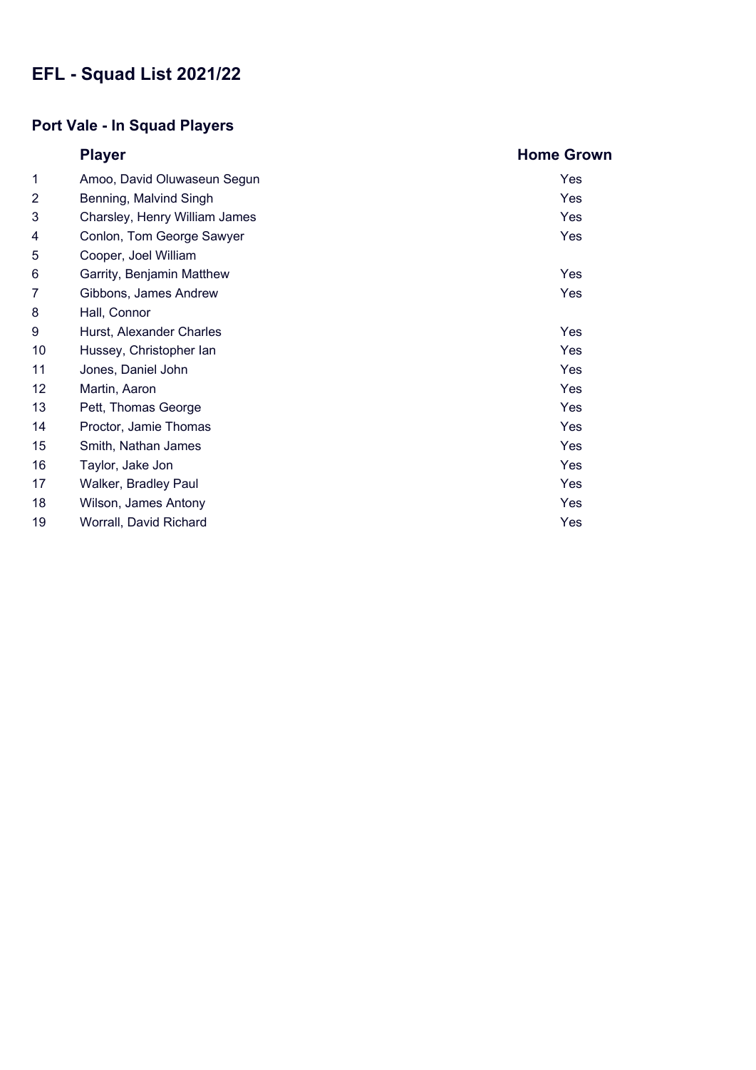# EFL - Squad List 2021/22

## Port Vale - In Squad Players

| | Player | Home Grown |
|---|---|---|
| 1 | Amoo, David Oluwaseun Segun | Yes |
| 2 | Benning, Malvind Singh | Yes |
| 3 | Charsley, Henry William James | Yes |
| 4 | Conlon, Tom George Sawyer | Yes |
| 5 | Cooper, Joel William | |
| 6 | Garrity, Benjamin Matthew | Yes |
| 7 | Gibbons, James Andrew | Yes |
| 8 | Hall, Connor | |
| 9 | Hurst, Alexander Charles | Yes |
| 10 | Hussey, Christopher Ian | Yes |
| 11 | Jones, Daniel John | Yes |
| 12 | Martin, Aaron | Yes |
| 13 | Pett, Thomas George | Yes |
| 14 | Proctor, Jamie Thomas | Yes |
| 15 | Smith, Nathan James | Yes |
| 16 | Taylor, Jake Jon | Yes |
| 17 | Walker, Bradley Paul | Yes |
| 18 | Wilson, James Antony | Yes |
| 19 | Worrall, David Richard | Yes |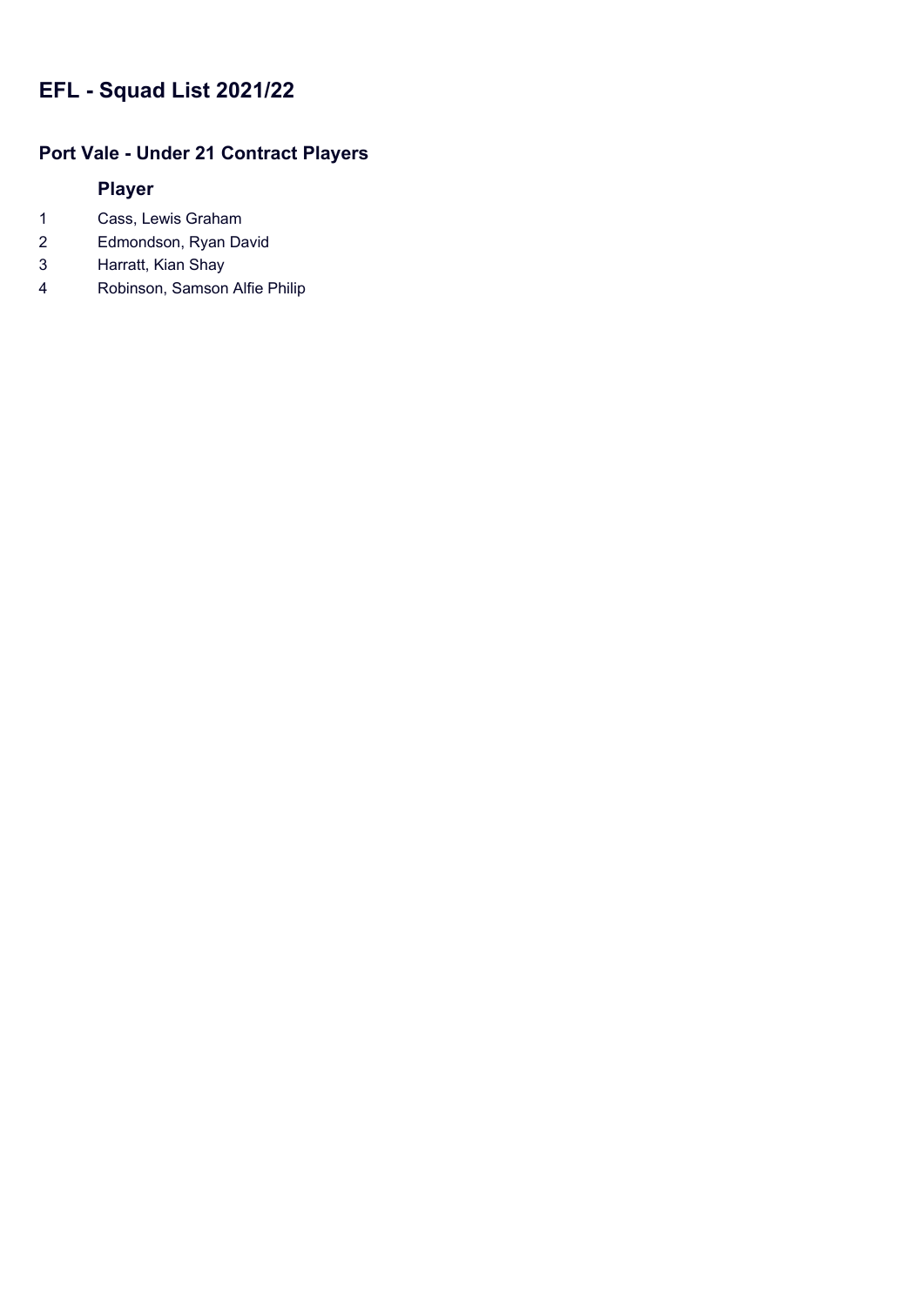# EFL - Squad List 2021/22

## Port Vale - Under 21 Contract Players

| | Player |
|---|---|
| 1 | Cass, Lewis Graham |
| 2 | Edmondson, Ryan David |
| 3 | Harratt, Kian Shay |
| 4 | Robinson, Samson Alfie Philip |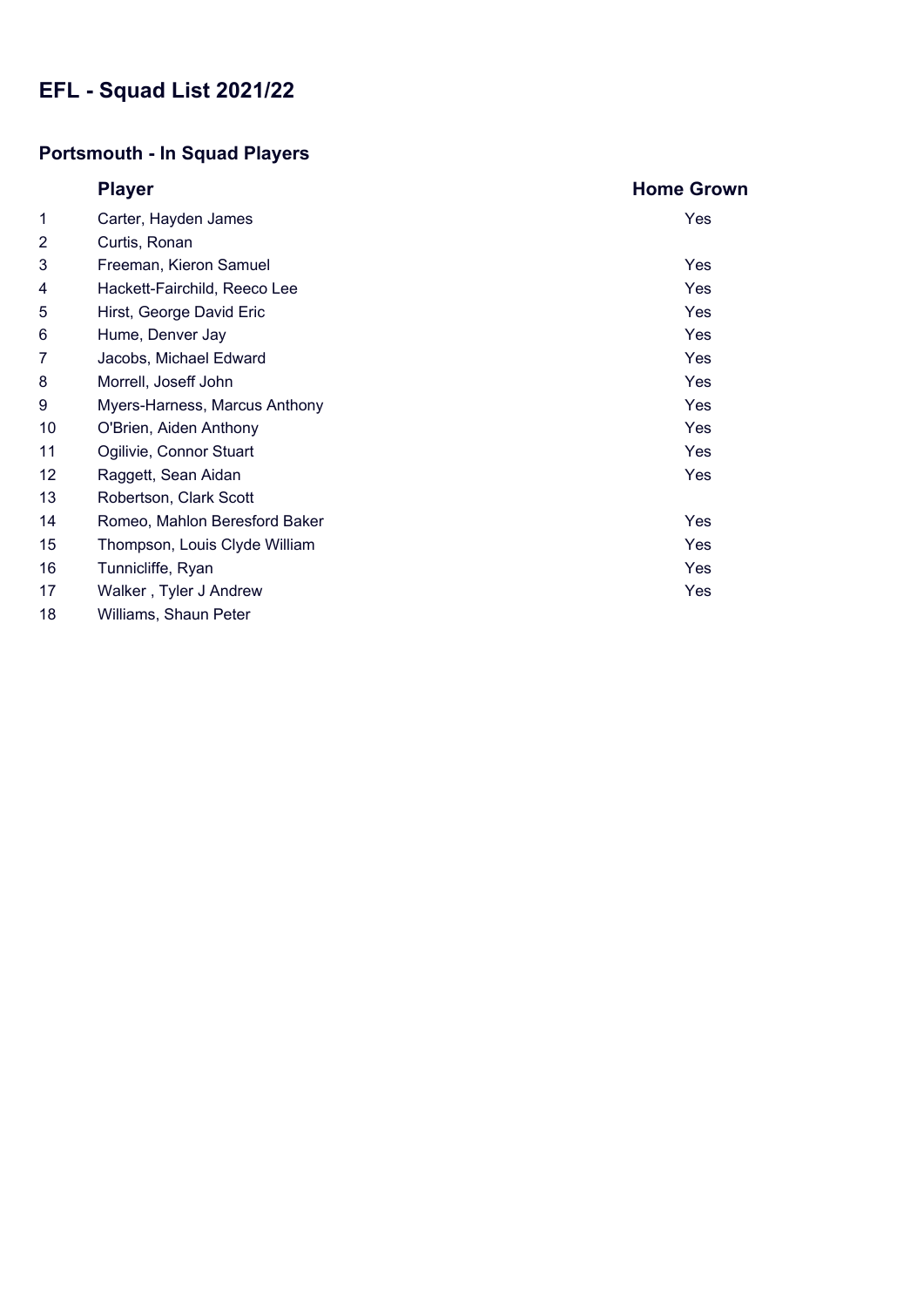# EFL - Squad List 2021/22

## Portsmouth - In Squad Players

| | Player | Home Grown |
|---|---|---|
| 1 | Carter, Hayden James | Yes |
| 2 | Curtis, Ronan | |
| 3 | Freeman, Kieron Samuel | Yes |
| 4 | Hackett-Fairchild, Reeco Lee | Yes |
| 5 | Hirst, George David Eric | Yes |
| 6 | Hume, Denver Jay | Yes |
| 7 | Jacobs, Michael Edward | Yes |
| 8 | Morrell, Joseff John | Yes |
| 9 | Myers-Harness, Marcus Anthony | Yes |
| 10 | O'Brien, Aiden Anthony | Yes |
| 11 | Ogilivie, Connor Stuart | Yes |
| 12 | Raggett, Sean Aidan | Yes |
| 13 | Robertson, Clark Scott | |
| 14 | Romeo, Mahlon Beresford Baker | Yes |
| 15 | Thompson, Louis Clyde William | Yes |
| 16 | Tunnicliffe, Ryan | Yes |
| 17 | Walker , Tyler J Andrew | Yes |
| 18 | Williams, Shaun Peter | |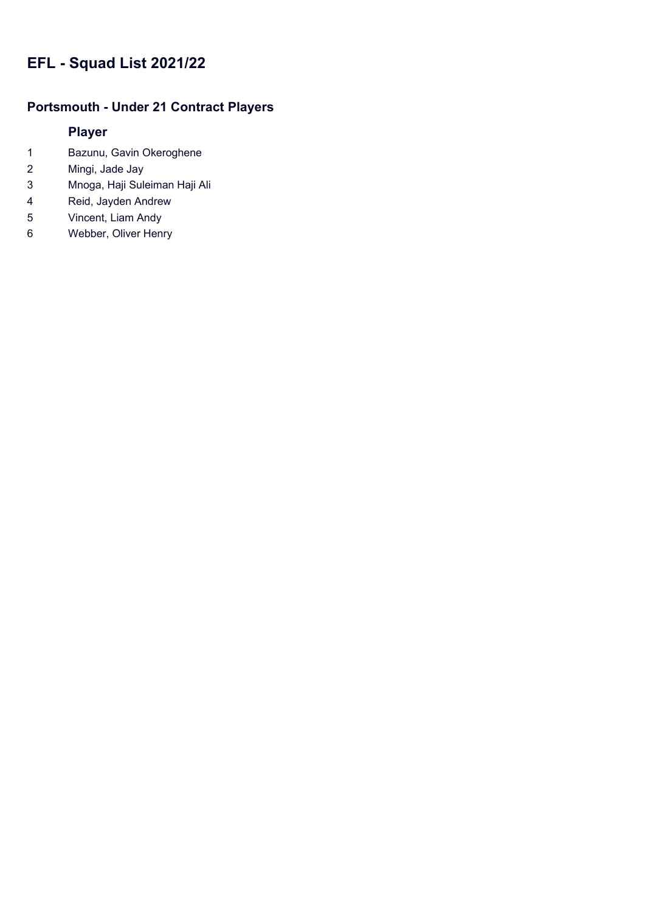# EFL - Squad List 2021/22

## Portsmouth - Under 21 Contract Players

| | Player |
|---|---|
| 1 | Bazunu, Gavin Okeroghene |
| 2 | Mingi, Jade Jay |
| 3 | Mnoga, Haji Suleiman Haji Ali |
| 4 | Reid, Jayden Andrew |
| 5 | Vincent, Liam Andy |
| 6 | Webber, Oliver Henry |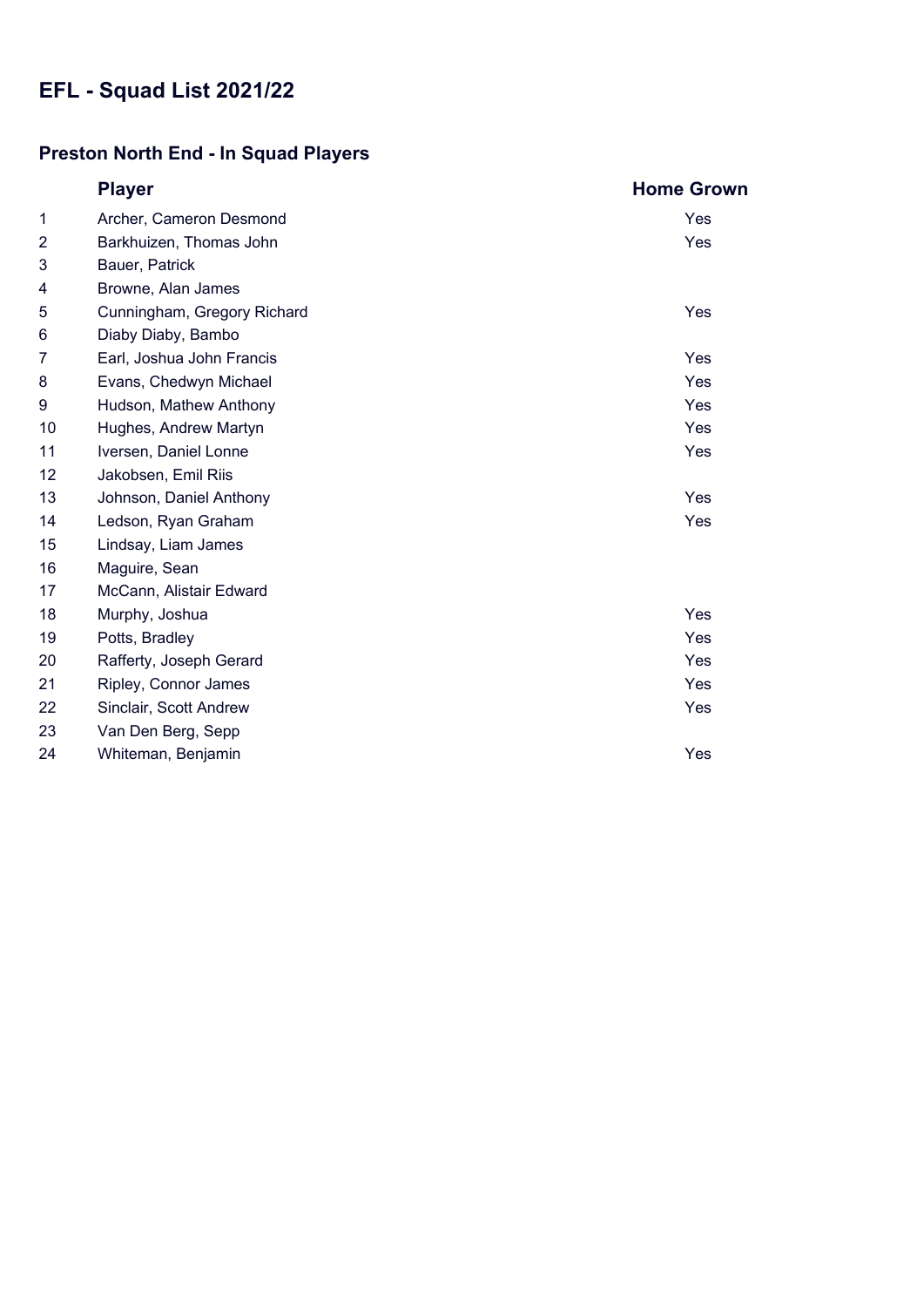# EFL - Squad List 2021/22

## Preston North End - In Squad Players

| | Player | Home Grown |
|---|---|---|
| 1 | Archer, Cameron Desmond | Yes |
| 2 | Barkhuizen, Thomas John | Yes |
| 3 | Bauer, Patrick | |
| 4 | Browne, Alan James | |
| 5 | Cunningham, Gregory Richard | Yes |
| 6 | Diaby Diaby, Bambo | |
| 7 | Earl, Joshua John Francis | Yes |
| 8 | Evans, Chedwyn Michael | Yes |
| 9 | Hudson, Mathew Anthony | Yes |
| 10 | Hughes, Andrew Martyn | Yes |
| 11 | Iversen, Daniel Lonne | Yes |
| 12 | Jakobsen, Emil Riis | |
| 13 | Johnson, Daniel Anthony | Yes |
| 14 | Ledson, Ryan Graham | Yes |
| 15 | Lindsay, Liam James | |
| 16 | Maguire, Sean | |
| 17 | McCann, Alistair Edward | |
| 18 | Murphy, Joshua | Yes |
| 19 | Potts, Bradley | Yes |
| 20 | Rafferty, Joseph Gerard | Yes |
| 21 | Ripley, Connor James | Yes |
| 22 | Sinclair, Scott Andrew | Yes |
| 23 | Van Den Berg, Sepp | |
| 24 | Whiteman, Benjamin | Yes |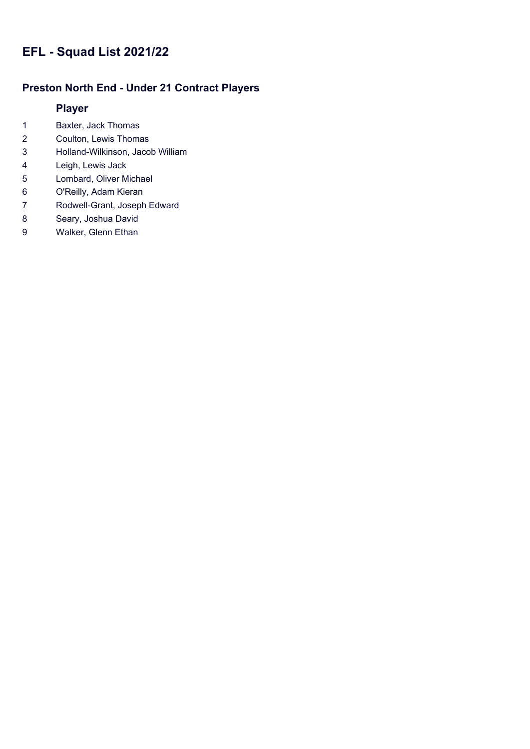# EFL - Squad List 2021/22

## Preston North End - Under 21 Contract Players

| | Player |
|---|---|
| 1 | Baxter, Jack Thomas |
| 2 | Coulton, Lewis Thomas |
| 3 | Holland-Wilkinson, Jacob William |
| 4 | Leigh, Lewis Jack |
| 5 | Lombard, Oliver Michael |
| 6 | O'Reilly, Adam Kieran |
| 7 | Rodwell-Grant, Joseph Edward |
| 8 | Seary, Joshua David |
| 9 | Walker, Glenn Ethan |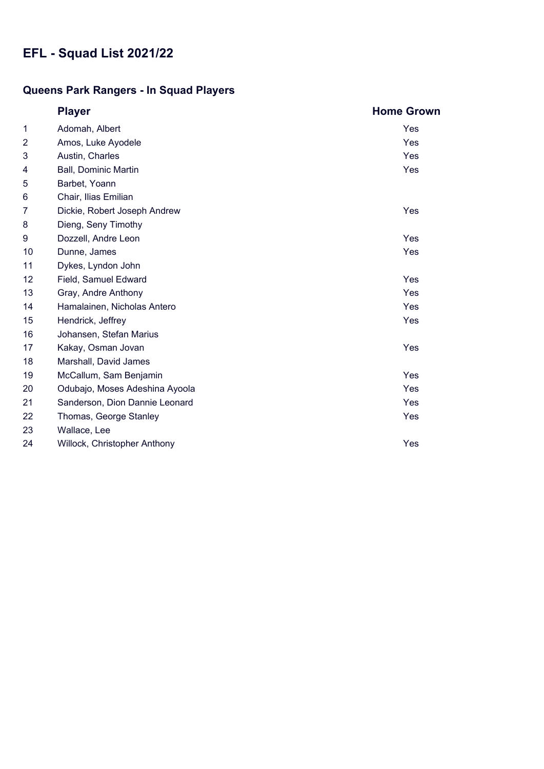# EFL - Squad List 2021/22

## Queens Park Rangers - In Squad Players

| | Player | Home Grown |
|---|---|---|
| 1 | Adomah, Albert | Yes |
| 2 | Amos, Luke Ayodele | Yes |
| 3 | Austin, Charles | Yes |
| 4 | Ball, Dominic Martin | Yes |
| 5 | Barbet, Yoann | |
| 6 | Chair, Ilias Emilian | |
| 7 | Dickie, Robert Joseph Andrew | Yes |
| 8 | Dieng, Seny Timothy | |
| 9 | Dozzell, Andre Leon | Yes |
| 10 | Dunne, James | Yes |
| 11 | Dykes, Lyndon John | |
| 12 | Field, Samuel Edward | Yes |
| 13 | Gray, Andre Anthony | Yes |
| 14 | Hamalainen, Nicholas Antero | Yes |
| 15 | Hendrick, Jeffrey | Yes |
| 16 | Johansen, Stefan Marius | |
| 17 | Kakay, Osman Jovan | Yes |
| 18 | Marshall, David James | |
| 19 | McCallum, Sam Benjamin | Yes |
| 20 | Odubajo, Moses Adeshina Ayoola | Yes |
| 21 | Sanderson, Dion Dannie Leonard | Yes |
| 22 | Thomas, George Stanley | Yes |
| 23 | Wallace, Lee | |
| 24 | Willock, Christopher Anthony | Yes |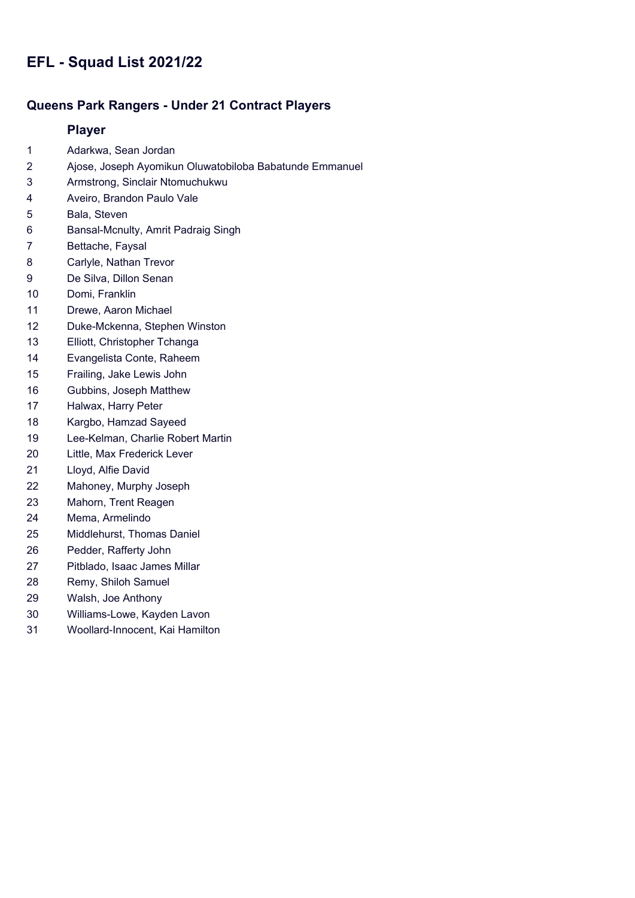# EFL - Squad List 2021/22

## Queens Park Rangers - Under 21 Contract Players

| | Player |
|---|---|
| 1 | Adarkwa, Sean Jordan |
| 2 | Ajose, Joseph Ayomikun Oluwatobiloba Babatunde Emmanuel |
| 3 | Armstrong, Sinclair Ntomuchukwu |
| 4 | Aveiro, Brandon Paulo Vale |
| 5 | Bala, Steven |
| 6 | Bansal-Mcnulty, Amrit Padraig Singh |
| 7 | Bettache, Faysal |
| 8 | Carlyle, Nathan Trevor |
| 9 | De Silva, Dillon Senan |
| 10 | Domi, Franklin |
| 11 | Drewe, Aaron Michael |
| 12 | Duke-Mckenna, Stephen Winston |
| 13 | Elliott, Christopher Tchanga |
| 14 | Evangelista Conte, Raheem |
| 15 | Frailing, Jake Lewis John |
| 16 | Gubbins, Joseph Matthew |
| 17 | Halwax, Harry Peter |
| 18 | Kargbo, Hamzad Sayeed |
| 19 | Lee-Kelman, Charlie Robert Martin |
| 20 | Little, Max Frederick Lever |
| 21 | Lloyd, Alfie David |
| 22 | Mahoney, Murphy Joseph |
| 23 | Mahorn, Trent Reagen |
| 24 | Mema, Armelindo |
| 25 | Middlehurst, Thomas Daniel |
| 26 | Pedder, Rafferty John |
| 27 | Pitblado, Isaac James Millar |
| 28 | Remy, Shiloh Samuel |
| 29 | Walsh, Joe Anthony |
| 30 | Williams-Lowe, Kayden Lavon |
| 31 | Woollard-Innocent, Kai Hamilton |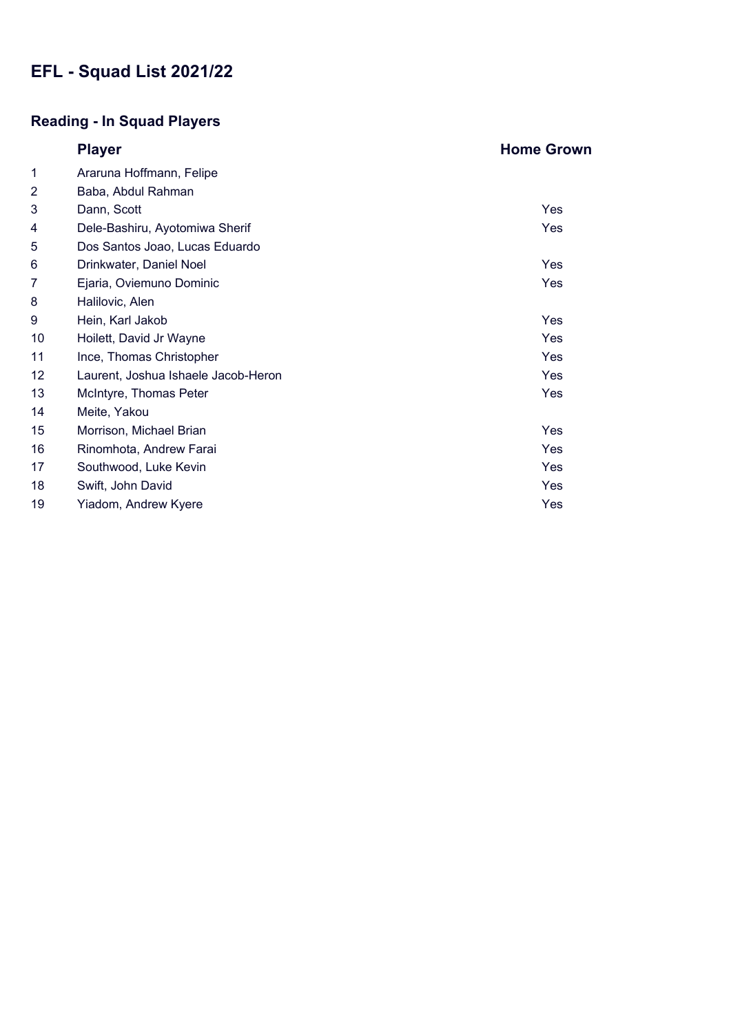# EFL - Squad List 2021/22

## Reading - In Squad Players

| | Player | Home Grown |
|---|---|---|
| 1 | Araruna Hoffmann, Felipe | |
| 2 | Baba, Abdul Rahman | |
| 3 | Dann, Scott | Yes |
| 4 | Dele-Bashiru, Ayotomiwa Sherif | Yes |
| 5 | Dos Santos Joao, Lucas Eduardo | |
| 6 | Drinkwater, Daniel Noel | Yes |
| 7 | Ejaria, Oviemuno Dominic | Yes |
| 8 | Halilovic, Alen | |
| 9 | Hein, Karl Jakob | Yes |
| 10 | Hoilett, David Jr Wayne | Yes |
| 11 | Ince, Thomas Christopher | Yes |
| 12 | Laurent, Joshua Ishaele Jacob-Heron | Yes |
| 13 | McIntyre, Thomas Peter | Yes |
| 14 | Meite, Yakou | |
| 15 | Morrison, Michael Brian | Yes |
| 16 | Rinomhota, Andrew Farai | Yes |
| 17 | Southwood, Luke Kevin | Yes |
| 18 | Swift, John David | Yes |
| 19 | Yiadom, Andrew Kyere | Yes |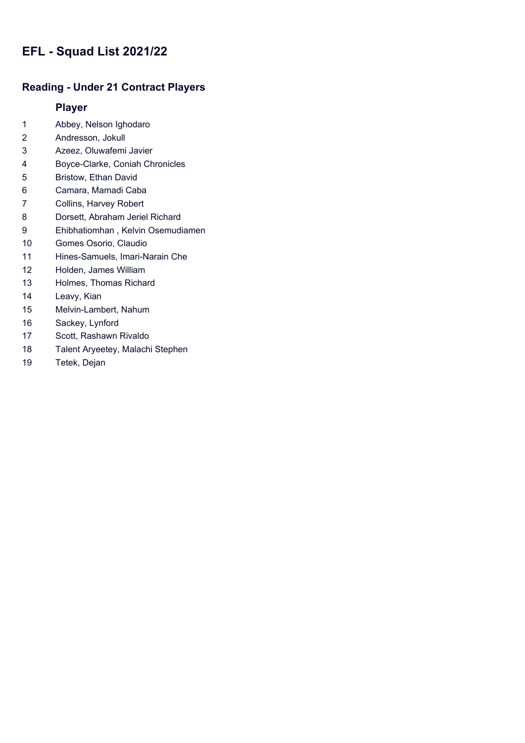# EFL - Squad List 2021/22

## Reading - Under 21 Contract Players

| | Player |
|---|---|
| 1 | Abbey, Nelson Ighodaro |
| 2 | Andresson, Jokull |
| 3 | Azeez, Oluwafemi Javier |
| 4 | Boyce-Clarke, Coniah Chronicles |
| 5 | Bristow, Ethan David |
| 6 | Camara, Mamadi Caba |
| 7 | Collins, Harvey Robert |
| 8 | Dorsett, Abraham Jeriel Richard |
| 9 | Ehibhatiomhan , Kelvin Osemudiamen |
| 10 | Gomes Osorio, Claudio |
| 11 | Hines-Samuels, Imari-Narain Che |
| 12 | Holden, James William |
| 13 | Holmes, Thomas Richard |
| 14 | Leavy, Kian |
| 15 | Melvin-Lambert, Nahum |
| 16 | Sackey, Lynford |
| 17 | Scott, Rashawn Rivaldo |
| 18 | Talent Aryeetey, Malachi Stephen |
| 19 | Tetek, Dejan |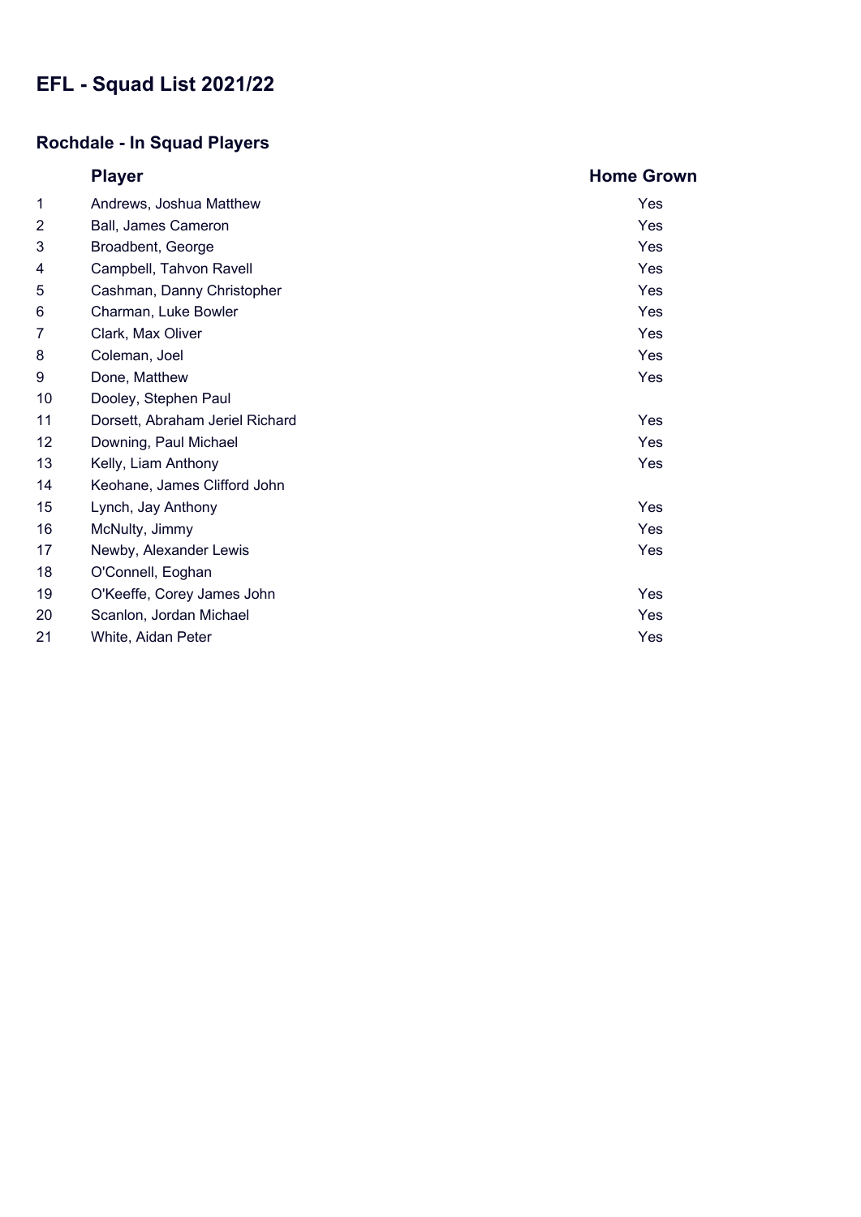# EFL - Squad List 2021/22

## Rochdale - In Squad Players

| | Player | Home Grown |
|---|---|---|
| 1 | Andrews, Joshua Matthew | Yes |
| 2 | Ball, James Cameron | Yes |
| 3 | Broadbent, George | Yes |
| 4 | Campbell, Tahvon Ravell | Yes |
| 5 | Cashman, Danny Christopher | Yes |
| 6 | Charman, Luke Bowler | Yes |
| 7 | Clark, Max Oliver | Yes |
| 8 | Coleman, Joel | Yes |
| 9 | Done, Matthew | Yes |
| 10 | Dooley, Stephen Paul | |
| 11 | Dorsett, Abraham Jeriel Richard | Yes |
| 12 | Downing, Paul Michael | Yes |
| 13 | Kelly, Liam Anthony | Yes |
| 14 | Keohane, James Clifford John | |
| 15 | Lynch, Jay Anthony | Yes |
| 16 | McNulty, Jimmy | Yes |
| 17 | Newby, Alexander Lewis | Yes |
| 18 | O'Connell, Eoghan | |
| 19 | O'Keeffe, Corey James John | Yes |
| 20 | Scanlon, Jordan Michael | Yes |
| 21 | White, Aidan Peter | Yes |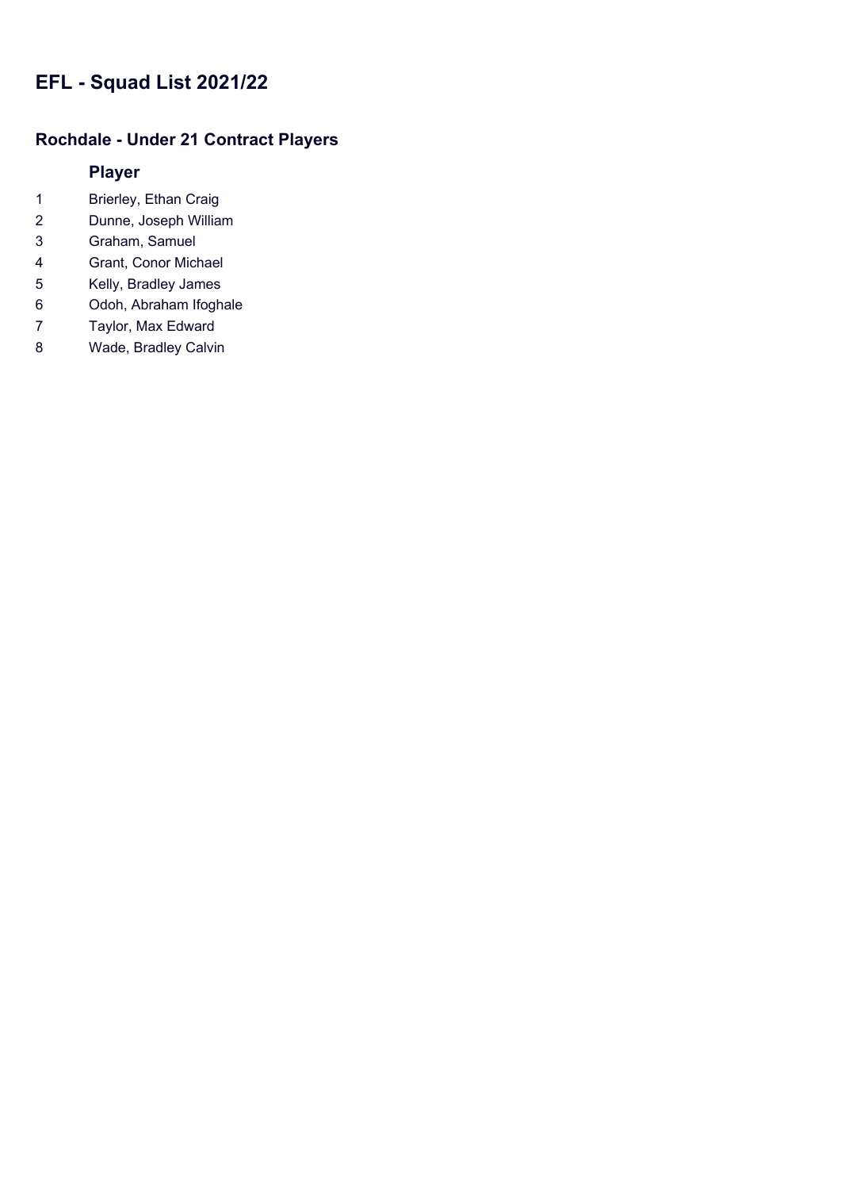# EFL - Squad List 2021/22

## Rochdale - Under 21 Contract Players

| | Player |
|---|---|
| 1 | Brierley, Ethan Craig |
| 2 | Dunne, Joseph William |
| 3 | Graham, Samuel |
| 4 | Grant, Conor Michael |
| 5 | Kelly, Bradley James |
| 6 | Odoh, Abraham Ifoghale |
| 7 | Taylor, Max Edward |
| 8 | Wade, Bradley Calvin |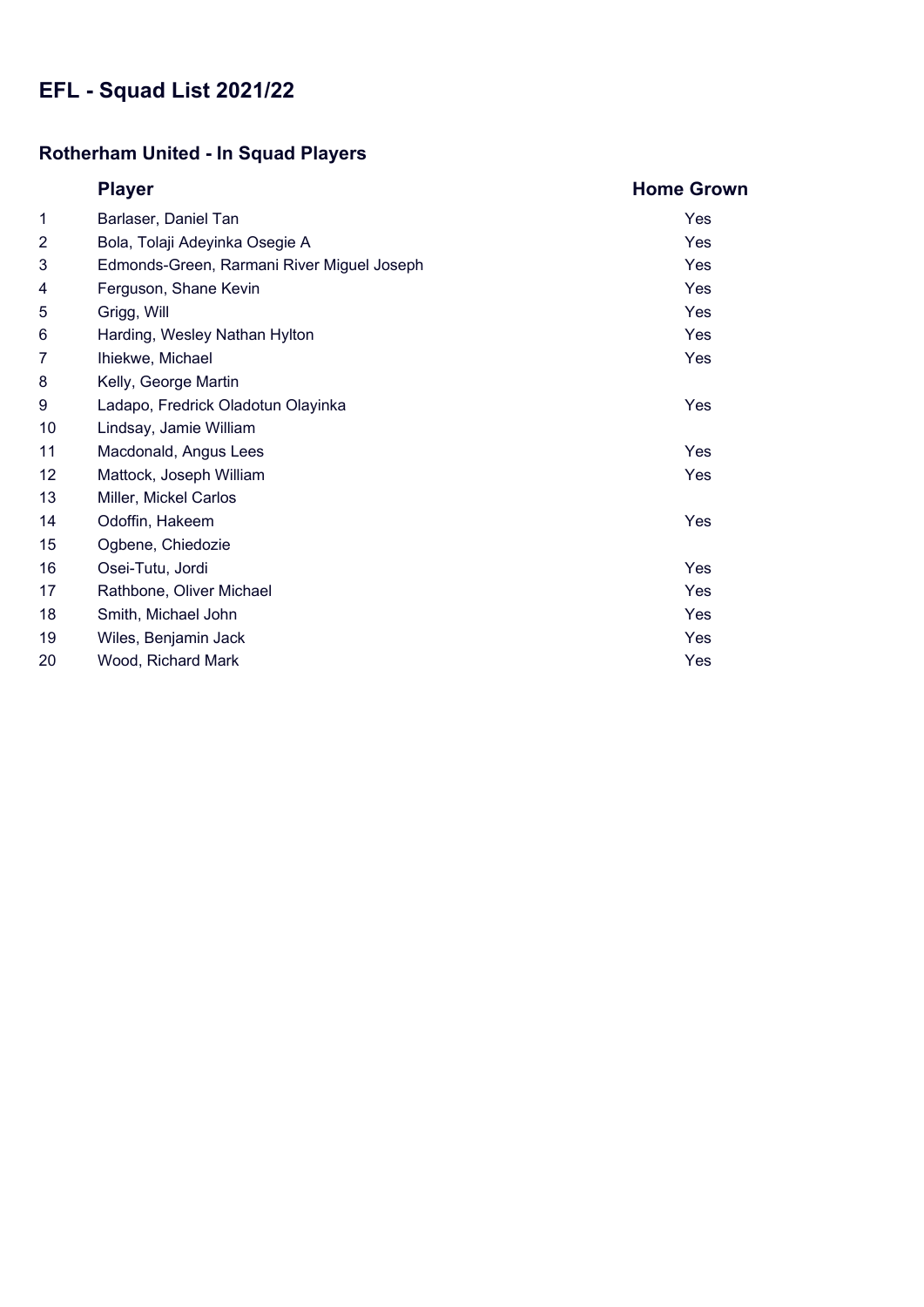# EFL - Squad List 2021/22

## Rotherham United - In Squad Players

| | Player | Home Grown |
|---|---|---|
| 1 | Barlaser, Daniel Tan | Yes |
| 2 | Bola, Tolaji Adeyinka Osegie A | Yes |
| 3 | Edmonds-Green, Rarmani River Miguel Joseph | Yes |
| 4 | Ferguson, Shane Kevin | Yes |
| 5 | Grigg, Will | Yes |
| 6 | Harding, Wesley Nathan Hylton | Yes |
| 7 | Ihiekwe, Michael | Yes |
| 8 | Kelly, George Martin | |
| 9 | Ladapo, Fredrick Oladotun Olayinka | Yes |
| 10 | Lindsay, Jamie William | |
| 11 | Macdonald, Angus Lees | Yes |
| 12 | Mattock, Joseph William | Yes |
| 13 | Miller, Mickel Carlos | |
| 14 | Odoffin, Hakeem | Yes |
| 15 | Ogbene, Chiedozie | |
| 16 | Osei-Tutu, Jordi | Yes |
| 17 | Rathbone, Oliver Michael | Yes |
| 18 | Smith, Michael John | Yes |
| 19 | Wiles, Benjamin Jack | Yes |
| 20 | Wood, Richard Mark | Yes |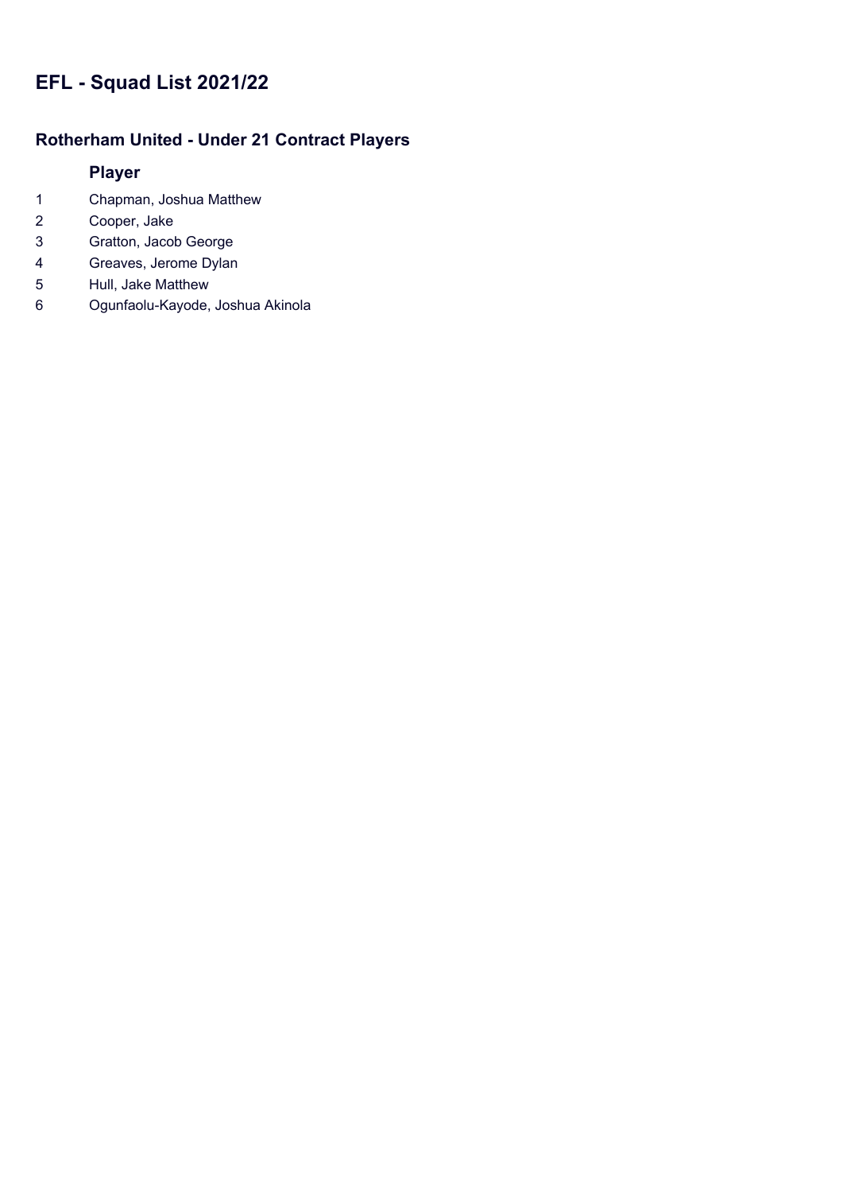# EFL - Squad List 2021/22

## Rotherham United - Under 21 Contract Players

| | Player |
|---|---|
| 1 | Chapman, Joshua Matthew |
| 2 | Cooper, Jake |
| 3 | Gratton, Jacob George |
| 4 | Greaves, Jerome Dylan |
| 5 | Hull, Jake Matthew |
| 6 | Ogunfaolu-Kayode, Joshua Akinola |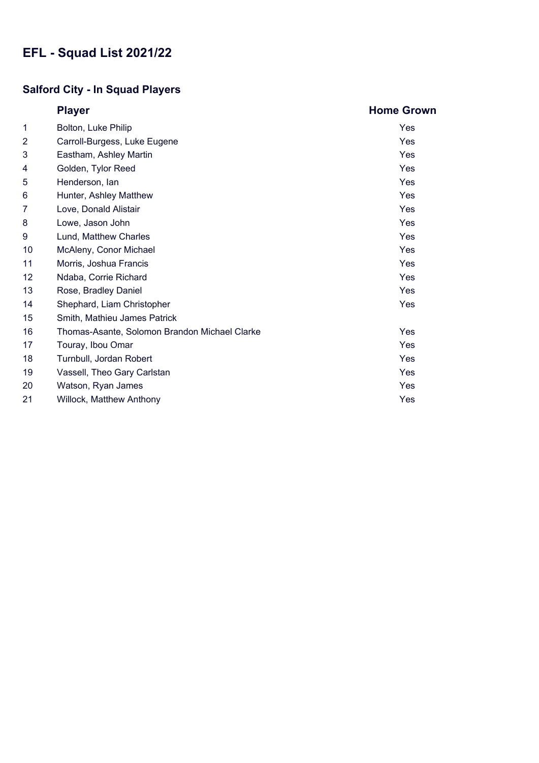# EFL - Squad List 2021/22

## Salford City - In Squad Players

| | Player | Home Grown |
|---|---|---|
| 1 | Bolton, Luke Philip | Yes |
| 2 | Carroll-Burgess, Luke Eugene | Yes |
| 3 | Eastham, Ashley Martin | Yes |
| 4 | Golden, Tylor Reed | Yes |
| 5 | Henderson, Ian | Yes |
| 6 | Hunter, Ashley Matthew | Yes |
| 7 | Love, Donald Alistair | Yes |
| 8 | Lowe, Jason John | Yes |
| 9 | Lund, Matthew Charles | Yes |
| 10 | McAleny, Conor Michael | Yes |
| 11 | Morris, Joshua Francis | Yes |
| 12 | Ndaba, Corrie Richard | Yes |
| 13 | Rose, Bradley Daniel | Yes |
| 14 | Shephard, Liam Christopher | Yes |
| 15 | Smith, Mathieu James Patrick | |
| 16 | Thomas-Asante, Solomon Brandon Michael Clarke | Yes |
| 17 | Touray, Ibou Omar | Yes |
| 18 | Turnbull, Jordan Robert | Yes |
| 19 | Vassell, Theo Gary Carlstan | Yes |
| 20 | Watson, Ryan James | Yes |
| 21 | Willock, Matthew Anthony | Yes |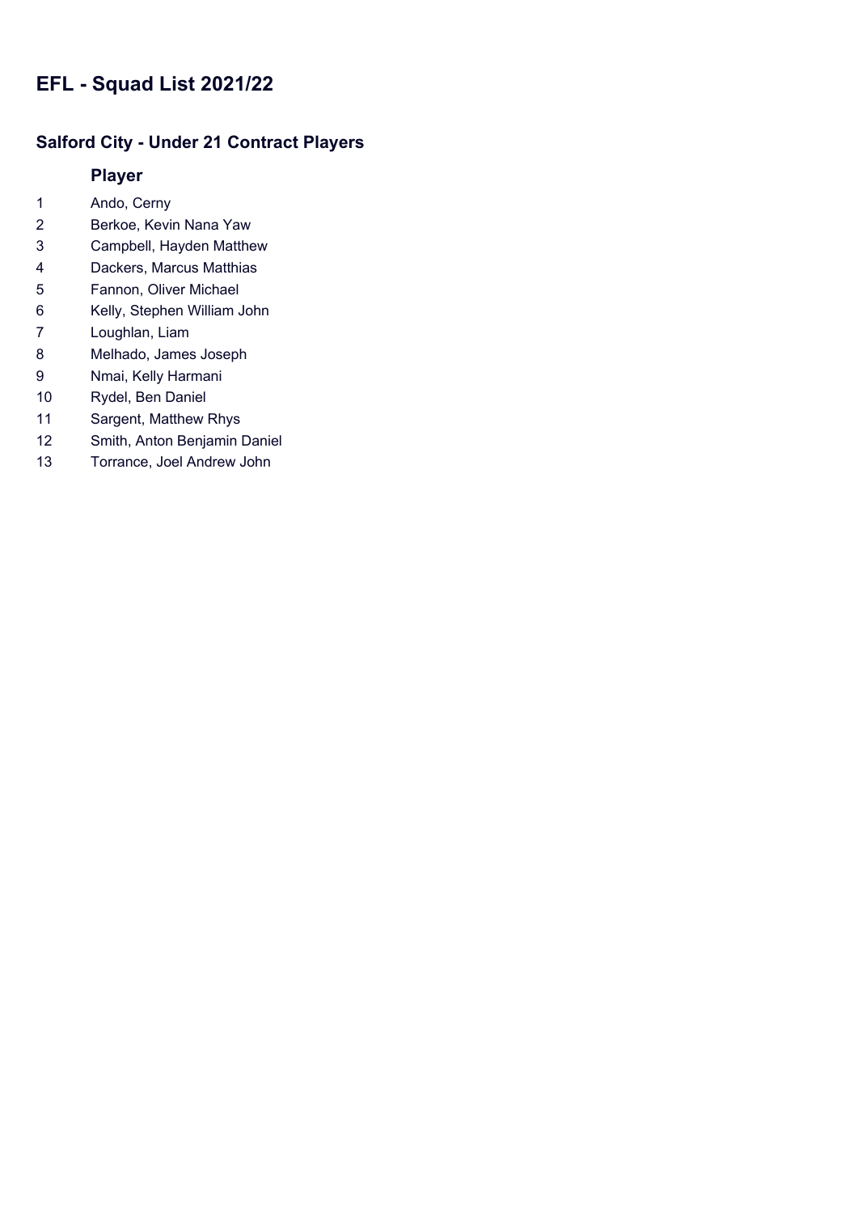# EFL - Squad List 2021/22

## Salford City - Under 21 Contract Players

| | Player |
|---|---|
| 1 | Ando, Cerny |
| 2 | Berkoe, Kevin Nana Yaw |
| 3 | Campbell, Hayden Matthew |
| 4 | Dackers, Marcus Matthias |
| 5 | Fannon, Oliver Michael |
| 6 | Kelly, Stephen William John |
| 7 | Loughlan, Liam |
| 8 | Melhado, James Joseph |
| 9 | Nmai, Kelly Harmani |
| 10 | Rydel, Ben Daniel |
| 11 | Sargent, Matthew Rhys |
| 12 | Smith, Anton Benjamin Daniel |
| 13 | Torrance, Joel Andrew John |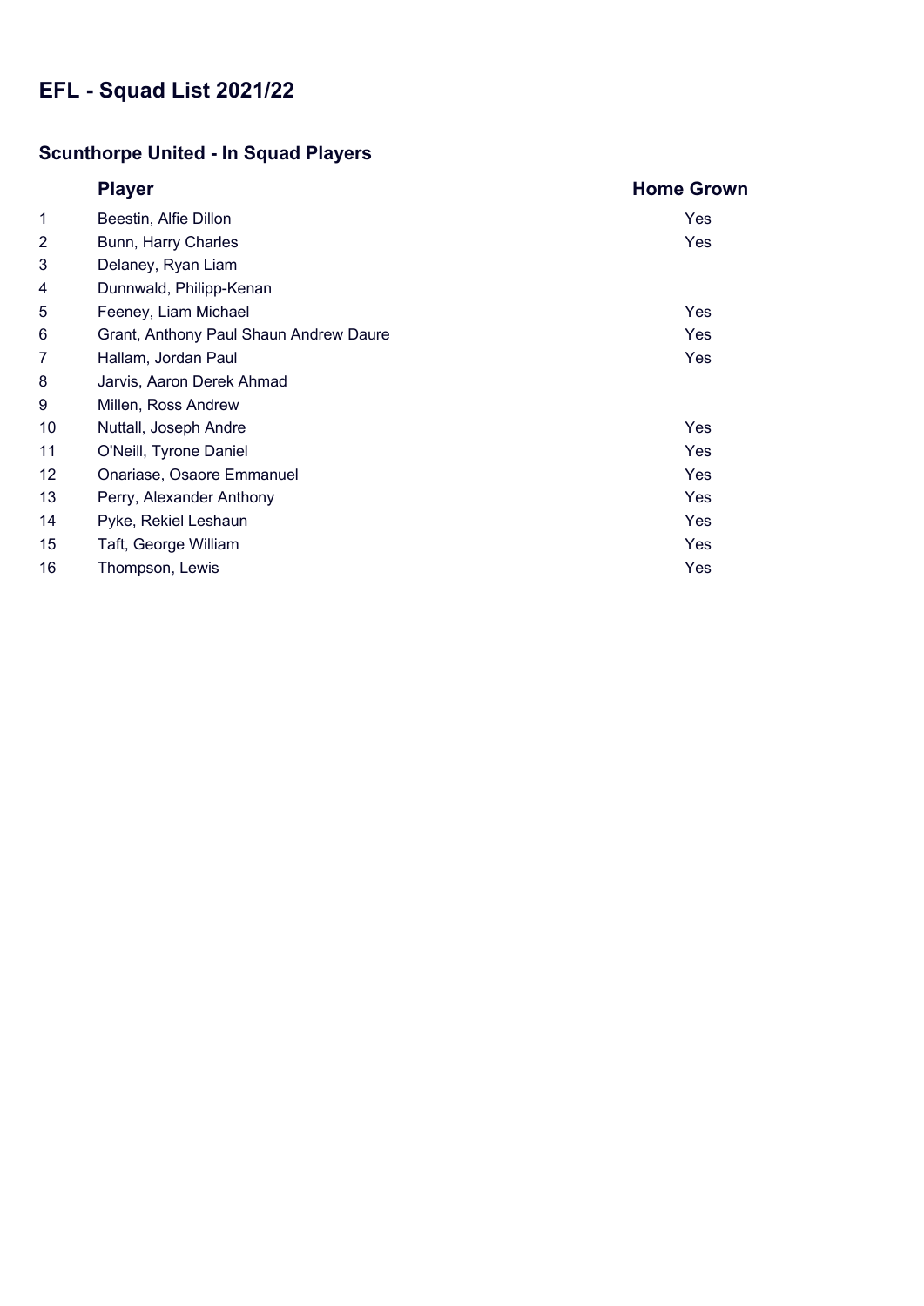# EFL - Squad List 2021/22

## Scunthorpe United - In Squad Players

| | Player | Home Grown |
|---|---|---|
| 1 | Beestin, Alfie Dillon | Yes |
| 2 | Bunn, Harry Charles | Yes |
| 3 | Delaney, Ryan Liam | |
| 4 | Dunnwald, Philipp-Kenan | |
| 5 | Feeney, Liam Michael | Yes |
| 6 | Grant, Anthony Paul Shaun Andrew Daure | Yes |
| 7 | Hallam, Jordan Paul | Yes |
| 8 | Jarvis, Aaron Derek Ahmad | |
| 9 | Millen, Ross Andrew | |
| 10 | Nuttall, Joseph Andre | Yes |
| 11 | O'Neill, Tyrone Daniel | Yes |
| 12 | Onariase, Osaore Emmanuel | Yes |
| 13 | Perry, Alexander Anthony | Yes |
| 14 | Pyke, Rekiel Leshaun | Yes |
| 15 | Taft, George William | Yes |
| 16 | Thompson, Lewis | Yes |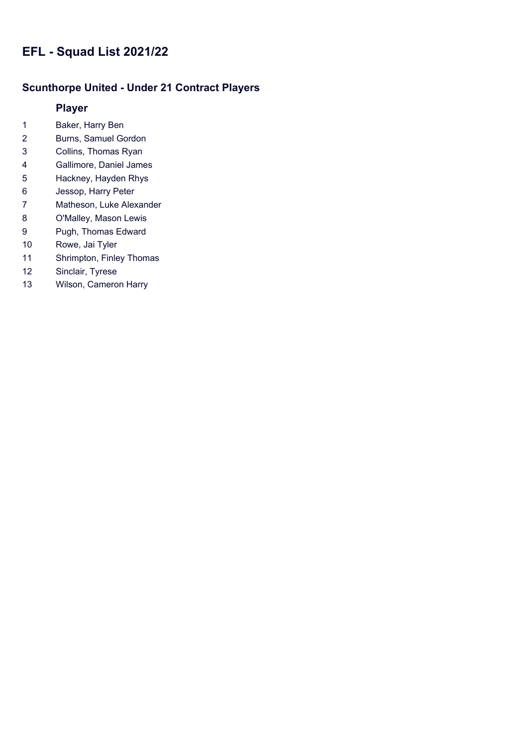# EFL - Squad List 2021/22

## Scunthorpe United - Under 21 Contract Players

| | Player |
|---|---|
| 1 | Baker, Harry Ben |
| 2 | Burns, Samuel Gordon |
| 3 | Collins, Thomas Ryan |
| 4 | Gallimore, Daniel James |
| 5 | Hackney, Hayden Rhys |
| 6 | Jessop, Harry Peter |
| 7 | Matheson, Luke Alexander |
| 8 | O'Malley, Mason Lewis |
| 9 | Pugh, Thomas Edward |
| 10 | Rowe, Jai Tyler |
| 11 | Shrimpton, Finley Thomas |
| 12 | Sinclair, Tyrese |
| 13 | Wilson, Cameron Harry |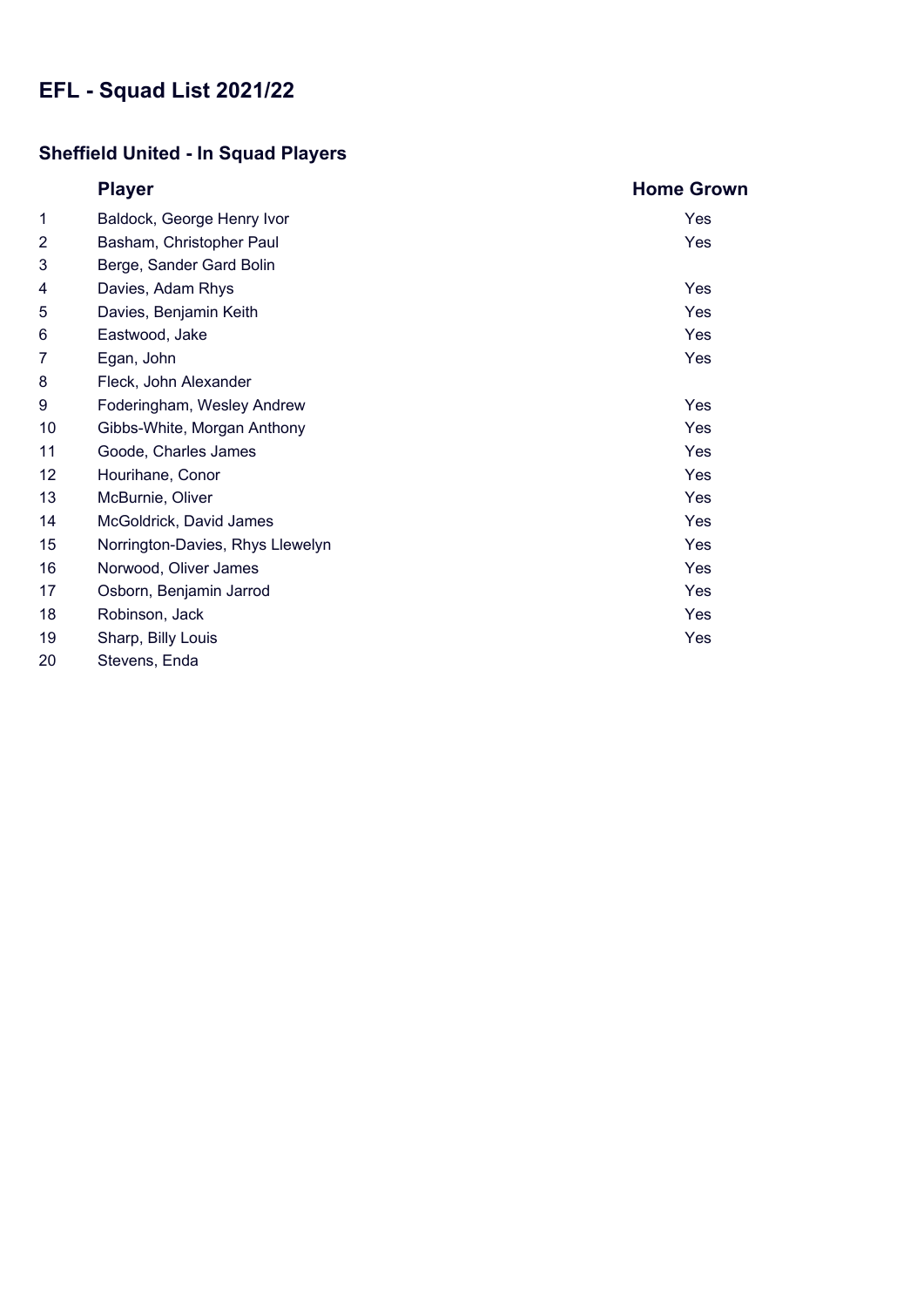# EFL - Squad List 2021/22

## Sheffield United - In Squad Players

| | Player | Home Grown |
|---|---|---|
| 1 | Baldock, George Henry Ivor | Yes |
| 2 | Basham, Christopher Paul | Yes |
| 3 | Berge, Sander Gard Bolin | |
| 4 | Davies, Adam Rhys | Yes |
| 5 | Davies, Benjamin Keith | Yes |
| 6 | Eastwood, Jake | Yes |
| 7 | Egan, John | Yes |
| 8 | Fleck, John Alexander | |
| 9 | Foderingham, Wesley Andrew | Yes |
| 10 | Gibbs-White, Morgan Anthony | Yes |
| 11 | Goode, Charles James | Yes |
| 12 | Hourihane, Conor | Yes |
| 13 | McBurnie, Oliver | Yes |
| 14 | McGoldrick, David James | Yes |
| 15 | Norrington-Davies, Rhys Llewelyn | Yes |
| 16 | Norwood, Oliver James | Yes |
| 17 | Osborn, Benjamin Jarrod | Yes |
| 18 | Robinson, Jack | Yes |
| 19 | Sharp, Billy Louis | Yes |
| 20 | Stevens, Enda | |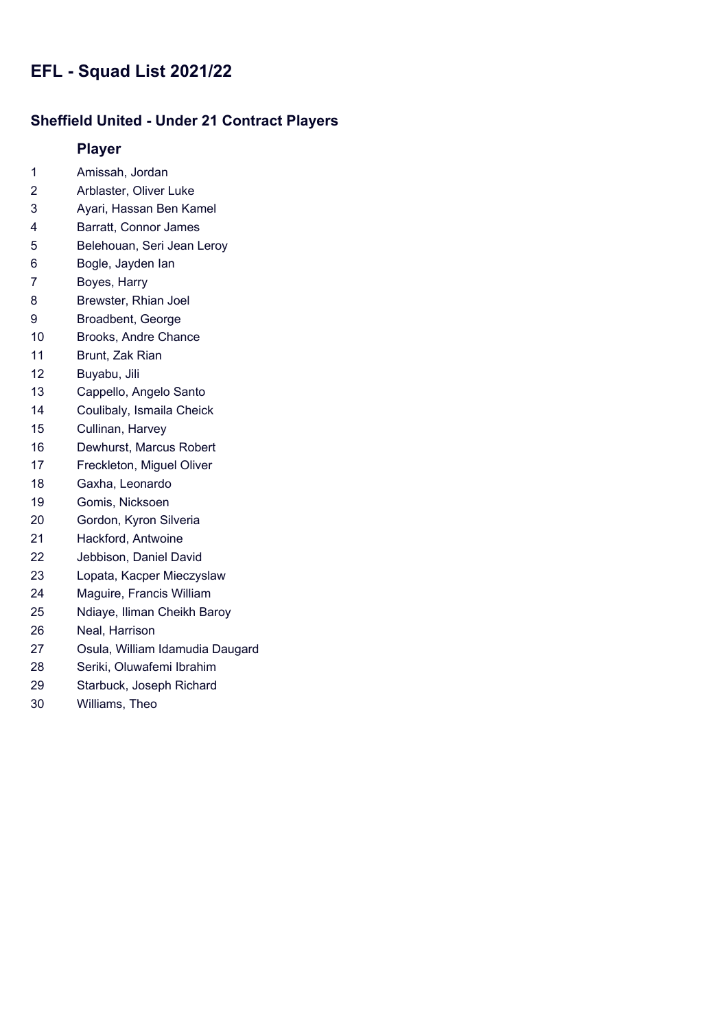# EFL - Squad List 2021/22

## Sheffield United - Under 21 Contract Players

| | Player |
|---|---|
| 1 | Amissah, Jordan |
| 2 | Arblaster, Oliver Luke |
| 3 | Ayari, Hassan Ben Kamel |
| 4 | Barratt, Connor James |
| 5 | Belehouan, Seri Jean Leroy |
| 6 | Bogle, Jayden Ian |
| 7 | Boyes, Harry |
| 8 | Brewster, Rhian Joel |
| 9 | Broadbent, George |
| 10 | Brooks, Andre Chance |
| 11 | Brunt, Zak Rian |
| 12 | Buyabu, Jili |
| 13 | Cappello, Angelo Santo |
| 14 | Coulibaly, Ismaila Cheick |
| 15 | Cullinan, Harvey |
| 16 | Dewhurst, Marcus Robert |
| 17 | Freckleton, Miguel Oliver |
| 18 | Gaxha, Leonardo |
| 19 | Gomis, Nicksoen |
| 20 | Gordon, Kyron Silveria |
| 21 | Hackford, Antwoine |
| 22 | Jebbison, Daniel David |
| 23 | Lopata, Kacper Mieczyslaw |
| 24 | Maguire, Francis William |
| 25 | Ndiaye, Iliman Cheikh Baroy |
| 26 | Neal, Harrison |
| 27 | Osula, William Idamudia Daugard |
| 28 | Seriki, Oluwafemi Ibrahim |
| 29 | Starbuck, Joseph Richard |
| 30 | Williams, Theo |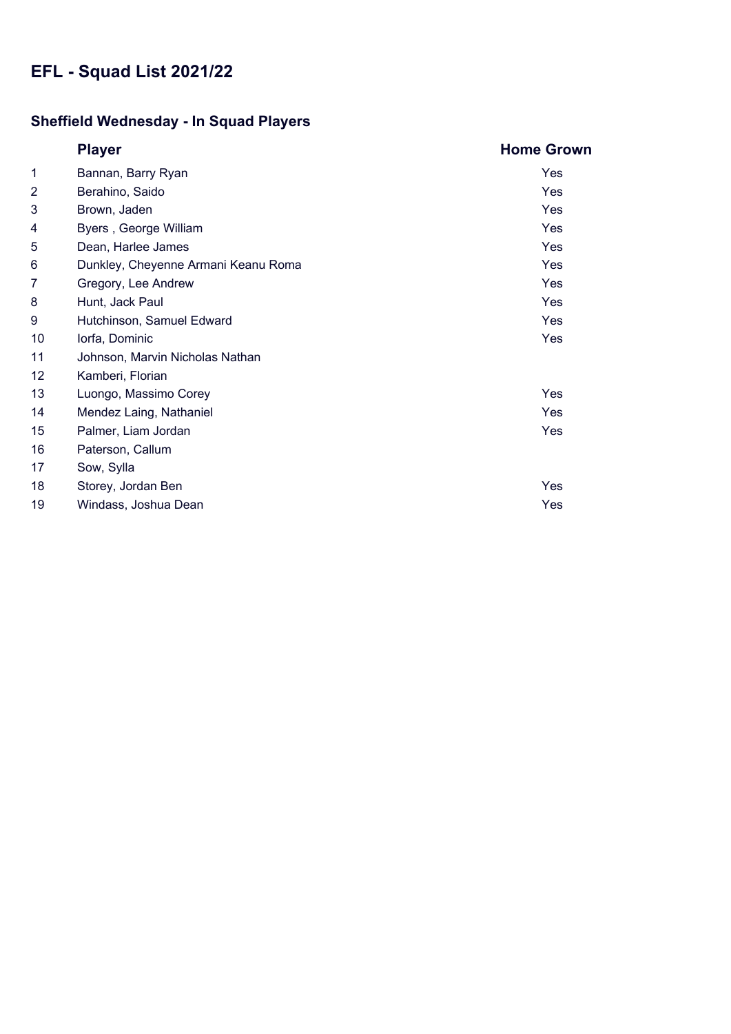# EFL - Squad List 2021/22

## Sheffield Wednesday - In Squad Players

| | Player | Home Grown |
|---|---|---|
| 1 | Bannan, Barry Ryan | Yes |
| 2 | Berahino, Saido | Yes |
| 3 | Brown, Jaden | Yes |
| 4 | Byers , George William | Yes |
| 5 | Dean, Harlee James | Yes |
| 6 | Dunkley, Cheyenne Armani Keanu Roma | Yes |
| 7 | Gregory, Lee Andrew | Yes |
| 8 | Hunt, Jack Paul | Yes |
| 9 | Hutchinson, Samuel Edward | Yes |
| 10 | Iorfa, Dominic | Yes |
| 11 | Johnson, Marvin Nicholas Nathan | |
| 12 | Kamberi, Florian | |
| 13 | Luongo, Massimo Corey | Yes |
| 14 | Mendez Laing, Nathaniel | Yes |
| 15 | Palmer, Liam Jordan | Yes |
| 16 | Paterson, Callum | |
| 17 | Sow, Sylla | |
| 18 | Storey, Jordan Ben | Yes |
| 19 | Windass, Joshua Dean | Yes |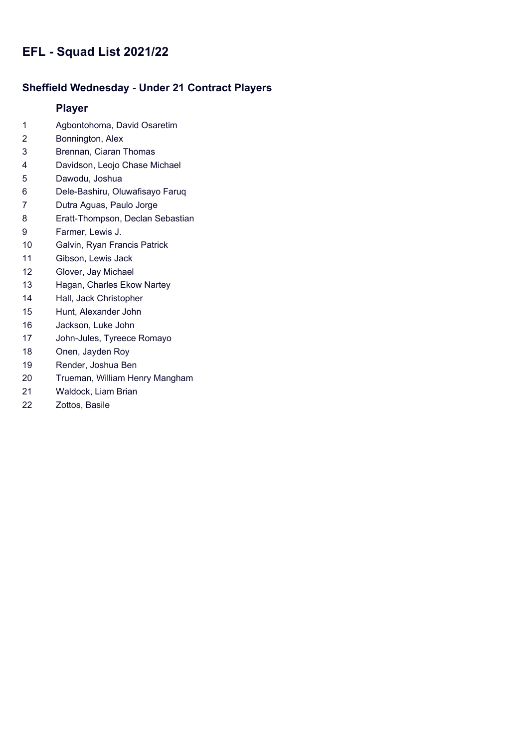# EFL - Squad List 2021/22

## Sheffield Wednesday - Under 21 Contract Players

| | Player |
|---|---|
| 1 | Agbontohoma, David Osaretim |
| 2 | Bonnington, Alex |
| 3 | Brennan, Ciaran Thomas |
| 4 | Davidson, Leojo Chase Michael |
| 5 | Dawodu, Joshua |
| 6 | Dele-Bashiru, Oluwafisayo Faruq |
| 7 | Dutra Aguas, Paulo Jorge |
| 8 | Eratt-Thompson, Declan Sebastian |
| 9 | Farmer, Lewis J. |
| 10 | Galvin, Ryan Francis Patrick |
| 11 | Gibson, Lewis Jack |
| 12 | Glover, Jay Michael |
| 13 | Hagan, Charles Ekow Nartey |
| 14 | Hall, Jack Christopher |
| 15 | Hunt, Alexander John |
| 16 | Jackson, Luke John |
| 17 | John-Jules, Tyreece Romayo |
| 18 | Onen, Jayden Roy |
| 19 | Render, Joshua Ben |
| 20 | Trueman, William Henry Mangham |
| 21 | Waldock, Liam Brian |
| 22 | Zottos, Basile |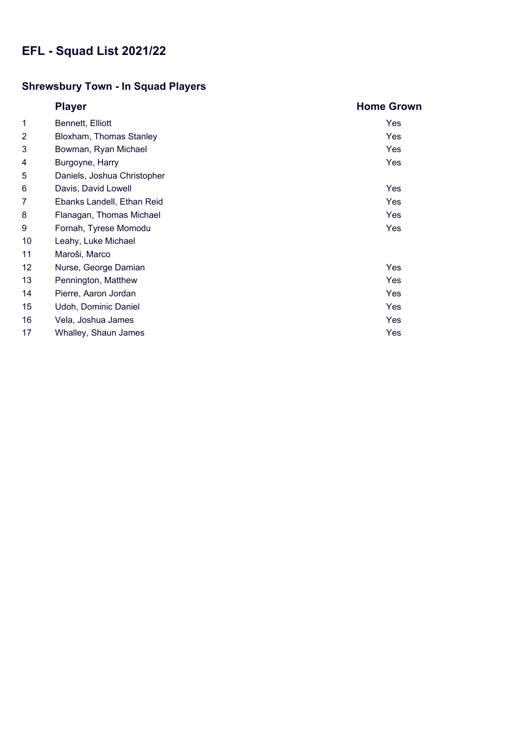# EFL - Squad List 2021/22

## Shrewsbury Town - In Squad Players

| | Player | Home Grown |
|---|---|---|
| 1 | Bennett, Elliott | Yes |
| 2 | Bloxham, Thomas Stanley | Yes |
| 3 | Bowman, Ryan Michael | Yes |
| 4 | Burgoyne, Harry | Yes |
| 5 | Daniels, Joshua Christopher | |
| 6 | Davis, David Lowell | Yes |
| 7 | Ebanks Landell, Ethan Reid | Yes |
| 8 | Flanagan, Thomas Michael | Yes |
| 9 | Fornah, Tyrese Momodu | Yes |
| 10 | Leahy, Luke Michael | |
| 11 | Maroši, Marco | |
| 12 | Nurse, George Damian | Yes |
| 13 | Pennington, Matthew | Yes |
| 14 | Pierre, Aaron Jordan | Yes |
| 15 | Udoh, Dominic Daniel | Yes |
| 16 | Vela, Joshua James | Yes |
| 17 | Whalley, Shaun James | Yes |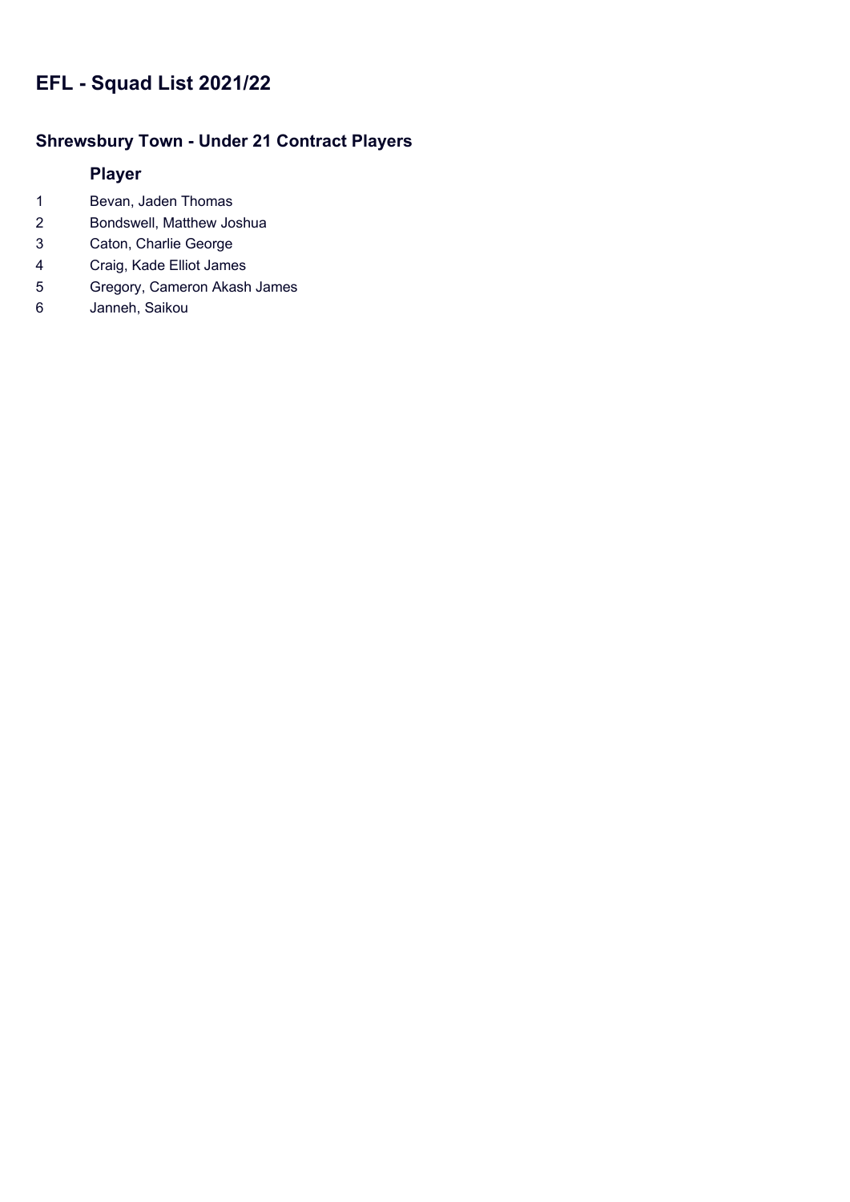# EFL - Squad List 2021/22

## Shrewsbury Town - Under 21 Contract Players

| | Player |
|---|---|
| 1 | Bevan, Jaden Thomas |
| 2 | Bondswell, Matthew Joshua |
| 3 | Caton, Charlie George |
| 4 | Craig, Kade Elliot James |
| 5 | Gregory, Cameron Akash James |
| 6 | Janneh, Saikou |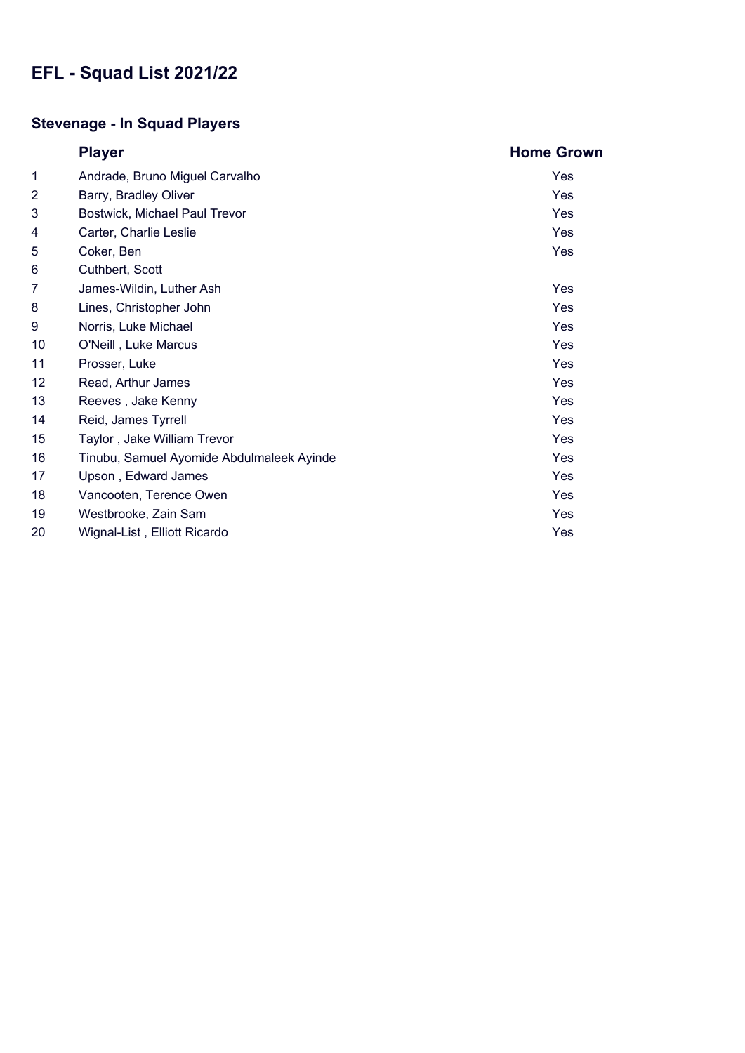# EFL - Squad List 2021/22

## Stevenage - In Squad Players

| | Player | Home Grown |
|---|---|---|
| 1 | Andrade, Bruno Miguel Carvalho | Yes |
| 2 | Barry, Bradley Oliver | Yes |
| 3 | Bostwick, Michael Paul Trevor | Yes |
| 4 | Carter, Charlie Leslie | Yes |
| 5 | Coker, Ben | Yes |
| 6 | Cuthbert, Scott | |
| 7 | James-Wildin, Luther Ash | Yes |
| 8 | Lines, Christopher John | Yes |
| 9 | Norris, Luke Michael | Yes |
| 10 | O'Neill , Luke Marcus | Yes |
| 11 | Prosser, Luke | Yes |
| 12 | Read, Arthur James | Yes |
| 13 | Reeves , Jake Kenny | Yes |
| 14 | Reid, James Tyrrell | Yes |
| 15 | Taylor , Jake William Trevor | Yes |
| 16 | Tinubu, Samuel Ayomide Abdulmaleek Ayinde | Yes |
| 17 | Upson , Edward James | Yes |
| 18 | Vancooten, Terence Owen | Yes |
| 19 | Westbrooke, Zain Sam | Yes |
| 20 | Wignal-List , Elliott Ricardo | Yes |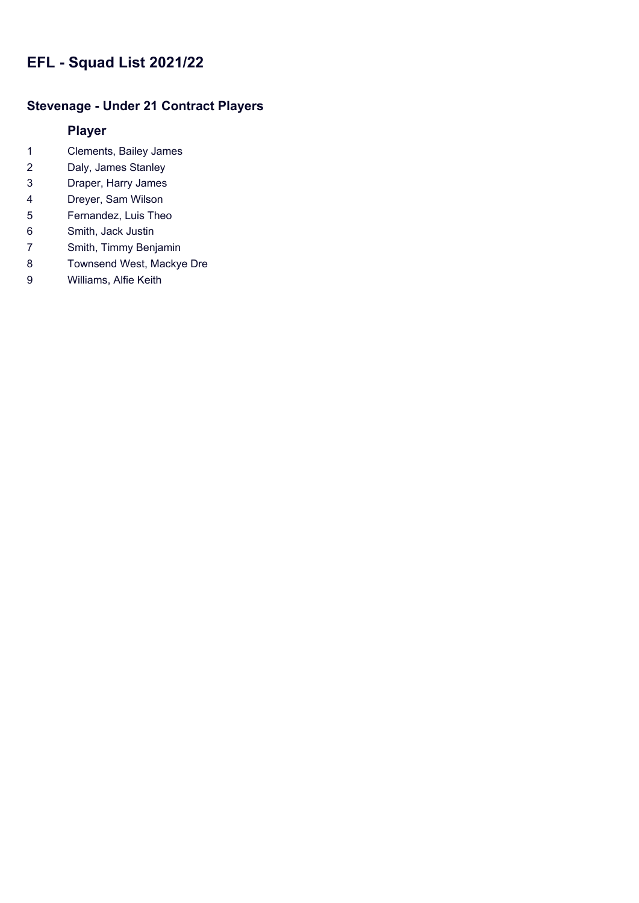# EFL - Squad List 2021/22

## Stevenage - Under 21 Contract Players

| | Player |
|---|---|
| 1 | Clements, Bailey James |
| 2 | Daly, James Stanley |
| 3 | Draper, Harry James |
| 4 | Dreyer, Sam Wilson |
| 5 | Fernandez, Luis Theo |
| 6 | Smith, Jack Justin |
| 7 | Smith, Timmy Benjamin |
| 8 | Townsend West, Mackye Dre |
| 9 | Williams, Alfie Keith |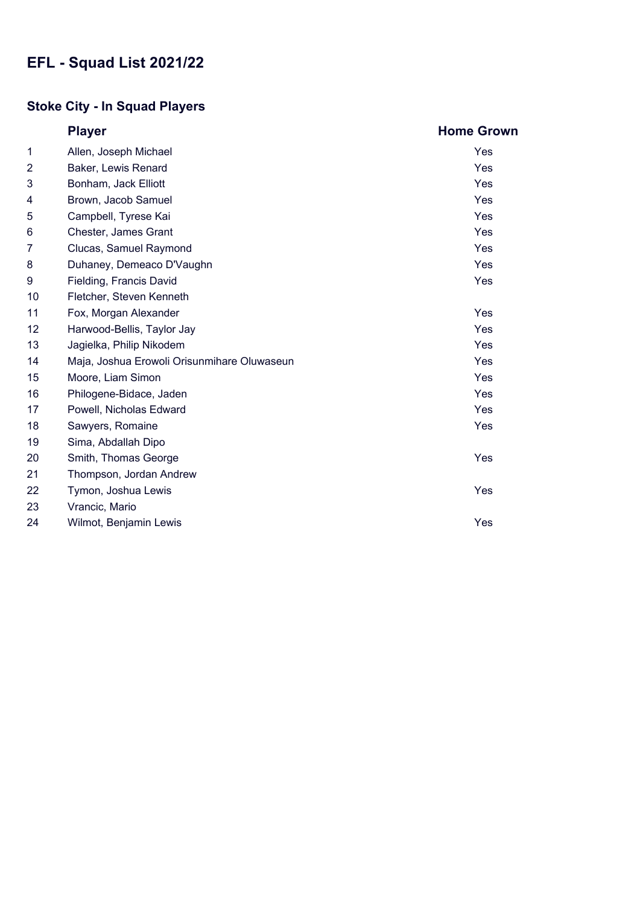# EFL - Squad List 2021/22

## Stoke City - In Squad Players

| | Player | Home Grown |
|---|---|---|
| 1 | Allen, Joseph Michael | Yes |
| 2 | Baker, Lewis Renard | Yes |
| 3 | Bonham, Jack Elliott | Yes |
| 4 | Brown, Jacob Samuel | Yes |
| 5 | Campbell, Tyrese Kai | Yes |
| 6 | Chester, James Grant | Yes |
| 7 | Clucas, Samuel Raymond | Yes |
| 8 | Duhaney, Demeaco D'Vaughn | Yes |
| 9 | Fielding, Francis David | Yes |
| 10 | Fletcher, Steven Kenneth | |
| 11 | Fox, Morgan Alexander | Yes |
| 12 | Harwood-Bellis, Taylor Jay | Yes |
| 13 | Jagielka, Philip Nikodem | Yes |
| 14 | Maja, Joshua Erowoli Orisunmihare Oluwaseun | Yes |
| 15 | Moore, Liam Simon | Yes |
| 16 | Philogene-Bidace, Jaden | Yes |
| 17 | Powell, Nicholas Edward | Yes |
| 18 | Sawyers, Romaine | Yes |
| 19 | Sima, Abdallah Dipo | |
| 20 | Smith, Thomas George | Yes |
| 21 | Thompson, Jordan Andrew | |
| 22 | Tymon, Joshua Lewis | Yes |
| 23 | Vrancic, Mario | |
| 24 | Wilmot, Benjamin Lewis | Yes |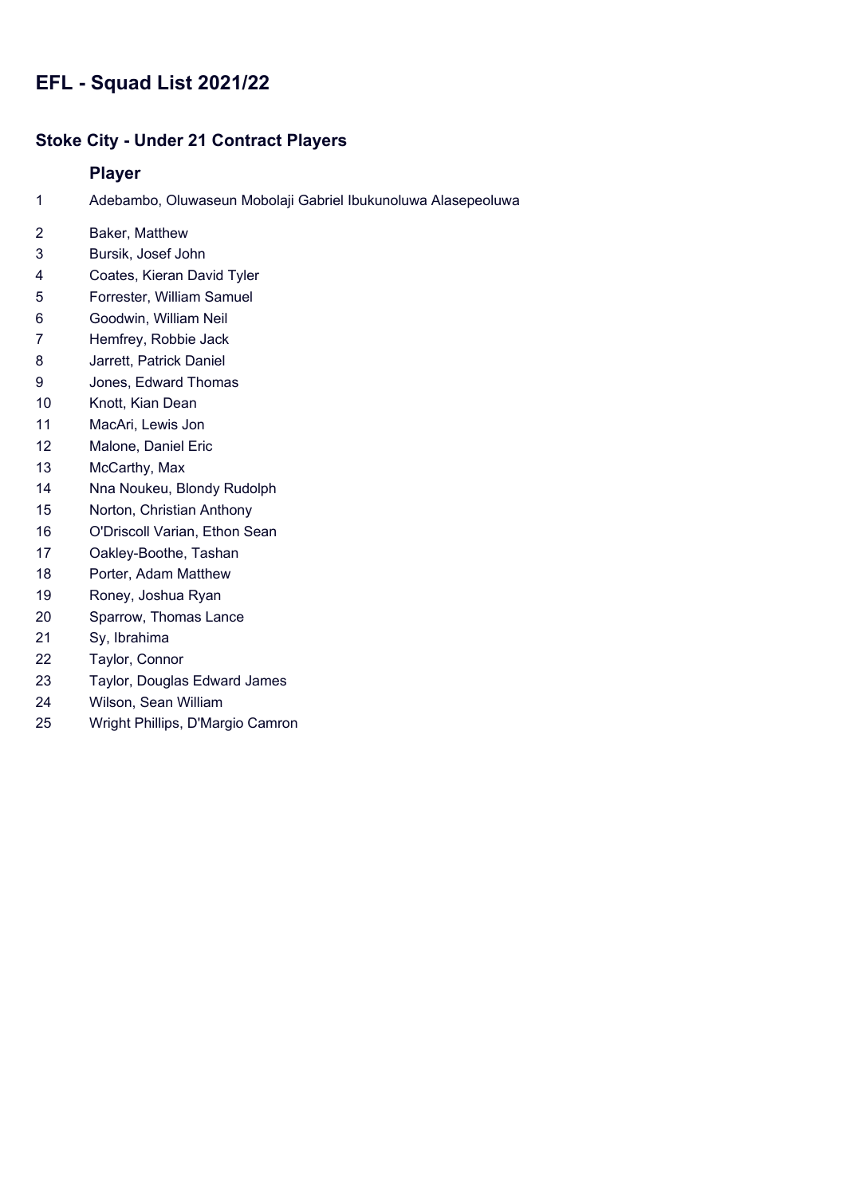# EFL - Squad List 2021/22

## Stoke City - Under 21 Contract Players

| | Player |
|---|---|
| 1 | Adebambo, Oluwaseun Mobolaji Gabriel Ibukunoluwa Alasepeoluwa |
| 2 | Baker, Matthew |
| 3 | Bursik, Josef John |
| 4 | Coates, Kieran David Tyler |
| 5 | Forrester, William Samuel |
| 6 | Goodwin, William Neil |
| 7 | Hemfrey, Robbie Jack |
| 8 | Jarrett, Patrick Daniel |
| 9 | Jones, Edward Thomas |
| 10 | Knott, Kian Dean |
| 11 | MacAri, Lewis Jon |
| 12 | Malone, Daniel Eric |
| 13 | McCarthy, Max |
| 14 | Nna Noukeu, Blondy Rudolph |
| 15 | Norton, Christian Anthony |
| 16 | O'Driscoll Varian, Ethon Sean |
| 17 | Oakley-Boothe, Tashan |
| 18 | Porter, Adam Matthew |
| 19 | Roney, Joshua Ryan |
| 20 | Sparrow, Thomas Lance |
| 21 | Sy, Ibrahima |
| 22 | Taylor, Connor |
| 23 | Taylor, Douglas Edward James |
| 24 | Wilson, Sean William |
| 25 | Wright Phillips, D'Margio Camron |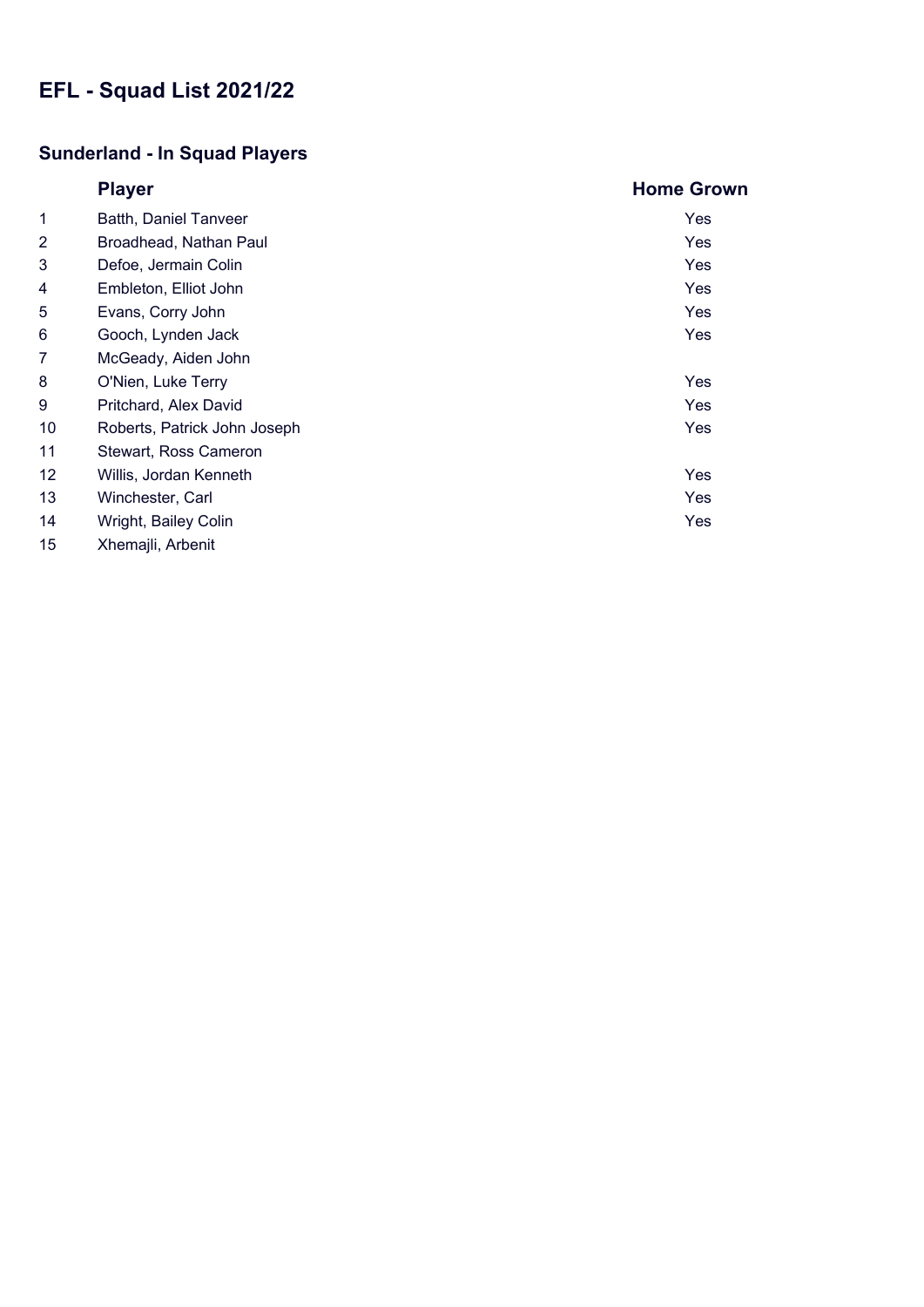# EFL - Squad List 2021/22

## Sunderland - In Squad Players

| | Player | Home Grown |
|---|---|---|
| 1 | Batth, Daniel Tanveer | Yes |
| 2 | Broadhead, Nathan Paul | Yes |
| 3 | Defoe, Jermain Colin | Yes |
| 4 | Embleton, Elliot John | Yes |
| 5 | Evans, Corry John | Yes |
| 6 | Gooch, Lynden Jack | Yes |
| 7 | McGeady, Aiden John | |
| 8 | O'Nien, Luke Terry | Yes |
| 9 | Pritchard, Alex David | Yes |
| 10 | Roberts, Patrick John Joseph | Yes |
| 11 | Stewart, Ross Cameron | |
| 12 | Willis, Jordan Kenneth | Yes |
| 13 | Winchester, Carl | Yes |
| 14 | Wright, Bailey Colin | Yes |
| 15 | Xhemajli, Arbenit | |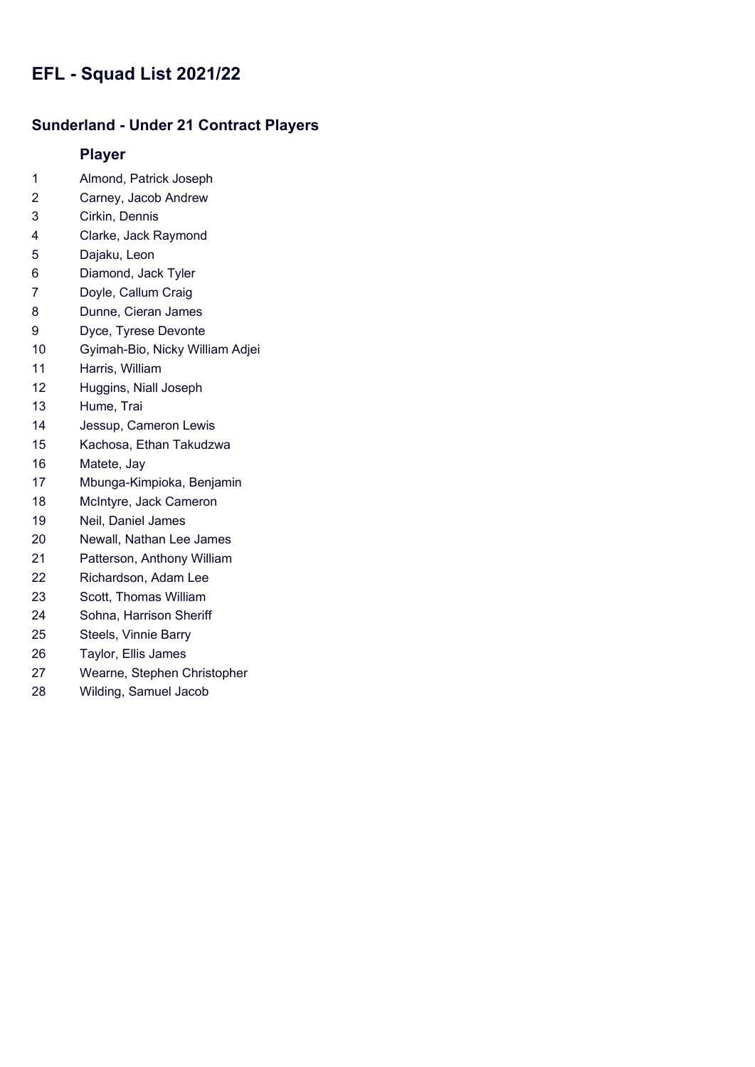# EFL - Squad List 2021/22

## Sunderland - Under 21 Contract Players

| | Player |
|---|---|
| 1 | Almond, Patrick Joseph |
| 2 | Carney, Jacob Andrew |
| 3 | Cirkin, Dennis |
| 4 | Clarke, Jack Raymond |
| 5 | Dajaku, Leon |
| 6 | Diamond, Jack Tyler |
| 7 | Doyle, Callum Craig |
| 8 | Dunne, Cieran James |
| 9 | Dyce, Tyrese Devonte |
| 10 | Gyimah-Bio, Nicky William Adjei |
| 11 | Harris, William |
| 12 | Huggins, Niall Joseph |
| 13 | Hume, Trai |
| 14 | Jessup, Cameron Lewis |
| 15 | Kachosa, Ethan Takudzwa |
| 16 | Matete, Jay |
| 17 | Mbunga-Kimpioka, Benjamin |
| 18 | McIntyre, Jack Cameron |
| 19 | Neil, Daniel James |
| 20 | Newall, Nathan Lee James |
| 21 | Patterson, Anthony William |
| 22 | Richardson, Adam Lee |
| 23 | Scott, Thomas William |
| 24 | Sohna, Harrison Sheriff |
| 25 | Steels, Vinnie Barry |
| 26 | Taylor, Ellis James |
| 27 | Wearne, Stephen Christopher |
| 28 | Wilding, Samuel Jacob |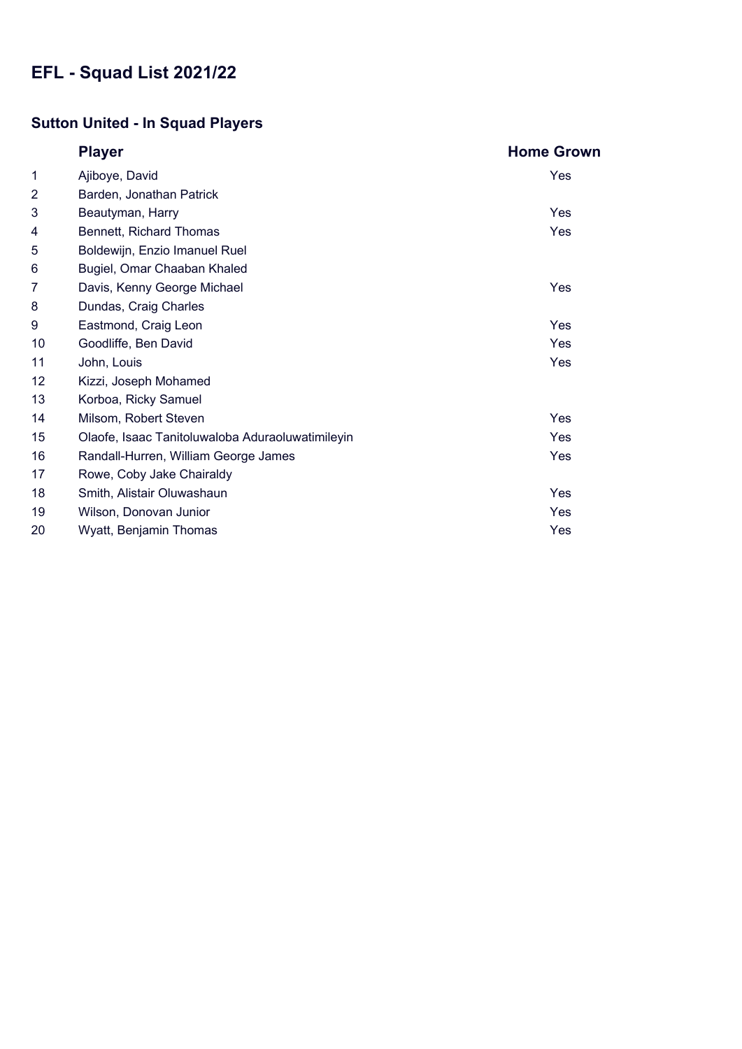# EFL - Squad List 2021/22

## Sutton United - In Squad Players

| | Player | Home Grown |
|---|---|---|
| 1 | Ajiboye, David | Yes |
| 2 | Barden, Jonathan Patrick | |
| 3 | Beautyman, Harry | Yes |
| 4 | Bennett, Richard Thomas | Yes |
| 5 | Boldewijn, Enzio Imanuel Ruel | |
| 6 | Bugiel, Omar Chaaban Khaled | |
| 7 | Davis, Kenny George Michael | Yes |
| 8 | Dundas, Craig Charles | |
| 9 | Eastmond, Craig Leon | Yes |
| 10 | Goodliffe, Ben David | Yes |
| 11 | John, Louis | Yes |
| 12 | Kizzi, Joseph Mohamed | |
| 13 | Korboa, Ricky Samuel | |
| 14 | Milsom, Robert Steven | Yes |
| 15 | Olaofe, Isaac Tanitoluwaloba Aduraoluwatimileyin | Yes |
| 16 | Randall-Hurren, William George James | Yes |
| 17 | Rowe, Coby Jake Chairaldy | |
| 18 | Smith, Alistair Oluwashaun | Yes |
| 19 | Wilson, Donovan Junior | Yes |
| 20 | Wyatt, Benjamin Thomas | Yes |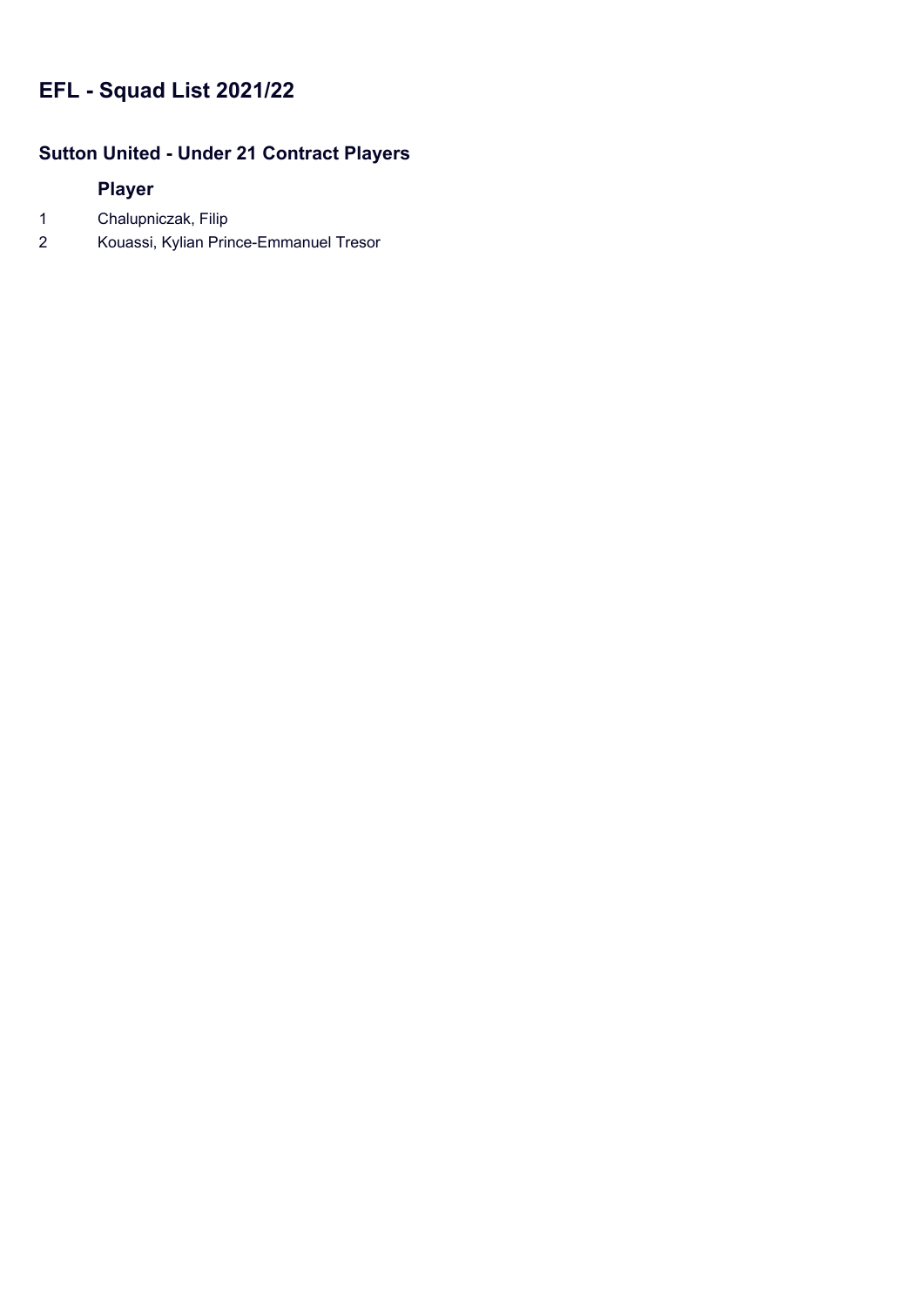# EFL - Squad List 2021/22

## Sutton United - Under 21 Contract Players

| | Player |
|---|---|
| 1 | Chalupniczak, Filip |
| 2 | Kouassi, Kylian Prince-Emmanuel Tresor |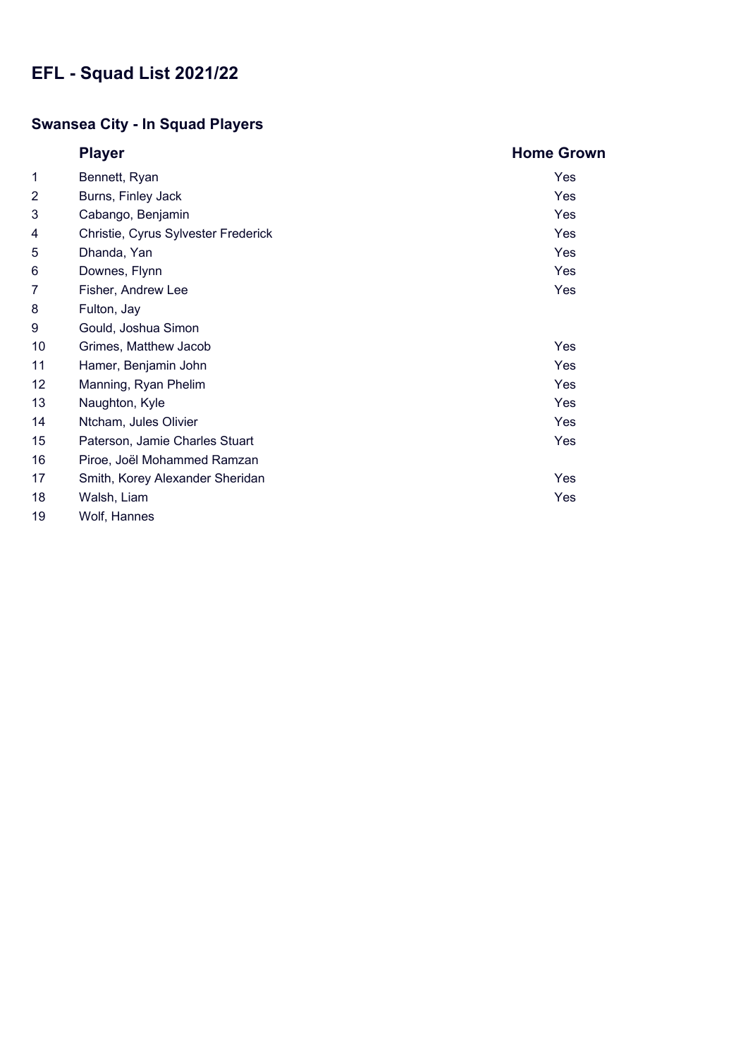# EFL - Squad List 2021/22

## Swansea City - In Squad Players

| | Player | Home Grown |
|---|---|---|
| 1 | Bennett, Ryan | Yes |
| 2 | Burns, Finley Jack | Yes |
| 3 | Cabango, Benjamin | Yes |
| 4 | Christie, Cyrus Sylvester Frederick | Yes |
| 5 | Dhanda, Yan | Yes |
| 6 | Downes, Flynn | Yes |
| 7 | Fisher, Andrew Lee | Yes |
| 8 | Fulton, Jay | |
| 9 | Gould, Joshua Simon | |
| 10 | Grimes, Matthew Jacob | Yes |
| 11 | Hamer, Benjamin John | Yes |
| 12 | Manning, Ryan Phelim | Yes |
| 13 | Naughton, Kyle | Yes |
| 14 | Ntcham, Jules Olivier | Yes |
| 15 | Paterson, Jamie Charles Stuart | Yes |
| 16 | Piroe, Joël Mohammed Ramzan | |
| 17 | Smith, Korey Alexander Sheridan | Yes |
| 18 | Walsh, Liam | Yes |
| 19 | Wolf, Hannes | |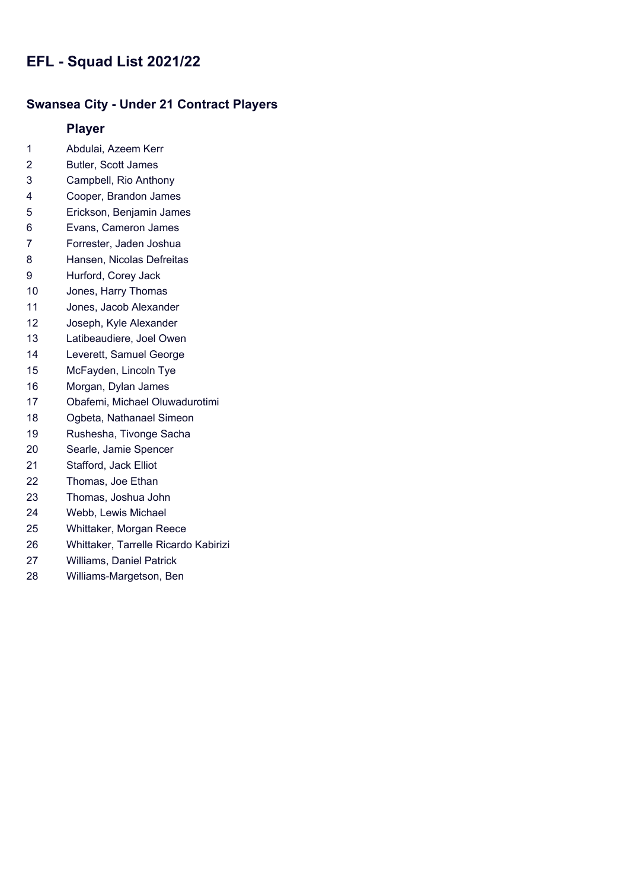# EFL - Squad List 2021/22

## Swansea City - Under 21 Contract Players

| | Player |
|---|---|
| 1 | Abdulai, Azeem Kerr |
| 2 | Butler, Scott James |
| 3 | Campbell, Rio Anthony |
| 4 | Cooper, Brandon James |
| 5 | Erickson, Benjamin James |
| 6 | Evans, Cameron James |
| 7 | Forrester, Jaden Joshua |
| 8 | Hansen, Nicolas Defreitas |
| 9 | Hurford, Corey Jack |
| 10 | Jones, Harry Thomas |
| 11 | Jones, Jacob Alexander |
| 12 | Joseph, Kyle Alexander |
| 13 | Latibeaudiere, Joel Owen |
| 14 | Leverett, Samuel George |
| 15 | McFayden, Lincoln Tye |
| 16 | Morgan, Dylan James |
| 17 | Obafemi, Michael Oluwadurotimi |
| 18 | Ogbeta, Nathanael Simeon |
| 19 | Rushesha, Tivonge Sacha |
| 20 | Searle, Jamie Spencer |
| 21 | Stafford, Jack Elliot |
| 22 | Thomas, Joe Ethan |
| 23 | Thomas, Joshua John |
| 24 | Webb, Lewis Michael |
| 25 | Whittaker, Morgan Reece |
| 26 | Whittaker, Tarrelle Ricardo Kabirizi |
| 27 | Williams, Daniel Patrick |
| 28 | Williams-Margetson, Ben |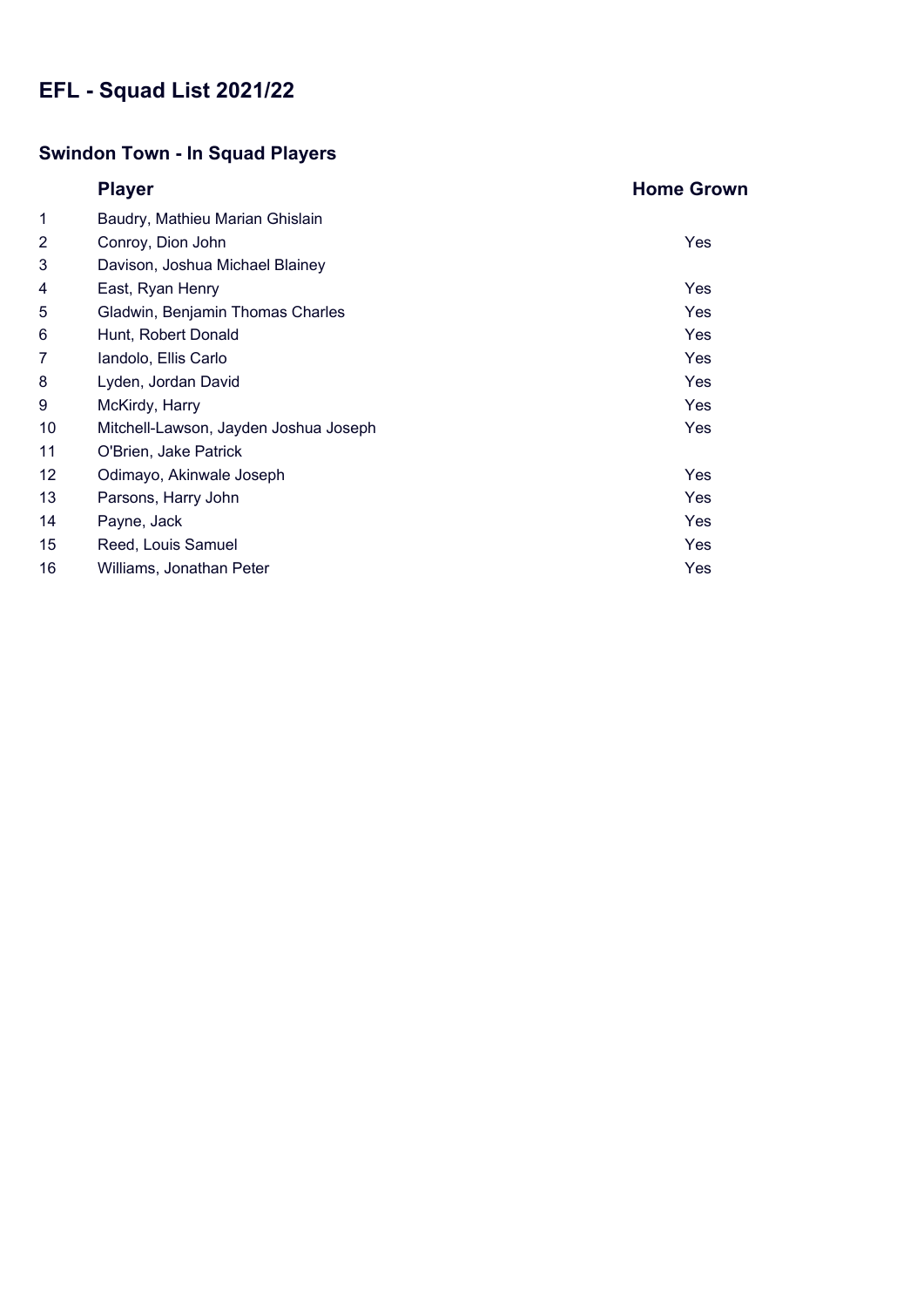# EFL - Squad List 2021/22

## Swindon Town - In Squad Players

| | Player | Home Grown |
|---|---|---|
| 1 | Baudry, Mathieu Marian Ghislain | |
| 2 | Conroy, Dion John | Yes |
| 3 | Davison, Joshua Michael Blainey | |
| 4 | East, Ryan Henry | Yes |
| 5 | Gladwin, Benjamin Thomas Charles | Yes |
| 6 | Hunt, Robert Donald | Yes |
| 7 | Iandolo, Ellis Carlo | Yes |
| 8 | Lyden, Jordan David | Yes |
| 9 | McKirdy, Harry | Yes |
| 10 | Mitchell-Lawson, Jayden Joshua Joseph | Yes |
| 11 | O'Brien, Jake Patrick | |
| 12 | Odimayo, Akinwale Joseph | Yes |
| 13 | Parsons, Harry John | Yes |
| 14 | Payne, Jack | Yes |
| 15 | Reed, Louis Samuel | Yes |
| 16 | Williams, Jonathan Peter | Yes |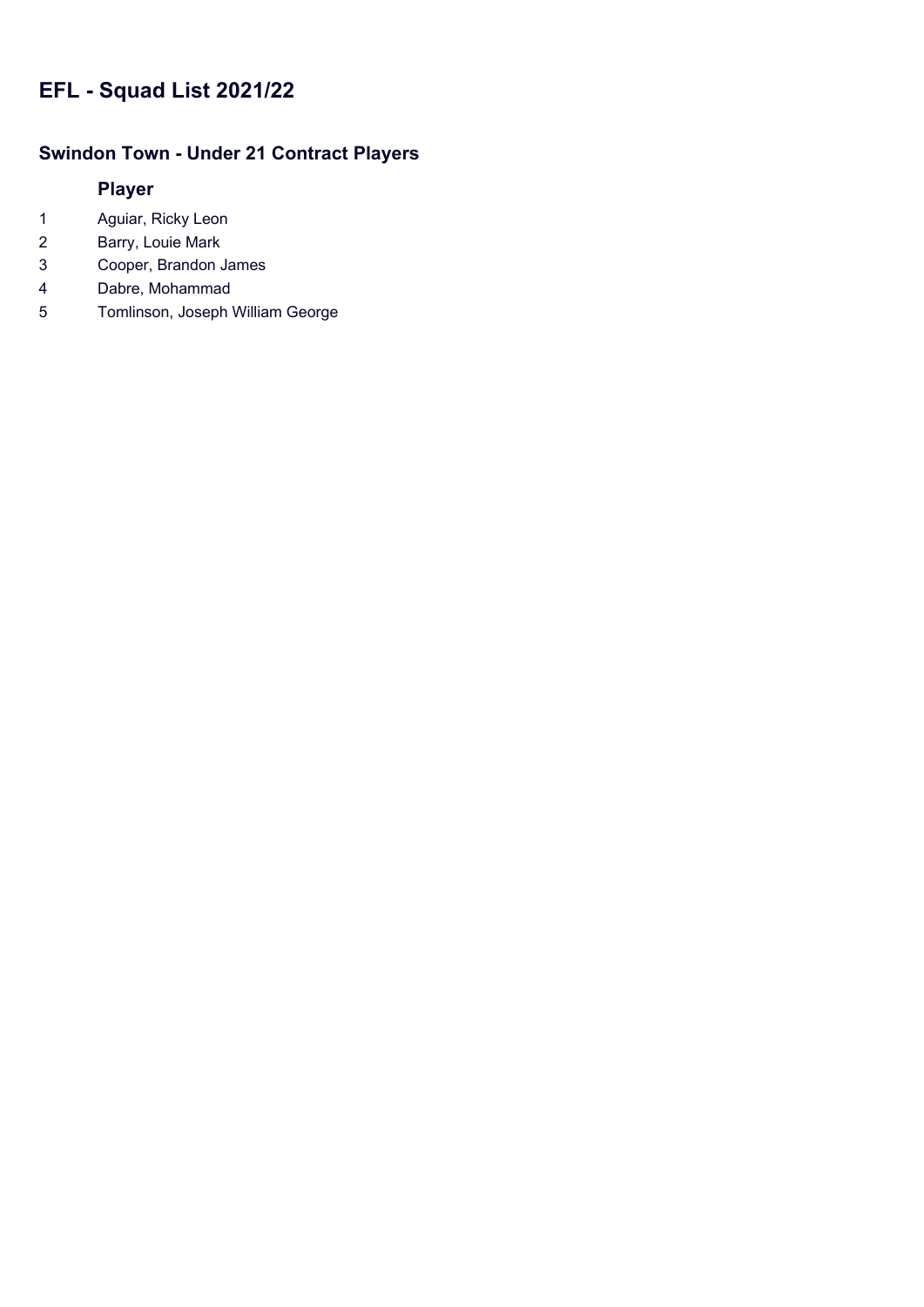# EFL - Squad List 2021/22

## Swindon Town - Under 21 Contract Players

| | Player |
|---|---|
| 1 | Aguiar, Ricky Leon |
| 2 | Barry, Louie Mark |
| 3 | Cooper, Brandon James |
| 4 | Dabre, Mohammad |
| 5 | Tomlinson, Joseph William George |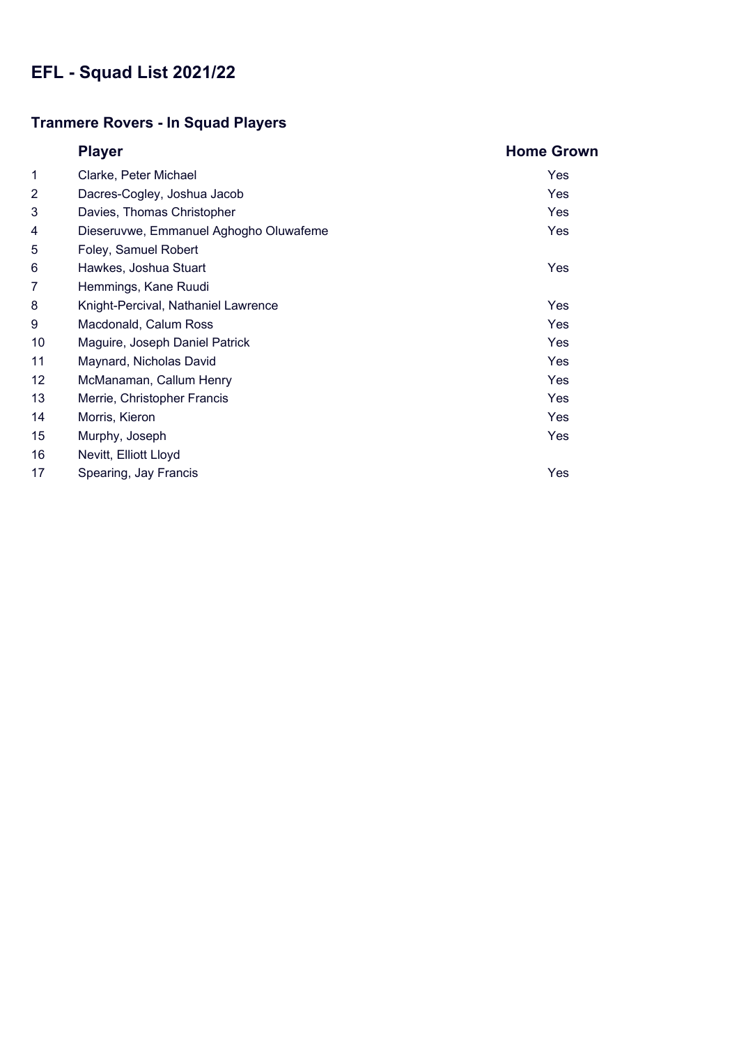# EFL - Squad List 2021/22

## Tranmere Rovers - In Squad Players

| | Player | Home Grown |
|---|---|---|
| 1 | Clarke, Peter Michael | Yes |
| 2 | Dacres-Cogley, Joshua Jacob | Yes |
| 3 | Davies, Thomas Christopher | Yes |
| 4 | Dieseruvwe, Emmanuel Aghogho Oluwafeme | Yes |
| 5 | Foley, Samuel Robert | |
| 6 | Hawkes, Joshua Stuart | Yes |
| 7 | Hemmings, Kane Ruudi | |
| 8 | Knight-Percival, Nathaniel Lawrence | Yes |
| 9 | Macdonald, Calum Ross | Yes |
| 10 | Maguire, Joseph Daniel Patrick | Yes |
| 11 | Maynard, Nicholas David | Yes |
| 12 | McManaman, Callum Henry | Yes |
| 13 | Merrie, Christopher Francis | Yes |
| 14 | Morris, Kieron | Yes |
| 15 | Murphy, Joseph | Yes |
| 16 | Nevitt, Elliott Lloyd | |
| 17 | Spearing, Jay Francis | Yes |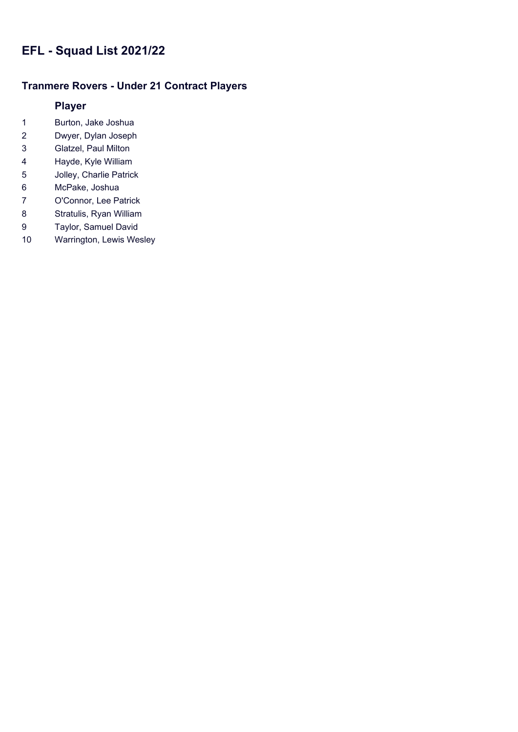# EFL - Squad List 2021/22

## Tranmere Rovers - Under 21 Contract Players

| | Player |
|---|---|
| 1 | Burton, Jake Joshua |
| 2 | Dwyer, Dylan Joseph |
| 3 | Glatzel, Paul Milton |
| 4 | Hayde, Kyle William |
| 5 | Jolley, Charlie Patrick |
| 6 | McPake, Joshua |
| 7 | O'Connor, Lee Patrick |
| 8 | Stratulis, Ryan William |
| 9 | Taylor, Samuel David |
| 10 | Warrington, Lewis Wesley |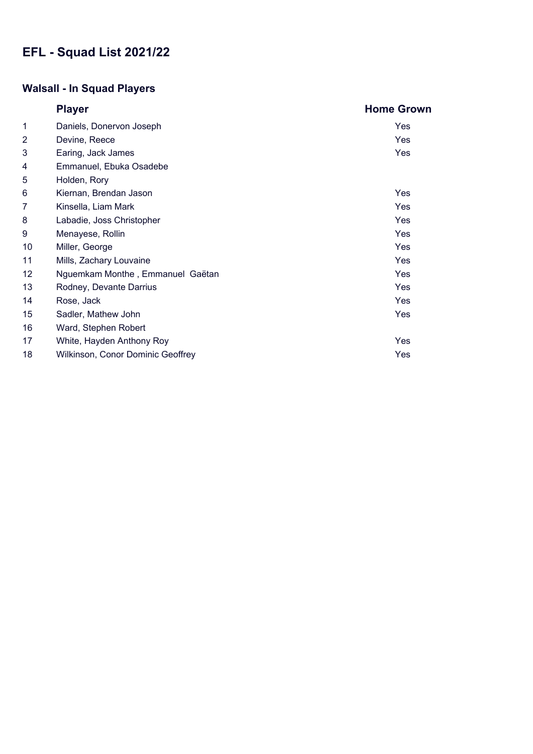# EFL - Squad List 2021/22

## Walsall - In Squad Players

| | Player | Home Grown |
|---|---|---|
| 1 | Daniels, Donervon Joseph | Yes |
| 2 | Devine, Reece | Yes |
| 3 | Earing, Jack James | Yes |
| 4 | Emmanuel, Ebuka Osadebe | |
| 5 | Holden, Rory | |
| 6 | Kiernan, Brendan Jason | Yes |
| 7 | Kinsella, Liam Mark | Yes |
| 8 | Labadie, Joss Christopher | Yes |
| 9 | Menayese, Rollin | Yes |
| 10 | Miller, George | Yes |
| 11 | Mills, Zachary Louvaine | Yes |
| 12 | Nguemkam Monthe , Emmanuel Gaëtan | Yes |
| 13 | Rodney, Devante Darrius | Yes |
| 14 | Rose, Jack | Yes |
| 15 | Sadler, Mathew John | Yes |
| 16 | Ward, Stephen Robert | |
| 17 | White, Hayden Anthony Roy | Yes |
| 18 | Wilkinson, Conor Dominic Geoffrey | Yes |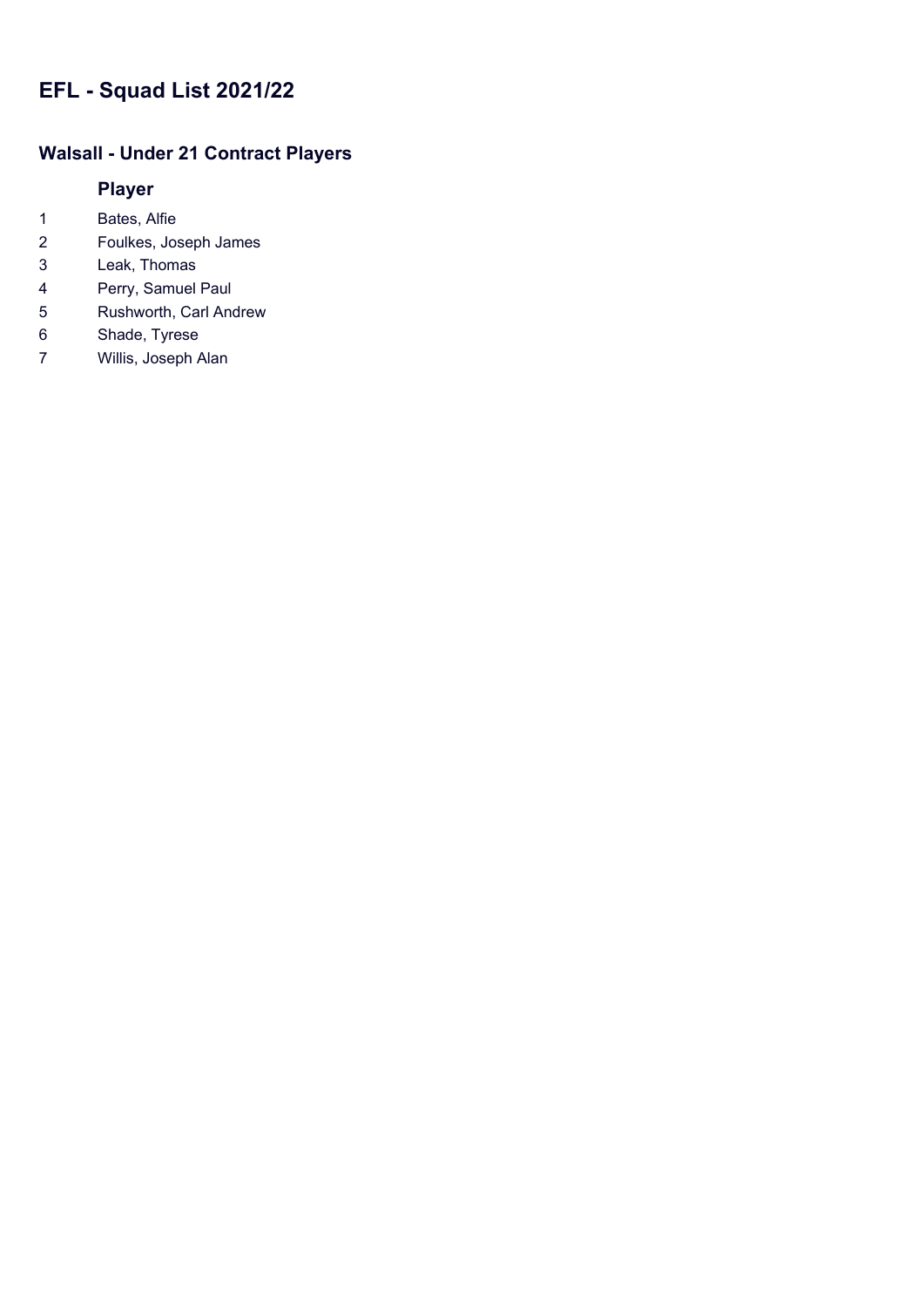# EFL - Squad List 2021/22

## Walsall - Under 21 Contract Players

| | Player |
|---|---|
| 1 | Bates, Alfie |
| 2 | Foulkes, Joseph James |
| 3 | Leak, Thomas |
| 4 | Perry, Samuel Paul |
| 5 | Rushworth, Carl Andrew |
| 6 | Shade, Tyrese |
| 7 | Willis, Joseph Alan |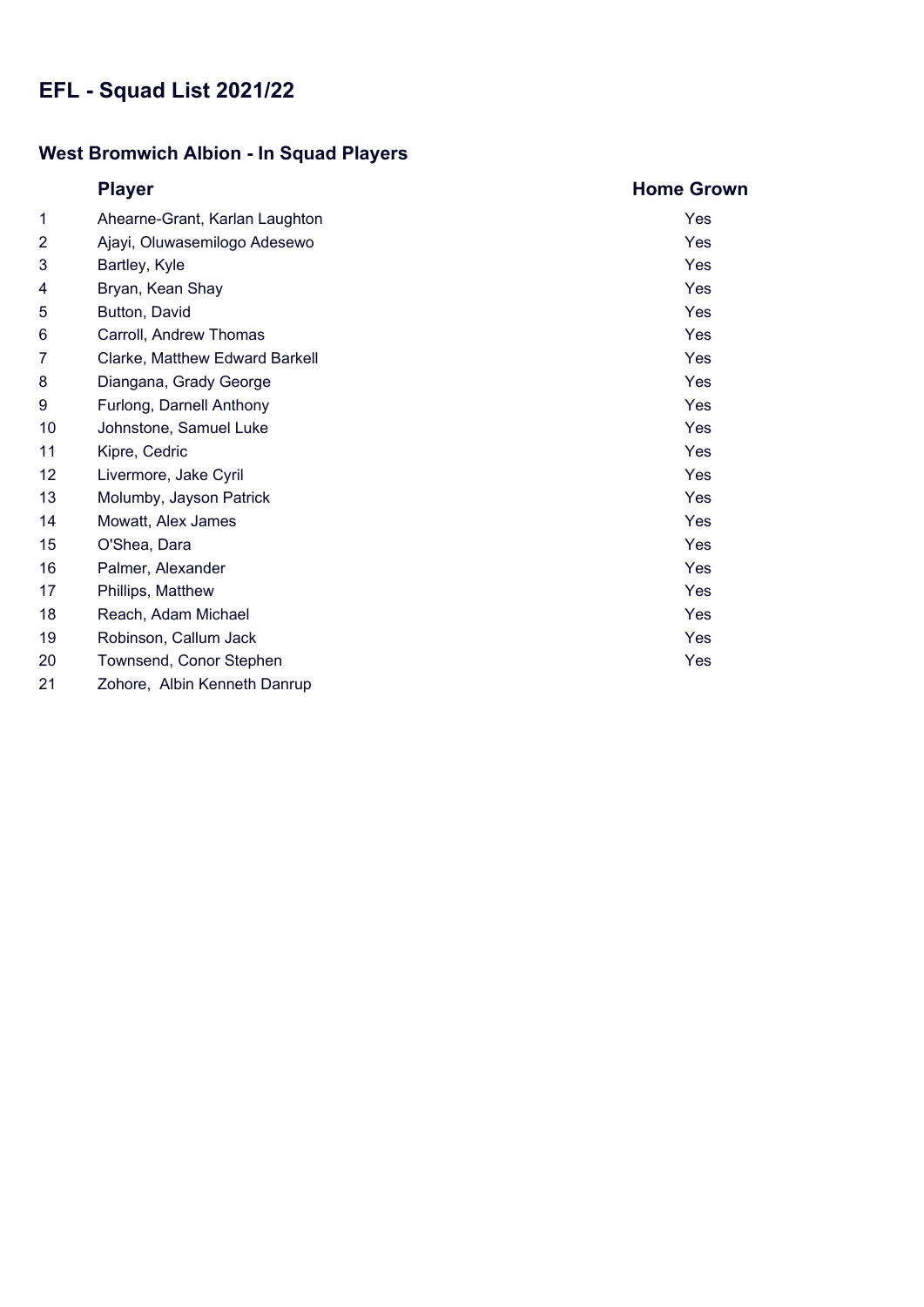# EFL - Squad List 2021/22

## West Bromwich Albion - In Squad Players

| | Player | Home Grown |
|---|---|---|
| 1 | Ahearne-Grant, Karlan Laughton | Yes |
| 2 | Ajayi, Oluwasemilogo Adesewo | Yes |
| 3 | Bartley, Kyle | Yes |
| 4 | Bryan, Kean Shay | Yes |
| 5 | Button, David | Yes |
| 6 | Carroll, Andrew Thomas | Yes |
| 7 | Clarke, Matthew Edward Barkell | Yes |
| 8 | Diangana, Grady George | Yes |
| 9 | Furlong, Darnell Anthony | Yes |
| 10 | Johnstone, Samuel Luke | Yes |
| 11 | Kipre, Cedric | Yes |
| 12 | Livermore, Jake Cyril | Yes |
| 13 | Molumby, Jayson Patrick | Yes |
| 14 | Mowatt, Alex James | Yes |
| 15 | O'Shea, Dara | Yes |
| 16 | Palmer, Alexander | Yes |
| 17 | Phillips, Matthew | Yes |
| 18 | Reach, Adam Michael | Yes |
| 19 | Robinson, Callum Jack | Yes |
| 20 | Townsend, Conor Stephen | Yes |
| 21 | Zohore, Albin Kenneth Danrup | |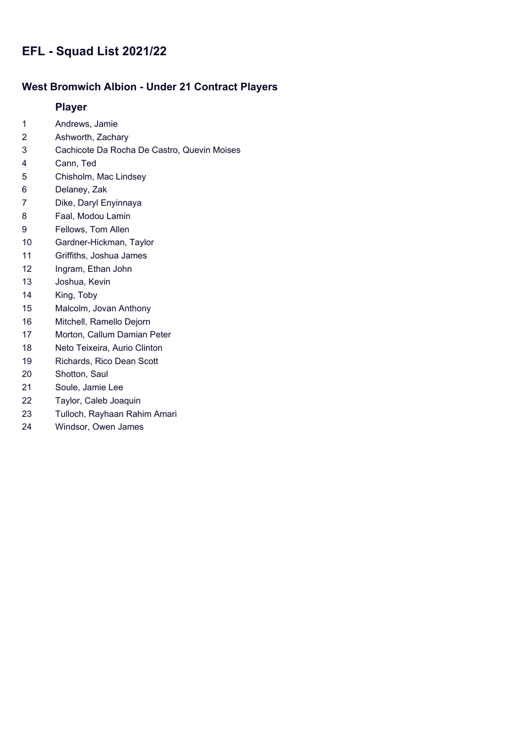# EFL - Squad List 2021/22

## West Bromwich Albion - Under 21 Contract Players

| | Player |
|---|---|
| 1 | Andrews, Jamie |
| 2 | Ashworth, Zachary |
| 3 | Cachicote Da Rocha De Castro, Quevin Moises |
| 4 | Cann, Ted |
| 5 | Chisholm, Mac Lindsey |
| 6 | Delaney, Zak |
| 7 | Dike, Daryl Enyinnaya |
| 8 | Faal, Modou Lamin |
| 9 | Fellows, Tom Allen |
| 10 | Gardner-Hickman, Taylor |
| 11 | Griffiths, Joshua James |
| 12 | Ingram, Ethan John |
| 13 | Joshua, Kevin |
| 14 | King, Toby |
| 15 | Malcolm, Jovan Anthony |
| 16 | Mitchell, Ramello Dejorn |
| 17 | Morton, Callum Damian Peter |
| 18 | Neto Teixeira, Aurio Clinton |
| 19 | Richards, Rico Dean Scott |
| 20 | Shotton, Saul |
| 21 | Soule, Jamie Lee |
| 22 | Taylor, Caleb Joaquin |
| 23 | Tulloch, Rayhaan Rahim Amari |
| 24 | Windsor, Owen James |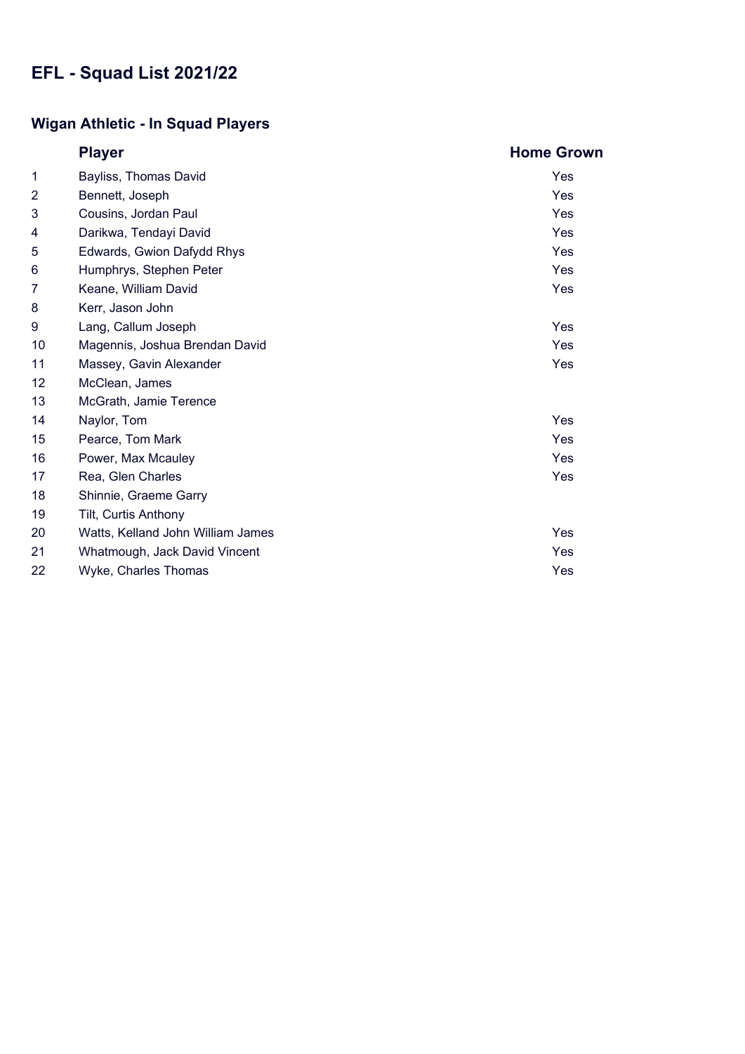# EFL - Squad List 2021/22

## Wigan Athletic - In Squad Players

| | Player | Home Grown |
|---|---|---|
| 1 | Bayliss, Thomas David | Yes |
| 2 | Bennett, Joseph | Yes |
| 3 | Cousins, Jordan Paul | Yes |
| 4 | Darikwa, Tendayi David | Yes |
| 5 | Edwards, Gwion Dafydd Rhys | Yes |
| 6 | Humphrys, Stephen Peter | Yes |
| 7 | Keane, William David | Yes |
| 8 | Kerr, Jason John | |
| 9 | Lang, Callum Joseph | Yes |
| 10 | Magennis, Joshua Brendan David | Yes |
| 11 | Massey, Gavin Alexander | Yes |
| 12 | McClean, James | |
| 13 | McGrath, Jamie Terence | |
| 14 | Naylor, Tom | Yes |
| 15 | Pearce, Tom Mark | Yes |
| 16 | Power, Max Mcauley | Yes |
| 17 | Rea, Glen Charles | Yes |
| 18 | Shinnie, Graeme Garry | |
| 19 | Tilt, Curtis Anthony | |
| 20 | Watts, Kelland John William James | Yes |
| 21 | Whatmough, Jack David Vincent | Yes |
| 22 | Wyke, Charles Thomas | Yes |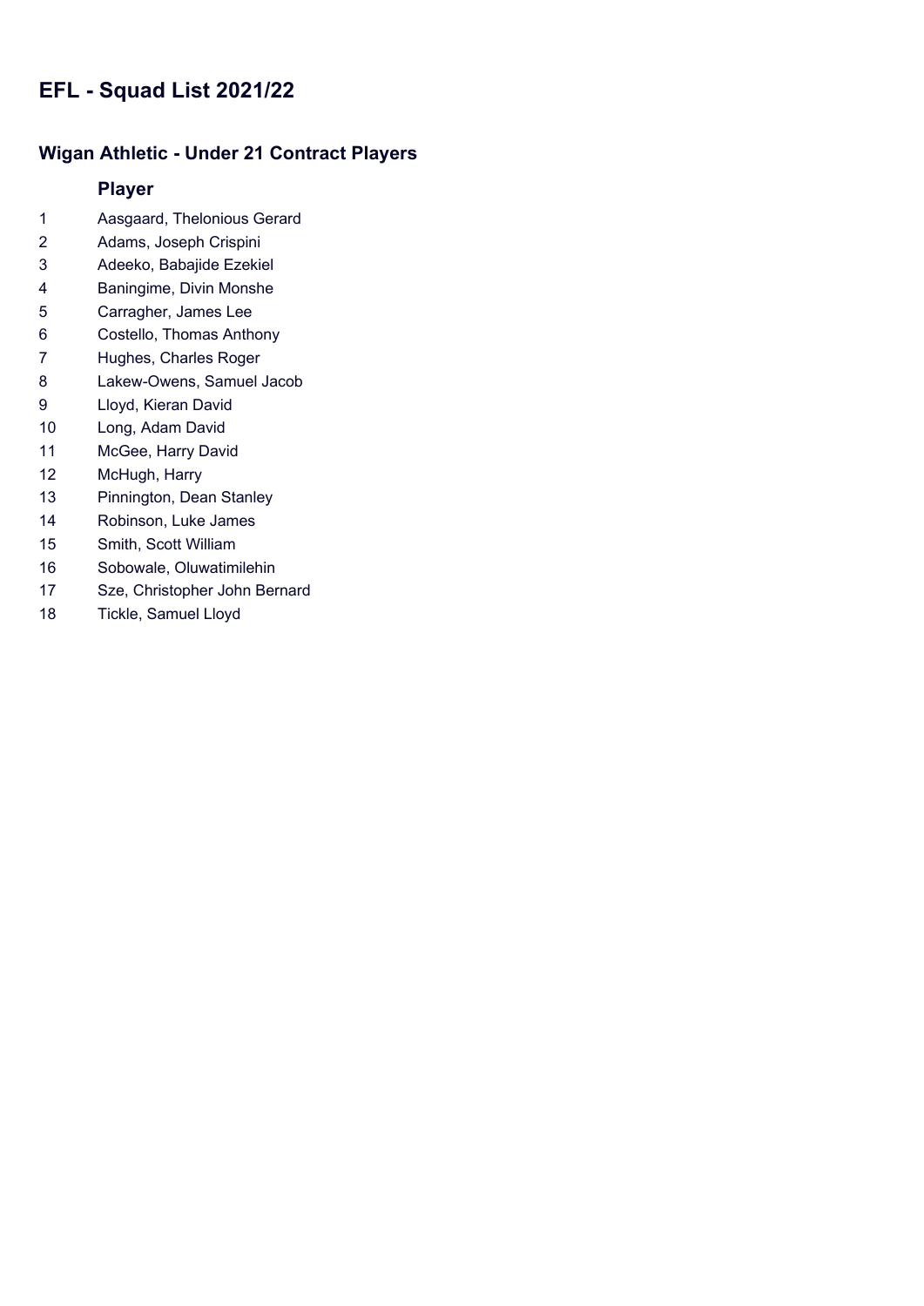# EFL - Squad List 2021/22

## Wigan Athletic - Under 21 Contract Players

| | Player |
|---|---|
| 1 | Aasgaard, Thelonious Gerard |
| 2 | Adams, Joseph Crispini |
| 3 | Adeeko, Babajide Ezekiel |
| 4 | Baningime, Divin Monshe |
| 5 | Carragher, James Lee |
| 6 | Costello, Thomas Anthony |
| 7 | Hughes, Charles Roger |
| 8 | Lakew-Owens, Samuel Jacob |
| 9 | Lloyd, Kieran David |
| 10 | Long, Adam David |
| 11 | McGee, Harry David |
| 12 | McHugh, Harry |
| 13 | Pinnington, Dean Stanley |
| 14 | Robinson, Luke James |
| 15 | Smith, Scott William |
| 16 | Sobowale, Oluwatimilehin |
| 17 | Sze, Christopher John Bernard |
| 18 | Tickle, Samuel Lloyd |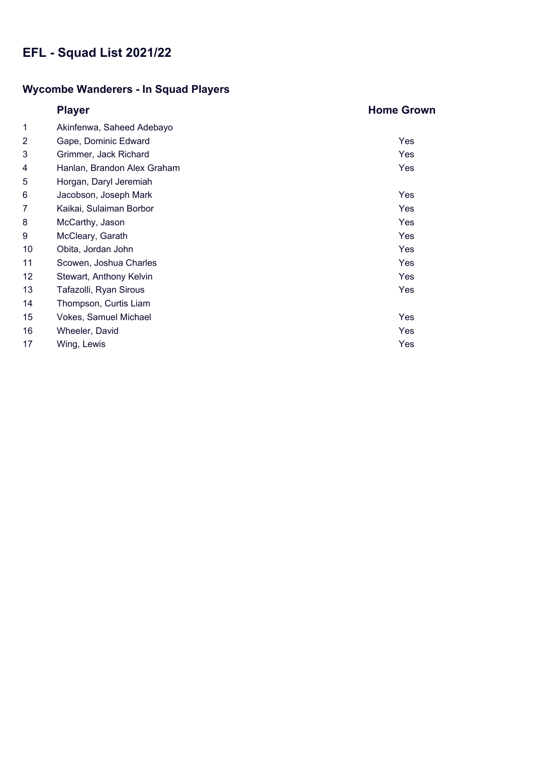# EFL - Squad List 2021/22

## Wycombe Wanderers - In Squad Players

| | Player | Home Grown |
|---|---|---|
| 1 | Akinfenwa, Saheed Adebayo | |
| 2 | Gape, Dominic Edward | Yes |
| 3 | Grimmer, Jack Richard | Yes |
| 4 | Hanlan, Brandon Alex Graham | Yes |
| 5 | Horgan, Daryl Jeremiah | |
| 6 | Jacobson, Joseph Mark | Yes |
| 7 | Kaikai, Sulaiman Borbor | Yes |
| 8 | McCarthy, Jason | Yes |
| 9 | McCleary, Garath | Yes |
| 10 | Obita, Jordan John | Yes |
| 11 | Scowen, Joshua Charles | Yes |
| 12 | Stewart, Anthony Kelvin | Yes |
| 13 | Tafazolli, Ryan Sirous | Yes |
| 14 | Thompson, Curtis Liam | |
| 15 | Vokes, Samuel Michael | Yes |
| 16 | Wheeler, David | Yes |
| 17 | Wing, Lewis | Yes |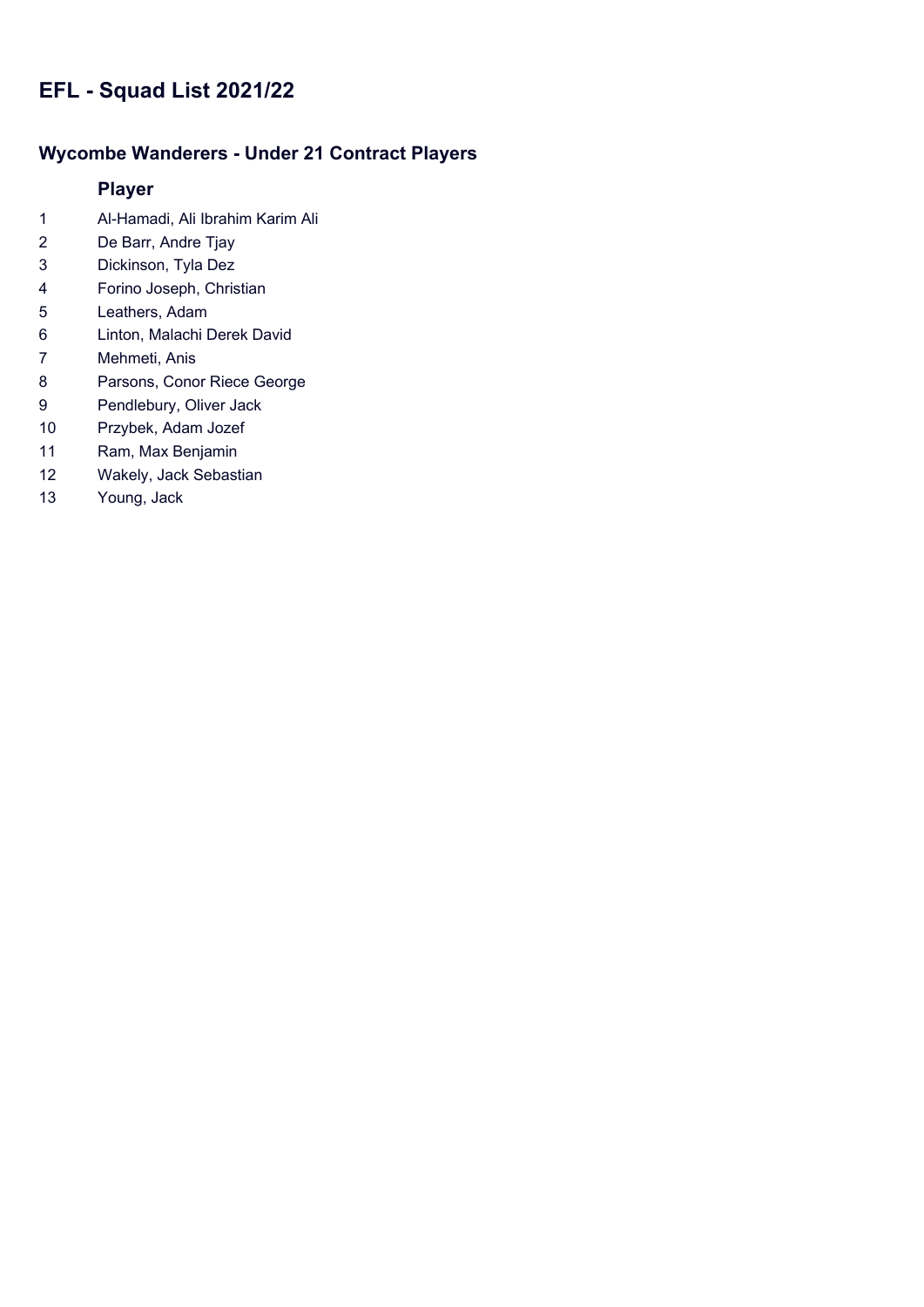# EFL - Squad List 2021/22

## Wycombe Wanderers - Under 21 Contract Players

| | Player |
|---|---|
| 1 | Al-Hamadi, Ali Ibrahim Karim Ali |
| 2 | De Barr, Andre Tjay |
| 3 | Dickinson, Tyla Dez |
| 4 | Forino Joseph, Christian |
| 5 | Leathers, Adam |
| 6 | Linton, Malachi Derek David |
| 7 | Mehmeti, Anis |
| 8 | Parsons, Conor Riece George |
| 9 | Pendlebury, Oliver Jack |
| 10 | Przybek, Adam Jozef |
| 11 | Ram, Max Benjamin |
| 12 | Wakely, Jack Sebastian |
| 13 | Young, Jack |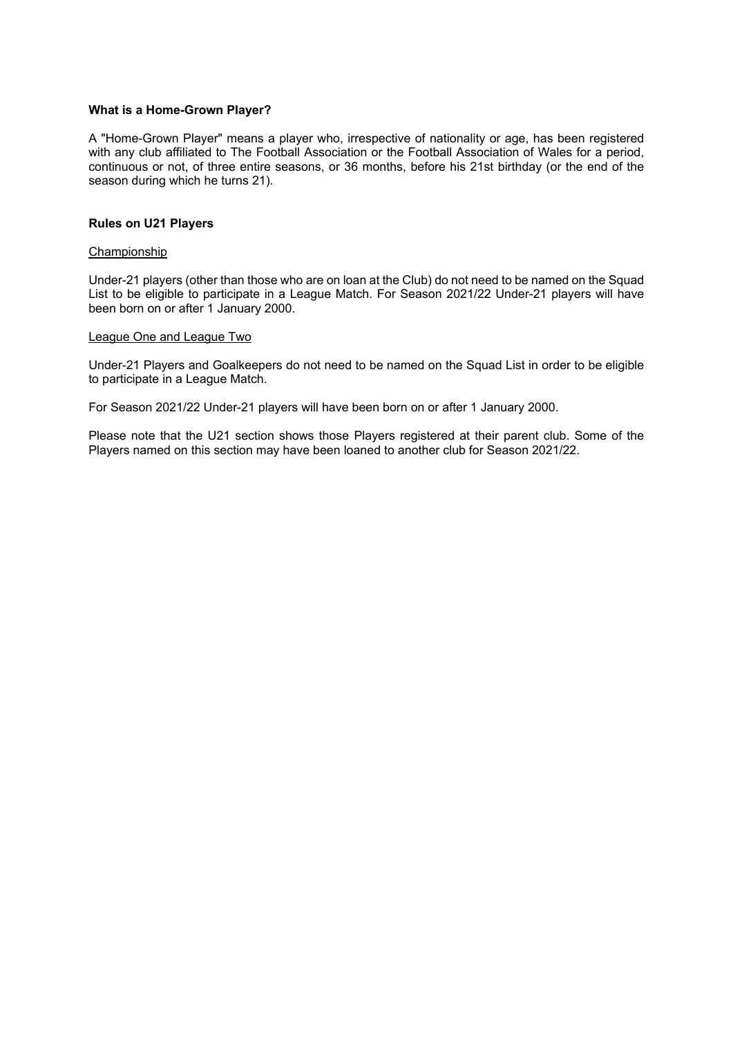**What is a Home-Grown Player?**

A "Home-Grown Player" means a player who, irrespective of nationality or age, has been registered with any club affiliated to The Football Association or the Football Association of Wales for a period, continuous or not, of three entire seasons, or 36 months, before his 21st birthday (or the end of the season during which he turns 21).

**Rules on U21 Players**

Championship

Under-21 players (other than those who are on loan at the Club) do not need to be named on the Squad List to be eligible to participate in a League Match. For Season 2021/22 Under-21 players will have been born on or after 1 January 2000.

League One and League Two

Under-21 Players and Goalkeepers do not need to be named on the Squad List in order to be eligible to participate in a League Match.

For Season 2021/22 Under-21 players will have been born on or after 1 January 2000.

Please note that the U21 section shows those Players registered at their parent club. Some of the Players named on this section may have been loaned to another club for Season 2021/22.